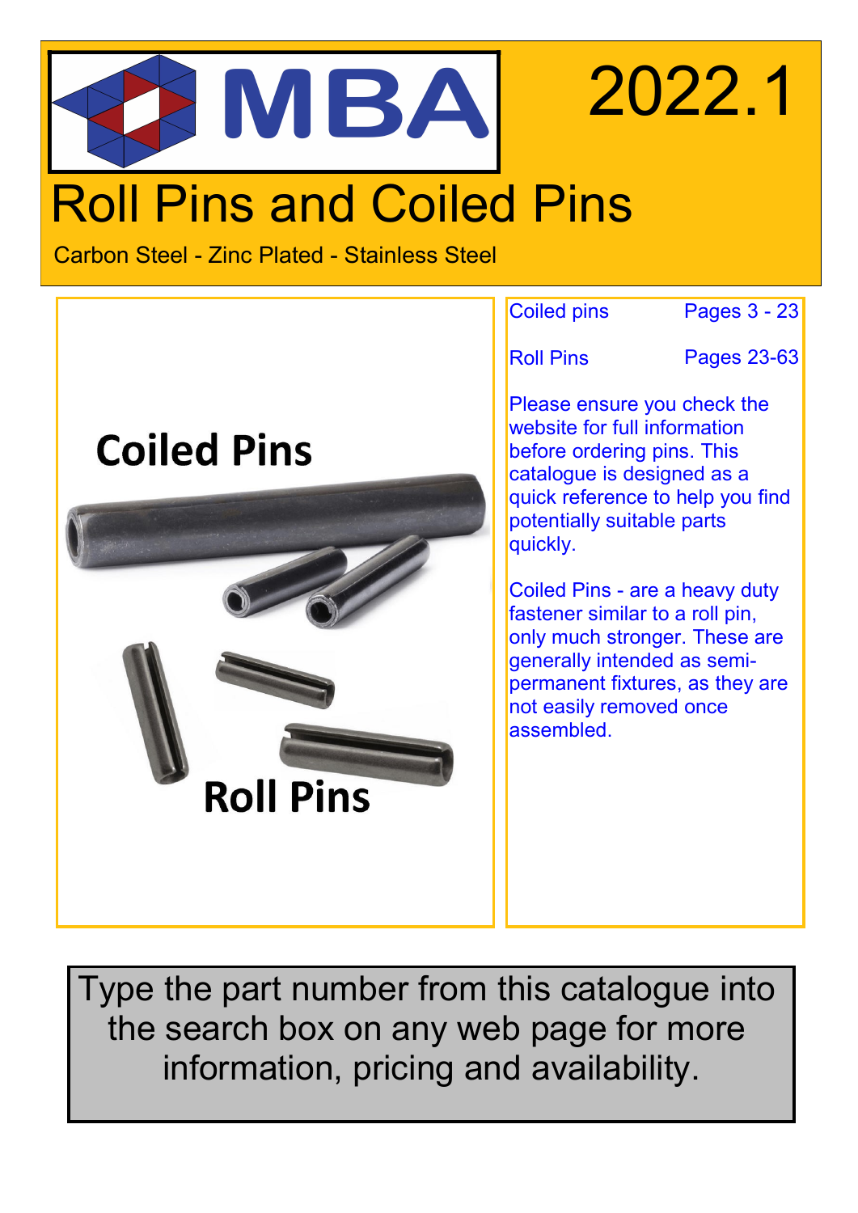# MBA

2022.1

# Roll Pins and Coiled Pins

Carbon Steel - Zinc Plated - Stainless Steel

Coiled Pins

Roll Pins

| | |
|---|---|
| Coiled pins | Pages 3 - 23 |
| Roll Pins | Pages 23-63 |

Please ensure you check the website for full information before ordering pins. This catalogue is designed as a quick reference to help you find potentially suitable parts quickly.

Coiled Pins - are a heavy duty fastener similar to a roll pin, only much stronger. These are generally intended as semi-permanent fixtures, as they are not easily removed once assembled.

Type the part number from this catalogue into the search box on any web page for more information, pricing and availability.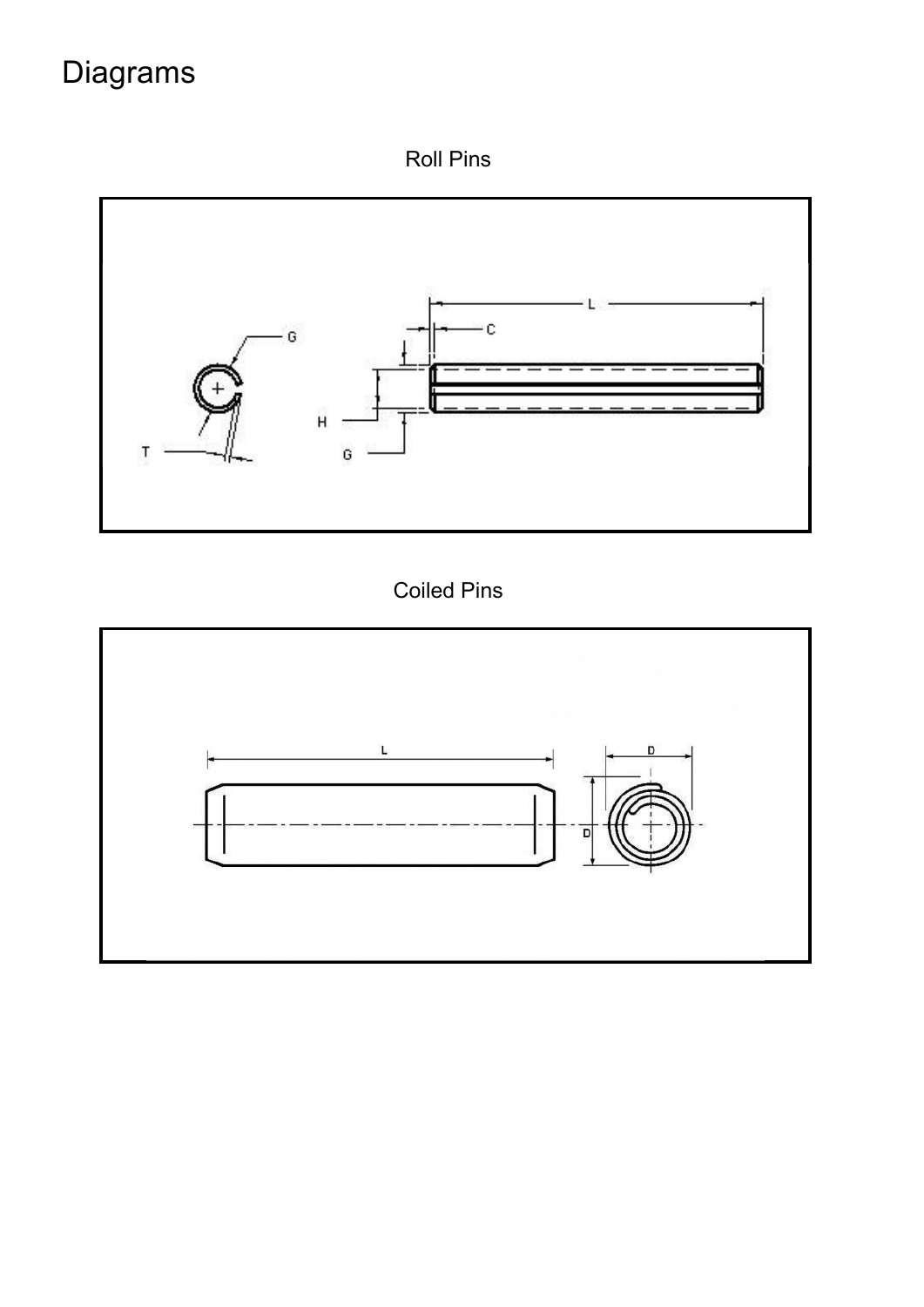# Diagrams

Roll Pins

Coiled Pins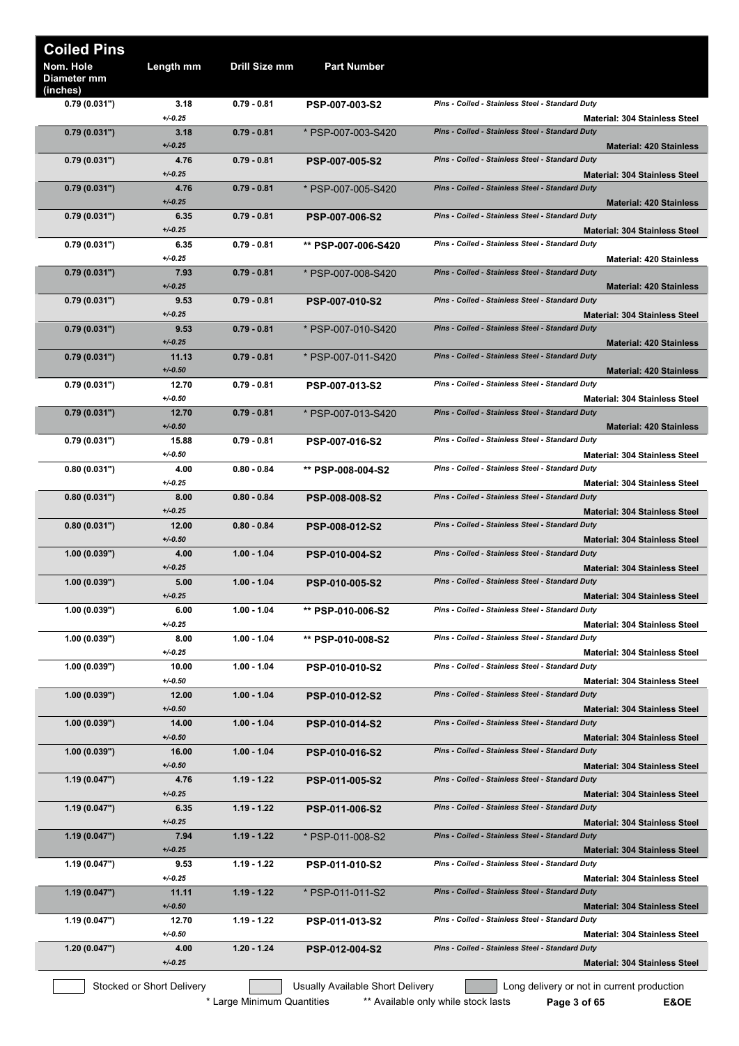# Coiled Pins

| Nom. Hole Diameter mm (inches) | Length mm | Drill Size mm | Part Number | Description | Material |
|---|---|---|---|---|---|
| 0.79 (0.031") | 3.18 +/-0.25 | 0.79 - 0.81 | **PSP-007-003-S2** | *Pins - Coiled - Stainless Steel - Standard Duty* | **Material: 304 Stainless Steel** |
| 0.79 (0.031") | 3.18 +/-0.25 | 0.79 - 0.81 | * PSP-007-003-S420 | *Pins - Coiled - Stainless Steel - Standard Duty* | **Material: 420 Stainless** |
| 0.79 (0.031") | 4.76 +/-0.25 | 0.79 - 0.81 | **PSP-007-005-S2** | *Pins - Coiled - Stainless Steel - Standard Duty* | **Material: 304 Stainless Steel** |
| 0.79 (0.031") | 4.76 +/-0.25 | 0.79 - 0.81 | * PSP-007-005-S420 | *Pins - Coiled - Stainless Steel - Standard Duty* | **Material: 420 Stainless** |
| 0.79 (0.031") | 6.35 +/-0.25 | 0.79 - 0.81 | **PSP-007-006-S2** | *Pins - Coiled - Stainless Steel - Standard Duty* | **Material: 304 Stainless Steel** |
| 0.79 (0.031") | 6.35 +/-0.25 | 0.79 - 0.81 | ** **PSP-007-006-S420** | *Pins - Coiled - Stainless Steel - Standard Duty* | **Material: 420 Stainless** |
| 0.79 (0.031") | 7.93 +/-0.25 | 0.79 - 0.81 | * PSP-007-008-S420 | *Pins - Coiled - Stainless Steel - Standard Duty* | **Material: 420 Stainless** |
| 0.79 (0.031") | 9.53 +/-0.25 | 0.79 - 0.81 | **PSP-007-010-S2** | *Pins - Coiled - Stainless Steel - Standard Duty* | **Material: 304 Stainless Steel** |
| 0.79 (0.031") | 9.53 +/-0.25 | 0.79 - 0.81 | * PSP-007-010-S420 | *Pins - Coiled - Stainless Steel - Standard Duty* | **Material: 420 Stainless** |
| 0.79 (0.031") | 11.13 +/-0.50 | 0.79 - 0.81 | * PSP-007-011-S420 | *Pins - Coiled - Stainless Steel - Standard Duty* | **Material: 420 Stainless** |
| 0.79 (0.031") | 12.70 +/-0.50 | 0.79 - 0.81 | **PSP-007-013-S2** | *Pins - Coiled - Stainless Steel - Standard Duty* | **Material: 304 Stainless Steel** |
| 0.79 (0.031") | 12.70 +/-0.50 | 0.79 - 0.81 | * PSP-007-013-S420 | *Pins - Coiled - Stainless Steel - Standard Duty* | **Material: 420 Stainless** |
| 0.79 (0.031") | 15.88 +/-0.50 | 0.79 - 0.81 | **PSP-007-016-S2** | *Pins - Coiled - Stainless Steel - Standard Duty* | **Material: 304 Stainless Steel** |
| 0.80 (0.031") | 4.00 +/-0.25 | 0.80 - 0.84 | ** **PSP-008-004-S2** | *Pins - Coiled - Stainless Steel - Standard Duty* | **Material: 304 Stainless Steel** |
| 0.80 (0.031") | 8.00 +/-0.25 | 0.80 - 0.84 | **PSP-008-008-S2** | *Pins - Coiled - Stainless Steel - Standard Duty* | **Material: 304 Stainless Steel** |
| 0.80 (0.031") | 12.00 +/-0.50 | 0.80 - 0.84 | **PSP-008-012-S2** | *Pins - Coiled - Stainless Steel - Standard Duty* | **Material: 304 Stainless Steel** |
| 1.00 (0.039") | 4.00 +/-0.25 | 1.00 - 1.04 | **PSP-010-004-S2** | *Pins - Coiled - Stainless Steel - Standard Duty* | **Material: 304 Stainless Steel** |
| 1.00 (0.039") | 5.00 +/-0.25 | 1.00 - 1.04 | **PSP-010-005-S2** | *Pins - Coiled - Stainless Steel - Standard Duty* | **Material: 304 Stainless Steel** |
| 1.00 (0.039") | 6.00 +/-0.25 | 1.00 - 1.04 | ** **PSP-010-006-S2** | *Pins - Coiled - Stainless Steel - Standard Duty* | **Material: 304 Stainless Steel** |
| 1.00 (0.039") | 8.00 +/-0.25 | 1.00 - 1.04 | ** **PSP-010-008-S2** | *Pins - Coiled - Stainless Steel - Standard Duty* | **Material: 304 Stainless Steel** |
| 1.00 (0.039") | 10.00 +/-0.50 | 1.00 - 1.04 | **PSP-010-010-S2** | *Pins - Coiled - Stainless Steel - Standard Duty* | **Material: 304 Stainless Steel** |
| 1.00 (0.039") | 12.00 +/-0.50 | 1.00 - 1.04 | **PSP-010-012-S2** | *Pins - Coiled - Stainless Steel - Standard Duty* | **Material: 304 Stainless Steel** |
| 1.00 (0.039") | 14.00 +/-0.50 | 1.00 - 1.04 | **PSP-010-014-S2** | *Pins - Coiled - Stainless Steel - Standard Duty* | **Material: 304 Stainless Steel** |
| 1.00 (0.039") | 16.00 +/-0.50 | 1.00 - 1.04 | **PSP-010-016-S2** | *Pins - Coiled - Stainless Steel - Standard Duty* | **Material: 304 Stainless Steel** |
| 1.19 (0.047") | 4.76 +/-0.25 | 1.19 - 1.22 | **PSP-011-005-S2** | *Pins - Coiled - Stainless Steel - Standard Duty* | **Material: 304 Stainless Steel** |
| 1.19 (0.047") | 6.35 +/-0.25 | 1.19 - 1.22 | **PSP-011-006-S2** | *Pins - Coiled - Stainless Steel - Standard Duty* | **Material: 304 Stainless Steel** |
| 1.19 (0.047") | 7.94 +/-0.25 | 1.19 - 1.22 | * PSP-011-008-S2 | *Pins - Coiled - Stainless Steel - Standard Duty* | **Material: 304 Stainless Steel** |
| 1.19 (0.047") | 9.53 +/-0.25 | 1.19 - 1.22 | **PSP-011-010-S2** | *Pins - Coiled - Stainless Steel - Standard Duty* | **Material: 304 Stainless Steel** |
| 1.19 (0.047") | 11.11 +/-0.50 | 1.19 - 1.22 | * PSP-011-011-S2 | *Pins - Coiled - Stainless Steel - Standard Duty* | **Material: 304 Stainless Steel** |
| 1.19 (0.047") | 12.70 +/-0.50 | 1.19 - 1.22 | **PSP-011-013-S2** | *Pins - Coiled - Stainless Steel - Standard Duty* | **Material: 304 Stainless Steel** |
| 1.20 (0.047") | 4.00 +/-0.25 | 1.20 - 1.24 | **PSP-012-004-S2** | *Pins - Coiled - Stainless Steel - Standard Duty* | **Material: 304 Stainless Steel** |

Stocked or Short Delivery | Usually Available Short Delivery | Long delivery or not in current production

* Large Minimum Quantities ** Available only while stock lasts

E&OE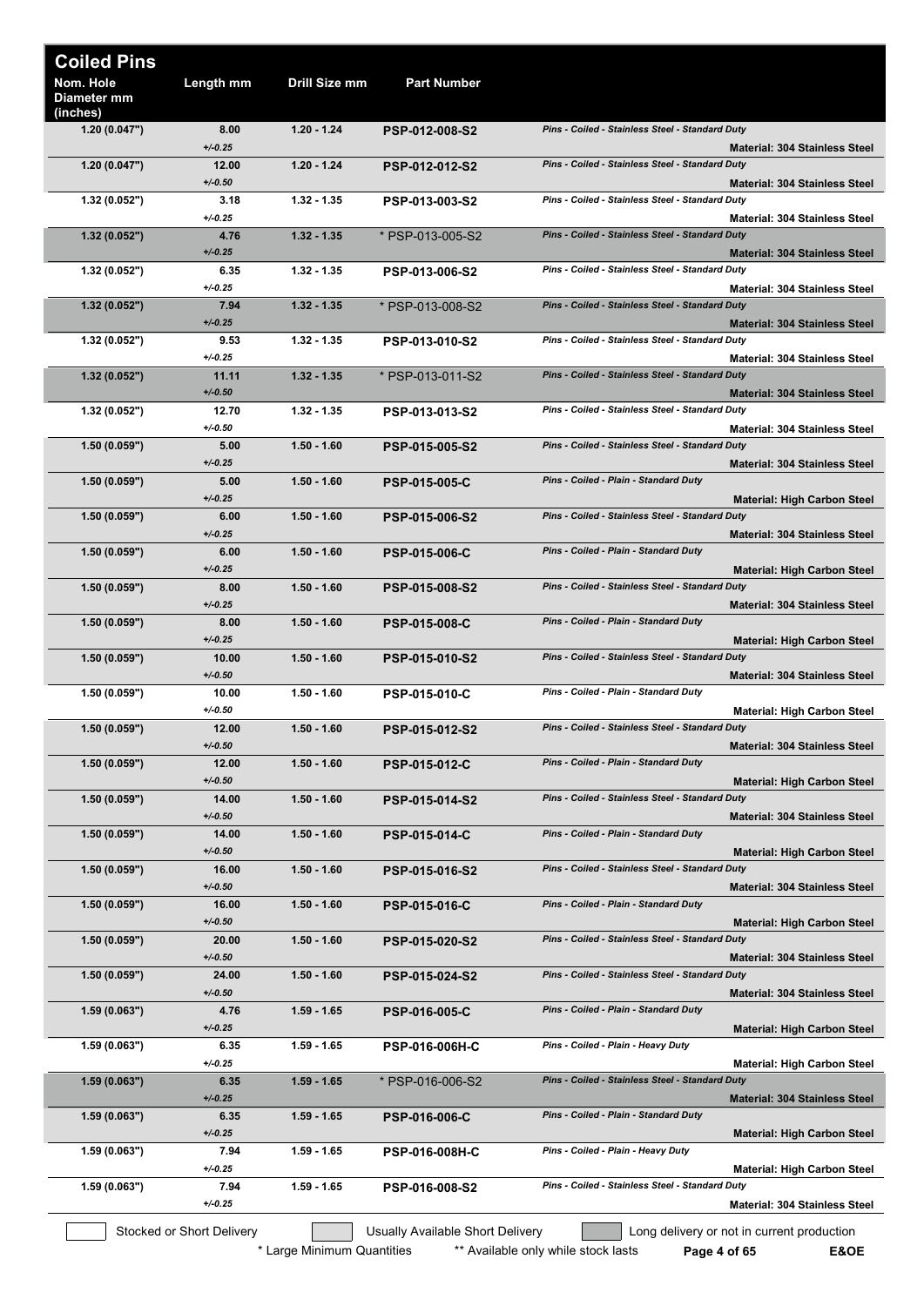# Coiled Pins

| Nom. Hole Diameter mm (inches) | Length mm | Drill Size mm | Part Number | Description |
|---|---|---|---|---|
| 1.20 (0.047") | 8.00 +/-0.25 | 1.20 - 1.24 | PSP-012-008-S2 | *Pins - Coiled - Stainless Steel - Standard Duty* **Material: 304 Stainless Steel** |
| 1.20 (0.047") | 12.00 +/-0.50 | 1.20 - 1.24 | PSP-012-012-S2 | *Pins - Coiled - Stainless Steel - Standard Duty* **Material: 304 Stainless Steel** |
| 1.32 (0.052") | 3.18 +/-0.25 | 1.32 - 1.35 | PSP-013-003-S2 | *Pins - Coiled - Stainless Steel - Standard Duty* **Material: 304 Stainless Steel** |
| 1.32 (0.052") | 4.76 +/-0.25 | 1.32 - 1.35 | * PSP-013-005-S2 | *Pins - Coiled - Stainless Steel - Standard Duty* **Material: 304 Stainless Steel** |
| 1.32 (0.052") | 6.35 +/-0.25 | 1.32 - 1.35 | PSP-013-006-S2 | *Pins - Coiled - Stainless Steel - Standard Duty* **Material: 304 Stainless Steel** |
| 1.32 (0.052") | 7.94 +/-0.25 | 1.32 - 1.35 | * PSP-013-008-S2 | *Pins - Coiled - Stainless Steel - Standard Duty* **Material: 304 Stainless Steel** |
| 1.32 (0.052") | 9.53 +/-0.25 | 1.32 - 1.35 | PSP-013-010-S2 | *Pins - Coiled - Stainless Steel - Standard Duty* **Material: 304 Stainless Steel** |
| 1.32 (0.052") | 11.11 +/-0.50 | 1.32 - 1.35 | * PSP-013-011-S2 | *Pins - Coiled - Stainless Steel - Standard Duty* **Material: 304 Stainless Steel** |
| 1.32 (0.052") | 12.70 +/-0.50 | 1.32 - 1.35 | PSP-013-013-S2 | *Pins - Coiled - Stainless Steel - Standard Duty* **Material: 304 Stainless Steel** |
| 1.50 (0.059") | 5.00 +/-0.25 | 1.50 - 1.60 | PSP-015-005-S2 | *Pins - Coiled - Stainless Steel - Standard Duty* **Material: 304 Stainless Steel** |
| 1.50 (0.059") | 5.00 +/-0.25 | 1.50 - 1.60 | PSP-015-005-C | *Pins - Coiled - Plain - Standard Duty* **Material: High Carbon Steel** |
| 1.50 (0.059") | 6.00 +/-0.25 | 1.50 - 1.60 | PSP-015-006-S2 | *Pins - Coiled - Stainless Steel - Standard Duty* **Material: 304 Stainless Steel** |
| 1.50 (0.059") | 6.00 +/-0.25 | 1.50 - 1.60 | PSP-015-006-C | *Pins - Coiled - Plain - Standard Duty* **Material: High Carbon Steel** |
| 1.50 (0.059") | 8.00 +/-0.25 | 1.50 - 1.60 | PSP-015-008-S2 | *Pins - Coiled - Stainless Steel - Standard Duty* **Material: 304 Stainless Steel** |
| 1.50 (0.059") | 8.00 +/-0.25 | 1.50 - 1.60 | PSP-015-008-C | *Pins - Coiled - Plain - Standard Duty* **Material: High Carbon Steel** |
| 1.50 (0.059") | 10.00 +/-0.50 | 1.50 - 1.60 | PSP-015-010-S2 | *Pins - Coiled - Stainless Steel - Standard Duty* **Material: 304 Stainless Steel** |
| 1.50 (0.059") | 10.00 +/-0.50 | 1.50 - 1.60 | PSP-015-010-C | *Pins - Coiled - Plain - Standard Duty* **Material: High Carbon Steel** |
| 1.50 (0.059") | 12.00 +/-0.50 | 1.50 - 1.60 | PSP-015-012-S2 | *Pins - Coiled - Stainless Steel - Standard Duty* **Material: 304 Stainless Steel** |
| 1.50 (0.059") | 12.00 +/-0.50 | 1.50 - 1.60 | PSP-015-012-C | *Pins - Coiled - Plain - Standard Duty* **Material: High Carbon Steel** |
| 1.50 (0.059") | 14.00 +/-0.50 | 1.50 - 1.60 | PSP-015-014-S2 | *Pins - Coiled - Stainless Steel - Standard Duty* **Material: 304 Stainless Steel** |
| 1.50 (0.059") | 14.00 +/-0.50 | 1.50 - 1.60 | PSP-015-014-C | *Pins - Coiled - Plain - Standard Duty* **Material: High Carbon Steel** |
| 1.50 (0.059") | 16.00 +/-0.50 | 1.50 - 1.60 | PSP-015-016-S2 | *Pins - Coiled - Stainless Steel - Standard Duty* **Material: 304 Stainless Steel** |
| 1.50 (0.059") | 16.00 +/-0.50 | 1.50 - 1.60 | PSP-015-016-C | *Pins - Coiled - Plain - Standard Duty* **Material: High Carbon Steel** |
| 1.50 (0.059") | 20.00 +/-0.50 | 1.50 - 1.60 | PSP-015-020-S2 | *Pins - Coiled - Stainless Steel - Standard Duty* **Material: 304 Stainless Steel** |
| 1.50 (0.059") | 24.00 +/-0.50 | 1.50 - 1.60 | PSP-015-024-S2 | *Pins - Coiled - Stainless Steel - Standard Duty* **Material: 304 Stainless Steel** |
| 1.59 (0.063") | 4.76 +/-0.25 | 1.59 - 1.65 | PSP-016-005-C | *Pins - Coiled - Plain - Standard Duty* **Material: High Carbon Steel** |
| 1.59 (0.063") | 6.35 +/-0.25 | 1.59 - 1.65 | PSP-016-006H-C | *Pins - Coiled - Plain - Heavy Duty* **Material: High Carbon Steel** |
| 1.59 (0.063") | 6.35 +/-0.25 | 1.59 - 1.65 | * PSP-016-006-S2 | *Pins - Coiled - Stainless Steel - Standard Duty* **Material: 304 Stainless Steel** |
| 1.59 (0.063") | 6.35 +/-0.25 | 1.59 - 1.65 | PSP-016-006-C | *Pins - Coiled - Plain - Standard Duty* **Material: High Carbon Steel** |
| 1.59 (0.063") | 7.94 +/-0.25 | 1.59 - 1.65 | PSP-016-008H-C | *Pins - Coiled - Plain - Heavy Duty* **Material: High Carbon Steel** |
| 1.59 (0.063") | 7.94 +/-0.25 | 1.59 - 1.65 | PSP-016-008-S2 | *Pins - Coiled - Stainless Steel - Standard Duty* **Material: 304 Stainless Steel** |

Stocked or Short Delivery | Usually Available Short Delivery | Long delivery or not in current production

\* Large Minimum Quantities ** Available only while stock lasts E&OE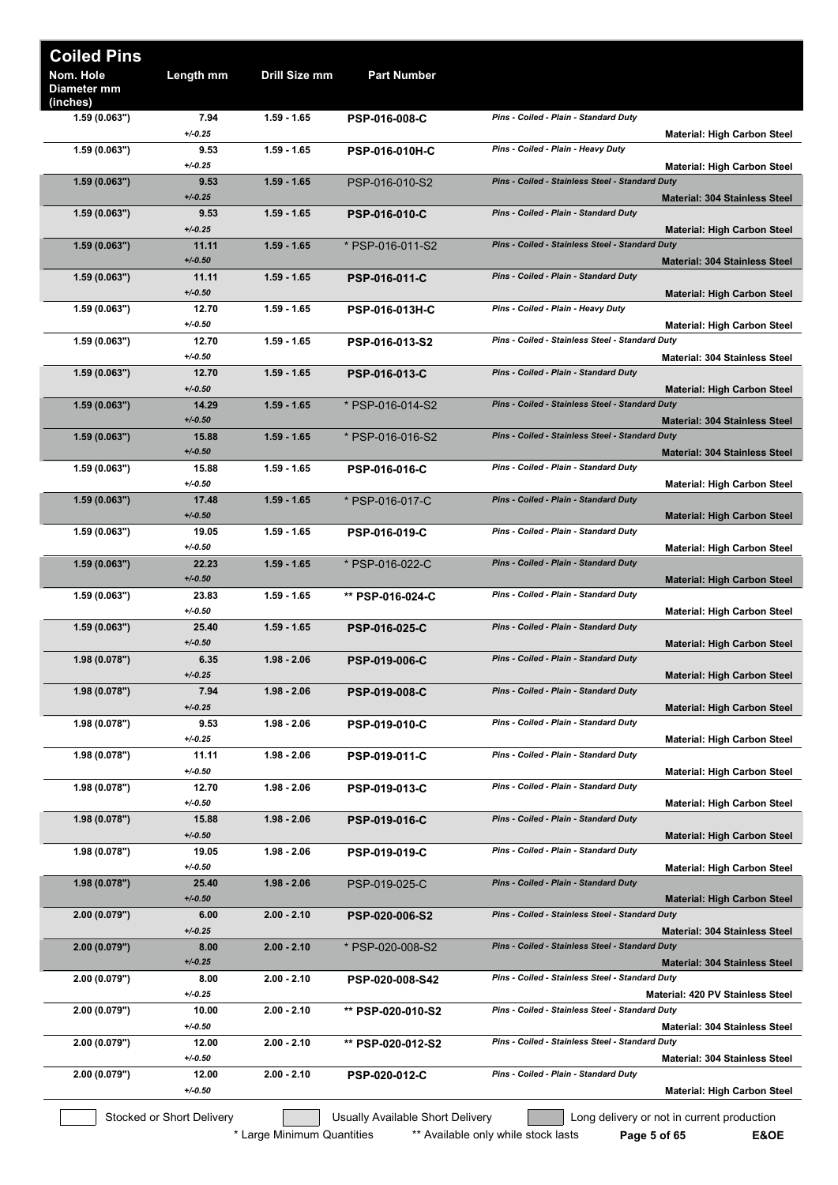# Coiled Pins

| Nom. Hole Diameter mm (inches) | Length mm | Drill Size mm | Part Number | Description | Material |
|---|---|---|---|---|---|
| 1.59 (0.063") | 7.94 +/-0.25 | 1.59 - 1.65 | **PSP-016-008-C** | *Pins - Coiled - Plain - Standard Duty* | **Material: High Carbon Steel** |
| 1.59 (0.063") | 9.53 +/-0.25 | 1.59 - 1.65 | **PSP-016-010H-C** | *Pins - Coiled - Plain - Heavy Duty* | **Material: High Carbon Steel** |
| 1.59 (0.063") | 9.53 +/-0.25 | 1.59 - 1.65 | PSP-016-010-S2 | *Pins - Coiled - Stainless Steel - Standard Duty* | **Material: 304 Stainless Steel** |
| 1.59 (0.063") | 9.53 +/-0.25 | 1.59 - 1.65 | **PSP-016-010-C** | *Pins - Coiled - Plain - Standard Duty* | **Material: High Carbon Steel** |
| 1.59 (0.063") | 11.11 +/-0.50 | 1.59 - 1.65 | * PSP-016-011-S2 | *Pins - Coiled - Stainless Steel - Standard Duty* | **Material: 304 Stainless Steel** |
| 1.59 (0.063") | 11.11 +/-0.50 | 1.59 - 1.65 | **PSP-016-011-C** | *Pins - Coiled - Plain - Standard Duty* | **Material: High Carbon Steel** |
| 1.59 (0.063") | 12.70 +/-0.50 | 1.59 - 1.65 | **PSP-016-013H-C** | *Pins - Coiled - Plain - Heavy Duty* | **Material: High Carbon Steel** |
| 1.59 (0.063") | 12.70 +/-0.50 | 1.59 - 1.65 | **PSP-016-013-S2** | *Pins - Coiled - Stainless Steel - Standard Duty* | **Material: 304 Stainless Steel** |
| 1.59 (0.063") | 12.70 +/-0.50 | 1.59 - 1.65 | **PSP-016-013-C** | *Pins - Coiled - Plain - Standard Duty* | **Material: High Carbon Steel** |
| 1.59 (0.063") | 14.29 +/-0.50 | 1.59 - 1.65 | * PSP-016-014-S2 | *Pins - Coiled - Stainless Steel - Standard Duty* | **Material: 304 Stainless Steel** |
| 1.59 (0.063") | 15.88 +/-0.50 | 1.59 - 1.65 | * PSP-016-016-S2 | *Pins - Coiled - Stainless Steel - Standard Duty* | **Material: 304 Stainless Steel** |
| 1.59 (0.063") | 15.88 +/-0.50 | 1.59 - 1.65 | **PSP-016-016-C** | *Pins - Coiled - Plain - Standard Duty* | **Material: High Carbon Steel** |
| 1.59 (0.063") | 17.48 +/-0.50 | 1.59 - 1.65 | * PSP-016-017-C | *Pins - Coiled - Plain - Standard Duty* | **Material: High Carbon Steel** |
| 1.59 (0.063") | 19.05 +/-0.50 | 1.59 - 1.65 | **PSP-016-019-C** | *Pins - Coiled - Plain - Standard Duty* | **Material: High Carbon Steel** |
| 1.59 (0.063") | 22.23 +/-0.50 | 1.59 - 1.65 | * PSP-016-022-C | *Pins - Coiled - Plain - Standard Duty* | **Material: High Carbon Steel** |
| 1.59 (0.063") | 23.83 +/-0.50 | 1.59 - 1.65 | ** **PSP-016-024-C** | *Pins - Coiled - Plain - Standard Duty* | **Material: High Carbon Steel** |
| 1.59 (0.063") | 25.40 +/-0.50 | 1.59 - 1.65 | **PSP-016-025-C** | *Pins - Coiled - Plain - Standard Duty* | **Material: High Carbon Steel** |
| 1.98 (0.078") | 6.35 +/-0.25 | 1.98 - 2.06 | **PSP-019-006-C** | *Pins - Coiled - Plain - Standard Duty* | **Material: High Carbon Steel** |
| 1.98 (0.078") | 7.94 +/-0.25 | 1.98 - 2.06 | **PSP-019-008-C** | *Pins - Coiled - Plain - Standard Duty* | **Material: High Carbon Steel** |
| 1.98 (0.078") | 9.53 +/-0.25 | 1.98 - 2.06 | **PSP-019-010-C** | *Pins - Coiled - Plain - Standard Duty* | **Material: High Carbon Steel** |
| 1.98 (0.078") | 11.11 +/-0.50 | 1.98 - 2.06 | **PSP-019-011-C** | *Pins - Coiled - Plain - Standard Duty* | **Material: High Carbon Steel** |
| 1.98 (0.078") | 12.70 +/-0.50 | 1.98 - 2.06 | **PSP-019-013-C** | *Pins - Coiled - Plain - Standard Duty* | **Material: High Carbon Steel** |
| 1.98 (0.078") | 15.88 +/-0.50 | 1.98 - 2.06 | **PSP-019-016-C** | *Pins - Coiled - Plain - Standard Duty* | **Material: High Carbon Steel** |
| 1.98 (0.078") | 19.05 +/-0.50 | 1.98 - 2.06 | **PSP-019-019-C** | *Pins - Coiled - Plain - Standard Duty* | **Material: High Carbon Steel** |
| 1.98 (0.078") | 25.40 +/-0.50 | 1.98 - 2.06 | PSP-019-025-C | *Pins - Coiled - Plain - Standard Duty* | **Material: High Carbon Steel** |
| 2.00 (0.079") | 6.00 +/-0.25 | 2.00 - 2.10 | **PSP-020-006-S2** | *Pins - Coiled - Stainless Steel - Standard Duty* | **Material: 304 Stainless Steel** |
| 2.00 (0.079") | 8.00 +/-0.25 | 2.00 - 2.10 | * PSP-020-008-S2 | *Pins - Coiled - Stainless Steel - Standard Duty* | **Material: 304 Stainless Steel** |
| 2.00 (0.079") | 8.00 +/-0.25 | 2.00 - 2.10 | **PSP-020-008-S42** | *Pins - Coiled - Stainless Steel - Standard Duty* | **Material: 420 PV Stainless Steel** |
| 2.00 (0.079") | 10.00 +/-0.50 | 2.00 - 2.10 | ** **PSP-020-010-S2** | *Pins - Coiled - Stainless Steel - Standard Duty* | **Material: 304 Stainless Steel** |
| 2.00 (0.079") | 12.00 +/-0.50 | 2.00 - 2.10 | ** **PSP-020-012-S2** | *Pins - Coiled - Stainless Steel - Standard Duty* | **Material: 304 Stainless Steel** |
| 2.00 (0.079") | 12.00 +/-0.50 | 2.00 - 2.10 | **PSP-020-012-C** | *Pins - Coiled - Plain - Standard Duty* | **Material: High Carbon Steel** |

Stocked or Short Delivery | Usually Available Short Delivery | Long delivery or not in current production

\* Large Minimum Quantities  ** Available only while stock lasts  E&OE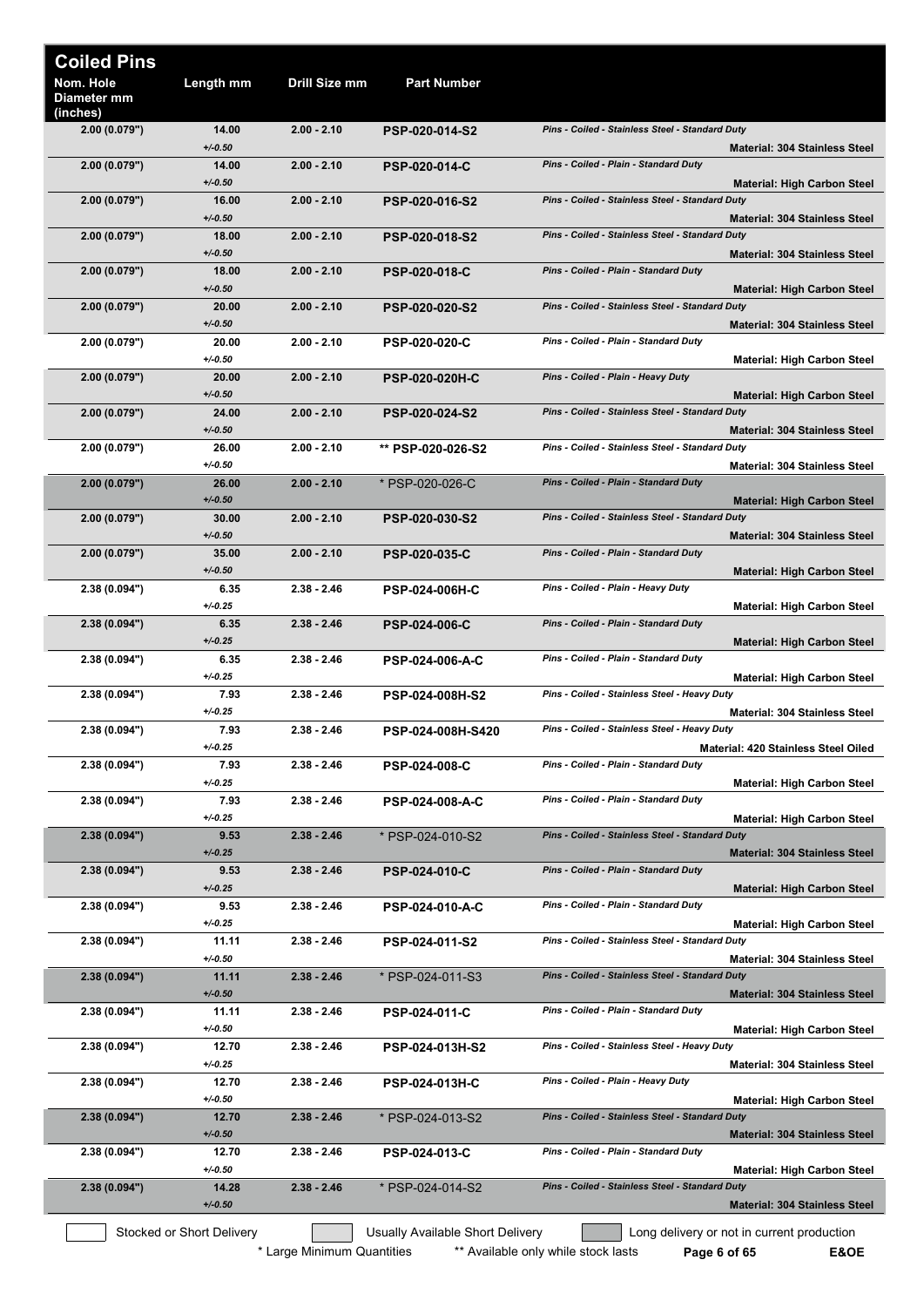# Coiled Pins

| Nom. Hole Diameter mm (inches) | Length mm | Drill Size mm | Part Number | Description | Material |
|---|---|---|---|---|---|
| 2.00 (0.079") | 14.00 +/-0.50 | 2.00 - 2.10 | PSP-020-014-S2 | *Pins - Coiled - Stainless Steel - Standard Duty* | Material: 304 Stainless Steel |
| 2.00 (0.079") | 14.00 +/-0.50 | 2.00 - 2.10 | PSP-020-014-C | *Pins - Coiled - Plain - Standard Duty* | Material: High Carbon Steel |
| 2.00 (0.079") | 16.00 +/-0.50 | 2.00 - 2.10 | PSP-020-016-S2 | *Pins - Coiled - Stainless Steel - Standard Duty* | Material: 304 Stainless Steel |
| 2.00 (0.079") | 18.00 +/-0.50 | 2.00 - 2.10 | PSP-020-018-S2 | *Pins - Coiled - Stainless Steel - Standard Duty* | Material: 304 Stainless Steel |
| 2.00 (0.079") | 18.00 +/-0.50 | 2.00 - 2.10 | PSP-020-018-C | *Pins - Coiled - Plain - Standard Duty* | Material: High Carbon Steel |
| 2.00 (0.079") | 20.00 +/-0.50 | 2.00 - 2.10 | PSP-020-020-S2 | *Pins - Coiled - Stainless Steel - Standard Duty* | Material: 304 Stainless Steel |
| 2.00 (0.079") | 20.00 +/-0.50 | 2.00 - 2.10 | PSP-020-020-C | *Pins - Coiled - Plain - Standard Duty* | Material: High Carbon Steel |
| 2.00 (0.079") | 20.00 +/-0.50 | 2.00 - 2.10 | PSP-020-020H-C | *Pins - Coiled - Plain - Heavy Duty* | Material: High Carbon Steel |
| 2.00 (0.079") | 24.00 +/-0.50 | 2.00 - 2.10 | PSP-020-024-S2 | *Pins - Coiled - Stainless Steel - Standard Duty* | Material: 304 Stainless Steel |
| 2.00 (0.079") | 26.00 +/-0.50 | 2.00 - 2.10 | ** PSP-020-026-S2 | *Pins - Coiled - Stainless Steel - Standard Duty* | Material: 304 Stainless Steel |
| 2.00 (0.079") | 26.00 +/-0.50 | 2.00 - 2.10 | * PSP-020-026-C | *Pins - Coiled - Plain - Standard Duty* | Material: High Carbon Steel |
| 2.00 (0.079") | 30.00 +/-0.50 | 2.00 - 2.10 | PSP-020-030-S2 | *Pins - Coiled - Stainless Steel - Standard Duty* | Material: 304 Stainless Steel |
| 2.00 (0.079") | 35.00 +/-0.50 | 2.00 - 2.10 | PSP-020-035-C | *Pins - Coiled - Plain - Standard Duty* | Material: High Carbon Steel |
| 2.38 (0.094") | 6.35 +/-0.25 | 2.38 - 2.46 | PSP-024-006H-C | *Pins - Coiled - Plain - Heavy Duty* | Material: High Carbon Steel |
| 2.38 (0.094") | 6.35 +/-0.25 | 2.38 - 2.46 | PSP-024-006-C | *Pins - Coiled - Plain - Standard Duty* | Material: High Carbon Steel |
| 2.38 (0.094") | 6.35 +/-0.25 | 2.38 - 2.46 | PSP-024-006-A-C | *Pins - Coiled - Plain - Standard Duty* | Material: High Carbon Steel |
| 2.38 (0.094") | 7.93 +/-0.25 | 2.38 - 2.46 | PSP-024-008H-S2 | *Pins - Coiled - Stainless Steel - Heavy Duty* | Material: 304 Stainless Steel |
| 2.38 (0.094") | 7.93 +/-0.25 | 2.38 - 2.46 | PSP-024-008H-S420 | *Pins - Coiled - Stainless Steel - Heavy Duty* | Material: 420 Stainless Steel Oiled |
| 2.38 (0.094") | 7.93 +/-0.25 | 2.38 - 2.46 | PSP-024-008-C | *Pins - Coiled - Plain - Standard Duty* | Material: High Carbon Steel |
| 2.38 (0.094") | 7.93 +/-0.25 | 2.38 - 2.46 | PSP-024-008-A-C | *Pins - Coiled - Plain - Standard Duty* | Material: High Carbon Steel |
| 2.38 (0.094") | 9.53 +/-0.25 | 2.38 - 2.46 | * PSP-024-010-S2 | *Pins - Coiled - Stainless Steel - Standard Duty* | Material: 304 Stainless Steel |
| 2.38 (0.094") | 9.53 +/-0.25 | 2.38 - 2.46 | PSP-024-010-C | *Pins - Coiled - Plain - Standard Duty* | Material: High Carbon Steel |
| 2.38 (0.094") | 9.53 +/-0.25 | 2.38 - 2.46 | PSP-024-010-A-C | *Pins - Coiled - Plain - Standard Duty* | Material: High Carbon Steel |
| 2.38 (0.094") | 11.11 +/-0.50 | 2.38 - 2.46 | PSP-024-011-S2 | *Pins - Coiled - Stainless Steel - Standard Duty* | Material: 304 Stainless Steel |
| 2.38 (0.094") | 11.11 +/-0.50 | 2.38 - 2.46 | * PSP-024-011-S3 | *Pins - Coiled - Stainless Steel - Standard Duty* | Material: 304 Stainless Steel |
| 2.38 (0.094") | 11.11 +/-0.50 | 2.38 - 2.46 | PSP-024-011-C | *Pins - Coiled - Plain - Standard Duty* | Material: High Carbon Steel |
| 2.38 (0.094") | 12.70 +/-0.25 | 2.38 - 2.46 | PSP-024-013H-S2 | *Pins - Coiled - Stainless Steel - Heavy Duty* | Material: 304 Stainless Steel |
| 2.38 (0.094") | 12.70 +/-0.50 | 2.38 - 2.46 | PSP-024-013H-C | *Pins - Coiled - Plain - Heavy Duty* | Material: High Carbon Steel |
| 2.38 (0.094") | 12.70 +/-0.50 | 2.38 - 2.46 | * PSP-024-013-S2 | *Pins - Coiled - Stainless Steel - Standard Duty* | Material: 304 Stainless Steel |
| 2.38 (0.094") | 12.70 +/-0.50 | 2.38 - 2.46 | PSP-024-013-C | *Pins - Coiled - Plain - Standard Duty* | Material: High Carbon Steel |
| 2.38 (0.094") | 14.28 +/-0.50 | 2.38 - 2.46 | * PSP-024-014-S2 | *Pins - Coiled - Stainless Steel - Standard Duty* | Material: 304 Stainless Steel |

Stocked or Short Delivery | Usually Available Short Delivery | Long delivery or not in current production

\* Large Minimum Quantities ** Available only while stock lasts

E&OE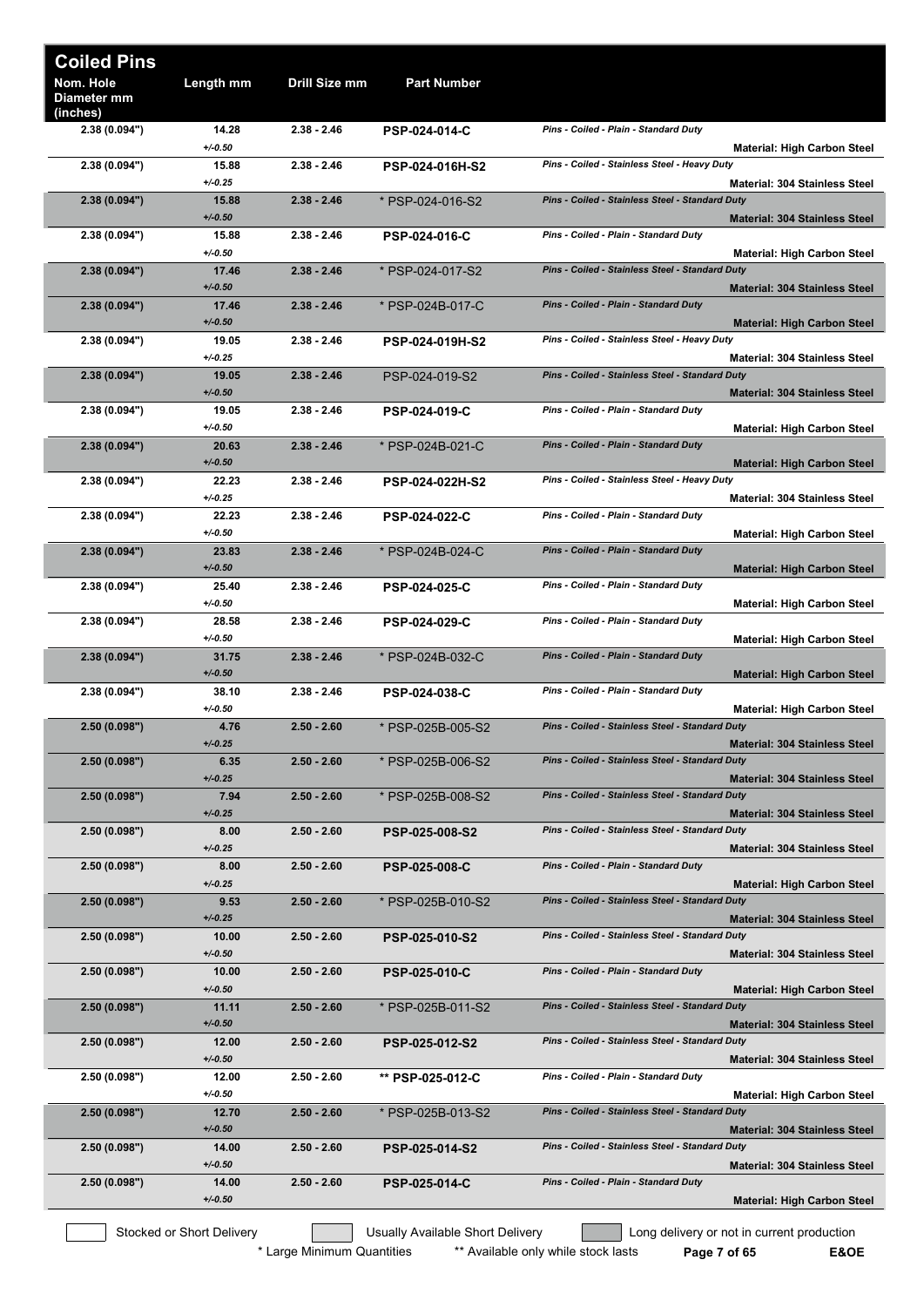# Coiled Pins

| Nom. Hole Diameter mm (inches) | Length mm | Drill Size mm | Part Number | Description | Material |
|---|---|---|---|---|---|
| 2.38 (0.094") | 14.28 +/-0.50 | 2.38 - 2.46 | **PSP-024-014-C** | *Pins - Coiled - Plain - Standard Duty* | **Material: High Carbon Steel** |
| 2.38 (0.094") | 15.88 +/-0.25 | 2.38 - 2.46 | **PSP-024-016H-S2** | *Pins - Coiled - Stainless Steel - Heavy Duty* | **Material: 304 Stainless Steel** |
| 2.38 (0.094") | 15.88 +/-0.50 | 2.38 - 2.46 | * PSP-024-016-S2 | *Pins - Coiled - Stainless Steel - Standard Duty* | **Material: 304 Stainless Steel** |
| 2.38 (0.094") | 15.88 +/-0.50 | 2.38 - 2.46 | **PSP-024-016-C** | *Pins - Coiled - Plain - Standard Duty* | **Material: High Carbon Steel** |
| 2.38 (0.094") | 17.46 +/-0.50 | 2.38 - 2.46 | * PSP-024-017-S2 | *Pins - Coiled - Stainless Steel - Standard Duty* | **Material: 304 Stainless Steel** |
| 2.38 (0.094") | 17.46 +/-0.50 | 2.38 - 2.46 | * PSP-024B-017-C | *Pins - Coiled - Plain - Standard Duty* | **Material: High Carbon Steel** |
| 2.38 (0.094") | 19.05 +/-0.25 | 2.38 - 2.46 | **PSP-024-019H-S2** | *Pins - Coiled - Stainless Steel - Heavy Duty* | **Material: 304 Stainless Steel** |
| 2.38 (0.094") | 19.05 +/-0.50 | 2.38 - 2.46 | PSP-024-019-S2 | *Pins - Coiled - Stainless Steel - Standard Duty* | **Material: 304 Stainless Steel** |
| 2.38 (0.094") | 19.05 +/-0.50 | 2.38 - 2.46 | **PSP-024-019-C** | *Pins - Coiled - Plain - Standard Duty* | **Material: High Carbon Steel** |
| 2.38 (0.094") | 20.63 +/-0.50 | 2.38 - 2.46 | * PSP-024B-021-C | *Pins - Coiled - Plain - Standard Duty* | **Material: High Carbon Steel** |
| 2.38 (0.094") | 22.23 +/-0.25 | 2.38 - 2.46 | **PSP-024-022H-S2** | *Pins - Coiled - Stainless Steel - Heavy Duty* | **Material: 304 Stainless Steel** |
| 2.38 (0.094") | 22.23 +/-0.50 | 2.38 - 2.46 | **PSP-024-022-C** | *Pins - Coiled - Plain - Standard Duty* | **Material: High Carbon Steel** |
| 2.38 (0.094") | 23.83 +/-0.50 | 2.38 - 2.46 | * PSP-024B-024-C | *Pins - Coiled - Plain - Standard Duty* | **Material: High Carbon Steel** |
| 2.38 (0.094") | 25.40 +/-0.50 | 2.38 - 2.46 | **PSP-024-025-C** | *Pins - Coiled - Plain - Standard Duty* | **Material: High Carbon Steel** |
| 2.38 (0.094") | 28.58 +/-0.50 | 2.38 - 2.46 | **PSP-024-029-C** | *Pins - Coiled - Plain - Standard Duty* | **Material: High Carbon Steel** |
| 2.38 (0.094") | 31.75 +/-0.50 | 2.38 - 2.46 | * PSP-024B-032-C | *Pins - Coiled - Plain - Standard Duty* | **Material: High Carbon Steel** |
| 2.38 (0.094") | 38.10 +/-0.50 | 2.38 - 2.46 | **PSP-024-038-C** | *Pins - Coiled - Plain - Standard Duty* | **Material: High Carbon Steel** |
| 2.50 (0.098") | 4.76 +/-0.25 | 2.50 - 2.60 | * PSP-025B-005-S2 | *Pins - Coiled - Stainless Steel - Standard Duty* | **Material: 304 Stainless Steel** |
| 2.50 (0.098") | 6.35 +/-0.25 | 2.50 - 2.60 | * PSP-025B-006-S2 | *Pins - Coiled - Stainless Steel - Standard Duty* | **Material: 304 Stainless Steel** |
| 2.50 (0.098") | 7.94 +/-0.25 | 2.50 - 2.60 | * PSP-025B-008-S2 | *Pins - Coiled - Stainless Steel - Standard Duty* | **Material: 304 Stainless Steel** |
| 2.50 (0.098") | 8.00 +/-0.25 | 2.50 - 2.60 | **PSP-025-008-S2** | *Pins - Coiled - Stainless Steel - Standard Duty* | **Material: 304 Stainless Steel** |
| 2.50 (0.098") | 8.00 +/-0.25 | 2.50 - 2.60 | **PSP-025-008-C** | *Pins - Coiled - Plain - Standard Duty* | **Material: High Carbon Steel** |
| 2.50 (0.098") | 9.53 +/-0.25 | 2.50 - 2.60 | * PSP-025B-010-S2 | *Pins - Coiled - Stainless Steel - Standard Duty* | **Material: 304 Stainless Steel** |
| 2.50 (0.098") | 10.00 +/-0.50 | 2.50 - 2.60 | **PSP-025-010-S2** | *Pins - Coiled - Stainless Steel - Standard Duty* | **Material: 304 Stainless Steel** |
| 2.50 (0.098") | 10.00 +/-0.50 | 2.50 - 2.60 | **PSP-025-010-C** | *Pins - Coiled - Plain - Standard Duty* | **Material: High Carbon Steel** |
| 2.50 (0.098") | 11.11 +/-0.50 | 2.50 - 2.60 | * PSP-025B-011-S2 | *Pins - Coiled - Stainless Steel - Standard Duty* | **Material: 304 Stainless Steel** |
| 2.50 (0.098") | 12.00 +/-0.50 | 2.50 - 2.60 | **PSP-025-012-S2** | *Pins - Coiled - Stainless Steel - Standard Duty* | **Material: 304 Stainless Steel** |
| 2.50 (0.098") | 12.00 +/-0.50 | 2.50 - 2.60 | ** **PSP-025-012-C** | *Pins - Coiled - Plain - Standard Duty* | **Material: High Carbon Steel** |
| 2.50 (0.098") | 12.70 +/-0.50 | 2.50 - 2.60 | * PSP-025B-013-S2 | *Pins - Coiled - Stainless Steel - Standard Duty* | **Material: 304 Stainless Steel** |
| 2.50 (0.098") | 14.00 +/-0.50 | 2.50 - 2.60 | **PSP-025-014-S2** | *Pins - Coiled - Stainless Steel - Standard Duty* | **Material: 304 Stainless Steel** |
| 2.50 (0.098") | 14.00 +/-0.50 | 2.50 - 2.60 | **PSP-025-014-C** | *Pins - Coiled - Plain - Standard Duty* | **Material: High Carbon Steel** |

Stocked or Short Delivery | Usually Available Short Delivery | Long delivery or not in current production

\* Large Minimum Quantities &nbsp;&nbsp; ** Available only while stock lasts &nbsp;&nbsp; E&OE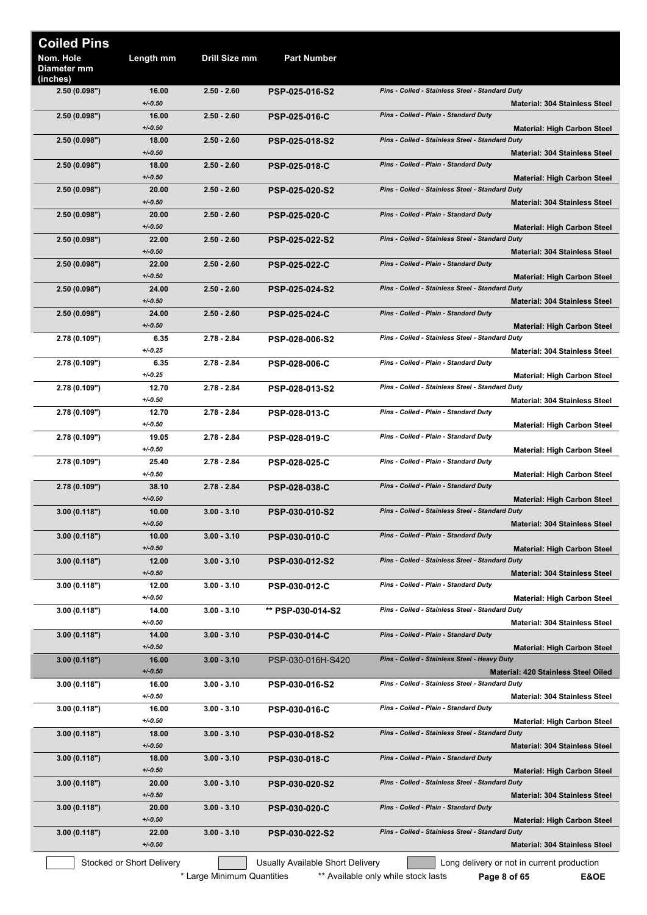# Coiled Pins

| Nom. Hole Diameter mm (inches) | Length mm | Drill Size mm | Part Number | Description |
|---|---|---|---|---|
| 2.50 (0.098") | 16.00 +/-0.50 | 2.50 - 2.60 | PSP-025-016-S2 | *Pins - Coiled - Stainless Steel - Standard Duty* **Material: 304 Stainless Steel** |
| 2.50 (0.098") | 16.00 +/-0.50 | 2.50 - 2.60 | PSP-025-016-C | *Pins - Coiled - Plain - Standard Duty* **Material: High Carbon Steel** |
| 2.50 (0.098") | 18.00 +/-0.50 | 2.50 - 2.60 | PSP-025-018-S2 | *Pins - Coiled - Stainless Steel - Standard Duty* **Material: 304 Stainless Steel** |
| 2.50 (0.098") | 18.00 +/-0.50 | 2.50 - 2.60 | PSP-025-018-C | *Pins - Coiled - Plain - Standard Duty* **Material: High Carbon Steel** |
| 2.50 (0.098") | 20.00 +/-0.50 | 2.50 - 2.60 | PSP-025-020-S2 | *Pins - Coiled - Stainless Steel - Standard Duty* **Material: 304 Stainless Steel** |
| 2.50 (0.098") | 20.00 +/-0.50 | 2.50 - 2.60 | PSP-025-020-C | *Pins - Coiled - Plain - Standard Duty* **Material: High Carbon Steel** |
| 2.50 (0.098") | 22.00 +/-0.50 | 2.50 - 2.60 | PSP-025-022-S2 | *Pins - Coiled - Stainless Steel - Standard Duty* **Material: 304 Stainless Steel** |
| 2.50 (0.098") | 22.00 +/-0.50 | 2.50 - 2.60 | PSP-025-022-C | *Pins - Coiled - Plain - Standard Duty* **Material: High Carbon Steel** |
| 2.50 (0.098") | 24.00 +/-0.50 | 2.50 - 2.60 | PSP-025-024-S2 | *Pins - Coiled - Stainless Steel - Standard Duty* **Material: 304 Stainless Steel** |
| 2.50 (0.098") | 24.00 +/-0.50 | 2.50 - 2.60 | PSP-025-024-C | *Pins - Coiled - Plain - Standard Duty* **Material: High Carbon Steel** |
| 2.78 (0.109") | 6.35 +/-0.25 | 2.78 - 2.84 | PSP-028-006-S2 | *Pins - Coiled - Stainless Steel - Standard Duty* **Material: 304 Stainless Steel** |
| 2.78 (0.109") | 6.35 +/-0.25 | 2.78 - 2.84 | PSP-028-006-C | *Pins - Coiled - Plain - Standard Duty* **Material: High Carbon Steel** |
| 2.78 (0.109") | 12.70 +/-0.50 | 2.78 - 2.84 | PSP-028-013-S2 | *Pins - Coiled - Stainless Steel - Standard Duty* **Material: 304 Stainless Steel** |
| 2.78 (0.109") | 12.70 +/-0.50 | 2.78 - 2.84 | PSP-028-013-C | *Pins - Coiled - Plain - Standard Duty* **Material: High Carbon Steel** |
| 2.78 (0.109") | 19.05 +/-0.50 | 2.78 - 2.84 | PSP-028-019-C | *Pins - Coiled - Plain - Standard Duty* **Material: High Carbon Steel** |
| 2.78 (0.109") | 25.40 +/-0.50 | 2.78 - 2.84 | PSP-028-025-C | *Pins - Coiled - Plain - Standard Duty* **Material: High Carbon Steel** |
| 2.78 (0.109") | 38.10 +/-0.50 | 2.78 - 2.84 | PSP-028-038-C | *Pins - Coiled - Plain - Standard Duty* **Material: High Carbon Steel** |
| 3.00 (0.118") | 10.00 +/-0.50 | 3.00 - 3.10 | PSP-030-010-S2 | *Pins - Coiled - Stainless Steel - Standard Duty* **Material: 304 Stainless Steel** |
| 3.00 (0.118") | 10.00 +/-0.50 | 3.00 - 3.10 | PSP-030-010-C | *Pins - Coiled - Plain - Standard Duty* **Material: High Carbon Steel** |
| 3.00 (0.118") | 12.00 +/-0.50 | 3.00 - 3.10 | PSP-030-012-S2 | *Pins - Coiled - Stainless Steel - Standard Duty* **Material: 304 Stainless Steel** |
| 3.00 (0.118") | 12.00 +/-0.50 | 3.00 - 3.10 | PSP-030-012-C | *Pins - Coiled - Plain - Standard Duty* **Material: High Carbon Steel** |
| 3.00 (0.118") | 14.00 +/-0.50 | 3.00 - 3.10 | ** PSP-030-014-S2 | *Pins - Coiled - Stainless Steel - Standard Duty* **Material: 304 Stainless Steel** |
| 3.00 (0.118") | 14.00 +/-0.50 | 3.00 - 3.10 | PSP-030-014-C | *Pins - Coiled - Plain - Standard Duty* **Material: High Carbon Steel** |
| 3.00 (0.118") | 16.00 +/-0.50 | 3.00 - 3.10 | PSP-030-016H-S420 | *Pins - Coiled - Stainless Steel - Heavy Duty* **Material: 420 Stainless Steel Oiled** |
| 3.00 (0.118") | 16.00 +/-0.50 | 3.00 - 3.10 | PSP-030-016-S2 | *Pins - Coiled - Stainless Steel - Standard Duty* **Material: 304 Stainless Steel** |
| 3.00 (0.118") | 16.00 +/-0.50 | 3.00 - 3.10 | PSP-030-016-C | *Pins - Coiled - Plain - Standard Duty* **Material: High Carbon Steel** |
| 3.00 (0.118") | 18.00 +/-0.50 | 3.00 - 3.10 | PSP-030-018-S2 | *Pins - Coiled - Stainless Steel - Standard Duty* **Material: 304 Stainless Steel** |
| 3.00 (0.118") | 18.00 +/-0.50 | 3.00 - 3.10 | PSP-030-018-C | *Pins - Coiled - Plain - Standard Duty* **Material: High Carbon Steel** |
| 3.00 (0.118") | 20.00 +/-0.50 | 3.00 - 3.10 | PSP-030-020-S2 | *Pins - Coiled - Stainless Steel - Standard Duty* **Material: 304 Stainless Steel** |
| 3.00 (0.118") | 20.00 +/-0.50 | 3.00 - 3.10 | PSP-030-020-C | *Pins - Coiled - Plain - Standard Duty* **Material: High Carbon Steel** |
| 3.00 (0.118") | 22.00 +/-0.50 | 3.00 - 3.10 | PSP-030-022-S2 | *Pins - Coiled - Stainless Steel - Standard Duty* **Material: 304 Stainless Steel** |

Stocked or Short Delivery | Usually Available Short Delivery | Long delivery or not in current production

\* Large Minimum Quantities ** Available only while stock lasts

E&OE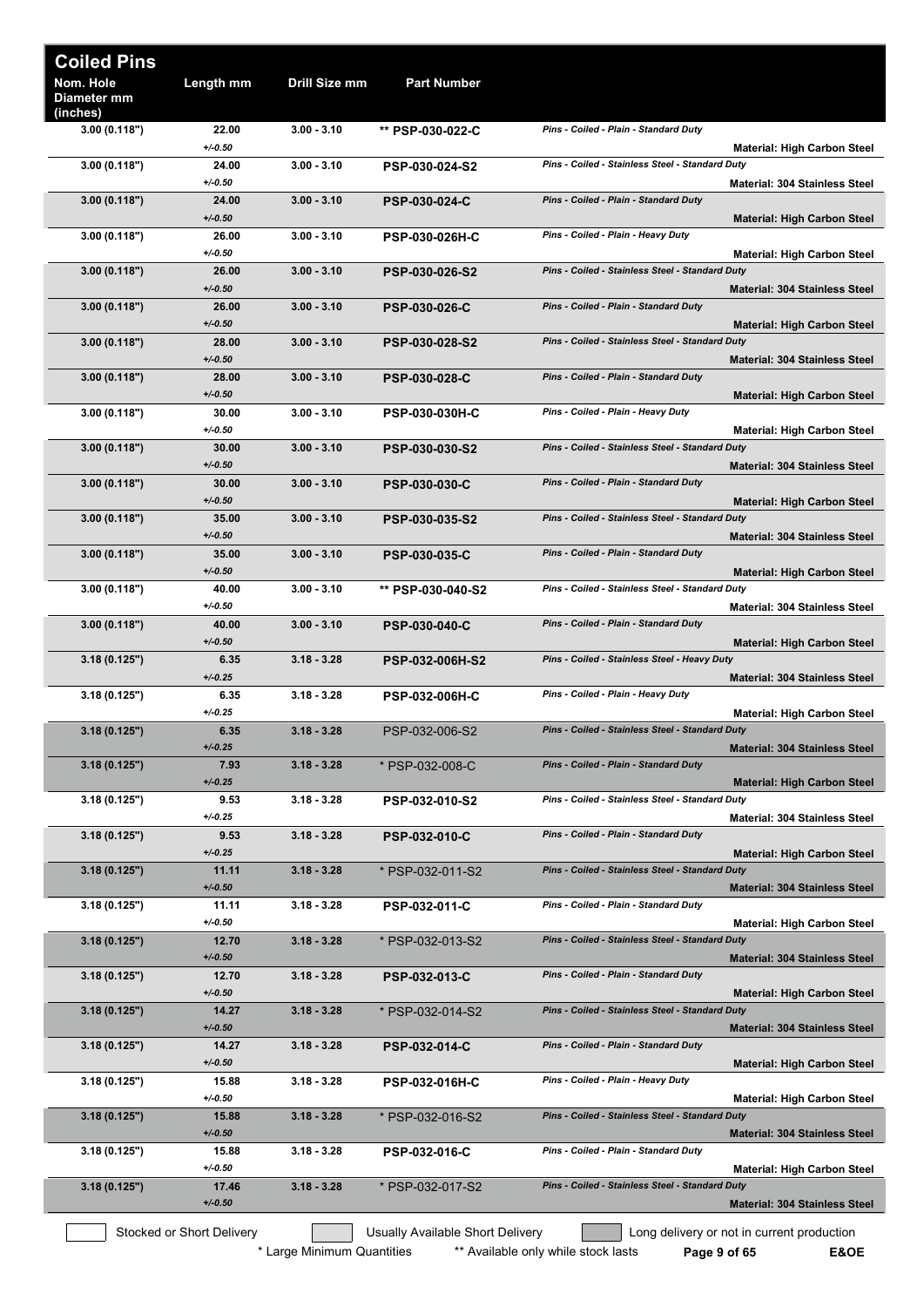## Coiled Pins

| Nom. Hole Diameter mm (inches) | Length mm | Drill Size mm | Part Number | Description | Material |
|---|---|---|---|---|---|
| 3.00 (0.118") | 22.00 +/-0.50 | 3.00 - 3.10 | ** PSP-030-022-C | *Pins - Coiled - Plain - Standard Duty* | **Material: High Carbon Steel** |
| 3.00 (0.118") | 24.00 +/-0.50 | 3.00 - 3.10 | PSP-030-024-S2 | *Pins - Coiled - Stainless Steel - Standard Duty* | **Material: 304 Stainless Steel** |
| 3.00 (0.118") | 24.00 +/-0.50 | 3.00 - 3.10 | PSP-030-024-C | *Pins - Coiled - Plain - Standard Duty* | **Material: High Carbon Steel** |
| 3.00 (0.118") | 26.00 +/-0.50 | 3.00 - 3.10 | PSP-030-026H-C | *Pins - Coiled - Plain - Heavy Duty* | **Material: High Carbon Steel** |
| 3.00 (0.118") | 26.00 +/-0.50 | 3.00 - 3.10 | PSP-030-026-S2 | *Pins - Coiled - Stainless Steel - Standard Duty* | **Material: 304 Stainless Steel** |
| 3.00 (0.118") | 26.00 +/-0.50 | 3.00 - 3.10 | PSP-030-026-C | *Pins - Coiled - Plain - Standard Duty* | **Material: High Carbon Steel** |
| 3.00 (0.118") | 28.00 +/-0.50 | 3.00 - 3.10 | PSP-030-028-S2 | *Pins - Coiled - Stainless Steel - Standard Duty* | **Material: 304 Stainless Steel** |
| 3.00 (0.118") | 28.00 +/-0.50 | 3.00 - 3.10 | PSP-030-028-C | *Pins - Coiled - Plain - Standard Duty* | **Material: High Carbon Steel** |
| 3.00 (0.118") | 30.00 +/-0.50 | 3.00 - 3.10 | PSP-030-030H-C | *Pins - Coiled - Plain - Heavy Duty* | **Material: High Carbon Steel** |
| 3.00 (0.118") | 30.00 +/-0.50 | 3.00 - 3.10 | PSP-030-030-S2 | *Pins - Coiled - Stainless Steel - Standard Duty* | **Material: 304 Stainless Steel** |
| 3.00 (0.118") | 30.00 +/-0.50 | 3.00 - 3.10 | PSP-030-030-C | *Pins - Coiled - Plain - Standard Duty* | **Material: High Carbon Steel** |
| 3.00 (0.118") | 35.00 +/-0.50 | 3.00 - 3.10 | PSP-030-035-S2 | *Pins - Coiled - Stainless Steel - Standard Duty* | **Material: 304 Stainless Steel** |
| 3.00 (0.118") | 35.00 +/-0.50 | 3.00 - 3.10 | PSP-030-035-C | *Pins - Coiled - Plain - Standard Duty* | **Material: High Carbon Steel** |
| 3.00 (0.118") | 40.00 +/-0.50 | 3.00 - 3.10 | ** PSP-030-040-S2 | *Pins - Coiled - Stainless Steel - Standard Duty* | **Material: 304 Stainless Steel** |
| 3.00 (0.118") | 40.00 +/-0.50 | 3.00 - 3.10 | PSP-030-040-C | *Pins - Coiled - Plain - Standard Duty* | **Material: High Carbon Steel** |
| 3.18 (0.125") | 6.35 +/-0.25 | 3.18 - 3.28 | PSP-032-006H-S2 | *Pins - Coiled - Stainless Steel - Heavy Duty* | **Material: 304 Stainless Steel** |
| 3.18 (0.125") | 6.35 +/-0.25 | 3.18 - 3.28 | PSP-032-006H-C | *Pins - Coiled - Plain - Heavy Duty* | **Material: High Carbon Steel** |
| 3.18 (0.125") | 6.35 +/-0.25 | 3.18 - 3.28 | PSP-032-006-S2 | *Pins - Coiled - Stainless Steel - Standard Duty* | **Material: 304 Stainless Steel** |
| 3.18 (0.125") | 7.93 +/-0.25 | 3.18 - 3.28 | * PSP-032-008-C | *Pins - Coiled - Plain - Standard Duty* | **Material: High Carbon Steel** |
| 3.18 (0.125") | 9.53 +/-0.25 | 3.18 - 3.28 | PSP-032-010-S2 | *Pins - Coiled - Stainless Steel - Standard Duty* | **Material: 304 Stainless Steel** |
| 3.18 (0.125") | 9.53 +/-0.25 | 3.18 - 3.28 | PSP-032-010-C | *Pins - Coiled - Plain - Standard Duty* | **Material: High Carbon Steel** |
| 3.18 (0.125") | 11.11 +/-0.50 | 3.18 - 3.28 | * PSP-032-011-S2 | *Pins - Coiled - Stainless Steel - Standard Duty* | **Material: 304 Stainless Steel** |
| 3.18 (0.125") | 11.11 +/-0.50 | 3.18 - 3.28 | PSP-032-011-C | *Pins - Coiled - Plain - Standard Duty* | **Material: High Carbon Steel** |
| 3.18 (0.125") | 12.70 +/-0.50 | 3.18 - 3.28 | * PSP-032-013-S2 | *Pins - Coiled - Stainless Steel - Standard Duty* | **Material: 304 Stainless Steel** |
| 3.18 (0.125") | 12.70 +/-0.50 | 3.18 - 3.28 | PSP-032-013-C | *Pins - Coiled - Plain - Standard Duty* | **Material: High Carbon Steel** |
| 3.18 (0.125") | 14.27 +/-0.50 | 3.18 - 3.28 | * PSP-032-014-S2 | *Pins - Coiled - Stainless Steel - Standard Duty* | **Material: 304 Stainless Steel** |
| 3.18 (0.125") | 14.27 +/-0.50 | 3.18 - 3.28 | PSP-032-014-C | *Pins - Coiled - Plain - Standard Duty* | **Material: High Carbon Steel** |
| 3.18 (0.125") | 15.88 +/-0.50 | 3.18 - 3.28 | PSP-032-016H-C | *Pins - Coiled - Plain - Heavy Duty* | **Material: High Carbon Steel** |
| 3.18 (0.125") | 15.88 +/-0.50 | 3.18 - 3.28 | * PSP-032-016-S2 | *Pins - Coiled - Stainless Steel - Standard Duty* | **Material: 304 Stainless Steel** |
| 3.18 (0.125") | 15.88 +/-0.50 | 3.18 - 3.28 | PSP-032-016-C | *Pins - Coiled - Plain - Standard Duty* | **Material: High Carbon Steel** |
| 3.18 (0.125") | 17.46 +/-0.50 | 3.18 - 3.28 | * PSP-032-017-S2 | *Pins - Coiled - Stainless Steel - Standard Duty* | **Material: 304 Stainless Steel** |

Stocked or Short Delivery | Usually Available Short Delivery | Long delivery or not in current production

\* Large Minimum Quantities ** Available only while stock lasts

E&OE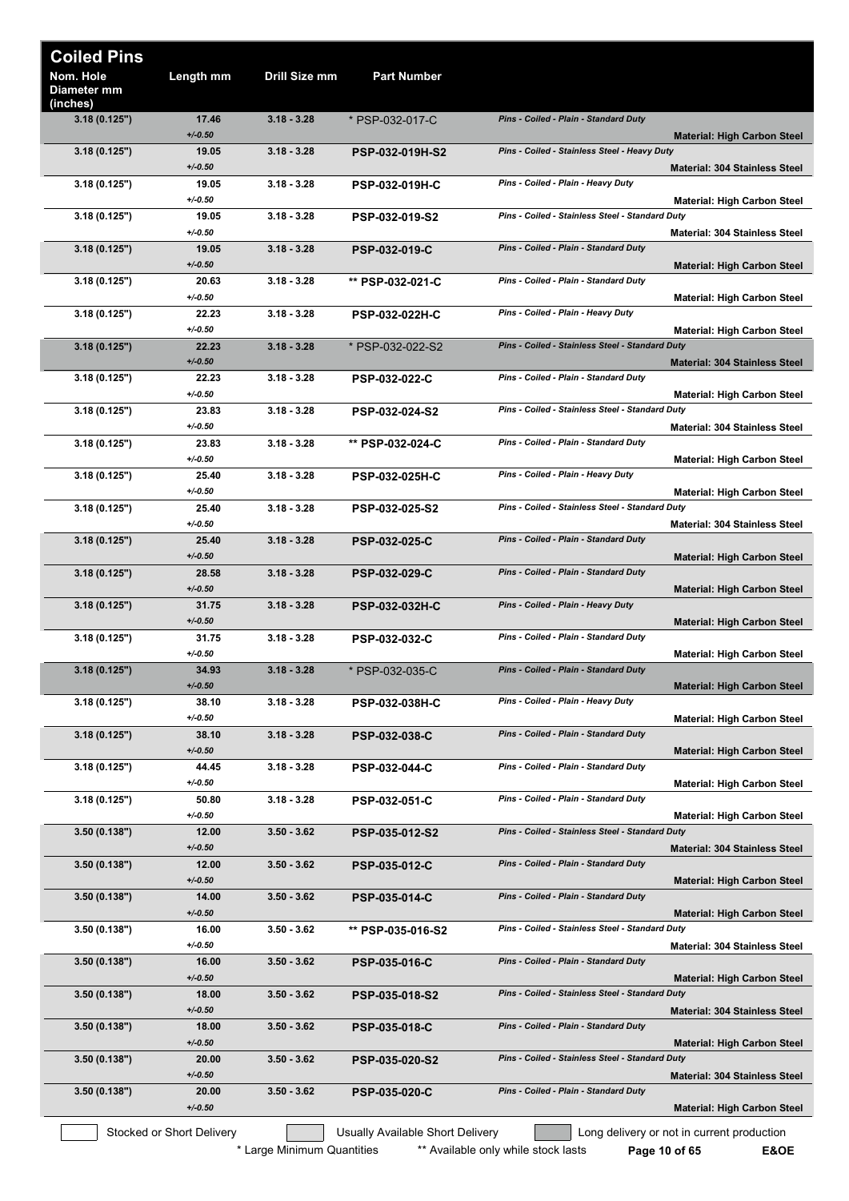# Coiled Pins

| Nom. Hole Diameter mm (inches) | Length mm | Drill Size mm | Part Number | Description | Material |
|---|---|---|---|---|---|
| 3.18 (0.125") | 17.46 +/-0.50 | 3.18 - 3.28 | * PSP-032-017-C | Pins - Coiled - Plain - Standard Duty | Material: High Carbon Steel |
| 3.18 (0.125") | 19.05 +/-0.50 | 3.18 - 3.28 | PSP-032-019H-S2 | Pins - Coiled - Stainless Steel - Heavy Duty | Material: 304 Stainless Steel |
| 3.18 (0.125") | 19.05 +/-0.50 | 3.18 - 3.28 | PSP-032-019H-C | Pins - Coiled - Plain - Heavy Duty | Material: High Carbon Steel |
| 3.18 (0.125") | 19.05 +/-0.50 | 3.18 - 3.28 | PSP-032-019-S2 | Pins - Coiled - Stainless Steel - Standard Duty | Material: 304 Stainless Steel |
| 3.18 (0.125") | 19.05 +/-0.50 | 3.18 - 3.28 | PSP-032-019-C | Pins - Coiled - Plain - Standard Duty | Material: High Carbon Steel |
| 3.18 (0.125") | 20.63 +/-0.50 | 3.18 - 3.28 | ** PSP-032-021-C | Pins - Coiled - Plain - Standard Duty | Material: High Carbon Steel |
| 3.18 (0.125") | 22.23 +/-0.50 | 3.18 - 3.28 | PSP-032-022H-C | Pins - Coiled - Plain - Heavy Duty | Material: High Carbon Steel |
| 3.18 (0.125") | 22.23 +/-0.50 | 3.18 - 3.28 | * PSP-032-022-S2 | Pins - Coiled - Stainless Steel - Standard Duty | Material: 304 Stainless Steel |
| 3.18 (0.125") | 22.23 +/-0.50 | 3.18 - 3.28 | PSP-032-022-C | Pins - Coiled - Plain - Standard Duty | Material: High Carbon Steel |
| 3.18 (0.125") | 23.83 +/-0.50 | 3.18 - 3.28 | PSP-032-024-S2 | Pins - Coiled - Stainless Steel - Standard Duty | Material: 304 Stainless Steel |
| 3.18 (0.125") | 23.83 +/-0.50 | 3.18 - 3.28 | ** PSP-032-024-C | Pins - Coiled - Plain - Standard Duty | Material: High Carbon Steel |
| 3.18 (0.125") | 25.40 +/-0.50 | 3.18 - 3.28 | PSP-032-025H-C | Pins - Coiled - Plain - Heavy Duty | Material: High Carbon Steel |
| 3.18 (0.125") | 25.40 +/-0.50 | 3.18 - 3.28 | PSP-032-025-S2 | Pins - Coiled - Stainless Steel - Standard Duty | Material: 304 Stainless Steel |
| 3.18 (0.125") | 25.40 +/-0.50 | 3.18 - 3.28 | PSP-032-025-C | Pins - Coiled - Plain - Standard Duty | Material: High Carbon Steel |
| 3.18 (0.125") | 28.58 +/-0.50 | 3.18 - 3.28 | PSP-032-029-C | Pins - Coiled - Plain - Standard Duty | Material: High Carbon Steel |
| 3.18 (0.125") | 31.75 +/-0.50 | 3.18 - 3.28 | PSP-032-032H-C | Pins - Coiled - Plain - Heavy Duty | Material: High Carbon Steel |
| 3.18 (0.125") | 31.75 +/-0.50 | 3.18 - 3.28 | PSP-032-032-C | Pins - Coiled - Plain - Standard Duty | Material: High Carbon Steel |
| 3.18 (0.125") | 34.93 +/-0.50 | 3.18 - 3.28 | * PSP-032-035-C | Pins - Coiled - Plain - Standard Duty | Material: High Carbon Steel |
| 3.18 (0.125") | 38.10 +/-0.50 | 3.18 - 3.28 | PSP-032-038H-C | Pins - Coiled - Plain - Heavy Duty | Material: High Carbon Steel |
| 3.18 (0.125") | 38.10 +/-0.50 | 3.18 - 3.28 | PSP-032-038-C | Pins - Coiled - Plain - Standard Duty | Material: High Carbon Steel |
| 3.18 (0.125") | 44.45 +/-0.50 | 3.18 - 3.28 | PSP-032-044-C | Pins - Coiled - Plain - Standard Duty | Material: High Carbon Steel |
| 3.18 (0.125") | 50.80 +/-0.50 | 3.18 - 3.28 | PSP-032-051-C | Pins - Coiled - Plain - Standard Duty | Material: High Carbon Steel |
| 3.50 (0.138") | 12.00 +/-0.50 | 3.50 - 3.62 | PSP-035-012-S2 | Pins - Coiled - Stainless Steel - Standard Duty | Material: 304 Stainless Steel |
| 3.50 (0.138") | 12.00 +/-0.50 | 3.50 - 3.62 | PSP-035-012-C | Pins - Coiled - Plain - Standard Duty | Material: High Carbon Steel |
| 3.50 (0.138") | 14.00 +/-0.50 | 3.50 - 3.62 | PSP-035-014-C | Pins - Coiled - Plain - Standard Duty | Material: High Carbon Steel |
| 3.50 (0.138") | 16.00 +/-0.50 | 3.50 - 3.62 | ** PSP-035-016-S2 | Pins - Coiled - Stainless Steel - Standard Duty | Material: 304 Stainless Steel |
| 3.50 (0.138") | 16.00 +/-0.50 | 3.50 - 3.62 | PSP-035-016-C | Pins - Coiled - Plain - Standard Duty | Material: High Carbon Steel |
| 3.50 (0.138") | 18.00 +/-0.50 | 3.50 - 3.62 | PSP-035-018-S2 | Pins - Coiled - Stainless Steel - Standard Duty | Material: 304 Stainless Steel |
| 3.50 (0.138") | 18.00 +/-0.50 | 3.50 - 3.62 | PSP-035-018-C | Pins - Coiled - Plain - Standard Duty | Material: High Carbon Steel |
| 3.50 (0.138") | 20.00 +/-0.50 | 3.50 - 3.62 | PSP-035-020-S2 | Pins - Coiled - Stainless Steel - Standard Duty | Material: 304 Stainless Steel |
| 3.50 (0.138") | 20.00 +/-0.50 | 3.50 - 3.62 | PSP-035-020-C | Pins - Coiled - Plain - Standard Duty | Material: High Carbon Steel |

Stocked or Short Delivery | Usually Available Short Delivery | Long delivery or not in current production

* Large Minimum Quantities ** Available only while stock lasts

E&OE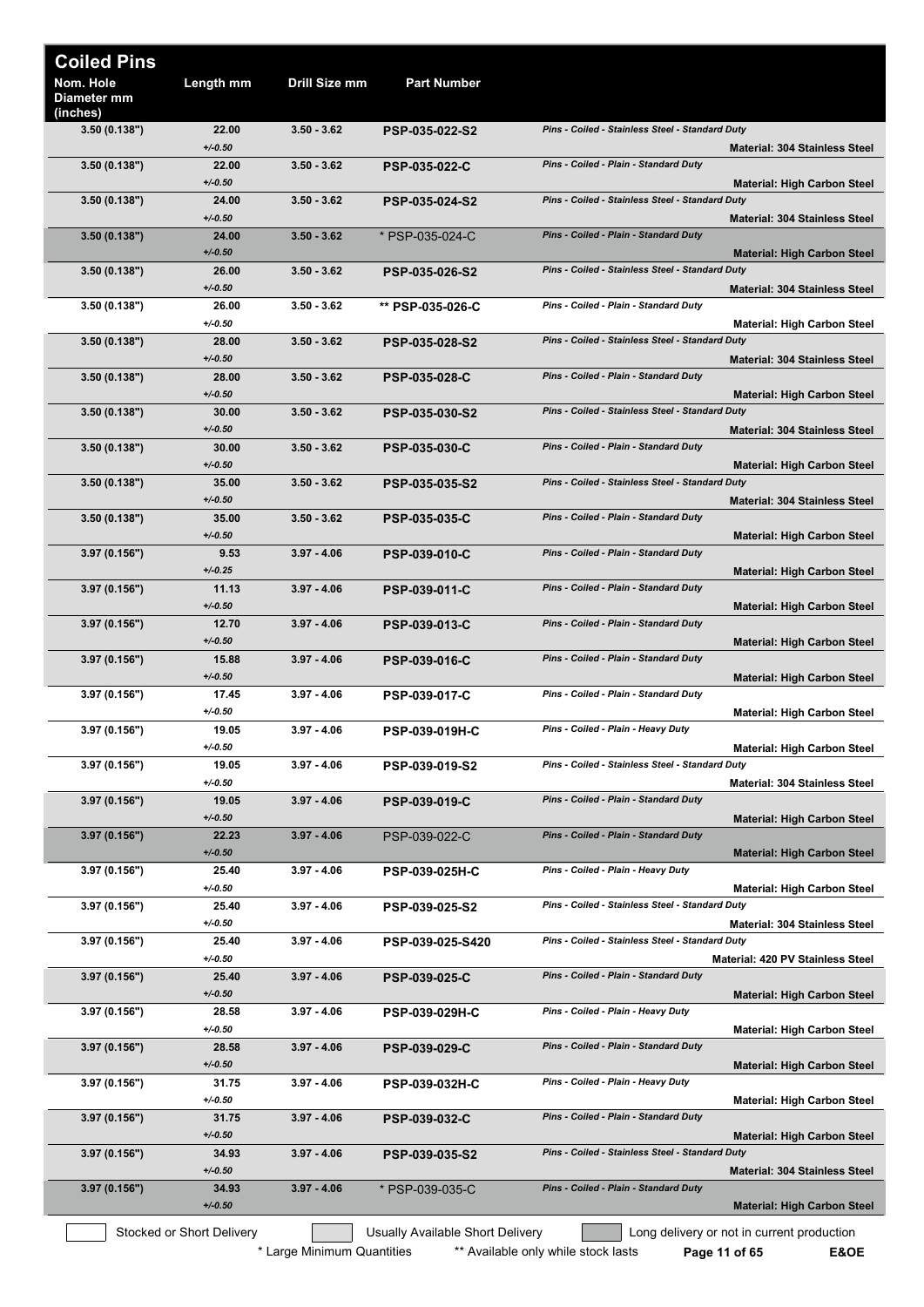# Coiled Pins

| Nom. Hole Diameter mm (inches) | Length mm | Drill Size mm | Part Number | Description | Material |
|---|---|---|---|---|---|
| 3.50 (0.138") | 22.00 +/-0.50 | 3.50 - 3.62 | PSP-035-022-S2 | Pins - Coiled - Stainless Steel - Standard Duty | Material: 304 Stainless Steel |
| 3.50 (0.138") | 22.00 +/-0.50 | 3.50 - 3.62 | PSP-035-022-C | Pins - Coiled - Plain - Standard Duty | Material: High Carbon Steel |
| 3.50 (0.138") | 24.00 +/-0.50 | 3.50 - 3.62 | PSP-035-024-S2 | Pins - Coiled - Stainless Steel - Standard Duty | Material: 304 Stainless Steel |
| 3.50 (0.138") | 24.00 +/-0.50 | 3.50 - 3.62 | * PSP-035-024-C | Pins - Coiled - Plain - Standard Duty | Material: High Carbon Steel |
| 3.50 (0.138") | 26.00 +/-0.50 | 3.50 - 3.62 | PSP-035-026-S2 | Pins - Coiled - Stainless Steel - Standard Duty | Material: 304 Stainless Steel |
| 3.50 (0.138") | 26.00 +/-0.50 | 3.50 - 3.62 | ** PSP-035-026-C | Pins - Coiled - Plain - Standard Duty | Material: High Carbon Steel |
| 3.50 (0.138") | 28.00 +/-0.50 | 3.50 - 3.62 | PSP-035-028-S2 | Pins - Coiled - Stainless Steel - Standard Duty | Material: 304 Stainless Steel |
| 3.50 (0.138") | 28.00 +/-0.50 | 3.50 - 3.62 | PSP-035-028-C | Pins - Coiled - Plain - Standard Duty | Material: High Carbon Steel |
| 3.50 (0.138") | 30.00 +/-0.50 | 3.50 - 3.62 | PSP-035-030-S2 | Pins - Coiled - Stainless Steel - Standard Duty | Material: 304 Stainless Steel |
| 3.50 (0.138") | 30.00 +/-0.50 | 3.50 - 3.62 | PSP-035-030-C | Pins - Coiled - Plain - Standard Duty | Material: High Carbon Steel |
| 3.50 (0.138") | 35.00 +/-0.50 | 3.50 - 3.62 | PSP-035-035-S2 | Pins - Coiled - Stainless Steel - Standard Duty | Material: 304 Stainless Steel |
| 3.50 (0.138") | 35.00 +/-0.50 | 3.50 - 3.62 | PSP-035-035-C | Pins - Coiled - Plain - Standard Duty | Material: High Carbon Steel |
| 3.97 (0.156") | 9.53 +/-0.25 | 3.97 - 4.06 | PSP-039-010-C | Pins - Coiled - Plain - Standard Duty | Material: High Carbon Steel |
| 3.97 (0.156") | 11.13 +/-0.50 | 3.97 - 4.06 | PSP-039-011-C | Pins - Coiled - Plain - Standard Duty | Material: High Carbon Steel |
| 3.97 (0.156") | 12.70 +/-0.50 | 3.97 - 4.06 | PSP-039-013-C | Pins - Coiled - Plain - Standard Duty | Material: High Carbon Steel |
| 3.97 (0.156") | 15.88 +/-0.50 | 3.97 - 4.06 | PSP-039-016-C | Pins - Coiled - Plain - Standard Duty | Material: High Carbon Steel |
| 3.97 (0.156") | 17.45 +/-0.50 | 3.97 - 4.06 | PSP-039-017-C | Pins - Coiled - Plain - Standard Duty | Material: High Carbon Steel |
| 3.97 (0.156") | 19.05 +/-0.50 | 3.97 - 4.06 | PSP-039-019H-C | Pins - Coiled - Plain - Heavy Duty | Material: High Carbon Steel |
| 3.97 (0.156") | 19.05 +/-0.50 | 3.97 - 4.06 | PSP-039-019-S2 | Pins - Coiled - Stainless Steel - Standard Duty | Material: 304 Stainless Steel |
| 3.97 (0.156") | 19.05 +/-0.50 | 3.97 - 4.06 | PSP-039-019-C | Pins - Coiled - Plain - Standard Duty | Material: High Carbon Steel |
| 3.97 (0.156") | 22.23 +/-0.50 | 3.97 - 4.06 | PSP-039-022-C | Pins - Coiled - Plain - Standard Duty | Material: High Carbon Steel |
| 3.97 (0.156") | 25.40 +/-0.50 | 3.97 - 4.06 | PSP-039-025H-C | Pins - Coiled - Plain - Heavy Duty | Material: High Carbon Steel |
| 3.97 (0.156") | 25.40 +/-0.50 | 3.97 - 4.06 | PSP-039-025-S2 | Pins - Coiled - Stainless Steel - Standard Duty | Material: 304 Stainless Steel |
| 3.97 (0.156") | 25.40 +/-0.50 | 3.97 - 4.06 | PSP-039-025-S420 | Pins - Coiled - Stainless Steel - Standard Duty | Material: 420 PV Stainless Steel |
| 3.97 (0.156") | 25.40 +/-0.50 | 3.97 - 4.06 | PSP-039-025-C | Pins - Coiled - Plain - Standard Duty | Material: High Carbon Steel |
| 3.97 (0.156") | 28.58 +/-0.50 | 3.97 - 4.06 | PSP-039-029H-C | Pins - Coiled - Plain - Heavy Duty | Material: High Carbon Steel |
| 3.97 (0.156") | 28.58 +/-0.50 | 3.97 - 4.06 | PSP-039-029-C | Pins - Coiled - Plain - Standard Duty | Material: High Carbon Steel |
| 3.97 (0.156") | 31.75 +/-0.50 | 3.97 - 4.06 | PSP-039-032H-C | Pins - Coiled - Plain - Heavy Duty | Material: High Carbon Steel |
| 3.97 (0.156") | 31.75 +/-0.50 | 3.97 - 4.06 | PSP-039-032-C | Pins - Coiled - Plain - Standard Duty | Material: High Carbon Steel |
| 3.97 (0.156") | 34.93 +/-0.50 | 3.97 - 4.06 | PSP-039-035-S2 | Pins - Coiled - Stainless Steel - Standard Duty | Material: 304 Stainless Steel |
| 3.97 (0.156") | 34.93 +/-0.50 | 3.97 - 4.06 | * PSP-039-035-C | Pins - Coiled - Plain - Standard Duty | Material: High Carbon Steel |

Stocked or Short Delivery | Usually Available Short Delivery | Long delivery or not in current production

\* Large Minimum Quantities ** Available only while stock lasts

E&OE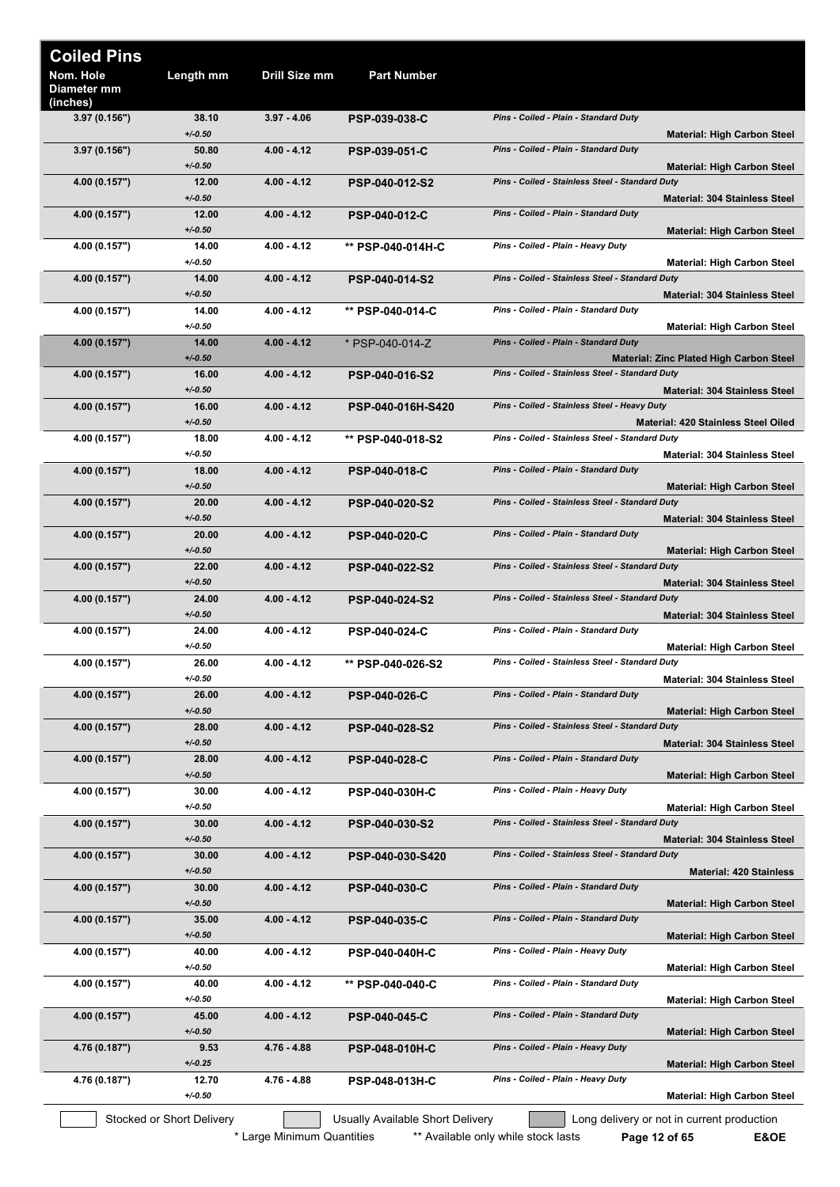# Coiled Pins

| Nom. Hole Diameter mm (inches) | Length mm | Drill Size mm | Part Number | Description | Material |
|---|---|---|---|---|---|
| 3.97 (0.156") | 38.10 +/-0.50 | 3.97 - 4.06 | PSP-039-038-C | Pins - Coiled - Plain - Standard Duty | Material: High Carbon Steel |
| 3.97 (0.156") | 50.80 +/-0.50 | 4.00 - 4.12 | PSP-039-051-C | Pins - Coiled - Plain - Standard Duty | Material: High Carbon Steel |
| 4.00 (0.157") | 12.00 +/-0.50 | 4.00 - 4.12 | PSP-040-012-S2 | Pins - Coiled - Stainless Steel - Standard Duty | Material: 304 Stainless Steel |
| 4.00 (0.157") | 12.00 +/-0.50 | 4.00 - 4.12 | PSP-040-012-C | Pins - Coiled - Plain - Standard Duty | Material: High Carbon Steel |
| 4.00 (0.157") | 14.00 +/-0.50 | 4.00 - 4.12 | ** PSP-040-014H-C | Pins - Coiled - Plain - Heavy Duty | Material: High Carbon Steel |
| 4.00 (0.157") | 14.00 +/-0.50 | 4.00 - 4.12 | PSP-040-014-S2 | Pins - Coiled - Stainless Steel - Standard Duty | Material: 304 Stainless Steel |
| 4.00 (0.157") | 14.00 +/-0.50 | 4.00 - 4.12 | ** PSP-040-014-C | Pins - Coiled - Plain - Standard Duty | Material: High Carbon Steel |
| 4.00 (0.157") | 14.00 +/-0.50 | 4.00 - 4.12 | * PSP-040-014-Z | Pins - Coiled - Plain - Standard Duty | Material: Zinc Plated High Carbon Steel |
| 4.00 (0.157") | 16.00 +/-0.50 | 4.00 - 4.12 | PSP-040-016-S2 | Pins - Coiled - Stainless Steel - Standard Duty | Material: 304 Stainless Steel |
| 4.00 (0.157") | 16.00 +/-0.50 | 4.00 - 4.12 | PSP-040-016H-S420 | Pins - Coiled - Stainless Steel - Heavy Duty | Material: 420 Stainless Steel Oiled |
| 4.00 (0.157") | 18.00 +/-0.50 | 4.00 - 4.12 | ** PSP-040-018-S2 | Pins - Coiled - Stainless Steel - Standard Duty | Material: 304 Stainless Steel |
| 4.00 (0.157") | 18.00 +/-0.50 | 4.00 - 4.12 | PSP-040-018-C | Pins - Coiled - Plain - Standard Duty | Material: High Carbon Steel |
| 4.00 (0.157") | 20.00 +/-0.50 | 4.00 - 4.12 | PSP-040-020-S2 | Pins - Coiled - Stainless Steel - Standard Duty | Material: 304 Stainless Steel |
| 4.00 (0.157") | 20.00 +/-0.50 | 4.00 - 4.12 | PSP-040-020-C | Pins - Coiled - Plain - Standard Duty | Material: High Carbon Steel |
| 4.00 (0.157") | 22.00 +/-0.50 | 4.00 - 4.12 | PSP-040-022-S2 | Pins - Coiled - Stainless Steel - Standard Duty | Material: 304 Stainless Steel |
| 4.00 (0.157") | 24.00 +/-0.50 | 4.00 - 4.12 | PSP-040-024-S2 | Pins - Coiled - Stainless Steel - Standard Duty | Material: 304 Stainless Steel |
| 4.00 (0.157") | 24.00 +/-0.50 | 4.00 - 4.12 | PSP-040-024-C | Pins - Coiled - Plain - Standard Duty | Material: High Carbon Steel |
| 4.00 (0.157") | 26.00 +/-0.50 | 4.00 - 4.12 | ** PSP-040-026-S2 | Pins - Coiled - Stainless Steel - Standard Duty | Material: 304 Stainless Steel |
| 4.00 (0.157") | 26.00 +/-0.50 | 4.00 - 4.12 | PSP-040-026-C | Pins - Coiled - Plain - Standard Duty | Material: High Carbon Steel |
| 4.00 (0.157") | 28.00 +/-0.50 | 4.00 - 4.12 | PSP-040-028-S2 | Pins - Coiled - Stainless Steel - Standard Duty | Material: 304 Stainless Steel |
| 4.00 (0.157") | 28.00 +/-0.50 | 4.00 - 4.12 | PSP-040-028-C | Pins - Coiled - Plain - Standard Duty | Material: High Carbon Steel |
| 4.00 (0.157") | 30.00 +/-0.50 | 4.00 - 4.12 | PSP-040-030H-C | Pins - Coiled - Plain - Heavy Duty | Material: High Carbon Steel |
| 4.00 (0.157") | 30.00 +/-0.50 | 4.00 - 4.12 | PSP-040-030-S2 | Pins - Coiled - Stainless Steel - Standard Duty | Material: 304 Stainless Steel |
| 4.00 (0.157") | 30.00 +/-0.50 | 4.00 - 4.12 | PSP-040-030-S420 | Pins - Coiled - Stainless Steel - Standard Duty | Material: 420 Stainless |
| 4.00 (0.157") | 30.00 +/-0.50 | 4.00 - 4.12 | PSP-040-030-C | Pins - Coiled - Plain - Standard Duty | Material: High Carbon Steel |
| 4.00 (0.157") | 35.00 +/-0.50 | 4.00 - 4.12 | PSP-040-035-C | Pins - Coiled - Plain - Standard Duty | Material: High Carbon Steel |
| 4.00 (0.157") | 40.00 +/-0.50 | 4.00 - 4.12 | PSP-040-040H-C | Pins - Coiled - Plain - Heavy Duty | Material: High Carbon Steel |
| 4.00 (0.157") | 40.00 +/-0.50 | 4.00 - 4.12 | ** PSP-040-040-C | Pins - Coiled - Plain - Standard Duty | Material: High Carbon Steel |
| 4.00 (0.157") | 45.00 +/-0.50 | 4.00 - 4.12 | PSP-040-045-C | Pins - Coiled - Plain - Standard Duty | Material: High Carbon Steel |
| 4.76 (0.187") | 9.53 +/-0.25 | 4.76 - 4.88 | PSP-048-010H-C | Pins - Coiled - Plain - Heavy Duty | Material: High Carbon Steel |
| 4.76 (0.187") | 12.70 +/-0.50 | 4.76 - 4.88 | PSP-048-013H-C | Pins - Coiled - Plain - Heavy Duty | Material: High Carbon Steel |

Stocked or Short Delivery | Usually Available Short Delivery | Long delivery or not in current production

\* Large Minimum Quantities    ** Available only while stock lasts    E&OE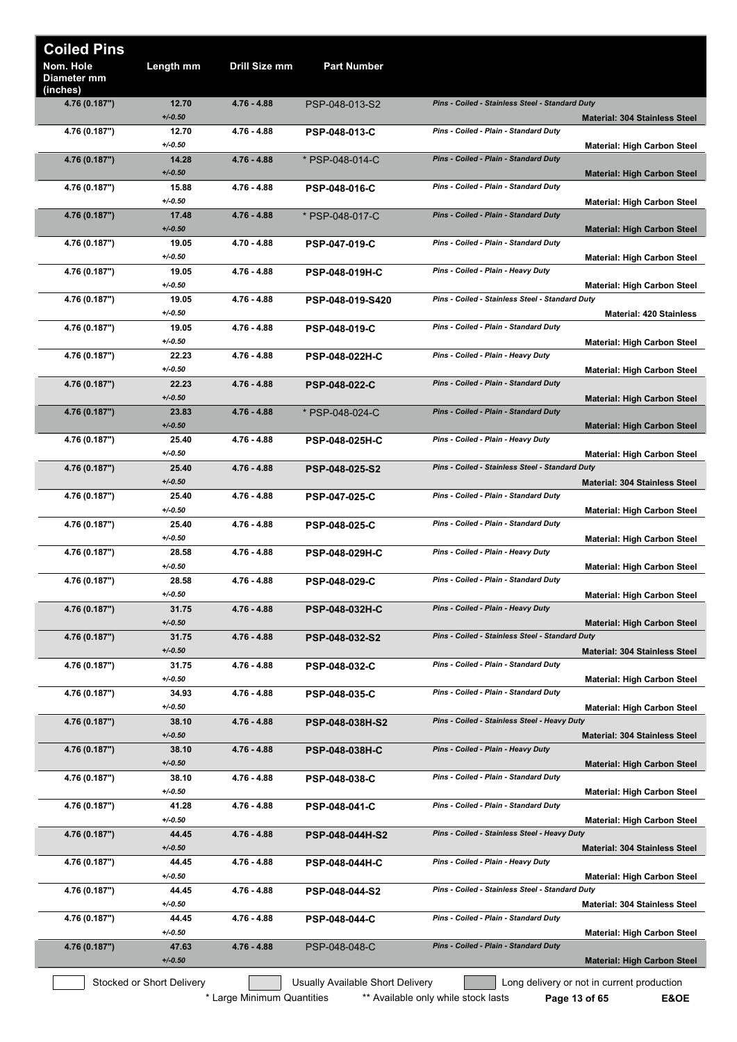## Coiled Pins

| Nom. Hole Diameter mm (inches) | Length mm | Drill Size mm | Part Number | Description | Material |
|---|---|---|---|---|---|
| 4.76 (0.187") | 12.70 +/-0.50 | 4.76 - 4.88 | PSP-048-013-S2 | Pins - Coiled - Stainless Steel - Standard Duty | Material: 304 Stainless Steel |
| 4.76 (0.187") | 12.70 +/-0.50 | 4.76 - 4.88 | PSP-048-013-C | Pins - Coiled - Plain - Standard Duty | Material: High Carbon Steel |
| 4.76 (0.187") | 14.28 +/-0.50 | 4.76 - 4.88 | * PSP-048-014-C | Pins - Coiled - Plain - Standard Duty | Material: High Carbon Steel |
| 4.76 (0.187") | 15.88 +/-0.50 | 4.76 - 4.88 | PSP-048-016-C | Pins - Coiled - Plain - Standard Duty | Material: High Carbon Steel |
| 4.76 (0.187") | 17.48 +/-0.50 | 4.76 - 4.88 | * PSP-048-017-C | Pins - Coiled - Plain - Standard Duty | Material: High Carbon Steel |
| 4.76 (0.187") | 19.05 +/-0.50 | 4.70 - 4.88 | PSP-047-019-C | Pins - Coiled - Plain - Standard Duty | Material: High Carbon Steel |
| 4.76 (0.187") | 19.05 +/-0.50 | 4.76 - 4.88 | PSP-048-019H-C | Pins - Coiled - Plain - Heavy Duty | Material: High Carbon Steel |
| 4.76 (0.187") | 19.05 +/-0.50 | 4.76 - 4.88 | PSP-048-019-S420 | Pins - Coiled - Stainless Steel - Standard Duty | Material: 420 Stainless |
| 4.76 (0.187") | 19.05 +/-0.50 | 4.76 - 4.88 | PSP-048-019-C | Pins - Coiled - Plain - Standard Duty | Material: High Carbon Steel |
| 4.76 (0.187") | 22.23 +/-0.50 | 4.76 - 4.88 | PSP-048-022H-C | Pins - Coiled - Plain - Heavy Duty | Material: High Carbon Steel |
| 4.76 (0.187") | 22.23 +/-0.50 | 4.76 - 4.88 | PSP-048-022-C | Pins - Coiled - Plain - Standard Duty | Material: High Carbon Steel |
| 4.76 (0.187") | 23.83 +/-0.50 | 4.76 - 4.88 | * PSP-048-024-C | Pins - Coiled - Plain - Standard Duty | Material: High Carbon Steel |
| 4.76 (0.187") | 25.40 +/-0.50 | 4.76 - 4.88 | PSP-048-025H-C | Pins - Coiled - Plain - Heavy Duty | Material: High Carbon Steel |
| 4.76 (0.187") | 25.40 +/-0.50 | 4.76 - 4.88 | PSP-048-025-S2 | Pins - Coiled - Stainless Steel - Standard Duty | Material: 304 Stainless Steel |
| 4.76 (0.187") | 25.40 +/-0.50 | 4.76 - 4.88 | PSP-047-025-C | Pins - Coiled - Plain - Standard Duty | Material: High Carbon Steel |
| 4.76 (0.187") | 25.40 +/-0.50 | 4.76 - 4.88 | PSP-048-025-C | Pins - Coiled - Plain - Standard Duty | Material: High Carbon Steel |
| 4.76 (0.187") | 28.58 +/-0.50 | 4.76 - 4.88 | PSP-048-029H-C | Pins - Coiled - Plain - Heavy Duty | Material: High Carbon Steel |
| 4.76 (0.187") | 28.58 +/-0.50 | 4.76 - 4.88 | PSP-048-029-C | Pins - Coiled - Plain - Standard Duty | Material: High Carbon Steel |
| 4.76 (0.187") | 31.75 +/-0.50 | 4.76 - 4.88 | PSP-048-032H-C | Pins - Coiled - Plain - Heavy Duty | Material: High Carbon Steel |
| 4.76 (0.187") | 31.75 +/-0.50 | 4.76 - 4.88 | PSP-048-032-S2 | Pins - Coiled - Stainless Steel - Standard Duty | Material: 304 Stainless Steel |
| 4.76 (0.187") | 31.75 +/-0.50 | 4.76 - 4.88 | PSP-048-032-C | Pins - Coiled - Plain - Standard Duty | Material: High Carbon Steel |
| 4.76 (0.187") | 34.93 +/-0.50 | 4.76 - 4.88 | PSP-048-035-C | Pins - Coiled - Plain - Standard Duty | Material: High Carbon Steel |
| 4.76 (0.187") | 38.10 +/-0.50 | 4.76 - 4.88 | PSP-048-038H-S2 | Pins - Coiled - Stainless Steel - Heavy Duty | Material: 304 Stainless Steel |
| 4.76 (0.187") | 38.10 +/-0.50 | 4.76 - 4.88 | PSP-048-038H-C | Pins - Coiled - Plain - Heavy Duty | Material: High Carbon Steel |
| 4.76 (0.187") | 38.10 +/-0.50 | 4.76 - 4.88 | PSP-048-038-C | Pins - Coiled - Plain - Standard Duty | Material: High Carbon Steel |
| 4.76 (0.187") | 41.28 +/-0.50 | 4.76 - 4.88 | PSP-048-041-C | Pins - Coiled - Plain - Standard Duty | Material: High Carbon Steel |
| 4.76 (0.187") | 44.45 +/-0.50 | 4.76 - 4.88 | PSP-048-044H-S2 | Pins - Coiled - Stainless Steel - Heavy Duty | Material: 304 Stainless Steel |
| 4.76 (0.187") | 44.45 +/-0.50 | 4.76 - 4.88 | PSP-048-044H-C | Pins - Coiled - Plain - Heavy Duty | Material: High Carbon Steel |
| 4.76 (0.187") | 44.45 +/-0.50 | 4.76 - 4.88 | PSP-048-044-S2 | Pins - Coiled - Stainless Steel - Standard Duty | Material: 304 Stainless Steel |
| 4.76 (0.187") | 44.45 +/-0.50 | 4.76 - 4.88 | PSP-048-044-C | Pins - Coiled - Plain - Standard Duty | Material: High Carbon Steel |
| 4.76 (0.187") | 47.63 +/-0.50 | 4.76 - 4.88 | PSP-048-048-C | Pins - Coiled - Plain - Standard Duty | Material: High Carbon Steel |

Stocked or Short Delivery | Usually Available Short Delivery | Long delivery or not in current production

\* Large Minimum Quantities &nbsp;&nbsp; ** Available only while stock lasts

E&OE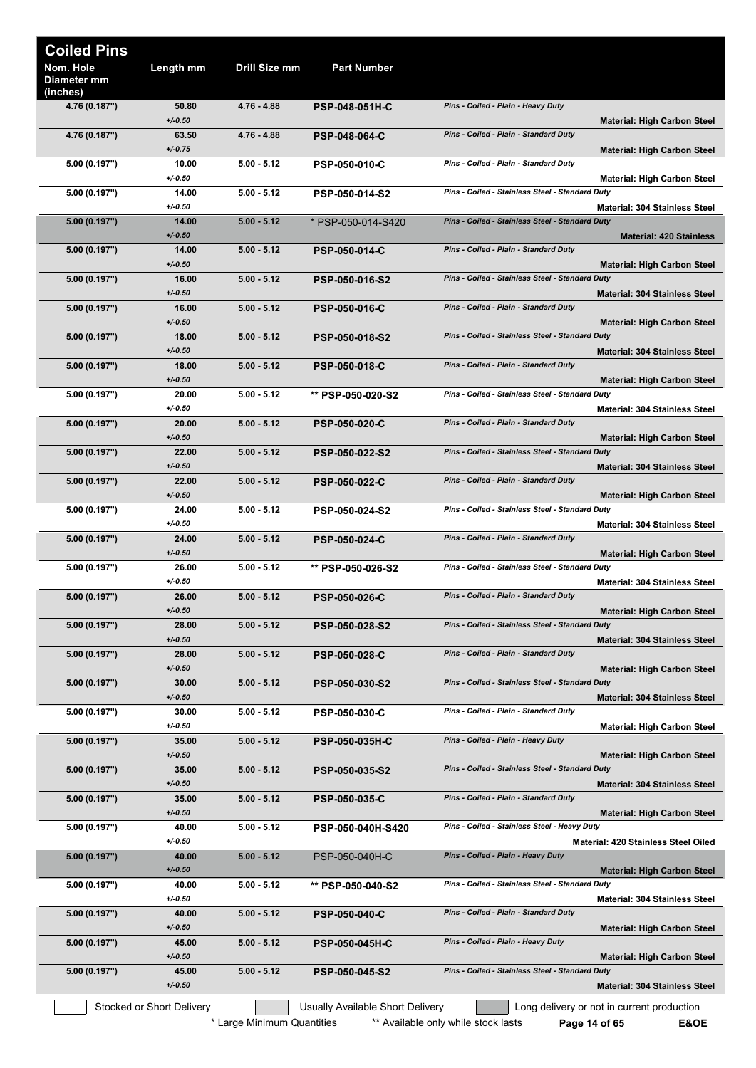## Coiled Pins

| Nom. Hole Diameter mm (inches) | Length mm | Drill Size mm | Part Number | Description | Material |
|---|---|---|---|---|---|
| 4.76 (0.187") | 50.80 +/-0.50 | 4.76 - 4.88 | **PSP-048-051H-C** | *Pins - Coiled - Plain - Heavy Duty* | **Material: High Carbon Steel** |
| 4.76 (0.187") | 63.50 +/-0.75 | 4.76 - 4.88 | **PSP-048-064-C** | *Pins - Coiled - Plain - Standard Duty* | **Material: High Carbon Steel** |
| 5.00 (0.197") | 10.00 +/-0.50 | 5.00 - 5.12 | **PSP-050-010-C** | *Pins - Coiled - Plain - Standard Duty* | **Material: High Carbon Steel** |
| 5.00 (0.197") | 14.00 +/-0.50 | 5.00 - 5.12 | **PSP-050-014-S2** | *Pins - Coiled - Stainless Steel - Standard Duty* | **Material: 304 Stainless Steel** |
| 5.00 (0.197") | 14.00 +/-0.50 | 5.00 - 5.12 | * PSP-050-014-S420 | *Pins - Coiled - Stainless Steel - Standard Duty* | **Material: 420 Stainless** |
| 5.00 (0.197") | 14.00 +/-0.50 | 5.00 - 5.12 | **PSP-050-014-C** | *Pins - Coiled - Plain - Standard Duty* | **Material: High Carbon Steel** |
| 5.00 (0.197") | 16.00 +/-0.50 | 5.00 - 5.12 | **PSP-050-016-S2** | *Pins - Coiled - Stainless Steel - Standard Duty* | **Material: 304 Stainless Steel** |
| 5.00 (0.197") | 16.00 +/-0.50 | 5.00 - 5.12 | **PSP-050-016-C** | *Pins - Coiled - Plain - Standard Duty* | **Material: High Carbon Steel** |
| 5.00 (0.197") | 18.00 +/-0.50 | 5.00 - 5.12 | **PSP-050-018-S2** | *Pins - Coiled - Stainless Steel - Standard Duty* | **Material: 304 Stainless Steel** |
| 5.00 (0.197") | 18.00 +/-0.50 | 5.00 - 5.12 | **PSP-050-018-C** | *Pins - Coiled - Plain - Standard Duty* | **Material: High Carbon Steel** |
| 5.00 (0.197") | 20.00 +/-0.50 | 5.00 - 5.12 | **** PSP-050-020-S2** | *Pins - Coiled - Stainless Steel - Standard Duty* | **Material: 304 Stainless Steel** |
| 5.00 (0.197") | 20.00 +/-0.50 | 5.00 - 5.12 | **PSP-050-020-C** | *Pins - Coiled - Plain - Standard Duty* | **Material: High Carbon Steel** |
| 5.00 (0.197") | 22.00 +/-0.50 | 5.00 - 5.12 | **PSP-050-022-S2** | *Pins - Coiled - Stainless Steel - Standard Duty* | **Material: 304 Stainless Steel** |
| 5.00 (0.197") | 22.00 +/-0.50 | 5.00 - 5.12 | **PSP-050-022-C** | *Pins - Coiled - Plain - Standard Duty* | **Material: High Carbon Steel** |
| 5.00 (0.197") | 24.00 +/-0.50 | 5.00 - 5.12 | **PSP-050-024-S2** | *Pins - Coiled - Stainless Steel - Standard Duty* | **Material: 304 Stainless Steel** |
| 5.00 (0.197") | 24.00 +/-0.50 | 5.00 - 5.12 | **PSP-050-024-C** | *Pins - Coiled - Plain - Standard Duty* | **Material: High Carbon Steel** |
| 5.00 (0.197") | 26.00 +/-0.50 | 5.00 - 5.12 | **** PSP-050-026-S2** | *Pins - Coiled - Stainless Steel - Standard Duty* | **Material: 304 Stainless Steel** |
| 5.00 (0.197") | 26.00 +/-0.50 | 5.00 - 5.12 | **PSP-050-026-C** | *Pins - Coiled - Plain - Standard Duty* | **Material: High Carbon Steel** |
| 5.00 (0.197") | 28.00 +/-0.50 | 5.00 - 5.12 | **PSP-050-028-S2** | *Pins - Coiled - Stainless Steel - Standard Duty* | **Material: 304 Stainless Steel** |
| 5.00 (0.197") | 28.00 +/-0.50 | 5.00 - 5.12 | **PSP-050-028-C** | *Pins - Coiled - Plain - Standard Duty* | **Material: High Carbon Steel** |
| 5.00 (0.197") | 30.00 +/-0.50 | 5.00 - 5.12 | **PSP-050-030-S2** | *Pins - Coiled - Stainless Steel - Standard Duty* | **Material: 304 Stainless Steel** |
| 5.00 (0.197") | 30.00 +/-0.50 | 5.00 - 5.12 | **PSP-050-030-C** | *Pins - Coiled - Plain - Standard Duty* | **Material: High Carbon Steel** |
| 5.00 (0.197") | 35.00 +/-0.50 | 5.00 - 5.12 | **PSP-050-035H-C** | *Pins - Coiled - Plain - Heavy Duty* | **Material: High Carbon Steel** |
| 5.00 (0.197") | 35.00 +/-0.50 | 5.00 - 5.12 | **PSP-050-035-S2** | *Pins - Coiled - Stainless Steel - Standard Duty* | **Material: 304 Stainless Steel** |
| 5.00 (0.197") | 35.00 +/-0.50 | 5.00 - 5.12 | **PSP-050-035-C** | *Pins - Coiled - Plain - Standard Duty* | **Material: High Carbon Steel** |
| 5.00 (0.197") | 40.00 +/-0.50 | 5.00 - 5.12 | **PSP-050-040H-S420** | *Pins - Coiled - Stainless Steel - Heavy Duty* | **Material: 420 Stainless Steel Oiled** |
| 5.00 (0.197") | 40.00 +/-0.50 | 5.00 - 5.12 | PSP-050-040H-C | *Pins - Coiled - Plain - Heavy Duty* | **Material: High Carbon Steel** |
| 5.00 (0.197") | 40.00 +/-0.50 | 5.00 - 5.12 | **** PSP-050-040-S2** | *Pins - Coiled - Stainless Steel - Standard Duty* | **Material: 304 Stainless Steel** |
| 5.00 (0.197") | 40.00 +/-0.50 | 5.00 - 5.12 | **PSP-050-040-C** | *Pins - Coiled - Plain - Standard Duty* | **Material: High Carbon Steel** |
| 5.00 (0.197") | 45.00 +/-0.50 | 5.00 - 5.12 | **PSP-050-045H-C** | *Pins - Coiled - Plain - Heavy Duty* | **Material: High Carbon Steel** |
| 5.00 (0.197") | 45.00 +/-0.50 | 5.00 - 5.12 | **PSP-050-045-S2** | *Pins - Coiled - Stainless Steel - Standard Duty* | **Material: 304 Stainless Steel** |

Stocked or Short Delivery | Usually Available Short Delivery | Long delivery or not in current production

\* Large Minimum Quantities &nbsp;&nbsp; ** Available only while stock lasts

E&OE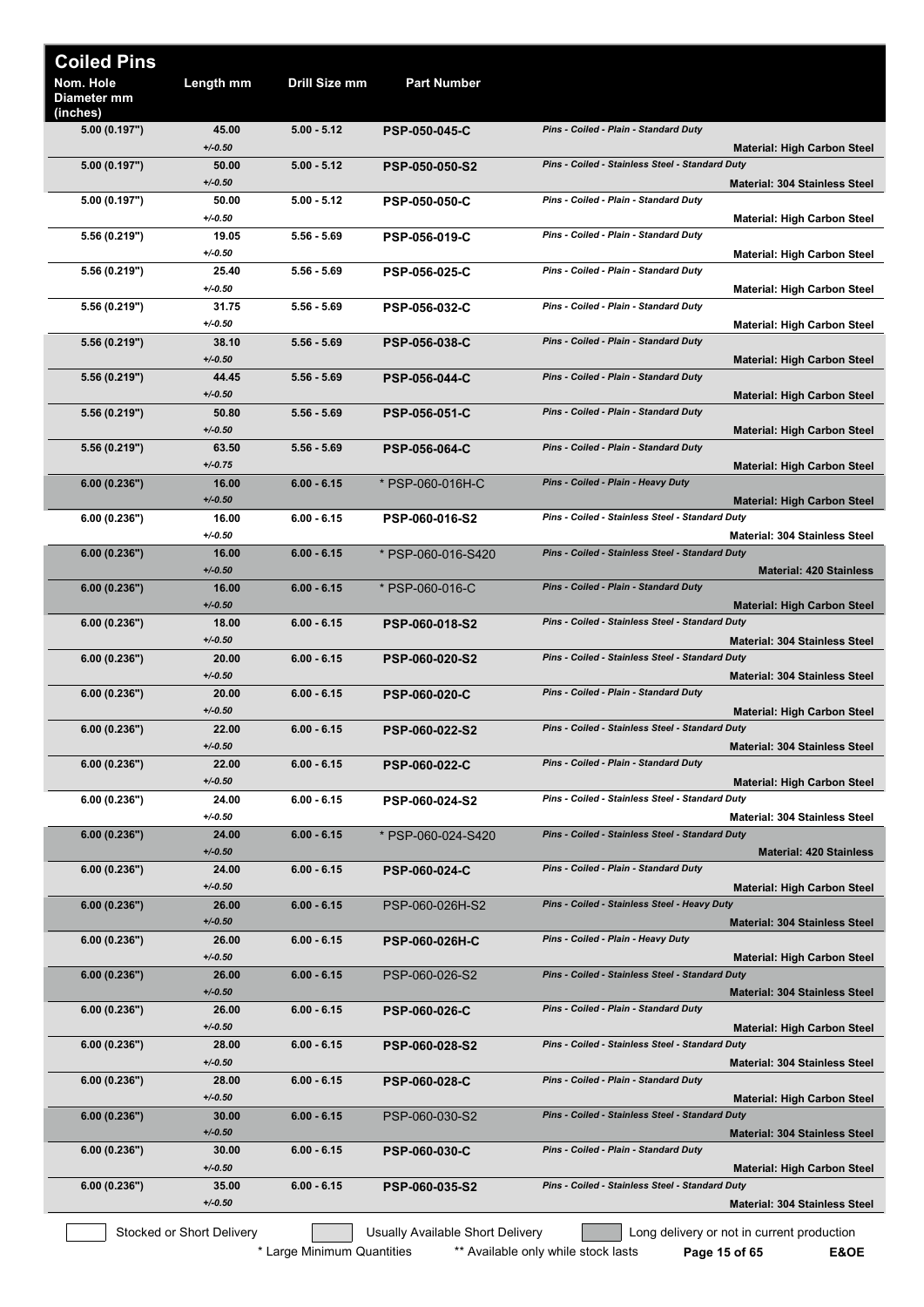# Coiled Pins

| Nom. Hole Diameter mm (inches) | Length mm | Drill Size mm | Part Number | Description | Material |
|---|---|---|---|---|---|
| 5.00 (0.197") | 45.00 +/-0.50 | 5.00 - 5.12 | **PSP-050-045-C** | *Pins - Coiled - Plain - Standard Duty* | **Material: High Carbon Steel** |
| 5.00 (0.197") | 50.00 +/-0.50 | 5.00 - 5.12 | **PSP-050-050-S2** | *Pins - Coiled - Stainless Steel - Standard Duty* | **Material: 304 Stainless Steel** |
| 5.00 (0.197") | 50.00 +/-0.50 | 5.00 - 5.12 | **PSP-050-050-C** | *Pins - Coiled - Plain - Standard Duty* | **Material: High Carbon Steel** |
| 5.56 (0.219") | 19.05 +/-0.50 | 5.56 - 5.69 | **PSP-056-019-C** | *Pins - Coiled - Plain - Standard Duty* | **Material: High Carbon Steel** |
| 5.56 (0.219") | 25.40 +/-0.50 | 5.56 - 5.69 | **PSP-056-025-C** | *Pins - Coiled - Plain - Standard Duty* | **Material: High Carbon Steel** |
| 5.56 (0.219") | 31.75 +/-0.50 | 5.56 - 5.69 | **PSP-056-032-C** | *Pins - Coiled - Plain - Standard Duty* | **Material: High Carbon Steel** |
| 5.56 (0.219") | 38.10 +/-0.50 | 5.56 - 5.69 | **PSP-056-038-C** | *Pins - Coiled - Plain - Standard Duty* | **Material: High Carbon Steel** |
| 5.56 (0.219") | 44.45 +/-0.50 | 5.56 - 5.69 | **PSP-056-044-C** | *Pins - Coiled - Plain - Standard Duty* | **Material: High Carbon Steel** |
| 5.56 (0.219") | 50.80 +/-0.50 | 5.56 - 5.69 | **PSP-056-051-C** | *Pins - Coiled - Plain - Standard Duty* | **Material: High Carbon Steel** |
| 5.56 (0.219") | 63.50 +/-0.75 | 5.56 - 5.69 | **PSP-056-064-C** | *Pins - Coiled - Plain - Standard Duty* | **Material: High Carbon Steel** |
| 6.00 (0.236") | 16.00 +/-0.50 | 6.00 - 6.15 | * PSP-060-016H-C | *Pins - Coiled - Plain - Heavy Duty* | **Material: High Carbon Steel** |
| 6.00 (0.236") | 16.00 +/-0.50 | 6.00 - 6.15 | **PSP-060-016-S2** | *Pins - Coiled - Stainless Steel - Standard Duty* | **Material: 304 Stainless Steel** |
| 6.00 (0.236") | 16.00 +/-0.50 | 6.00 - 6.15 | * PSP-060-016-S420 | *Pins - Coiled - Stainless Steel - Standard Duty* | **Material: 420 Stainless** |
| 6.00 (0.236") | 16.00 +/-0.50 | 6.00 - 6.15 | * PSP-060-016-C | *Pins - Coiled - Plain - Standard Duty* | **Material: High Carbon Steel** |
| 6.00 (0.236") | 18.00 +/-0.50 | 6.00 - 6.15 | **PSP-060-018-S2** | *Pins - Coiled - Stainless Steel - Standard Duty* | **Material: 304 Stainless Steel** |
| 6.00 (0.236") | 20.00 +/-0.50 | 6.00 - 6.15 | **PSP-060-020-S2** | *Pins - Coiled - Stainless Steel - Standard Duty* | **Material: 304 Stainless Steel** |
| 6.00 (0.236") | 20.00 +/-0.50 | 6.00 - 6.15 | **PSP-060-020-C** | *Pins - Coiled - Plain - Standard Duty* | **Material: High Carbon Steel** |
| 6.00 (0.236") | 22.00 +/-0.50 | 6.00 - 6.15 | **PSP-060-022-S2** | *Pins - Coiled - Stainless Steel - Standard Duty* | **Material: 304 Stainless Steel** |
| 6.00 (0.236") | 22.00 +/-0.50 | 6.00 - 6.15 | **PSP-060-022-C** | *Pins - Coiled - Plain - Standard Duty* | **Material: High Carbon Steel** |
| 6.00 (0.236") | 24.00 +/-0.50 | 6.00 - 6.15 | **PSP-060-024-S2** | *Pins - Coiled - Stainless Steel - Standard Duty* | **Material: 304 Stainless Steel** |
| 6.00 (0.236") | 24.00 +/-0.50 | 6.00 - 6.15 | * PSP-060-024-S420 | *Pins - Coiled - Stainless Steel - Standard Duty* | **Material: 420 Stainless** |
| 6.00 (0.236") | 24.00 +/-0.50 | 6.00 - 6.15 | **PSP-060-024-C** | *Pins - Coiled - Plain - Standard Duty* | **Material: High Carbon Steel** |
| 6.00 (0.236") | 26.00 +/-0.50 | 6.00 - 6.15 | PSP-060-026H-S2 | *Pins - Coiled - Stainless Steel - Heavy Duty* | **Material: 304 Stainless Steel** |
| 6.00 (0.236") | 26.00 +/-0.50 | 6.00 - 6.15 | **PSP-060-026H-C** | *Pins - Coiled - Plain - Heavy Duty* | **Material: High Carbon Steel** |
| 6.00 (0.236") | 26.00 +/-0.50 | 6.00 - 6.15 | PSP-060-026-S2 | *Pins - Coiled - Stainless Steel - Standard Duty* | **Material: 304 Stainless Steel** |
| 6.00 (0.236") | 26.00 +/-0.50 | 6.00 - 6.15 | **PSP-060-026-C** | *Pins - Coiled - Plain - Standard Duty* | **Material: High Carbon Steel** |
| 6.00 (0.236") | 28.00 +/-0.50 | 6.00 - 6.15 | **PSP-060-028-S2** | *Pins - Coiled - Stainless Steel - Standard Duty* | **Material: 304 Stainless Steel** |
| 6.00 (0.236") | 28.00 +/-0.50 | 6.00 - 6.15 | **PSP-060-028-C** | *Pins - Coiled - Plain - Standard Duty* | **Material: High Carbon Steel** |
| 6.00 (0.236") | 30.00 +/-0.50 | 6.00 - 6.15 | PSP-060-030-S2 | *Pins - Coiled - Stainless Steel - Standard Duty* | **Material: 304 Stainless Steel** |
| 6.00 (0.236") | 30.00 +/-0.50 | 6.00 - 6.15 | **PSP-060-030-C** | *Pins - Coiled - Plain - Standard Duty* | **Material: High Carbon Steel** |
| 6.00 (0.236") | 35.00 +/-0.50 | 6.00 - 6.15 | **PSP-060-035-S2** | *Pins - Coiled - Stainless Steel - Standard Duty* | **Material: 304 Stainless Steel** |

Stocked or Short Delivery | Usually Available Short Delivery | Long delivery or not in current production

\* Large Minimum Quantities &nbsp;&nbsp; ** Available only while stock lasts &nbsp;&nbsp; E&OE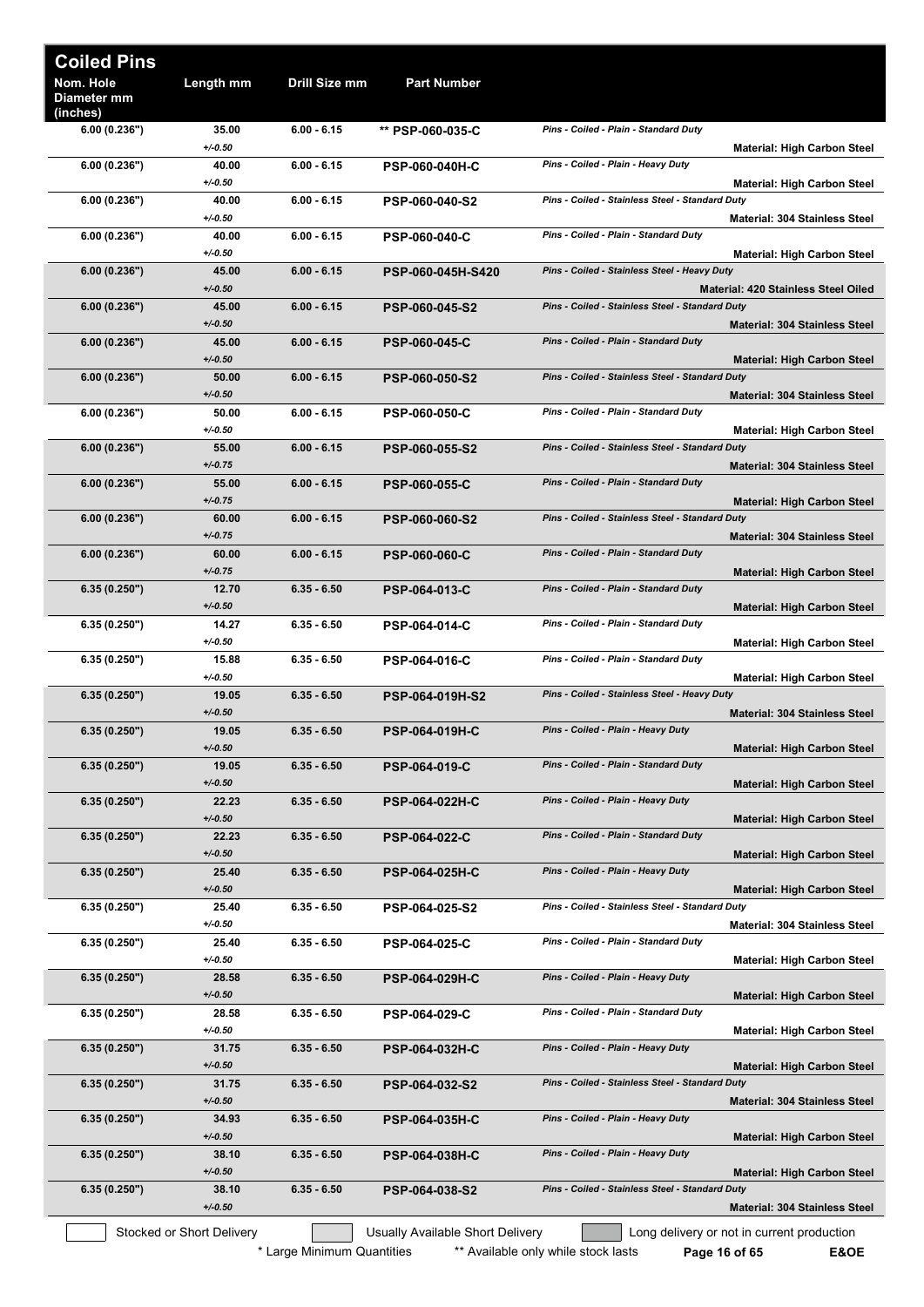# Coiled Pins

| Nom. Hole Diameter mm (inches) | Length mm | Drill Size mm | Part Number | Description | Material |
|---|---|---|---|---|---|
| 6.00 (0.236") | 35.00 +/-0.50 | 6.00 - 6.15 | ** PSP-060-035-C | Pins - Coiled - Plain - Standard Duty | Material: High Carbon Steel |
| 6.00 (0.236") | 40.00 +/-0.50 | 6.00 - 6.15 | PSP-060-040H-C | Pins - Coiled - Plain - Heavy Duty | Material: High Carbon Steel |
| 6.00 (0.236") | 40.00 +/-0.50 | 6.00 - 6.15 | PSP-060-040-S2 | Pins - Coiled - Stainless Steel - Standard Duty | Material: 304 Stainless Steel |
| 6.00 (0.236") | 40.00 +/-0.50 | 6.00 - 6.15 | PSP-060-040-C | Pins - Coiled - Plain - Standard Duty | Material: High Carbon Steel |
| 6.00 (0.236") | 45.00 +/-0.50 | 6.00 - 6.15 | PSP-060-045H-S420 | Pins - Coiled - Stainless Steel - Heavy Duty | Material: 420 Stainless Steel Oiled |
| 6.00 (0.236") | 45.00 +/-0.50 | 6.00 - 6.15 | PSP-060-045-S2 | Pins - Coiled - Stainless Steel - Standard Duty | Material: 304 Stainless Steel |
| 6.00 (0.236") | 45.00 +/-0.50 | 6.00 - 6.15 | PSP-060-045-C | Pins - Coiled - Plain - Standard Duty | Material: High Carbon Steel |
| 6.00 (0.236") | 50.00 +/-0.50 | 6.00 - 6.15 | PSP-060-050-S2 | Pins - Coiled - Stainless Steel - Standard Duty | Material: 304 Stainless Steel |
| 6.00 (0.236") | 50.00 +/-0.50 | 6.00 - 6.15 | PSP-060-050-C | Pins - Coiled - Plain - Standard Duty | Material: High Carbon Steel |
| 6.00 (0.236") | 55.00 +/-0.75 | 6.00 - 6.15 | PSP-060-055-S2 | Pins - Coiled - Stainless Steel - Standard Duty | Material: 304 Stainless Steel |
| 6.00 (0.236") | 55.00 +/-0.75 | 6.00 - 6.15 | PSP-060-055-C | Pins - Coiled - Plain - Standard Duty | Material: High Carbon Steel |
| 6.00 (0.236") | 60.00 +/-0.75 | 6.00 - 6.15 | PSP-060-060-S2 | Pins - Coiled - Stainless Steel - Standard Duty | Material: 304 Stainless Steel |
| 6.00 (0.236") | 60.00 +/-0.75 | 6.00 - 6.15 | PSP-060-060-C | Pins - Coiled - Plain - Standard Duty | Material: High Carbon Steel |
| 6.35 (0.250") | 12.70 +/-0.50 | 6.35 - 6.50 | PSP-064-013-C | Pins - Coiled - Plain - Standard Duty | Material: High Carbon Steel |
| 6.35 (0.250") | 14.27 +/-0.50 | 6.35 - 6.50 | PSP-064-014-C | Pins - Coiled - Plain - Standard Duty | Material: High Carbon Steel |
| 6.35 (0.250") | 15.88 +/-0.50 | 6.35 - 6.50 | PSP-064-016-C | Pins - Coiled - Plain - Standard Duty | Material: High Carbon Steel |
| 6.35 (0.250") | 19.05 +/-0.50 | 6.35 - 6.50 | PSP-064-019H-S2 | Pins - Coiled - Stainless Steel - Heavy Duty | Material: 304 Stainless Steel |
| 6.35 (0.250") | 19.05 +/-0.50 | 6.35 - 6.50 | PSP-064-019H-C | Pins - Coiled - Plain - Heavy Duty | Material: High Carbon Steel |
| 6.35 (0.250") | 19.05 +/-0.50 | 6.35 - 6.50 | PSP-064-019-C | Pins - Coiled - Plain - Standard Duty | Material: High Carbon Steel |
| 6.35 (0.250") | 22.23 +/-0.50 | 6.35 - 6.50 | PSP-064-022H-C | Pins - Coiled - Plain - Heavy Duty | Material: High Carbon Steel |
| 6.35 (0.250") | 22.23 +/-0.50 | 6.35 - 6.50 | PSP-064-022-C | Pins - Coiled - Plain - Standard Duty | Material: High Carbon Steel |
| 6.35 (0.250") | 25.40 +/-0.50 | 6.35 - 6.50 | PSP-064-025H-C | Pins - Coiled - Plain - Heavy Duty | Material: High Carbon Steel |
| 6.35 (0.250") | 25.40 +/-0.50 | 6.35 - 6.50 | PSP-064-025-S2 | Pins - Coiled - Stainless Steel - Standard Duty | Material: 304 Stainless Steel |
| 6.35 (0.250") | 25.40 +/-0.50 | 6.35 - 6.50 | PSP-064-025-C | Pins - Coiled - Plain - Standard Duty | Material: High Carbon Steel |
| 6.35 (0.250") | 28.58 +/-0.50 | 6.35 - 6.50 | PSP-064-029H-C | Pins - Coiled - Plain - Heavy Duty | Material: High Carbon Steel |
| 6.35 (0.250") | 28.58 +/-0.50 | 6.35 - 6.50 | PSP-064-029-C | Pins - Coiled - Plain - Standard Duty | Material: High Carbon Steel |
| 6.35 (0.250") | 31.75 +/-0.50 | 6.35 - 6.50 | PSP-064-032H-C | Pins - Coiled - Plain - Heavy Duty | Material: High Carbon Steel |
| 6.35 (0.250") | 31.75 +/-0.50 | 6.35 - 6.50 | PSP-064-032-S2 | Pins - Coiled - Stainless Steel - Standard Duty | Material: 304 Stainless Steel |
| 6.35 (0.250") | 34.93 +/-0.50 | 6.35 - 6.50 | PSP-064-035H-C | Pins - Coiled - Plain - Heavy Duty | Material: High Carbon Steel |
| 6.35 (0.250") | 38.10 +/-0.50 | 6.35 - 6.50 | PSP-064-038H-C | Pins - Coiled - Plain - Heavy Duty | Material: High Carbon Steel |
| 6.35 (0.250") | 38.10 +/-0.50 | 6.35 - 6.50 | PSP-064-038-S2 | Pins - Coiled - Stainless Steel - Standard Duty | Material: 304 Stainless Steel |

Stocked or Short Delivery | Usually Available Short Delivery | Long delivery or not in current production

\* Large Minimum Quantities    ** Available only while stock lasts    E&OE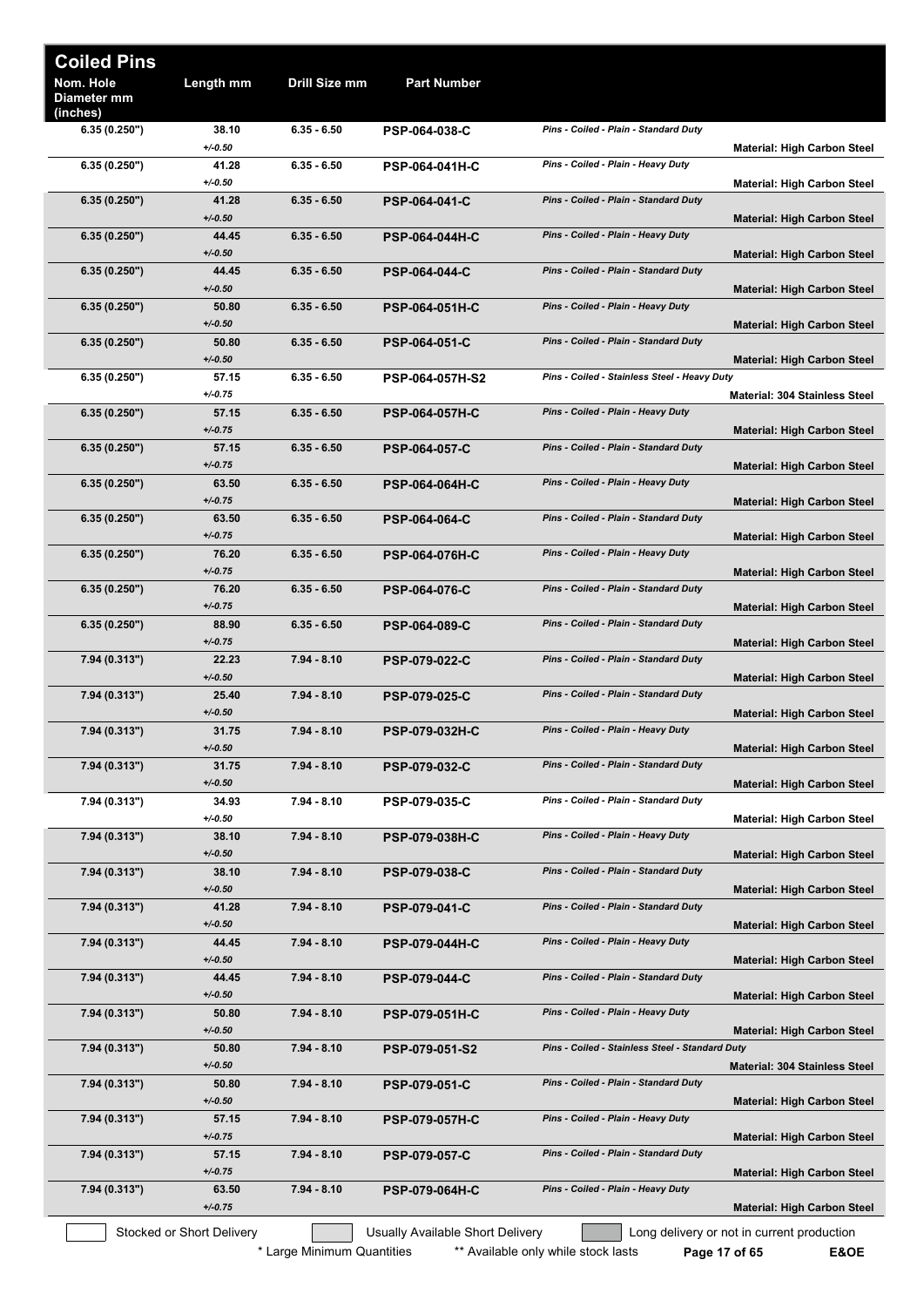# Coiled Pins

| Nom. Hole Diameter mm (inches) | Length mm | Drill Size mm | Part Number | Description | Material |
|---|---|---|---|---|---|
| 6.35 (0.250") | 38.10 +/-0.50 | 6.35 - 6.50 | PSP-064-038-C | Pins - Coiled - Plain - Standard Duty | Material: High Carbon Steel |
| 6.35 (0.250") | 41.28 +/-0.50 | 6.35 - 6.50 | PSP-064-041H-C | Pins - Coiled - Plain - Heavy Duty | Material: High Carbon Steel |
| 6.35 (0.250") | 41.28 +/-0.50 | 6.35 - 6.50 | PSP-064-041-C | Pins - Coiled - Plain - Standard Duty | Material: High Carbon Steel |
| 6.35 (0.250") | 44.45 +/-0.50 | 6.35 - 6.50 | PSP-064-044H-C | Pins - Coiled - Plain - Heavy Duty | Material: High Carbon Steel |
| 6.35 (0.250") | 44.45 +/-0.50 | 6.35 - 6.50 | PSP-064-044-C | Pins - Coiled - Plain - Standard Duty | Material: High Carbon Steel |
| 6.35 (0.250") | 50.80 +/-0.50 | 6.35 - 6.50 | PSP-064-051H-C | Pins - Coiled - Plain - Heavy Duty | Material: High Carbon Steel |
| 6.35 (0.250") | 50.80 +/-0.50 | 6.35 - 6.50 | PSP-064-051-C | Pins - Coiled - Plain - Standard Duty | Material: High Carbon Steel |
| 6.35 (0.250") | 57.15 +/-0.75 | 6.35 - 6.50 | PSP-064-057H-S2 | Pins - Coiled - Stainless Steel - Heavy Duty | Material: 304 Stainless Steel |
| 6.35 (0.250") | 57.15 +/-0.75 | 6.35 - 6.50 | PSP-064-057H-C | Pins - Coiled - Plain - Heavy Duty | Material: High Carbon Steel |
| 6.35 (0.250") | 57.15 +/-0.75 | 6.35 - 6.50 | PSP-064-057-C | Pins - Coiled - Plain - Standard Duty | Material: High Carbon Steel |
| 6.35 (0.250") | 63.50 +/-0.75 | 6.35 - 6.50 | PSP-064-064H-C | Pins - Coiled - Plain - Heavy Duty | Material: High Carbon Steel |
| 6.35 (0.250") | 63.50 +/-0.75 | 6.35 - 6.50 | PSP-064-064-C | Pins - Coiled - Plain - Standard Duty | Material: High Carbon Steel |
| 6.35 (0.250") | 76.20 +/-0.75 | 6.35 - 6.50 | PSP-064-076H-C | Pins - Coiled - Plain - Heavy Duty | Material: High Carbon Steel |
| 6.35 (0.250") | 76.20 +/-0.75 | 6.35 - 6.50 | PSP-064-076-C | Pins - Coiled - Plain - Standard Duty | Material: High Carbon Steel |
| 6.35 (0.250") | 88.90 +/-0.75 | 6.35 - 6.50 | PSP-064-089-C | Pins - Coiled - Plain - Standard Duty | Material: High Carbon Steel |
| 7.94 (0.313") | 22.23 +/-0.50 | 7.94 - 8.10 | PSP-079-022-C | Pins - Coiled - Plain - Standard Duty | Material: High Carbon Steel |
| 7.94 (0.313") | 25.40 +/-0.50 | 7.94 - 8.10 | PSP-079-025-C | Pins - Coiled - Plain - Standard Duty | Material: High Carbon Steel |
| 7.94 (0.313") | 31.75 +/-0.50 | 7.94 - 8.10 | PSP-079-032H-C | Pins - Coiled - Plain - Heavy Duty | Material: High Carbon Steel |
| 7.94 (0.313") | 31.75 +/-0.50 | 7.94 - 8.10 | PSP-079-032-C | Pins - Coiled - Plain - Standard Duty | Material: High Carbon Steel |
| 7.94 (0.313") | 34.93 +/-0.50 | 7.94 - 8.10 | PSP-079-035-C | Pins - Coiled - Plain - Standard Duty | Material: High Carbon Steel |
| 7.94 (0.313") | 38.10 +/-0.50 | 7.94 - 8.10 | PSP-079-038H-C | Pins - Coiled - Plain - Heavy Duty | Material: High Carbon Steel |
| 7.94 (0.313") | 38.10 +/-0.50 | 7.94 - 8.10 | PSP-079-038-C | Pins - Coiled - Plain - Standard Duty | Material: High Carbon Steel |
| 7.94 (0.313") | 41.28 +/-0.50 | 7.94 - 8.10 | PSP-079-041-C | Pins - Coiled - Plain - Standard Duty | Material: High Carbon Steel |
| 7.94 (0.313") | 44.45 +/-0.50 | 7.94 - 8.10 | PSP-079-044H-C | Pins - Coiled - Plain - Heavy Duty | Material: High Carbon Steel |
| 7.94 (0.313") | 44.45 +/-0.50 | 7.94 - 8.10 | PSP-079-044-C | Pins - Coiled - Plain - Standard Duty | Material: High Carbon Steel |
| 7.94 (0.313") | 50.80 +/-0.50 | 7.94 - 8.10 | PSP-079-051H-C | Pins - Coiled - Plain - Heavy Duty | Material: High Carbon Steel |
| 7.94 (0.313") | 50.80 +/-0.50 | 7.94 - 8.10 | PSP-079-051-S2 | Pins - Coiled - Stainless Steel - Standard Duty | Material: 304 Stainless Steel |
| 7.94 (0.313") | 50.80 +/-0.50 | 7.94 - 8.10 | PSP-079-051-C | Pins - Coiled - Plain - Standard Duty | Material: High Carbon Steel |
| 7.94 (0.313") | 57.15 +/-0.75 | 7.94 - 8.10 | PSP-079-057H-C | Pins - Coiled - Plain - Heavy Duty | Material: High Carbon Steel |
| 7.94 (0.313") | 57.15 +/-0.75 | 7.94 - 8.10 | PSP-079-057-C | Pins - Coiled - Plain - Standard Duty | Material: High Carbon Steel |
| 7.94 (0.313") | 63.50 +/-0.75 | 7.94 - 8.10 | PSP-079-064H-C | Pins - Coiled - Plain - Heavy Duty | Material: High Carbon Steel |

Stocked or Short Delivery | Usually Available Short Delivery | Long delivery or not in current production

\* Large Minimum Quantities ** Available only while stock lasts

E&OE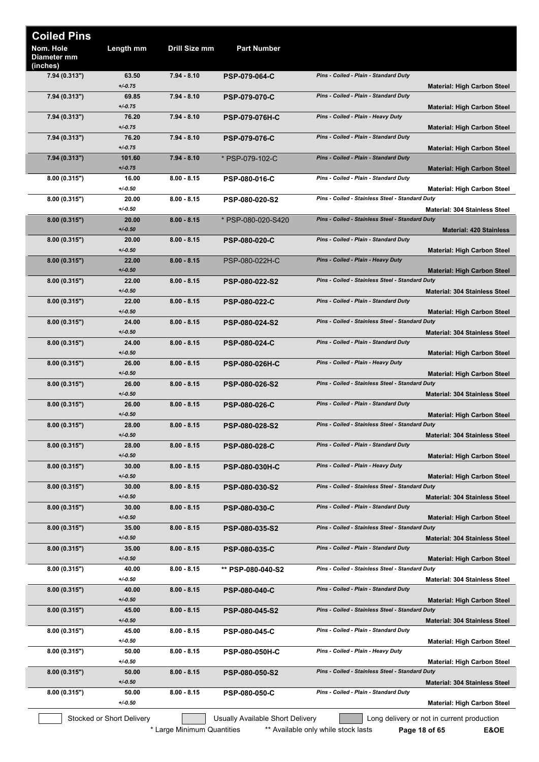# Coiled Pins

| Nom. Hole Diameter mm (inches) | Length mm | Drill Size mm | Part Number | Description | Material |
|---|---|---|---|---|---|
| 7.94 (0.313") | 63.50 +/-0.75 | 7.94 - 8.10 | PSP-079-064-C | Pins - Coiled - Plain - Standard Duty | Material: High Carbon Steel |
| 7.94 (0.313") | 69.85 +/-0.75 | 7.94 - 8.10 | PSP-079-070-C | Pins - Coiled - Plain - Standard Duty | Material: High Carbon Steel |
| 7.94 (0.313") | 76.20 +/-0.75 | 7.94 - 8.10 | PSP-079-076H-C | Pins - Coiled - Plain - Heavy Duty | Material: High Carbon Steel |
| 7.94 (0.313") | 76.20 +/-0.75 | 7.94 - 8.10 | PSP-079-076-C | Pins - Coiled - Plain - Standard Duty | Material: High Carbon Steel |
| 7.94 (0.313") | 101.60 +/-0.75 | 7.94 - 8.10 | * PSP-079-102-C | Pins - Coiled - Plain - Standard Duty | Material: High Carbon Steel |
| 8.00 (0.315") | 16.00 +/-0.50 | 8.00 - 8.15 | PSP-080-016-C | Pins - Coiled - Plain - Standard Duty | Material: High Carbon Steel |
| 8.00 (0.315") | 20.00 +/-0.50 | 8.00 - 8.15 | PSP-080-020-S2 | Pins - Coiled - Stainless Steel - Standard Duty | Material: 304 Stainless Steel |
| 8.00 (0.315") | 20.00 +/-0.50 | 8.00 - 8.15 | * PSP-080-020-S420 | Pins - Coiled - Stainless Steel - Standard Duty | Material: 420 Stainless |
| 8.00 (0.315") | 20.00 +/-0.50 | 8.00 - 8.15 | PSP-080-020-C | Pins - Coiled - Plain - Standard Duty | Material: High Carbon Steel |
| 8.00 (0.315") | 22.00 +/-0.50 | 8.00 - 8.15 | PSP-080-022H-C | Pins - Coiled - Plain - Heavy Duty | Material: High Carbon Steel |
| 8.00 (0.315") | 22.00 +/-0.50 | 8.00 - 8.15 | PSP-080-022-S2 | Pins - Coiled - Stainless Steel - Standard Duty | Material: 304 Stainless Steel |
| 8.00 (0.315") | 22.00 +/-0.50 | 8.00 - 8.15 | PSP-080-022-C | Pins - Coiled - Plain - Standard Duty | Material: High Carbon Steel |
| 8.00 (0.315") | 24.00 +/-0.50 | 8.00 - 8.15 | PSP-080-024-S2 | Pins - Coiled - Stainless Steel - Standard Duty | Material: 304 Stainless Steel |
| 8.00 (0.315") | 24.00 +/-0.50 | 8.00 - 8.15 | PSP-080-024-C | Pins - Coiled - Plain - Standard Duty | Material: High Carbon Steel |
| 8.00 (0.315") | 26.00 +/-0.50 | 8.00 - 8.15 | PSP-080-026H-C | Pins - Coiled - Plain - Heavy Duty | Material: High Carbon Steel |
| 8.00 (0.315") | 26.00 +/-0.50 | 8.00 - 8.15 | PSP-080-026-S2 | Pins - Coiled - Stainless Steel - Standard Duty | Material: 304 Stainless Steel |
| 8.00 (0.315") | 26.00 +/-0.50 | 8.00 - 8.15 | PSP-080-026-C | Pins - Coiled - Plain - Standard Duty | Material: High Carbon Steel |
| 8.00 (0.315") | 28.00 +/-0.50 | 8.00 - 8.15 | PSP-080-028-S2 | Pins - Coiled - Stainless Steel - Standard Duty | Material: 304 Stainless Steel |
| 8.00 (0.315") | 28.00 +/-0.50 | 8.00 - 8.15 | PSP-080-028-C | Pins - Coiled - Plain - Standard Duty | Material: High Carbon Steel |
| 8.00 (0.315") | 30.00 +/-0.50 | 8.00 - 8.15 | PSP-080-030H-C | Pins - Coiled - Plain - Heavy Duty | Material: High Carbon Steel |
| 8.00 (0.315") | 30.00 +/-0.50 | 8.00 - 8.15 | PSP-080-030-S2 | Pins - Coiled - Stainless Steel - Standard Duty | Material: 304 Stainless Steel |
| 8.00 (0.315") | 30.00 +/-0.50 | 8.00 - 8.15 | PSP-080-030-C | Pins - Coiled - Plain - Standard Duty | Material: High Carbon Steel |
| 8.00 (0.315") | 35.00 +/-0.50 | 8.00 - 8.15 | PSP-080-035-S2 | Pins - Coiled - Stainless Steel - Standard Duty | Material: 304 Stainless Steel |
| 8.00 (0.315") | 35.00 +/-0.50 | 8.00 - 8.15 | PSP-080-035-C | Pins - Coiled - Plain - Standard Duty | Material: High Carbon Steel |
| 8.00 (0.315") | 40.00 +/-0.50 | 8.00 - 8.15 | ** PSP-080-040-S2 | Pins - Coiled - Stainless Steel - Standard Duty | Material: 304 Stainless Steel |
| 8.00 (0.315") | 40.00 +/-0.50 | 8.00 - 8.15 | PSP-080-040-C | Pins - Coiled - Plain - Standard Duty | Material: High Carbon Steel |
| 8.00 (0.315") | 45.00 +/-0.50 | 8.00 - 8.15 | PSP-080-045-S2 | Pins - Coiled - Stainless Steel - Standard Duty | Material: 304 Stainless Steel |
| 8.00 (0.315") | 45.00 +/-0.50 | 8.00 - 8.15 | PSP-080-045-C | Pins - Coiled - Plain - Standard Duty | Material: High Carbon Steel |
| 8.00 (0.315") | 50.00 +/-0.50 | 8.00 - 8.15 | PSP-080-050H-C | Pins - Coiled - Plain - Heavy Duty | Material: High Carbon Steel |
| 8.00 (0.315") | 50.00 +/-0.50 | 8.00 - 8.15 | PSP-080-050-S2 | Pins - Coiled - Stainless Steel - Standard Duty | Material: 304 Stainless Steel |
| 8.00 (0.315") | 50.00 +/-0.50 | 8.00 - 8.15 | PSP-080-050-C | Pins - Coiled - Plain - Standard Duty | Material: High Carbon Steel |

Stocked or Short Delivery | Usually Available Short Delivery | Long delivery or not in current production

\* Large Minimum Quantities ** Available only while stock lasts

E&OE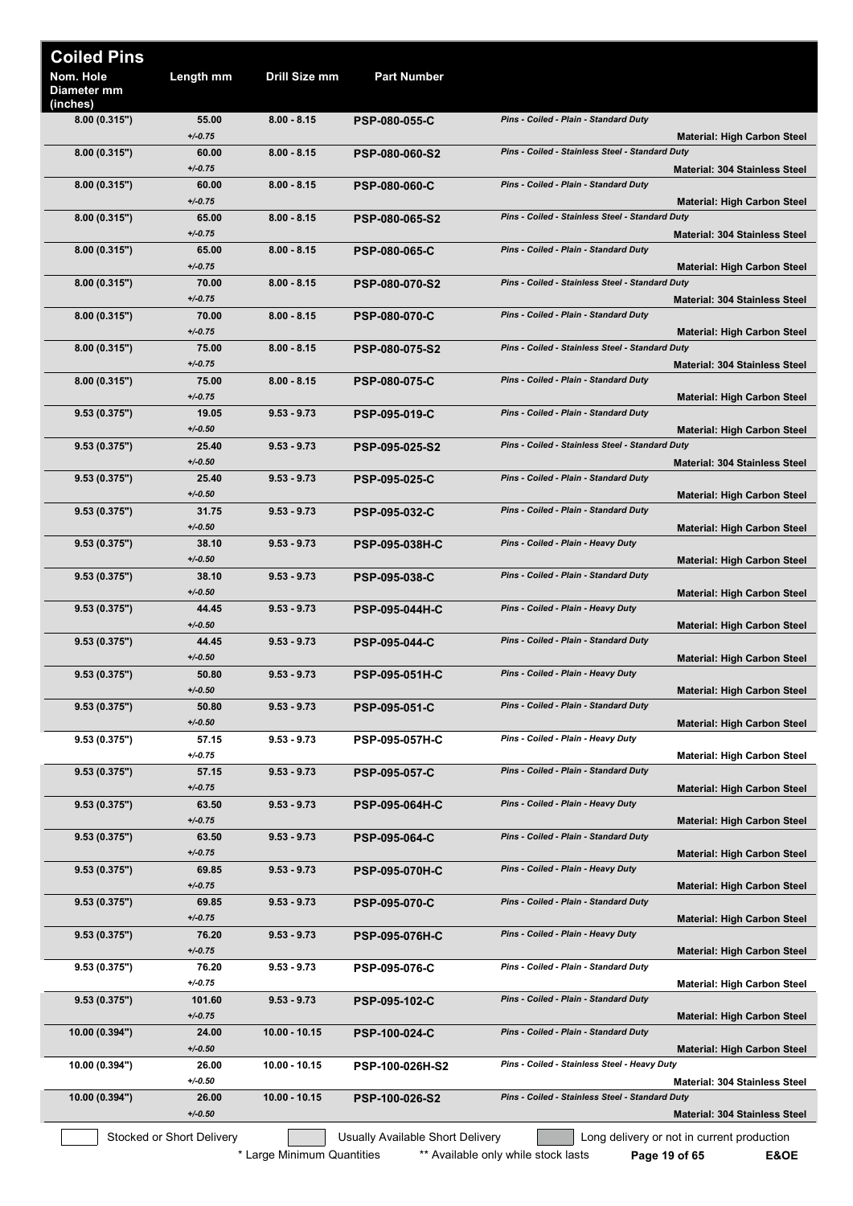# Coiled Pins

| Nom. Hole Diameter mm (inches) | Length mm | Drill Size mm | Part Number | Description | Material |
|---|---|---|---|---|---|
| 8.00 (0.315") | 55.00 +/-0.75 | 8.00 - 8.15 | PSP-080-055-C | *Pins - Coiled - Plain - Standard Duty* | **Material: High Carbon Steel** |
| 8.00 (0.315") | 60.00 +/-0.75 | 8.00 - 8.15 | PSP-080-060-S2 | *Pins - Coiled - Stainless Steel - Standard Duty* | **Material: 304 Stainless Steel** |
| 8.00 (0.315") | 60.00 +/-0.75 | 8.00 - 8.15 | PSP-080-060-C | *Pins - Coiled - Plain - Standard Duty* | **Material: High Carbon Steel** |
| 8.00 (0.315") | 65.00 +/-0.75 | 8.00 - 8.15 | PSP-080-065-S2 | *Pins - Coiled - Stainless Steel - Standard Duty* | **Material: 304 Stainless Steel** |
| 8.00 (0.315") | 65.00 +/-0.75 | 8.00 - 8.15 | PSP-080-065-C | *Pins - Coiled - Plain - Standard Duty* | **Material: High Carbon Steel** |
| 8.00 (0.315") | 70.00 +/-0.75 | 8.00 - 8.15 | PSP-080-070-S2 | *Pins - Coiled - Stainless Steel - Standard Duty* | **Material: 304 Stainless Steel** |
| 8.00 (0.315") | 70.00 +/-0.75 | 8.00 - 8.15 | PSP-080-070-C | *Pins - Coiled - Plain - Standard Duty* | **Material: High Carbon Steel** |
| 8.00 (0.315") | 75.00 +/-0.75 | 8.00 - 8.15 | PSP-080-075-S2 | *Pins - Coiled - Stainless Steel - Standard Duty* | **Material: 304 Stainless Steel** |
| 8.00 (0.315") | 75.00 +/-0.75 | 8.00 - 8.15 | PSP-080-075-C | *Pins - Coiled - Plain - Standard Duty* | **Material: High Carbon Steel** |
| 9.53 (0.375") | 19.05 +/-0.50 | 9.53 - 9.73 | PSP-095-019-C | *Pins - Coiled - Plain - Standard Duty* | **Material: High Carbon Steel** |
| 9.53 (0.375") | 25.40 +/-0.50 | 9.53 - 9.73 | PSP-095-025-S2 | *Pins - Coiled - Stainless Steel - Standard Duty* | **Material: 304 Stainless Steel** |
| 9.53 (0.375") | 25.40 +/-0.50 | 9.53 - 9.73 | PSP-095-025-C | *Pins - Coiled - Plain - Standard Duty* | **Material: High Carbon Steel** |
| 9.53 (0.375") | 31.75 +/-0.50 | 9.53 - 9.73 | PSP-095-032-C | *Pins - Coiled - Plain - Standard Duty* | **Material: High Carbon Steel** |
| 9.53 (0.375") | 38.10 +/-0.50 | 9.53 - 9.73 | PSP-095-038H-C | *Pins - Coiled - Plain - Heavy Duty* | **Material: High Carbon Steel** |
| 9.53 (0.375") | 38.10 +/-0.50 | 9.53 - 9.73 | PSP-095-038-C | *Pins - Coiled - Plain - Standard Duty* | **Material: High Carbon Steel** |
| 9.53 (0.375") | 44.45 +/-0.50 | 9.53 - 9.73 | PSP-095-044H-C | *Pins - Coiled - Plain - Heavy Duty* | **Material: High Carbon Steel** |
| 9.53 (0.375") | 44.45 +/-0.50 | 9.53 - 9.73 | PSP-095-044-C | *Pins - Coiled - Plain - Standard Duty* | **Material: High Carbon Steel** |
| 9.53 (0.375") | 50.80 +/-0.50 | 9.53 - 9.73 | PSP-095-051H-C | *Pins - Coiled - Plain - Heavy Duty* | **Material: High Carbon Steel** |
| 9.53 (0.375") | 50.80 +/-0.50 | 9.53 - 9.73 | PSP-095-051-C | *Pins - Coiled - Plain - Standard Duty* | **Material: High Carbon Steel** |
| 9.53 (0.375") | 57.15 +/-0.75 | 9.53 - 9.73 | PSP-095-057H-C | *Pins - Coiled - Plain - Heavy Duty* | **Material: High Carbon Steel** |
| 9.53 (0.375") | 57.15 +/-0.75 | 9.53 - 9.73 | PSP-095-057-C | *Pins - Coiled - Plain - Standard Duty* | **Material: High Carbon Steel** |
| 9.53 (0.375") | 63.50 +/-0.75 | 9.53 - 9.73 | PSP-095-064H-C | *Pins - Coiled - Plain - Heavy Duty* | **Material: High Carbon Steel** |
| 9.53 (0.375") | 63.50 +/-0.75 | 9.53 - 9.73 | PSP-095-064-C | *Pins - Coiled - Plain - Standard Duty* | **Material: High Carbon Steel** |
| 9.53 (0.375") | 69.85 +/-0.75 | 9.53 - 9.73 | PSP-095-070H-C | *Pins - Coiled - Plain - Heavy Duty* | **Material: High Carbon Steel** |
| 9.53 (0.375") | 69.85 +/-0.75 | 9.53 - 9.73 | PSP-095-070-C | *Pins - Coiled - Plain - Standard Duty* | **Material: High Carbon Steel** |
| 9.53 (0.375") | 76.20 +/-0.75 | 9.53 - 9.73 | PSP-095-076H-C | *Pins - Coiled - Plain - Heavy Duty* | **Material: High Carbon Steel** |
| 9.53 (0.375") | 76.20 +/-0.75 | 9.53 - 9.73 | PSP-095-076-C | *Pins - Coiled - Plain - Standard Duty* | **Material: High Carbon Steel** |
| 9.53 (0.375") | 101.60 +/-0.75 | 9.53 - 9.73 | PSP-095-102-C | *Pins - Coiled - Plain - Standard Duty* | **Material: High Carbon Steel** |
| 10.00 (0.394") | 24.00 +/-0.50 | 10.00 - 10.15 | PSP-100-024-C | *Pins - Coiled - Plain - Standard Duty* | **Material: High Carbon Steel** |
| 10.00 (0.394") | 26.00 +/-0.50 | 10.00 - 10.15 | PSP-100-026H-S2 | *Pins - Coiled - Stainless Steel - Heavy Duty* | **Material: 304 Stainless Steel** |
| 10.00 (0.394") | 26.00 +/-0.50 | 10.00 - 10.15 | PSP-100-026-S2 | *Pins - Coiled - Stainless Steel - Standard Duty* | **Material: 304 Stainless Steel** |

Stocked or Short Delivery | Usually Available Short Delivery | Long delivery or not in current production

\* Large Minimum Quantities  ** Available only while stock lasts  E&OE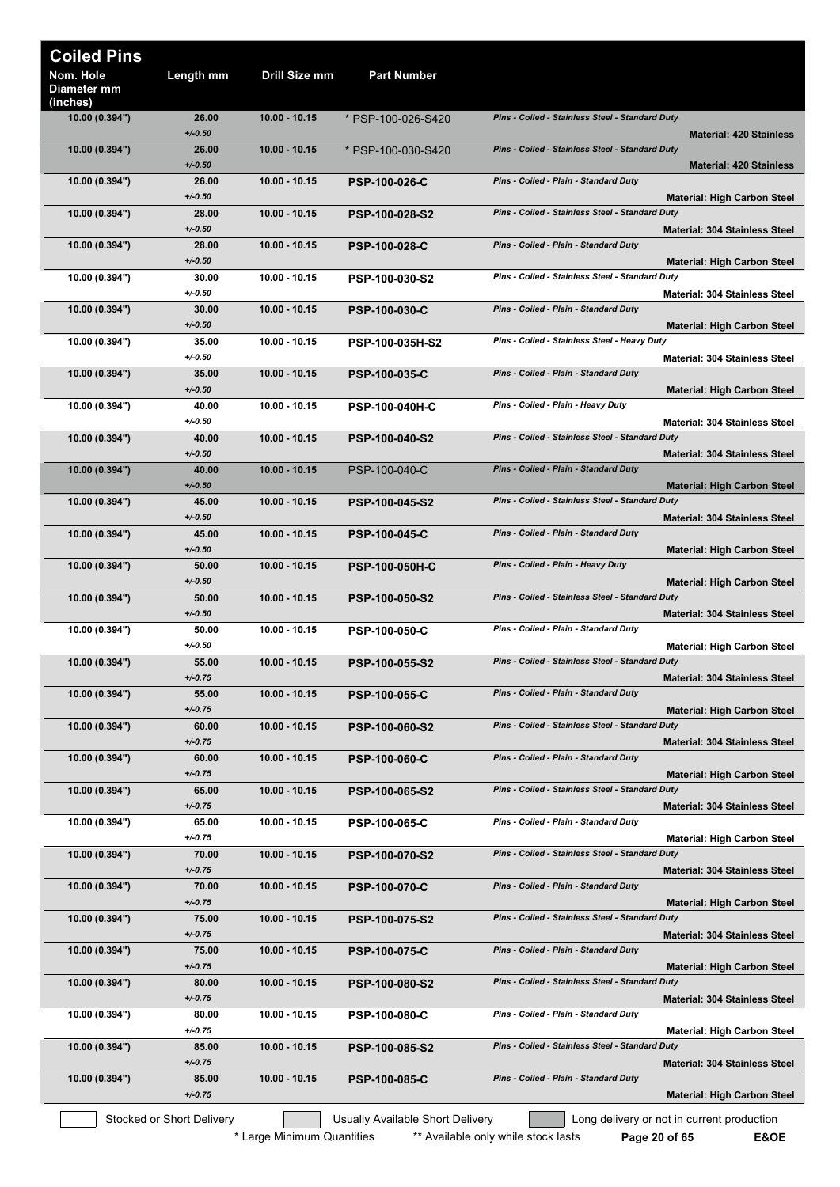# Coiled Pins

| Nom. Hole Diameter mm (inches) | Length mm | Drill Size mm | Part Number | Description | Material |
|---|---|---|---|---|---|
| 10.00 (0.394") | 26.00 +/-0.50 | 10.00 - 10.15 | * PSP-100-026-S420 | *Pins - Coiled - Stainless Steel - Standard Duty* | **Material: 420 Stainless** |
| 10.00 (0.394") | 26.00 +/-0.50 | 10.00 - 10.15 | * PSP-100-030-S420 | *Pins - Coiled - Stainless Steel - Standard Duty* | **Material: 420 Stainless** |
| 10.00 (0.394") | 26.00 +/-0.50 | 10.00 - 10.15 | **PSP-100-026-C** | *Pins - Coiled - Plain - Standard Duty* | **Material: High Carbon Steel** |
| 10.00 (0.394") | 28.00 +/-0.50 | 10.00 - 10.15 | **PSP-100-028-S2** | *Pins - Coiled - Stainless Steel - Standard Duty* | **Material: 304 Stainless Steel** |
| 10.00 (0.394") | 28.00 +/-0.50 | 10.00 - 10.15 | **PSP-100-028-C** | *Pins - Coiled - Plain - Standard Duty* | **Material: High Carbon Steel** |
| 10.00 (0.394") | 30.00 +/-0.50 | 10.00 - 10.15 | **PSP-100-030-S2** | *Pins - Coiled - Stainless Steel - Standard Duty* | **Material: 304 Stainless Steel** |
| 10.00 (0.394") | 30.00 +/-0.50 | 10.00 - 10.15 | **PSP-100-030-C** | *Pins - Coiled - Plain - Standard Duty* | **Material: High Carbon Steel** |
| 10.00 (0.394") | 35.00 +/-0.50 | 10.00 - 10.15 | **PSP-100-035H-S2** | *Pins - Coiled - Stainless Steel - Heavy Duty* | **Material: 304 Stainless Steel** |
| 10.00 (0.394") | 35.00 +/-0.50 | 10.00 - 10.15 | **PSP-100-035-C** | *Pins - Coiled - Plain - Standard Duty* | **Material: High Carbon Steel** |
| 10.00 (0.394") | 40.00 +/-0.50 | 10.00 - 10.15 | **PSP-100-040H-C** | *Pins - Coiled - Plain - Heavy Duty* | **Material: 304 Stainless Steel** |
| 10.00 (0.394") | 40.00 +/-0.50 | 10.00 - 10.15 | **PSP-100-040-S2** | *Pins - Coiled - Stainless Steel - Standard Duty* | **Material: 304 Stainless Steel** |
| 10.00 (0.394") | 40.00 +/-0.50 | 10.00 - 10.15 | PSP-100-040-C | *Pins - Coiled - Plain - Standard Duty* | **Material: High Carbon Steel** |
| 10.00 (0.394") | 45.00 +/-0.50 | 10.00 - 10.15 | **PSP-100-045-S2** | *Pins - Coiled - Stainless Steel - Standard Duty* | **Material: 304 Stainless Steel** |
| 10.00 (0.394") | 45.00 +/-0.50 | 10.00 - 10.15 | **PSP-100-045-C** | *Pins - Coiled - Plain - Standard Duty* | **Material: High Carbon Steel** |
| 10.00 (0.394") | 50.00 +/-0.50 | 10.00 - 10.15 | **PSP-100-050H-C** | *Pins - Coiled - Plain - Heavy Duty* | **Material: High Carbon Steel** |
| 10.00 (0.394") | 50.00 +/-0.50 | 10.00 - 10.15 | **PSP-100-050-S2** | *Pins - Coiled - Stainless Steel - Standard Duty* | **Material: 304 Stainless Steel** |
| 10.00 (0.394") | 50.00 +/-0.50 | 10.00 - 10.15 | **PSP-100-050-C** | *Pins - Coiled - Plain - Standard Duty* | **Material: High Carbon Steel** |
| 10.00 (0.394") | 55.00 +/-0.75 | 10.00 - 10.15 | **PSP-100-055-S2** | *Pins - Coiled - Stainless Steel - Standard Duty* | **Material: 304 Stainless Steel** |
| 10.00 (0.394") | 55.00 +/-0.75 | 10.00 - 10.15 | **PSP-100-055-C** | *Pins - Coiled - Plain - Standard Duty* | **Material: High Carbon Steel** |
| 10.00 (0.394") | 60.00 +/-0.75 | 10.00 - 10.15 | **PSP-100-060-S2** | *Pins - Coiled - Stainless Steel - Standard Duty* | **Material: 304 Stainless Steel** |
| 10.00 (0.394") | 60.00 +/-0.75 | 10.00 - 10.15 | **PSP-100-060-C** | *Pins - Coiled - Plain - Standard Duty* | **Material: High Carbon Steel** |
| 10.00 (0.394") | 65.00 +/-0.75 | 10.00 - 10.15 | **PSP-100-065-S2** | *Pins - Coiled - Stainless Steel - Standard Duty* | **Material: 304 Stainless Steel** |
| 10.00 (0.394") | 65.00 +/-0.75 | 10.00 - 10.15 | **PSP-100-065-C** | *Pins - Coiled - Plain - Standard Duty* | **Material: High Carbon Steel** |
| 10.00 (0.394") | 70.00 +/-0.75 | 10.00 - 10.15 | **PSP-100-070-S2** | *Pins - Coiled - Stainless Steel - Standard Duty* | **Material: 304 Stainless Steel** |
| 10.00 (0.394") | 70.00 +/-0.75 | 10.00 - 10.15 | **PSP-100-070-C** | *Pins - Coiled - Plain - Standard Duty* | **Material: High Carbon Steel** |
| 10.00 (0.394") | 75.00 +/-0.75 | 10.00 - 10.15 | **PSP-100-075-S2** | *Pins - Coiled - Stainless Steel - Standard Duty* | **Material: 304 Stainless Steel** |
| 10.00 (0.394") | 75.00 +/-0.75 | 10.00 - 10.15 | **PSP-100-075-C** | *Pins - Coiled - Plain - Standard Duty* | **Material: High Carbon Steel** |
| 10.00 (0.394") | 80.00 +/-0.75 | 10.00 - 10.15 | **PSP-100-080-S2** | *Pins - Coiled - Stainless Steel - Standard Duty* | **Material: 304 Stainless Steel** |
| 10.00 (0.394") | 80.00 +/-0.75 | 10.00 - 10.15 | **PSP-100-080-C** | *Pins - Coiled - Plain - Standard Duty* | **Material: High Carbon Steel** |
| 10.00 (0.394") | 85.00 +/-0.75 | 10.00 - 10.15 | **PSP-100-085-S2** | *Pins - Coiled - Stainless Steel - Standard Duty* | **Material: 304 Stainless Steel** |
| 10.00 (0.394") | 85.00 +/-0.75 | 10.00 - 10.15 | **PSP-100-085-C** | *Pins - Coiled - Plain - Standard Duty* | **Material: High Carbon Steel** |

Stocked or Short Delivery | Usually Available Short Delivery | Long delivery or not in current production

\* Large Minimum Quantities    ** Available only while stock lasts    **E&OE**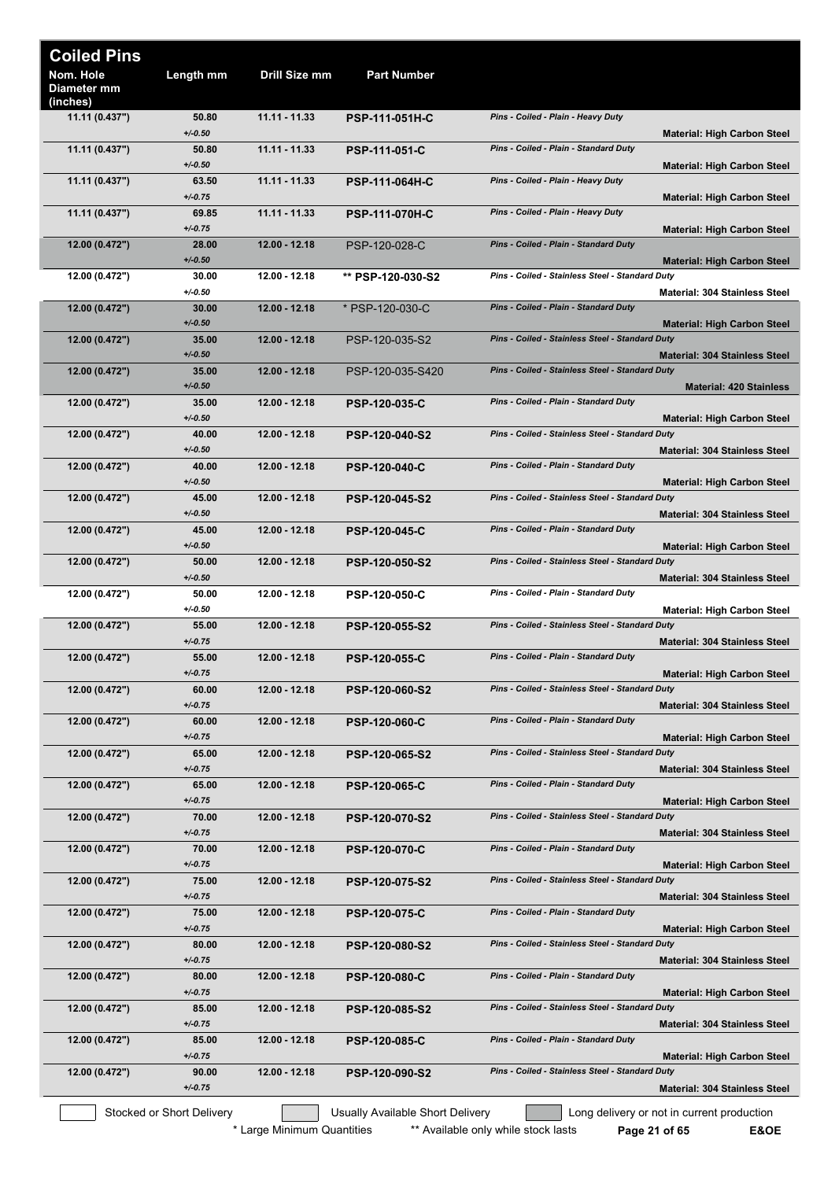# Coiled Pins

| Nom. Hole Diameter mm (inches) | Length mm | Drill Size mm | Part Number | Description | Material |
|---|---|---|---|---|---|
| 11.11 (0.437") | 50.80 +/-0.50 | 11.11 - 11.33 | **PSP-111-051H-C** | *Pins - Coiled - Plain - Heavy Duty* | **Material: High Carbon Steel** |
| 11.11 (0.437") | 50.80 +/-0.50 | 11.11 - 11.33 | **PSP-111-051-C** | *Pins - Coiled - Plain - Standard Duty* | **Material: High Carbon Steel** |
| 11.11 (0.437") | 63.50 +/-0.75 | 11.11 - 11.33 | **PSP-111-064H-C** | *Pins - Coiled - Plain - Heavy Duty* | **Material: High Carbon Steel** |
| 11.11 (0.437") | 69.85 +/-0.75 | 11.11 - 11.33 | **PSP-111-070H-C** | *Pins - Coiled - Plain - Heavy Duty* | **Material: High Carbon Steel** |
| 12.00 (0.472") | 28.00 +/-0.50 | 12.00 - 12.18 | PSP-120-028-C | *Pins - Coiled - Plain - Standard Duty* | **Material: High Carbon Steel** |
| 12.00 (0.472") | 30.00 +/-0.50 | 12.00 - 12.18 | **** PSP-120-030-S2** | *Pins - Coiled - Stainless Steel - Standard Duty* | **Material: 304 Stainless Steel** |
| 12.00 (0.472") | 30.00 +/-0.50 | 12.00 - 12.18 | * PSP-120-030-C | *Pins - Coiled - Plain - Standard Duty* | **Material: High Carbon Steel** |
| 12.00 (0.472") | 35.00 +/-0.50 | 12.00 - 12.18 | PSP-120-035-S2 | *Pins - Coiled - Stainless Steel - Standard Duty* | **Material: 304 Stainless Steel** |
| 12.00 (0.472") | 35.00 +/-0.50 | 12.00 - 12.18 | PSP-120-035-S420 | *Pins - Coiled - Stainless Steel - Standard Duty* | **Material: 420 Stainless** |
| 12.00 (0.472") | 35.00 +/-0.50 | 12.00 - 12.18 | **PSP-120-035-C** | *Pins - Coiled - Plain - Standard Duty* | **Material: High Carbon Steel** |
| 12.00 (0.472") | 40.00 +/-0.50 | 12.00 - 12.18 | **PSP-120-040-S2** | *Pins - Coiled - Stainless Steel - Standard Duty* | **Material: 304 Stainless Steel** |
| 12.00 (0.472") | 40.00 +/-0.50 | 12.00 - 12.18 | **PSP-120-040-C** | *Pins - Coiled - Plain - Standard Duty* | **Material: High Carbon Steel** |
| 12.00 (0.472") | 45.00 +/-0.50 | 12.00 - 12.18 | **PSP-120-045-S2** | *Pins - Coiled - Stainless Steel - Standard Duty* | **Material: 304 Stainless Steel** |
| 12.00 (0.472") | 45.00 +/-0.50 | 12.00 - 12.18 | **PSP-120-045-C** | *Pins - Coiled - Plain - Standard Duty* | **Material: High Carbon Steel** |
| 12.00 (0.472") | 50.00 +/-0.50 | 12.00 - 12.18 | **PSP-120-050-S2** | *Pins - Coiled - Stainless Steel - Standard Duty* | **Material: 304 Stainless Steel** |
| 12.00 (0.472") | 50.00 +/-0.50 | 12.00 - 12.18 | **PSP-120-050-C** | *Pins - Coiled - Plain - Standard Duty* | **Material: High Carbon Steel** |
| 12.00 (0.472") | 55.00 +/-0.75 | 12.00 - 12.18 | **PSP-120-055-S2** | *Pins - Coiled - Stainless Steel - Standard Duty* | **Material: 304 Stainless Steel** |
| 12.00 (0.472") | 55.00 +/-0.75 | 12.00 - 12.18 | **PSP-120-055-C** | *Pins - Coiled - Plain - Standard Duty* | **Material: High Carbon Steel** |
| 12.00 (0.472") | 60.00 +/-0.75 | 12.00 - 12.18 | **PSP-120-060-S2** | *Pins - Coiled - Stainless Steel - Standard Duty* | **Material: 304 Stainless Steel** |
| 12.00 (0.472") | 60.00 +/-0.75 | 12.00 - 12.18 | **PSP-120-060-C** | *Pins - Coiled - Plain - Standard Duty* | **Material: High Carbon Steel** |
| 12.00 (0.472") | 65.00 +/-0.75 | 12.00 - 12.18 | **PSP-120-065-S2** | *Pins - Coiled - Stainless Steel - Standard Duty* | **Material: 304 Stainless Steel** |
| 12.00 (0.472") | 65.00 +/-0.75 | 12.00 - 12.18 | **PSP-120-065-C** | *Pins - Coiled - Plain - Standard Duty* | **Material: High Carbon Steel** |
| 12.00 (0.472") | 70.00 +/-0.75 | 12.00 - 12.18 | **PSP-120-070-S2** | *Pins - Coiled - Stainless Steel - Standard Duty* | **Material: 304 Stainless Steel** |
| 12.00 (0.472") | 70.00 +/-0.75 | 12.00 - 12.18 | **PSP-120-070-C** | *Pins - Coiled - Plain - Standard Duty* | **Material: High Carbon Steel** |
| 12.00 (0.472") | 75.00 +/-0.75 | 12.00 - 12.18 | **PSP-120-075-S2** | *Pins - Coiled - Stainless Steel - Standard Duty* | **Material: 304 Stainless Steel** |
| 12.00 (0.472") | 75.00 +/-0.75 | 12.00 - 12.18 | **PSP-120-075-C** | *Pins - Coiled - Plain - Standard Duty* | **Material: High Carbon Steel** |
| 12.00 (0.472") | 80.00 +/-0.75 | 12.00 - 12.18 | **PSP-120-080-S2** | *Pins - Coiled - Stainless Steel - Standard Duty* | **Material: 304 Stainless Steel** |
| 12.00 (0.472") | 80.00 +/-0.75 | 12.00 - 12.18 | **PSP-120-080-C** | *Pins - Coiled - Plain - Standard Duty* | **Material: High Carbon Steel** |
| 12.00 (0.472") | 85.00 +/-0.75 | 12.00 - 12.18 | **PSP-120-085-S2** | *Pins - Coiled - Stainless Steel - Standard Duty* | **Material: 304 Stainless Steel** |
| 12.00 (0.472") | 85.00 +/-0.75 | 12.00 - 12.18 | **PSP-120-085-C** | *Pins - Coiled - Plain - Standard Duty* | **Material: High Carbon Steel** |
| 12.00 (0.472") | 90.00 +/-0.75 | 12.00 - 12.18 | **PSP-120-090-S2** | *Pins - Coiled - Stainless Steel - Standard Duty* | **Material: 304 Stainless Steel** |

Stocked or Short Delivery | Usually Available Short Delivery | Long delivery or not in current production

* Large Minimum Quantities ** Available only while stock lasts

E&OE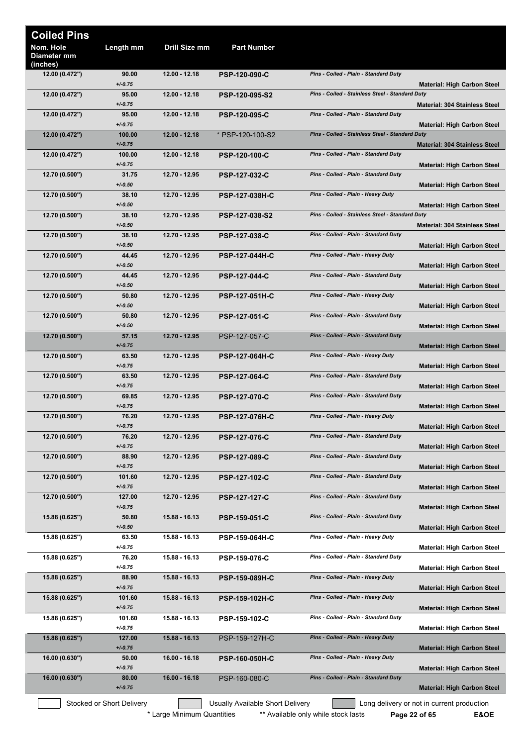# Coiled Pins

| Nom. Hole Diameter mm (inches) | Length mm | Drill Size mm | Part Number | Description | Material |
|---|---|---|---|---|---|
| 12.00 (0.472") | 90.00 +/-0.75 | 12.00 - 12.18 | PSP-120-090-C | Pins - Coiled - Plain - Standard Duty | Material: High Carbon Steel |
| 12.00 (0.472") | 95.00 +/-0.75 | 12.00 - 12.18 | PSP-120-095-S2 | Pins - Coiled - Stainless Steel - Standard Duty | Material: 304 Stainless Steel |
| 12.00 (0.472") | 95.00 +/-0.75 | 12.00 - 12.18 | PSP-120-095-C | Pins - Coiled - Plain - Standard Duty | Material: High Carbon Steel |
| 12.00 (0.472") | 100.00 +/-0.75 | 12.00 - 12.18 | * PSP-120-100-S2 | Pins - Coiled - Stainless Steel - Standard Duty | Material: 304 Stainless Steel |
| 12.00 (0.472") | 100.00 +/-0.75 | 12.00 - 12.18 | PSP-120-100-C | Pins - Coiled - Plain - Standard Duty | Material: High Carbon Steel |
| 12.70 (0.500") | 31.75 +/-0.50 | 12.70 - 12.95 | PSP-127-032-C | Pins - Coiled - Plain - Standard Duty | Material: High Carbon Steel |
| 12.70 (0.500") | 38.10 +/-0.50 | 12.70 - 12.95 | PSP-127-038H-C | Pins - Coiled - Plain - Heavy Duty | Material: High Carbon Steel |
| 12.70 (0.500") | 38.10 +/-0.50 | 12.70 - 12.95 | PSP-127-038-S2 | Pins - Coiled - Stainless Steel - Standard Duty | Material: 304 Stainless Steel |
| 12.70 (0.500") | 38.10 +/-0.50 | 12.70 - 12.95 | PSP-127-038-C | Pins - Coiled - Plain - Standard Duty | Material: High Carbon Steel |
| 12.70 (0.500") | 44.45 +/-0.50 | 12.70 - 12.95 | PSP-127-044H-C | Pins - Coiled - Plain - Heavy Duty | Material: High Carbon Steel |
| 12.70 (0.500") | 44.45 +/-0.50 | 12.70 - 12.95 | PSP-127-044-C | Pins - Coiled - Plain - Standard Duty | Material: High Carbon Steel |
| 12.70 (0.500") | 50.80 +/-0.50 | 12.70 - 12.95 | PSP-127-051H-C | Pins - Coiled - Plain - Heavy Duty | Material: High Carbon Steel |
| 12.70 (0.500") | 50.80 +/-0.50 | 12.70 - 12.95 | PSP-127-051-C | Pins - Coiled - Plain - Standard Duty | Material: High Carbon Steel |
| 12.70 (0.500") | 57.15 +/-0.75 | 12.70 - 12.95 | PSP-127-057-C | Pins - Coiled - Plain - Standard Duty | Material: High Carbon Steel |
| 12.70 (0.500") | 63.50 +/-0.75 | 12.70 - 12.95 | PSP-127-064H-C | Pins - Coiled - Plain - Heavy Duty | Material: High Carbon Steel |
| 12.70 (0.500") | 63.50 +/-0.75 | 12.70 - 12.95 | PSP-127-064-C | Pins - Coiled - Plain - Standard Duty | Material: High Carbon Steel |
| 12.70 (0.500") | 69.85 +/-0.75 | 12.70 - 12.95 | PSP-127-070-C | Pins - Coiled - Plain - Standard Duty | Material: High Carbon Steel |
| 12.70 (0.500") | 76.20 +/-0.75 | 12.70 - 12.95 | PSP-127-076H-C | Pins - Coiled - Plain - Heavy Duty | Material: High Carbon Steel |
| 12.70 (0.500") | 76.20 +/-0.75 | 12.70 - 12.95 | PSP-127-076-C | Pins - Coiled - Plain - Standard Duty | Material: High Carbon Steel |
| 12.70 (0.500") | 88.90 +/-0.75 | 12.70 - 12.95 | PSP-127-089-C | Pins - Coiled - Plain - Standard Duty | Material: High Carbon Steel |
| 12.70 (0.500") | 101.60 +/-0.75 | 12.70 - 12.95 | PSP-127-102-C | Pins - Coiled - Plain - Standard Duty | Material: High Carbon Steel |
| 12.70 (0.500") | 127.00 +/-0.75 | 12.70 - 12.95 | PSP-127-127-C | Pins - Coiled - Plain - Standard Duty | Material: High Carbon Steel |
| 15.88 (0.625") | 50.80 +/-0.50 | 15.88 - 16.13 | PSP-159-051-C | Pins - Coiled - Plain - Standard Duty | Material: High Carbon Steel |
| 15.88 (0.625") | 63.50 +/-0.75 | 15.88 - 16.13 | PSP-159-064H-C | Pins - Coiled - Plain - Heavy Duty | Material: High Carbon Steel |
| 15.88 (0.625") | 76.20 +/-0.75 | 15.88 - 16.13 | PSP-159-076-C | Pins - Coiled - Plain - Standard Duty | Material: High Carbon Steel |
| 15.88 (0.625") | 88.90 +/-0.75 | 15.88 - 16.13 | PSP-159-089H-C | Pins - Coiled - Plain - Heavy Duty | Material: High Carbon Steel |
| 15.88 (0.625") | 101.60 +/-0.75 | 15.88 - 16.13 | PSP-159-102H-C | Pins - Coiled - Plain - Heavy Duty | Material: High Carbon Steel |
| 15.88 (0.625") | 101.60 +/-0.75 | 15.88 - 16.13 | PSP-159-102-C | Pins - Coiled - Plain - Standard Duty | Material: High Carbon Steel |
| 15.88 (0.625") | 127.00 +/-0.75 | 15.88 - 16.13 | PSP-159-127H-C | Pins - Coiled - Plain - Heavy Duty | Material: High Carbon Steel |
| 16.00 (0.630") | 50.00 +/-0.75 | 16.00 - 16.18 | PSP-160-050H-C | Pins - Coiled - Plain - Heavy Duty | Material: High Carbon Steel |
| 16.00 (0.630") | 80.00 +/-0.75 | 16.00 - 16.18 | PSP-160-080-C | Pins - Coiled - Plain - Standard Duty | Material: High Carbon Steel |

Stocked or Short Delivery | Usually Available Short Delivery | Long delivery or not in current production

\* Large Minimum Quantities ** Available only while stock lasts

E&OE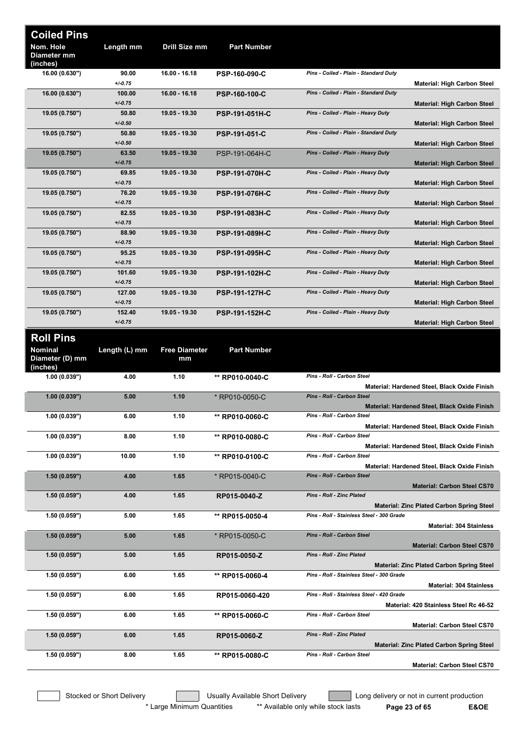## Coiled Pins

| Nom. Hole Diameter mm (inches) | Length mm | Drill Size mm | Part Number | Description | Material |
|---|---|---|---|---|---|
| 16.00 (0.630") | 90.00 +/-0.75 | 16.00 - 16.18 | **PSP-160-090-C** | *Pins - Coiled - Plain - Standard Duty* | **Material: High Carbon Steel** |
| 16.00 (0.630") | 100.00 +/-0.75 | 16.00 - 16.18 | **PSP-160-100-C** | *Pins - Coiled - Plain - Standard Duty* | **Material: High Carbon Steel** |
| 19.05 (0.750") | 50.80 +/-0.50 | 19.05 - 19.30 | **PSP-191-051H-C** | *Pins - Coiled - Plain - Heavy Duty* | **Material: High Carbon Steel** |
| 19.05 (0.750") | 50.80 +/-0.50 | 19.05 - 19.30 | **PSP-191-051-C** | *Pins - Coiled - Plain - Standard Duty* | **Material: High Carbon Steel** |
| 19.05 (0.750") | 63.50 +/-0.75 | 19.05 - 19.30 | PSP-191-064H-C | *Pins - Coiled - Plain - Heavy Duty* | **Material: High Carbon Steel** |
| 19.05 (0.750") | 69.85 +/-0.75 | 19.05 - 19.30 | **PSP-191-070H-C** | *Pins - Coiled - Plain - Heavy Duty* | **Material: High Carbon Steel** |
| 19.05 (0.750") | 76.20 +/-0.75 | 19.05 - 19.30 | **PSP-191-076H-C** | *Pins - Coiled - Plain - Heavy Duty* | **Material: High Carbon Steel** |
| 19.05 (0.750") | 82.55 +/-0.75 | 19.05 - 19.30 | **PSP-191-083H-C** | *Pins - Coiled - Plain - Heavy Duty* | **Material: High Carbon Steel** |
| 19.05 (0.750") | 88.90 +/-0.75 | 19.05 - 19.30 | **PSP-191-089H-C** | *Pins - Coiled - Plain - Heavy Duty* | **Material: High Carbon Steel** |
| 19.05 (0.750") | 95.25 +/-0.75 | 19.05 - 19.30 | **PSP-191-095H-C** | *Pins - Coiled - Plain - Heavy Duty* | **Material: High Carbon Steel** |
| 19.05 (0.750") | 101.60 +/-0.75 | 19.05 - 19.30 | **PSP-191-102H-C** | *Pins - Coiled - Plain - Heavy Duty* | **Material: High Carbon Steel** |
| 19.05 (0.750") | 127.00 +/-0.75 | 19.05 - 19.30 | **PSP-191-127H-C** | *Pins - Coiled - Plain - Heavy Duty* | **Material: High Carbon Steel** |
| 19.05 (0.750") | 152.40 +/-0.75 | 19.05 - 19.30 | **PSP-191-152H-C** | *Pins - Coiled - Plain - Heavy Duty* | **Material: High Carbon Steel** |

## Roll Pins

| Nominal Diameter (D) mm (inches) | Length (L) mm | Free Diameter mm | Part Number | Description | Material |
|---|---|---|---|---|---|
| 1.00 (0.039") | 4.00 | 1.10 | ** **RP010-0040-C** | *Pins - Roll - Carbon Steel* | **Material: Hardened Steel, Black Oxide Finish** |
| 1.00 (0.039") | 5.00 | 1.10 | * RP010-0050-C | *Pins - Roll - Carbon Steel* | **Material: Hardened Steel, Black Oxide Finish** |
| 1.00 (0.039") | 6.00 | 1.10 | ** **RP010-0060-C** | *Pins - Roll - Carbon Steel* | **Material: Hardened Steel, Black Oxide Finish** |
| 1.00 (0.039") | 8.00 | 1.10 | ** **RP010-0080-C** | *Pins - Roll - Carbon Steel* | **Material: Hardened Steel, Black Oxide Finish** |
| 1.00 (0.039") | 10.00 | 1.10 | ** **RP010-0100-C** | *Pins - Roll - Carbon Steel* | **Material: Hardened Steel, Black Oxide Finish** |
| 1.50 (0.059") | 4.00 | 1.65 | * RP015-0040-C | *Pins - Roll - Carbon Steel* | **Material: Carbon Steel CS70** |
| 1.50 (0.059") | 4.00 | 1.65 | **RP015-0040-Z** | *Pins - Roll - Zinc Plated* | **Material: Zinc Plated Carbon Spring Steel** |
| 1.50 (0.059") | 5.00 | 1.65 | ** **RP015-0050-4** | *Pins - Roll - Stainless Steel - 300 Grade* | **Material: 304 Stainless** |
| 1.50 (0.059") | 5.00 | 1.65 | * RP015-0050-C | *Pins - Roll - Carbon Steel* | **Material: Carbon Steel CS70** |
| 1.50 (0.059") | 5.00 | 1.65 | **RP015-0050-Z** | *Pins - Roll - Zinc Plated* | **Material: Zinc Plated Carbon Spring Steel** |
| 1.50 (0.059") | 6.00 | 1.65 | ** **RP015-0060-4** | *Pins - Roll - Stainless Steel - 300 Grade* | **Material: 304 Stainless** |
| 1.50 (0.059") | 6.00 | 1.65 | **RP015-0060-420** | *Pins - Roll - Stainless Steel - 420 Grade* | **Material: 420 Stainless Steel Rc 46-52** |
| 1.50 (0.059") | 6.00 | 1.65 | ** **RP015-0060-C** | *Pins - Roll - Carbon Steel* | **Material: Carbon Steel CS70** |
| 1.50 (0.059") | 6.00 | 1.65 | **RP015-0060-Z** | *Pins - Roll - Zinc Plated* | **Material: Zinc Plated Carbon Spring Steel** |
| 1.50 (0.059") | 8.00 | 1.65 | ** **RP015-0080-C** | *Pins - Roll - Carbon Steel* | **Material: Carbon Steel CS70** |

Stocked or Short Delivery | Usually Available Short Delivery | Long delivery or not in current production

\* Large Minimum Quantities &nbsp;&nbsp; ** Available only while stock lasts

E&OE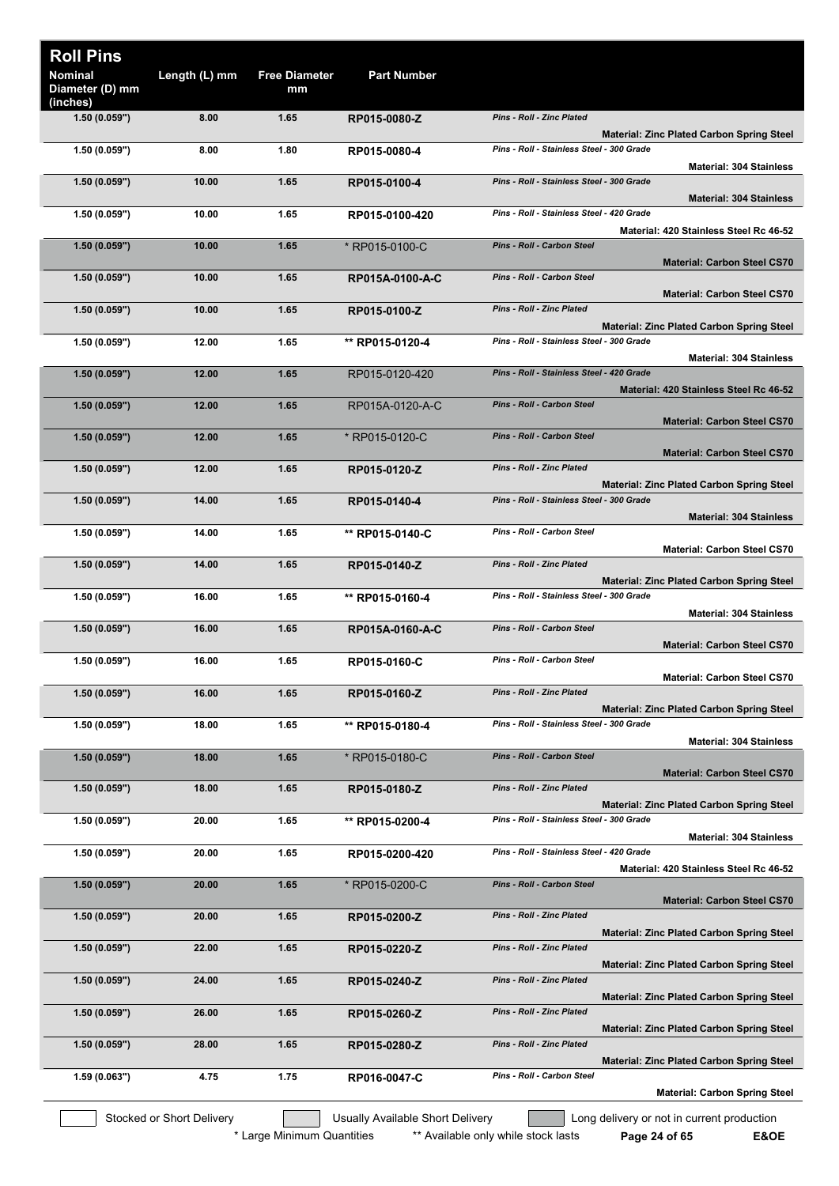## Roll Pins

| Nominal Diameter (D) mm (inches) | Length (L) mm | Free Diameter mm | Part Number | Description |
|---|---|---|---|---|
| 1.50 (0.059") | 8.00 | 1.65 | RP015-0080-Z | *Pins - Roll - Zinc Plated* **Material: Zinc Plated Carbon Spring Steel** |
| 1.50 (0.059") | 8.00 | 1.80 | RP015-0080-4 | *Pins - Roll - Stainless Steel - 300 Grade* **Material: 304 Stainless** |
| 1.50 (0.059") | 10.00 | 1.65 | RP015-0100-4 | *Pins - Roll - Stainless Steel - 300 Grade* **Material: 304 Stainless** |
| 1.50 (0.059") | 10.00 | 1.65 | RP015-0100-420 | *Pins - Roll - Stainless Steel - 420 Grade* **Material: 420 Stainless Steel Rc 46-52** |
| 1.50 (0.059") | 10.00 | 1.65 | * RP015-0100-C | *Pins - Roll - Carbon Steel* **Material: Carbon Steel CS70** |
| 1.50 (0.059") | 10.00 | 1.65 | RP015A-0100-A-C | *Pins - Roll - Carbon Steel* **Material: Carbon Steel CS70** |
| 1.50 (0.059") | 10.00 | 1.65 | RP015-0100-Z | *Pins - Roll - Zinc Plated* **Material: Zinc Plated Carbon Spring Steel** |
| 1.50 (0.059") | 12.00 | 1.65 | ** RP015-0120-4 | *Pins - Roll - Stainless Steel - 300 Grade* **Material: 304 Stainless** |
| 1.50 (0.059") | 12.00 | 1.65 | RP015-0120-420 | *Pins - Roll - Stainless Steel - 420 Grade* **Material: 420 Stainless Steel Rc 46-52** |
| 1.50 (0.059") | 12.00 | 1.65 | RP015A-0120-A-C | *Pins - Roll - Carbon Steel* **Material: Carbon Steel CS70** |
| 1.50 (0.059") | 12.00 | 1.65 | * RP015-0120-C | *Pins - Roll - Carbon Steel* **Material: Carbon Steel CS70** |
| 1.50 (0.059") | 12.00 | 1.65 | RP015-0120-Z | *Pins - Roll - Zinc Plated* **Material: Zinc Plated Carbon Spring Steel** |
| 1.50 (0.059") | 14.00 | 1.65 | RP015-0140-4 | *Pins - Roll - Stainless Steel - 300 Grade* **Material: 304 Stainless** |
| 1.50 (0.059") | 14.00 | 1.65 | ** RP015-0140-C | *Pins - Roll - Carbon Steel* **Material: Carbon Steel CS70** |
| 1.50 (0.059") | 14.00 | 1.65 | RP015-0140-Z | *Pins - Roll - Zinc Plated* **Material: Zinc Plated Carbon Spring Steel** |
| 1.50 (0.059") | 16.00 | 1.65 | ** RP015-0160-4 | *Pins - Roll - Stainless Steel - 300 Grade* **Material: 304 Stainless** |
| 1.50 (0.059") | 16.00 | 1.65 | RP015A-0160-A-C | *Pins - Roll - Carbon Steel* **Material: Carbon Steel CS70** |
| 1.50 (0.059") | 16.00 | 1.65 | RP015-0160-C | *Pins - Roll - Carbon Steel* **Material: Carbon Steel CS70** |
| 1.50 (0.059") | 16.00 | 1.65 | RP015-0160-Z | *Pins - Roll - Zinc Plated* **Material: Zinc Plated Carbon Spring Steel** |
| 1.50 (0.059") | 18.00 | 1.65 | ** RP015-0180-4 | *Pins - Roll - Stainless Steel - 300 Grade* **Material: 304 Stainless** |
| 1.50 (0.059") | 18.00 | 1.65 | * RP015-0180-C | *Pins - Roll - Carbon Steel* **Material: Carbon Steel CS70** |
| 1.50 (0.059") | 18.00 | 1.65 | RP015-0180-Z | *Pins - Roll - Zinc Plated* **Material: Zinc Plated Carbon Spring Steel** |
| 1.50 (0.059") | 20.00 | 1.65 | ** RP015-0200-4 | *Pins - Roll - Stainless Steel - 300 Grade* **Material: 304 Stainless** |
| 1.50 (0.059") | 20.00 | 1.65 | RP015-0200-420 | *Pins - Roll - Stainless Steel - 420 Grade* **Material: 420 Stainless Steel Rc 46-52** |
| 1.50 (0.059") | 20.00 | 1.65 | * RP015-0200-C | *Pins - Roll - Carbon Steel* **Material: Carbon Steel CS70** |
| 1.50 (0.059") | 20.00 | 1.65 | RP015-0200-Z | *Pins - Roll - Zinc Plated* **Material: Zinc Plated Carbon Spring Steel** |
| 1.50 (0.059") | 22.00 | 1.65 | RP015-0220-Z | *Pins - Roll - Zinc Plated* **Material: Zinc Plated Carbon Spring Steel** |
| 1.50 (0.059") | 24.00 | 1.65 | RP015-0240-Z | *Pins - Roll - Zinc Plated* **Material: Zinc Plated Carbon Spring Steel** |
| 1.50 (0.059") | 26.00 | 1.65 | RP015-0260-Z | *Pins - Roll - Zinc Plated* **Material: Zinc Plated Carbon Spring Steel** |
| 1.50 (0.059") | 28.00 | 1.65 | RP015-0280-Z | *Pins - Roll - Zinc Plated* **Material: Zinc Plated Carbon Spring Steel** |
| 1.59 (0.063") | 4.75 | 1.75 | RP016-0047-C | *Pins - Roll - Carbon Steel* **Material: Carbon Spring Steel** |

Stocked or Short Delivery | Usually Available Short Delivery | Long delivery or not in current production

\* Large Minimum Quantities  ** Available only while stock lasts  E&OE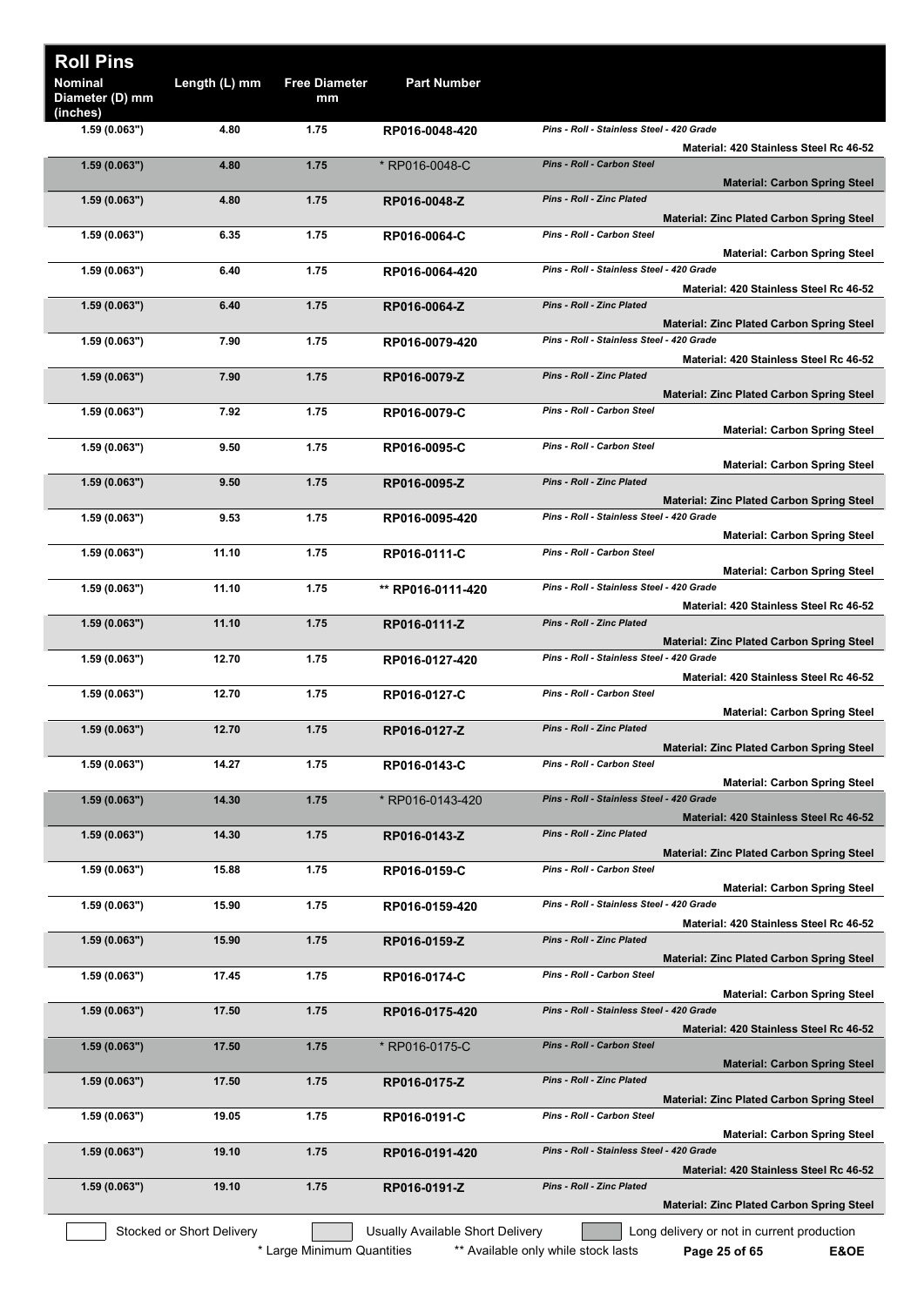# Roll Pins

| Nominal Diameter (D) mm (inches) | Length (L) mm | Free Diameter mm | Part Number | Description | Material |
|---|---|---|---|---|---|
| 1.59 (0.063") | 4.80 | 1.75 | RP016-0048-420 | *Pins - Roll - Stainless Steel - 420 Grade* | **Material: 420 Stainless Steel Rc 46-52** |
| 1.59 (0.063") | 4.80 | 1.75 | * RP016-0048-C | *Pins - Roll - Carbon Steel* | **Material: Carbon Spring Steel** |
| 1.59 (0.063") | 4.80 | 1.75 | RP016-0048-Z | *Pins - Roll - Zinc Plated* | **Material: Zinc Plated Carbon Spring Steel** |
| 1.59 (0.063") | 6.35 | 1.75 | RP016-0064-C | *Pins - Roll - Carbon Steel* | **Material: Carbon Spring Steel** |
| 1.59 (0.063") | 6.40 | 1.75 | RP016-0064-420 | *Pins - Roll - Stainless Steel - 420 Grade* | **Material: 420 Stainless Steel Rc 46-52** |
| 1.59 (0.063") | 6.40 | 1.75 | RP016-0064-Z | *Pins - Roll - Zinc Plated* | **Material: Zinc Plated Carbon Spring Steel** |
| 1.59 (0.063") | 7.90 | 1.75 | RP016-0079-420 | *Pins - Roll - Stainless Steel - 420 Grade* | **Material: 420 Stainless Steel Rc 46-52** |
| 1.59 (0.063") | 7.90 | 1.75 | RP016-0079-Z | *Pins - Roll - Zinc Plated* | **Material: Zinc Plated Carbon Spring Steel** |
| 1.59 (0.063") | 7.92 | 1.75 | RP016-0079-C | *Pins - Roll - Carbon Steel* | **Material: Carbon Spring Steel** |
| 1.59 (0.063") | 9.50 | 1.75 | RP016-0095-C | *Pins - Roll - Carbon Steel* | **Material: Carbon Spring Steel** |
| 1.59 (0.063") | 9.50 | 1.75 | RP016-0095-Z | *Pins - Roll - Zinc Plated* | **Material: Zinc Plated Carbon Spring Steel** |
| 1.59 (0.063") | 9.53 | 1.75 | RP016-0095-420 | *Pins - Roll - Stainless Steel - 420 Grade* | **Material: Carbon Spring Steel** |
| 1.59 (0.063") | 11.10 | 1.75 | RP016-0111-C | *Pins - Roll - Carbon Steel* | **Material: Carbon Spring Steel** |
| 1.59 (0.063") | 11.10 | 1.75 | ** RP016-0111-420 | *Pins - Roll - Stainless Steel - 420 Grade* | **Material: 420 Stainless Steel Rc 46-52** |
| 1.59 (0.063") | 11.10 | 1.75 | RP016-0111-Z | *Pins - Roll - Zinc Plated* | **Material: Zinc Plated Carbon Spring Steel** |
| 1.59 (0.063") | 12.70 | 1.75 | RP016-0127-420 | *Pins - Roll - Stainless Steel - 420 Grade* | **Material: 420 Stainless Steel Rc 46-52** |
| 1.59 (0.063") | 12.70 | 1.75 | RP016-0127-C | *Pins - Roll - Carbon Steel* | **Material: Carbon Spring Steel** |
| 1.59 (0.063") | 12.70 | 1.75 | RP016-0127-Z | *Pins - Roll - Zinc Plated* | **Material: Zinc Plated Carbon Spring Steel** |
| 1.59 (0.063") | 14.27 | 1.75 | RP016-0143-C | *Pins - Roll - Carbon Steel* | **Material: Carbon Spring Steel** |
| 1.59 (0.063") | 14.30 | 1.75 | * RP016-0143-420 | *Pins - Roll - Stainless Steel - 420 Grade* | **Material: 420 Stainless Steel Rc 46-52** |
| 1.59 (0.063") | 14.30 | 1.75 | RP016-0143-Z | *Pins - Roll - Zinc Plated* | **Material: Zinc Plated Carbon Spring Steel** |
| 1.59 (0.063") | 15.88 | 1.75 | RP016-0159-C | *Pins - Roll - Carbon Steel* | **Material: Carbon Spring Steel** |
| 1.59 (0.063") | 15.90 | 1.75 | RP016-0159-420 | *Pins - Roll - Stainless Steel - 420 Grade* | **Material: 420 Stainless Steel Rc 46-52** |
| 1.59 (0.063") | 15.90 | 1.75 | RP016-0159-Z | *Pins - Roll - Zinc Plated* | **Material: Zinc Plated Carbon Spring Steel** |
| 1.59 (0.063") | 17.45 | 1.75 | RP016-0174-C | *Pins - Roll - Carbon Steel* | **Material: Carbon Spring Steel** |
| 1.59 (0.063") | 17.50 | 1.75 | RP016-0175-420 | *Pins - Roll - Stainless Steel - 420 Grade* | **Material: 420 Stainless Steel Rc 46-52** |
| 1.59 (0.063") | 17.50 | 1.75 | * RP016-0175-C | *Pins - Roll - Carbon Steel* | **Material: Carbon Spring Steel** |
| 1.59 (0.063") | 17.50 | 1.75 | RP016-0175-Z | *Pins - Roll - Zinc Plated* | **Material: Zinc Plated Carbon Spring Steel** |
| 1.59 (0.063") | 19.05 | 1.75 | RP016-0191-C | *Pins - Roll - Carbon Steel* | **Material: Carbon Spring Steel** |
| 1.59 (0.063") | 19.10 | 1.75 | RP016-0191-420 | *Pins - Roll - Stainless Steel - 420 Grade* | **Material: 420 Stainless Steel Rc 46-52** |
| 1.59 (0.063") | 19.10 | 1.75 | RP016-0191-Z | *Pins - Roll - Zinc Plated* | **Material: Zinc Plated Carbon Spring Steel** |

Stocked or Short Delivery | Usually Available Short Delivery | Long delivery or not in current production

\* Large Minimum Quantities ** Available only while stock lasts E&OE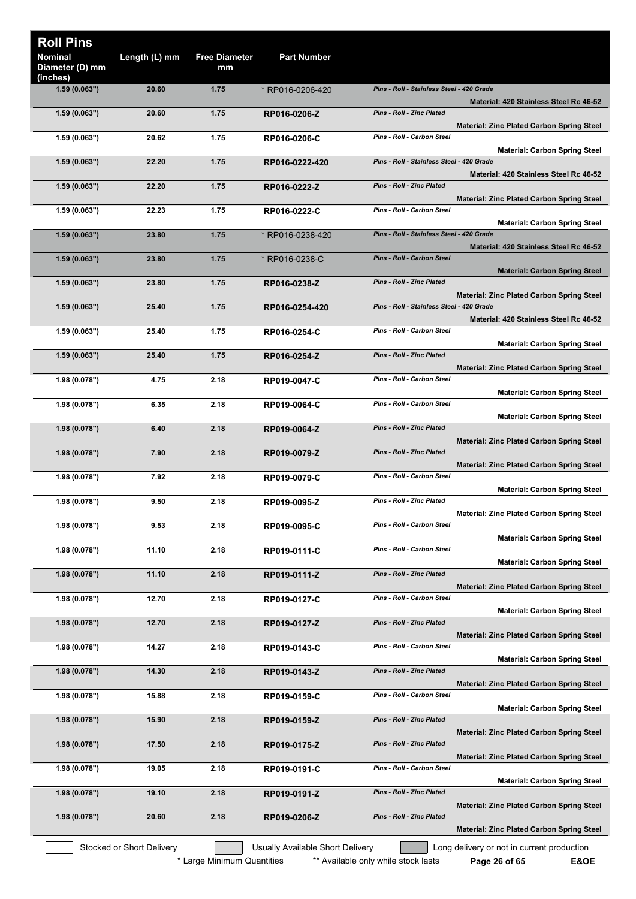# Roll Pins

| Nominal Diameter (D) mm (inches) | Length (L) mm | Free Diameter mm | Part Number | | |
|---|---|---|---|---|---|
| 1.59 (0.063") | 20.60 | 1.75 | * RP016-0206-420 | *Pins - Roll - Stainless Steel - 420 Grade* | **Material: 420 Stainless Steel Rc 46-52** |
| 1.59 (0.063") | 20.60 | 1.75 | **RP016-0206-Z** | *Pins - Roll - Zinc Plated* | **Material: Zinc Plated Carbon Spring Steel** |
| 1.59 (0.063") | 20.62 | 1.75 | **RP016-0206-C** | *Pins - Roll - Carbon Steel* | **Material: Carbon Spring Steel** |
| 1.59 (0.063") | 22.20 | 1.75 | **RP016-0222-420** | *Pins - Roll - Stainless Steel - 420 Grade* | **Material: 420 Stainless Steel Rc 46-52** |
| 1.59 (0.063") | 22.20 | 1.75 | **RP016-0222-Z** | *Pins - Roll - Zinc Plated* | **Material: Zinc Plated Carbon Spring Steel** |
| 1.59 (0.063") | 22.23 | 1.75 | **RP016-0222-C** | *Pins - Roll - Carbon Steel* | **Material: Carbon Spring Steel** |
| 1.59 (0.063") | 23.80 | 1.75 | * RP016-0238-420 | *Pins - Roll - Stainless Steel - 420 Grade* | **Material: 420 Stainless Steel Rc 46-52** |
| 1.59 (0.063") | 23.80 | 1.75 | * RP016-0238-C | *Pins - Roll - Carbon Steel* | **Material: Carbon Spring Steel** |
| 1.59 (0.063") | 23.80 | 1.75 | **RP016-0238-Z** | *Pins - Roll - Zinc Plated* | **Material: Zinc Plated Carbon Spring Steel** |
| 1.59 (0.063") | 25.40 | 1.75 | **RP016-0254-420** | *Pins - Roll - Stainless Steel - 420 Grade* | **Material: 420 Stainless Steel Rc 46-52** |
| 1.59 (0.063") | 25.40 | 1.75 | **RP016-0254-C** | *Pins - Roll - Carbon Steel* | **Material: Carbon Spring Steel** |
| 1.59 (0.063") | 25.40 | 1.75 | **RP016-0254-Z** | *Pins - Roll - Zinc Plated* | **Material: Zinc Plated Carbon Spring Steel** |
| 1.98 (0.078") | 4.75 | 2.18 | **RP019-0047-C** | *Pins - Roll - Carbon Steel* | **Material: Carbon Spring Steel** |
| 1.98 (0.078") | 6.35 | 2.18 | **RP019-0064-C** | *Pins - Roll - Carbon Steel* | **Material: Carbon Spring Steel** |
| 1.98 (0.078") | 6.40 | 2.18 | **RP019-0064-Z** | *Pins - Roll - Zinc Plated* | **Material: Zinc Plated Carbon Spring Steel** |
| 1.98 (0.078") | 7.90 | 2.18 | **RP019-0079-Z** | *Pins - Roll - Zinc Plated* | **Material: Zinc Plated Carbon Spring Steel** |
| 1.98 (0.078") | 7.92 | 2.18 | **RP019-0079-C** | *Pins - Roll - Carbon Steel* | **Material: Carbon Spring Steel** |
| 1.98 (0.078") | 9.50 | 2.18 | **RP019-0095-Z** | *Pins - Roll - Zinc Plated* | **Material: Zinc Plated Carbon Spring Steel** |
| 1.98 (0.078") | 9.53 | 2.18 | **RP019-0095-C** | *Pins - Roll - Carbon Steel* | **Material: Carbon Spring Steel** |
| 1.98 (0.078") | 11.10 | 2.18 | **RP019-0111-C** | *Pins - Roll - Carbon Steel* | **Material: Carbon Spring Steel** |
| 1.98 (0.078") | 11.10 | 2.18 | **RP019-0111-Z** | *Pins - Roll - Zinc Plated* | **Material: Zinc Plated Carbon Spring Steel** |
| 1.98 (0.078") | 12.70 | 2.18 | **RP019-0127-C** | *Pins - Roll - Carbon Steel* | **Material: Carbon Spring Steel** |
| 1.98 (0.078") | 12.70 | 2.18 | **RP019-0127-Z** | *Pins - Roll - Zinc Plated* | **Material: Zinc Plated Carbon Spring Steel** |
| 1.98 (0.078") | 14.27 | 2.18 | **RP019-0143-C** | *Pins - Roll - Carbon Steel* | **Material: Carbon Spring Steel** |
| 1.98 (0.078") | 14.30 | 2.18 | **RP019-0143-Z** | *Pins - Roll - Zinc Plated* | **Material: Zinc Plated Carbon Spring Steel** |
| 1.98 (0.078") | 15.88 | 2.18 | **RP019-0159-C** | *Pins - Roll - Carbon Steel* | **Material: Carbon Spring Steel** |
| 1.98 (0.078") | 15.90 | 2.18 | **RP019-0159-Z** | *Pins - Roll - Zinc Plated* | **Material: Zinc Plated Carbon Spring Steel** |
| 1.98 (0.078") | 17.50 | 2.18 | **RP019-0175-Z** | *Pins - Roll - Zinc Plated* | **Material: Zinc Plated Carbon Spring Steel** |
| 1.98 (0.078") | 19.05 | 2.18 | **RP019-0191-C** | *Pins - Roll - Carbon Steel* | **Material: Carbon Spring Steel** |
| 1.98 (0.078") | 19.10 | 2.18 | **RP019-0191-Z** | *Pins - Roll - Zinc Plated* | **Material: Zinc Plated Carbon Spring Steel** |
| 1.98 (0.078") | 20.60 | 2.18 | **RP019-0206-Z** | *Pins - Roll - Zinc Plated* | **Material: Zinc Plated Carbon Spring Steel** |

Stocked or Short Delivery | Usually Available Short Delivery | Long delivery or not in current production

\* Large Minimum Quantities  ** Available only while stock lasts  E&OE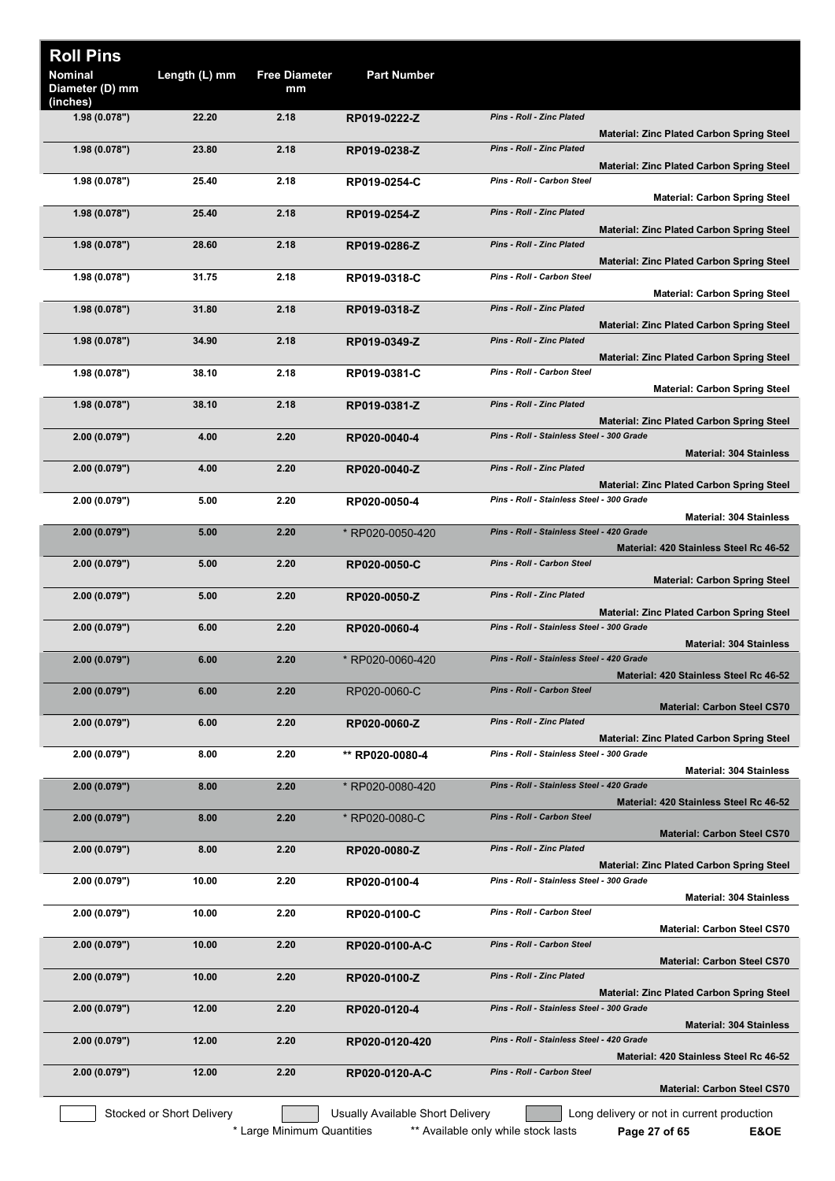# Roll Pins

| Nominal Diameter (D) mm (inches) | Length (L) mm | Free Diameter mm | Part Number | | |
|---|---|---|---|---|---|
| 1.98 (0.078") | 22.20 | 2.18 | RP019-0222-Z | *Pins - Roll - Zinc Plated* | **Material: Zinc Plated Carbon Spring Steel** |
| 1.98 (0.078") | 23.80 | 2.18 | RP019-0238-Z | *Pins - Roll - Zinc Plated* | **Material: Zinc Plated Carbon Spring Steel** |
| 1.98 (0.078") | 25.40 | 2.18 | RP019-0254-C | *Pins - Roll - Carbon Steel* | **Material: Carbon Spring Steel** |
| 1.98 (0.078") | 25.40 | 2.18 | RP019-0254-Z | *Pins - Roll - Zinc Plated* | **Material: Zinc Plated Carbon Spring Steel** |
| 1.98 (0.078") | 28.60 | 2.18 | RP019-0286-Z | *Pins - Roll - Zinc Plated* | **Material: Zinc Plated Carbon Spring Steel** |
| 1.98 (0.078") | 31.75 | 2.18 | RP019-0318-C | *Pins - Roll - Carbon Steel* | **Material: Carbon Spring Steel** |
| 1.98 (0.078") | 31.80 | 2.18 | RP019-0318-Z | *Pins - Roll - Zinc Plated* | **Material: Zinc Plated Carbon Spring Steel** |
| 1.98 (0.078") | 34.90 | 2.18 | RP019-0349-Z | *Pins - Roll - Zinc Plated* | **Material: Zinc Plated Carbon Spring Steel** |
| 1.98 (0.078") | 38.10 | 2.18 | RP019-0381-C | *Pins - Roll - Carbon Steel* | **Material: Carbon Spring Steel** |
| 1.98 (0.078") | 38.10 | 2.18 | RP019-0381-Z | *Pins - Roll - Zinc Plated* | **Material: Zinc Plated Carbon Spring Steel** |
| 2.00 (0.079") | 4.00 | 2.20 | RP020-0040-4 | *Pins - Roll - Stainless Steel - 300 Grade* | **Material: 304 Stainless** |
| 2.00 (0.079") | 4.00 | 2.20 | RP020-0040-Z | *Pins - Roll - Zinc Plated* | **Material: Zinc Plated Carbon Spring Steel** |
| 2.00 (0.079") | 5.00 | 2.20 | RP020-0050-4 | *Pins - Roll - Stainless Steel - 300 Grade* | **Material: 304 Stainless** |
| 2.00 (0.079") | 5.00 | 2.20 | * RP020-0050-420 | *Pins - Roll - Stainless Steel - 420 Grade* | **Material: 420 Stainless Steel Rc 46-52** |
| 2.00 (0.079") | 5.00 | 2.20 | RP020-0050-C | *Pins - Roll - Carbon Steel* | **Material: Carbon Spring Steel** |
| 2.00 (0.079") | 5.00 | 2.20 | RP020-0050-Z | *Pins - Roll - Zinc Plated* | **Material: Zinc Plated Carbon Spring Steel** |
| 2.00 (0.079") | 6.00 | 2.20 | RP020-0060-4 | *Pins - Roll - Stainless Steel - 300 Grade* | **Material: 304 Stainless** |
| 2.00 (0.079") | 6.00 | 2.20 | * RP020-0060-420 | *Pins - Roll - Stainless Steel - 420 Grade* | **Material: 420 Stainless Steel Rc 46-52** |
| 2.00 (0.079") | 6.00 | 2.20 | RP020-0060-C | *Pins - Roll - Carbon Steel* | **Material: Carbon Steel CS70** |
| 2.00 (0.079") | 6.00 | 2.20 | RP020-0060-Z | *Pins - Roll - Zinc Plated* | **Material: Zinc Plated Carbon Spring Steel** |
| 2.00 (0.079") | 8.00 | 2.20 | ** RP020-0080-4 | *Pins - Roll - Stainless Steel - 300 Grade* | **Material: 304 Stainless** |
| 2.00 (0.079") | 8.00 | 2.20 | * RP020-0080-420 | *Pins - Roll - Stainless Steel - 420 Grade* | **Material: 420 Stainless Steel Rc 46-52** |
| 2.00 (0.079") | 8.00 | 2.20 | * RP020-0080-C | *Pins - Roll - Carbon Steel* | **Material: Carbon Steel CS70** |
| 2.00 (0.079") | 8.00 | 2.20 | RP020-0080-Z | *Pins - Roll - Zinc Plated* | **Material: Zinc Plated Carbon Spring Steel** |
| 2.00 (0.079") | 10.00 | 2.20 | RP020-0100-4 | *Pins - Roll - Stainless Steel - 300 Grade* | **Material: 304 Stainless** |
| 2.00 (0.079") | 10.00 | 2.20 | RP020-0100-C | *Pins - Roll - Carbon Steel* | **Material: Carbon Steel CS70** |
| 2.00 (0.079") | 10.00 | 2.20 | RP020-0100-A-C | *Pins - Roll - Carbon Steel* | **Material: Carbon Steel CS70** |
| 2.00 (0.079") | 10.00 | 2.20 | RP020-0100-Z | *Pins - Roll - Zinc Plated* | **Material: Zinc Plated Carbon Spring Steel** |
| 2.00 (0.079") | 12.00 | 2.20 | RP020-0120-4 | *Pins - Roll - Stainless Steel - 300 Grade* | **Material: 304 Stainless** |
| 2.00 (0.079") | 12.00 | 2.20 | RP020-0120-420 | *Pins - Roll - Stainless Steel - 420 Grade* | **Material: 420 Stainless Steel Rc 46-52** |
| 2.00 (0.079") | 12.00 | 2.20 | RP020-0120-A-C | *Pins - Roll - Carbon Steel* | **Material: Carbon Steel CS70** |

Stocked or Short Delivery | Usually Available Short Delivery | Long delivery or not in current production

\* Large Minimum Quantities ** Available only while stock lasts

E&OE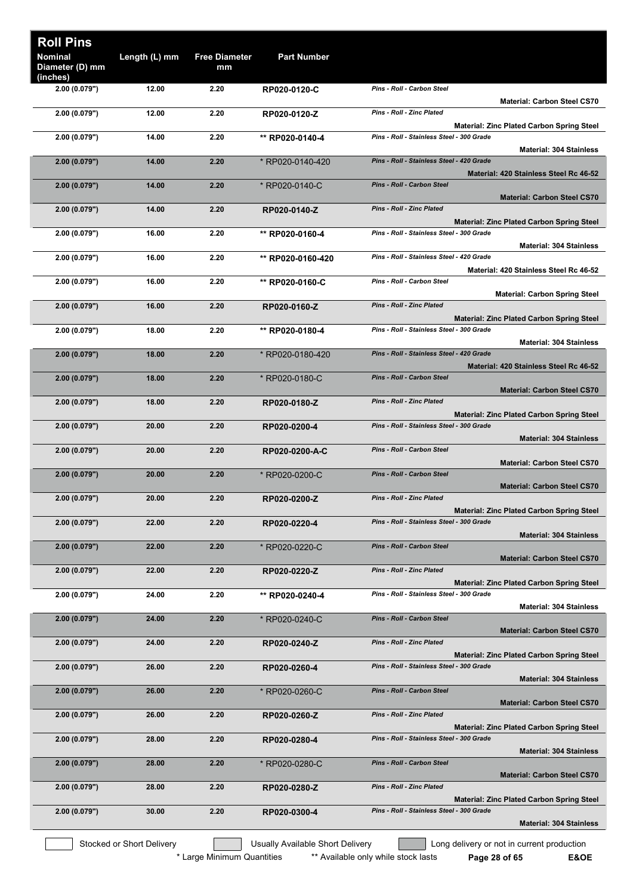# Roll Pins

| Nominal Diameter (D) mm (inches) | Length (L) mm | Free Diameter mm | Part Number | Description | Material |
|---|---|---|---|---|---|
| 2.00 (0.079") | 12.00 | 2.20 | RP020-0120-C | *Pins - Roll - Carbon Steel* | **Material: Carbon Steel CS70** |
| 2.00 (0.079") | 12.00 | 2.20 | RP020-0120-Z | *Pins - Roll - Zinc Plated* | **Material: Zinc Plated Carbon Spring Steel** |
| 2.00 (0.079") | 14.00 | 2.20 | ** RP020-0140-4 | *Pins - Roll - Stainless Steel - 300 Grade* | **Material: 304 Stainless** |
| 2.00 (0.079") | 14.00 | 2.20 | * RP020-0140-420 | *Pins - Roll - Stainless Steel - 420 Grade* | **Material: 420 Stainless Steel Rc 46-52** |
| 2.00 (0.079") | 14.00 | 2.20 | * RP020-0140-C | *Pins - Roll - Carbon Steel* | **Material: Carbon Steel CS70** |
| 2.00 (0.079") | 14.00 | 2.20 | RP020-0140-Z | *Pins - Roll - Zinc Plated* | **Material: Zinc Plated Carbon Spring Steel** |
| 2.00 (0.079") | 16.00 | 2.20 | ** RP020-0160-4 | *Pins - Roll - Stainless Steel - 300 Grade* | **Material: 304 Stainless** |
| 2.00 (0.079") | 16.00 | 2.20 | ** RP020-0160-420 | *Pins - Roll - Stainless Steel - 420 Grade* | **Material: 420 Stainless Steel Rc 46-52** |
| 2.00 (0.079") | 16.00 | 2.20 | ** RP020-0160-C | *Pins - Roll - Carbon Steel* | **Material: Carbon Spring Steel** |
| 2.00 (0.079") | 16.00 | 2.20 | RP020-0160-Z | *Pins - Roll - Zinc Plated* | **Material: Zinc Plated Carbon Spring Steel** |
| 2.00 (0.079") | 18.00 | 2.20 | ** RP020-0180-4 | *Pins - Roll - Stainless Steel - 300 Grade* | **Material: 304 Stainless** |
| 2.00 (0.079") | 18.00 | 2.20 | * RP020-0180-420 | *Pins - Roll - Stainless Steel - 420 Grade* | **Material: 420 Stainless Steel Rc 46-52** |
| 2.00 (0.079") | 18.00 | 2.20 | * RP020-0180-C | *Pins - Roll - Carbon Steel* | **Material: Carbon Steel CS70** |
| 2.00 (0.079") | 18.00 | 2.20 | RP020-0180-Z | *Pins - Roll - Zinc Plated* | **Material: Zinc Plated Carbon Spring Steel** |
| 2.00 (0.079") | 20.00 | 2.20 | RP020-0200-4 | *Pins - Roll - Stainless Steel - 300 Grade* | **Material: 304 Stainless** |
| 2.00 (0.079") | 20.00 | 2.20 | RP020-0200-A-C | *Pins - Roll - Carbon Steel* | **Material: Carbon Steel CS70** |
| 2.00 (0.079") | 20.00 | 2.20 | * RP020-0200-C | *Pins - Roll - Carbon Steel* | **Material: Carbon Steel CS70** |
| 2.00 (0.079") | 20.00 | 2.20 | RP020-0200-Z | *Pins - Roll - Zinc Plated* | **Material: Zinc Plated Carbon Spring Steel** |
| 2.00 (0.079") | 22.00 | 2.20 | RP020-0220-4 | *Pins - Roll - Stainless Steel - 300 Grade* | **Material: 304 Stainless** |
| 2.00 (0.079") | 22.00 | 2.20 | * RP020-0220-C | *Pins - Roll - Carbon Steel* | **Material: Carbon Steel CS70** |
| 2.00 (0.079") | 22.00 | 2.20 | RP020-0220-Z | *Pins - Roll - Zinc Plated* | **Material: Zinc Plated Carbon Spring Steel** |
| 2.00 (0.079") | 24.00 | 2.20 | ** RP020-0240-4 | *Pins - Roll - Stainless Steel - 300 Grade* | **Material: 304 Stainless** |
| 2.00 (0.079") | 24.00 | 2.20 | * RP020-0240-C | *Pins - Roll - Carbon Steel* | **Material: Carbon Steel CS70** |
| 2.00 (0.079") | 24.00 | 2.20 | RP020-0240-Z | *Pins - Roll - Zinc Plated* | **Material: Zinc Plated Carbon Spring Steel** |
| 2.00 (0.079") | 26.00 | 2.20 | RP020-0260-4 | *Pins - Roll - Stainless Steel - 300 Grade* | **Material: 304 Stainless** |
| 2.00 (0.079") | 26.00 | 2.20 | * RP020-0260-C | *Pins - Roll - Carbon Steel* | **Material: Carbon Steel CS70** |
| 2.00 (0.079") | 26.00 | 2.20 | RP020-0260-Z | *Pins - Roll - Zinc Plated* | **Material: Zinc Plated Carbon Spring Steel** |
| 2.00 (0.079") | 28.00 | 2.20 | RP020-0280-4 | *Pins - Roll - Stainless Steel - 300 Grade* | **Material: 304 Stainless** |
| 2.00 (0.079") | 28.00 | 2.20 | * RP020-0280-C | *Pins - Roll - Carbon Steel* | **Material: Carbon Steel CS70** |
| 2.00 (0.079") | 28.00 | 2.20 | RP020-0280-Z | *Pins - Roll - Zinc Plated* | **Material: Zinc Plated Carbon Spring Steel** |
| 2.00 (0.079") | 30.00 | 2.20 | RP020-0300-4 | *Pins - Roll - Stainless Steel - 300 Grade* | **Material: 304 Stainless** |

Stocked or Short Delivery | Usually Available Short Delivery | Long delivery or not in current production

\* Large Minimum Quantities &nbsp;&nbsp; ** Available only while stock lasts

E&OE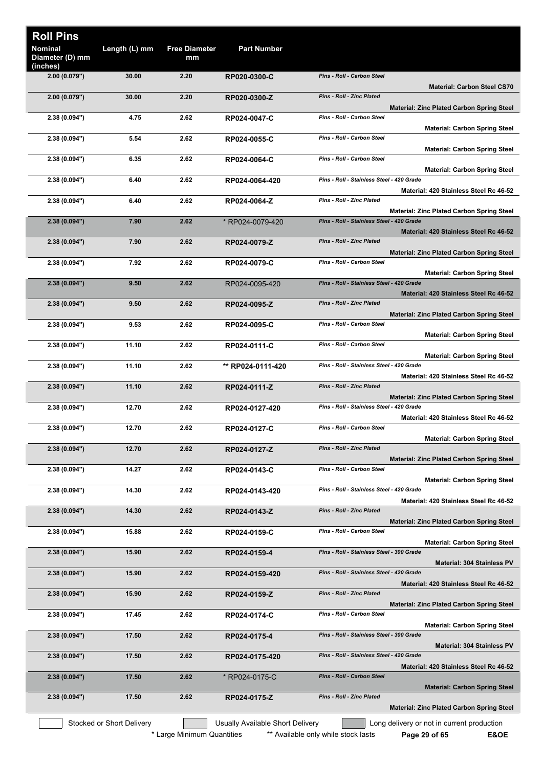# Roll Pins

| Nominal Diameter (D) mm (inches) | Length (L) mm | Free Diameter mm | Part Number | Description | Material |
|---|---|---|---|---|---|
| 2.00 (0.079") | 30.00 | 2.20 | RP020-0300-C | *Pins - Roll - Carbon Steel* | Material: Carbon Steel CS70 |
| 2.00 (0.079") | 30.00 | 2.20 | RP020-0300-Z | *Pins - Roll - Zinc Plated* | Material: Zinc Plated Carbon Spring Steel |
| 2.38 (0.094") | 4.75 | 2.62 | RP024-0047-C | *Pins - Roll - Carbon Steel* | Material: Carbon Spring Steel |
| 2.38 (0.094") | 5.54 | 2.62 | RP024-0055-C | *Pins - Roll - Carbon Steel* | Material: Carbon Spring Steel |
| 2.38 (0.094") | 6.35 | 2.62 | RP024-0064-C | *Pins - Roll - Carbon Steel* | Material: Carbon Spring Steel |
| 2.38 (0.094") | 6.40 | 2.62 | RP024-0064-420 | *Pins - Roll - Stainless Steel - 420 Grade* | Material: 420 Stainless Steel Rc 46-52 |
| 2.38 (0.094") | 6.40 | 2.62 | RP024-0064-Z | *Pins - Roll - Zinc Plated* | Material: Zinc Plated Carbon Spring Steel |
| 2.38 (0.094") | 7.90 | 2.62 | * RP024-0079-420 | *Pins - Roll - Stainless Steel - 420 Grade* | Material: 420 Stainless Steel Rc 46-52 |
| 2.38 (0.094") | 7.90 | 2.62 | RP024-0079-Z | *Pins - Roll - Zinc Plated* | Material: Zinc Plated Carbon Spring Steel |
| 2.38 (0.094") | 7.92 | 2.62 | RP024-0079-C | *Pins - Roll - Carbon Steel* | Material: Carbon Spring Steel |
| 2.38 (0.094") | 9.50 | 2.62 | RP024-0095-420 | *Pins - Roll - Stainless Steel - 420 Grade* | Material: 420 Stainless Steel Rc 46-52 |
| 2.38 (0.094") | 9.50 | 2.62 | RP024-0095-Z | *Pins - Roll - Zinc Plated* | Material: Zinc Plated Carbon Spring Steel |
| 2.38 (0.094") | 9.53 | 2.62 | RP024-0095-C | *Pins - Roll - Carbon Steel* | Material: Carbon Spring Steel |
| 2.38 (0.094") | 11.10 | 2.62 | RP024-0111-C | *Pins - Roll - Carbon Steel* | Material: Carbon Spring Steel |
| 2.38 (0.094") | 11.10 | 2.62 | ** RP024-0111-420 | *Pins - Roll - Stainless Steel - 420 Grade* | Material: 420 Stainless Steel Rc 46-52 |
| 2.38 (0.094") | 11.10 | 2.62 | RP024-0111-Z | *Pins - Roll - Zinc Plated* | Material: Zinc Plated Carbon Spring Steel |
| 2.38 (0.094") | 12.70 | 2.62 | RP024-0127-420 | *Pins - Roll - Stainless Steel - 420 Grade* | Material: 420 Stainless Steel Rc 46-52 |
| 2.38 (0.094") | 12.70 | 2.62 | RP024-0127-C | *Pins - Roll - Carbon Steel* | Material: Carbon Spring Steel |
| 2.38 (0.094") | 12.70 | 2.62 | RP024-0127-Z | *Pins - Roll - Zinc Plated* | Material: Zinc Plated Carbon Spring Steel |
| 2.38 (0.094") | 14.27 | 2.62 | RP024-0143-C | *Pins - Roll - Carbon Steel* | Material: Carbon Spring Steel |
| 2.38 (0.094") | 14.30 | 2.62 | RP024-0143-420 | *Pins - Roll - Stainless Steel - 420 Grade* | Material: 420 Stainless Steel Rc 46-52 |
| 2.38 (0.094") | 14.30 | 2.62 | RP024-0143-Z | *Pins - Roll - Zinc Plated* | Material: Zinc Plated Carbon Spring Steel |
| 2.38 (0.094") | 15.88 | 2.62 | RP024-0159-C | *Pins - Roll - Carbon Steel* | Material: Carbon Spring Steel |
| 2.38 (0.094") | 15.90 | 2.62 | RP024-0159-4 | *Pins - Roll - Stainless Steel - 300 Grade* | Material: 304 Stainless PV |
| 2.38 (0.094") | 15.90 | 2.62 | RP024-0159-420 | *Pins - Roll - Stainless Steel - 420 Grade* | Material: 420 Stainless Steel Rc 46-52 |
| 2.38 (0.094") | 15.90 | 2.62 | RP024-0159-Z | *Pins - Roll - Zinc Plated* | Material: Zinc Plated Carbon Spring Steel |
| 2.38 (0.094") | 17.45 | 2.62 | RP024-0174-C | *Pins - Roll - Carbon Steel* | Material: Carbon Spring Steel |
| 2.38 (0.094") | 17.50 | 2.62 | RP024-0175-4 | *Pins - Roll - Stainless Steel - 300 Grade* | Material: 304 Stainless PV |
| 2.38 (0.094") | 17.50 | 2.62 | RP024-0175-420 | *Pins - Roll - Stainless Steel - 420 Grade* | Material: 420 Stainless Steel Rc 46-52 |
| 2.38 (0.094") | 17.50 | 2.62 | * RP024-0175-C | *Pins - Roll - Carbon Steel* | Material: Carbon Spring Steel |
| 2.38 (0.094") | 17.50 | 2.62 | RP024-0175-Z | *Pins - Roll - Zinc Plated* | Material: Zinc Plated Carbon Spring Steel |

Stocked or Short Delivery | Usually Available Short Delivery | Long delivery or not in current production

\* Large Minimum Quantities ** Available only while stock lasts

E&OE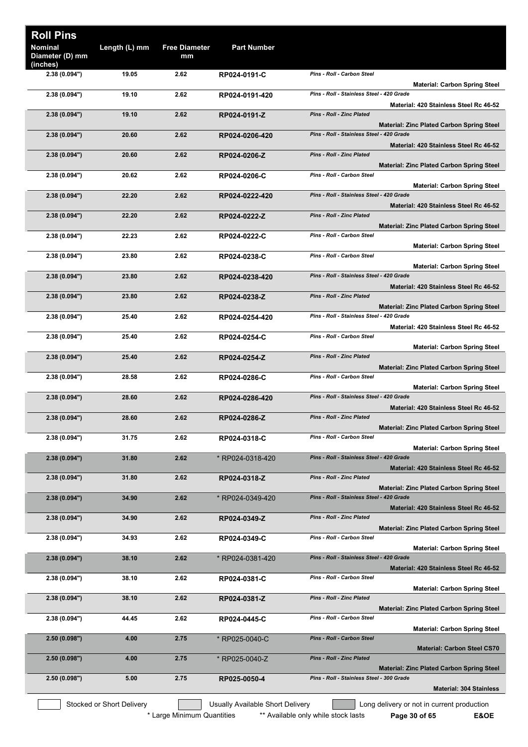# Roll Pins

| Nominal Diameter (D) mm (inches) | Length (L) mm | Free Diameter mm | Part Number | Description | Material |
|---|---|---|---|---|---|
| 2.38 (0.094") | 19.05 | 2.62 | RP024-0191-C | *Pins - Roll - Carbon Steel* | Material: Carbon Spring Steel |
| 2.38 (0.094") | 19.10 | 2.62 | RP024-0191-420 | *Pins - Roll - Stainless Steel - 420 Grade* | Material: 420 Stainless Steel Rc 46-52 |
| 2.38 (0.094") | 19.10 | 2.62 | RP024-0191-Z | *Pins - Roll - Zinc Plated* | Material: Zinc Plated Carbon Spring Steel |
| 2.38 (0.094") | 20.60 | 2.62 | RP024-0206-420 | *Pins - Roll - Stainless Steel - 420 Grade* | Material: 420 Stainless Steel Rc 46-52 |
| 2.38 (0.094") | 20.60 | 2.62 | RP024-0206-Z | *Pins - Roll - Zinc Plated* | Material: Zinc Plated Carbon Spring Steel |
| 2.38 (0.094") | 20.62 | 2.62 | RP024-0206-C | *Pins - Roll - Carbon Steel* | Material: Carbon Spring Steel |
| 2.38 (0.094") | 22.20 | 2.62 | RP024-0222-420 | *Pins - Roll - Stainless Steel - 420 Grade* | Material: 420 Stainless Steel Rc 46-52 |
| 2.38 (0.094") | 22.20 | 2.62 | RP024-0222-Z | *Pins - Roll - Zinc Plated* | Material: Zinc Plated Carbon Spring Steel |
| 2.38 (0.094") | 22.23 | 2.62 | RP024-0222-C | *Pins - Roll - Carbon Steel* | Material: Carbon Spring Steel |
| 2.38 (0.094") | 23.80 | 2.62 | RP024-0238-C | *Pins - Roll - Carbon Steel* | Material: Carbon Spring Steel |
| 2.38 (0.094") | 23.80 | 2.62 | RP024-0238-420 | *Pins - Roll - Stainless Steel - 420 Grade* | Material: 420 Stainless Steel Rc 46-52 |
| 2.38 (0.094") | 23.80 | 2.62 | RP024-0238-Z | *Pins - Roll - Zinc Plated* | Material: Zinc Plated Carbon Spring Steel |
| 2.38 (0.094") | 25.40 | 2.62 | RP024-0254-420 | *Pins - Roll - Stainless Steel - 420 Grade* | Material: 420 Stainless Steel Rc 46-52 |
| 2.38 (0.094") | 25.40 | 2.62 | RP024-0254-C | *Pins - Roll - Carbon Steel* | Material: Carbon Spring Steel |
| 2.38 (0.094") | 25.40 | 2.62 | RP024-0254-Z | *Pins - Roll - Zinc Plated* | Material: Zinc Plated Carbon Spring Steel |
| 2.38 (0.094") | 28.58 | 2.62 | RP024-0286-C | *Pins - Roll - Carbon Steel* | Material: Carbon Spring Steel |
| 2.38 (0.094") | 28.60 | 2.62 | RP024-0286-420 | *Pins - Roll - Stainless Steel - 420 Grade* | Material: 420 Stainless Steel Rc 46-52 |
| 2.38 (0.094") | 28.60 | 2.62 | RP024-0286-Z | *Pins - Roll - Zinc Plated* | Material: Zinc Plated Carbon Spring Steel |
| 2.38 (0.094") | 31.75 | 2.62 | RP024-0318-C | *Pins - Roll - Carbon Steel* | Material: Carbon Spring Steel |
| 2.38 (0.094") | 31.80 | 2.62 | * RP024-0318-420 | *Pins - Roll - Stainless Steel - 420 Grade* | Material: 420 Stainless Steel Rc 46-52 |
| 2.38 (0.094") | 31.80 | 2.62 | RP024-0318-Z | *Pins - Roll - Zinc Plated* | Material: Zinc Plated Carbon Spring Steel |
| 2.38 (0.094") | 34.90 | 2.62 | * RP024-0349-420 | *Pins - Roll - Stainless Steel - 420 Grade* | Material: 420 Stainless Steel Rc 46-52 |
| 2.38 (0.094") | 34.90 | 2.62 | RP024-0349-Z | *Pins - Roll - Zinc Plated* | Material: Zinc Plated Carbon Spring Steel |
| 2.38 (0.094") | 34.93 | 2.62 | RP024-0349-C | *Pins - Roll - Carbon Steel* | Material: Carbon Spring Steel |
| 2.38 (0.094") | 38.10 | 2.62 | * RP024-0381-420 | *Pins - Roll - Stainless Steel - 420 Grade* | Material: 420 Stainless Steel Rc 46-52 |
| 2.38 (0.094") | 38.10 | 2.62 | RP024-0381-C | *Pins - Roll - Carbon Steel* | Material: Carbon Spring Steel |
| 2.38 (0.094") | 38.10 | 2.62 | RP024-0381-Z | *Pins - Roll - Zinc Plated* | Material: Zinc Plated Carbon Spring Steel |
| 2.38 (0.094") | 44.45 | 2.62 | RP024-0445-C | *Pins - Roll - Carbon Steel* | Material: Carbon Spring Steel |
| 2.50 (0.098") | 4.00 | 2.75 | * RP025-0040-C | *Pins - Roll - Carbon Steel* | Material: Carbon Steel CS70 |
| 2.50 (0.098") | 4.00 | 2.75 | * RP025-0040-Z | *Pins - Roll - Zinc Plated* | Material: Zinc Plated Carbon Spring Steel |
| 2.50 (0.098") | 5.00 | 2.75 | RP025-0050-4 | *Pins - Roll - Stainless Steel - 300 Grade* | Material: 304 Stainless |

Stocked or Short Delivery | Usually Available Short Delivery | Long delivery or not in current production

\* Large Minimum Quantities ** Available only while stock lasts

E&OE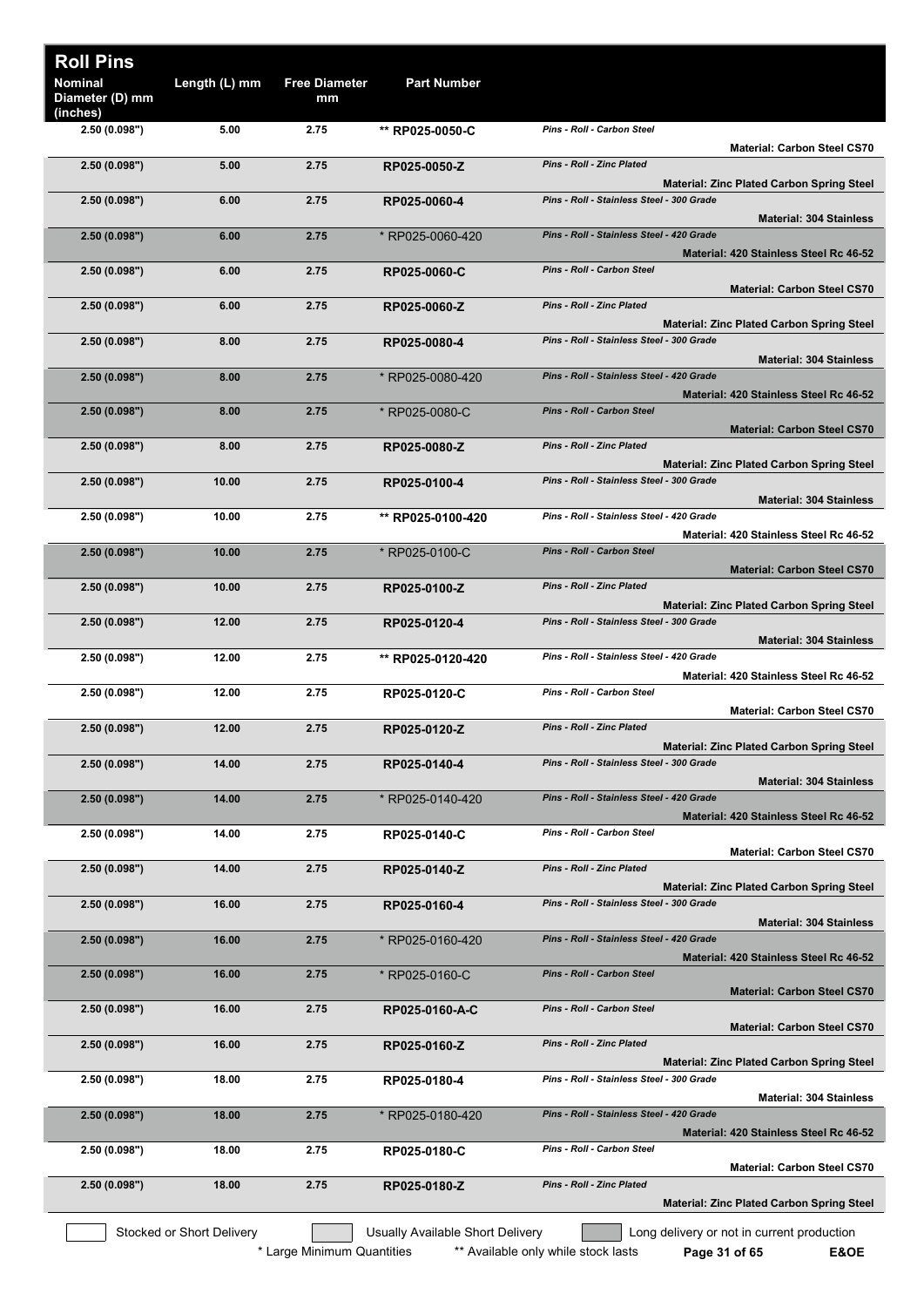# Roll Pins

| Nominal Diameter (D) mm (inches) | Length (L) mm | Free Diameter mm | Part Number | Description | Material |
|---|---|---|---|---|---|
| 2.50 (0.098") | 5.00 | 2.75 | ** RP025-0050-C | *Pins - Roll - Carbon Steel* | Material: Carbon Steel CS70 |
| 2.50 (0.098") | 5.00 | 2.75 | RP025-0050-Z | *Pins - Roll - Zinc Plated* | Material: Zinc Plated Carbon Spring Steel |
| 2.50 (0.098") | 6.00 | 2.75 | RP025-0060-4 | *Pins - Roll - Stainless Steel - 300 Grade* | Material: 304 Stainless |
| 2.50 (0.098") | 6.00 | 2.75 | * RP025-0060-420 | *Pins - Roll - Stainless Steel - 420 Grade* | Material: 420 Stainless Steel Rc 46-52 |
| 2.50 (0.098") | 6.00 | 2.75 | RP025-0060-C | *Pins - Roll - Carbon Steel* | Material: Carbon Steel CS70 |
| 2.50 (0.098") | 6.00 | 2.75 | RP025-0060-Z | *Pins - Roll - Zinc Plated* | Material: Zinc Plated Carbon Spring Steel |
| 2.50 (0.098") | 8.00 | 2.75 | RP025-0080-4 | *Pins - Roll - Stainless Steel - 300 Grade* | Material: 304 Stainless |
| 2.50 (0.098") | 8.00 | 2.75 | * RP025-0080-420 | *Pins - Roll - Stainless Steel - 420 Grade* | Material: 420 Stainless Steel Rc 46-52 |
| 2.50 (0.098") | 8.00 | 2.75 | * RP025-0080-C | *Pins - Roll - Carbon Steel* | Material: Carbon Steel CS70 |
| 2.50 (0.098") | 8.00 | 2.75 | RP025-0080-Z | *Pins - Roll - Zinc Plated* | Material: Zinc Plated Carbon Spring Steel |
| 2.50 (0.098") | 10.00 | 2.75 | RP025-0100-4 | *Pins - Roll - Stainless Steel - 300 Grade* | Material: 304 Stainless |
| 2.50 (0.098") | 10.00 | 2.75 | ** RP025-0100-420 | *Pins - Roll - Stainless Steel - 420 Grade* | Material: 420 Stainless Steel Rc 46-52 |
| 2.50 (0.098") | 10.00 | 2.75 | * RP025-0100-C | *Pins - Roll - Carbon Steel* | Material: Carbon Steel CS70 |
| 2.50 (0.098") | 10.00 | 2.75 | RP025-0100-Z | *Pins - Roll - Zinc Plated* | Material: Zinc Plated Carbon Spring Steel |
| 2.50 (0.098") | 12.00 | 2.75 | RP025-0120-4 | *Pins - Roll - Stainless Steel - 300 Grade* | Material: 304 Stainless |
| 2.50 (0.098") | 12.00 | 2.75 | ** RP025-0120-420 | *Pins - Roll - Stainless Steel - 420 Grade* | Material: 420 Stainless Steel Rc 46-52 |
| 2.50 (0.098") | 12.00 | 2.75 | RP025-0120-C | *Pins - Roll - Carbon Steel* | Material: Carbon Steel CS70 |
| 2.50 (0.098") | 12.00 | 2.75 | RP025-0120-Z | *Pins - Roll - Zinc Plated* | Material: Zinc Plated Carbon Spring Steel |
| 2.50 (0.098") | 14.00 | 2.75 | RP025-0140-4 | *Pins - Roll - Stainless Steel - 300 Grade* | Material: 304 Stainless |
| 2.50 (0.098") | 14.00 | 2.75 | * RP025-0140-420 | *Pins - Roll - Stainless Steel - 420 Grade* | Material: 420 Stainless Steel Rc 46-52 |
| 2.50 (0.098") | 14.00 | 2.75 | RP025-0140-C | *Pins - Roll - Carbon Steel* | Material: Carbon Steel CS70 |
| 2.50 (0.098") | 14.00 | 2.75 | RP025-0140-Z | *Pins - Roll - Zinc Plated* | Material: Zinc Plated Carbon Spring Steel |
| 2.50 (0.098") | 16.00 | 2.75 | RP025-0160-4 | *Pins - Roll - Stainless Steel - 300 Grade* | Material: 304 Stainless |
| 2.50 (0.098") | 16.00 | 2.75 | * RP025-0160-420 | *Pins - Roll - Stainless Steel - 420 Grade* | Material: 420 Stainless Steel Rc 46-52 |
| 2.50 (0.098") | 16.00 | 2.75 | * RP025-0160-C | *Pins - Roll - Carbon Steel* | Material: Carbon Steel CS70 |
| 2.50 (0.098") | 16.00 | 2.75 | RP025-0160-A-C | *Pins - Roll - Carbon Steel* | Material: Carbon Steel CS70 |
| 2.50 (0.098") | 16.00 | 2.75 | RP025-0160-Z | *Pins - Roll - Zinc Plated* | Material: Zinc Plated Carbon Spring Steel |
| 2.50 (0.098") | 18.00 | 2.75 | RP025-0180-4 | *Pins - Roll - Stainless Steel - 300 Grade* | Material: 304 Stainless |
| 2.50 (0.098") | 18.00 | 2.75 | * RP025-0180-420 | *Pins - Roll - Stainless Steel - 420 Grade* | Material: 420 Stainless Steel Rc 46-52 |
| 2.50 (0.098") | 18.00 | 2.75 | RP025-0180-C | *Pins - Roll - Carbon Steel* | Material: Carbon Steel CS70 |
| 2.50 (0.098") | 18.00 | 2.75 | RP025-0180-Z | *Pins - Roll - Zinc Plated* | Material: Zinc Plated Carbon Spring Steel |

Stocked or Short Delivery | Usually Available Short Delivery | Long delivery or not in current production

\* Large Minimum Quantities  ** Available only while stock lasts

E&OE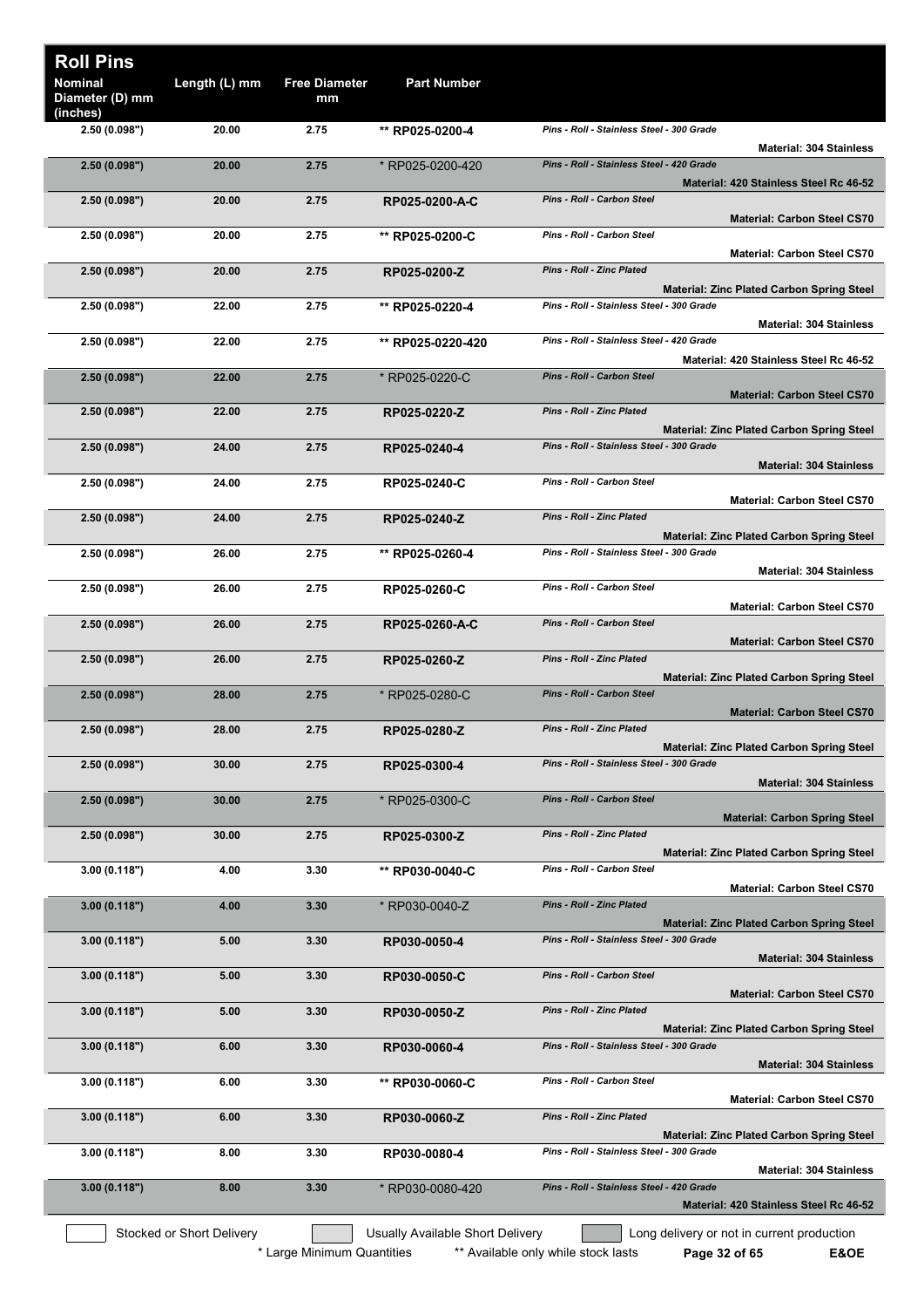# Roll Pins

| Nominal Diameter (D) mm (inches) | Length (L) mm | Free Diameter mm | Part Number | Description | Material |
|---|---|---|---|---|---|
| 2.50 (0.098") | 20.00 | 2.75 | ** RP025-0200-4 | Pins - Roll - Stainless Steel - 300 Grade | Material: 304 Stainless |
| 2.50 (0.098") | 20.00 | 2.75 | * RP025-0200-420 | Pins - Roll - Stainless Steel - 420 Grade | Material: 420 Stainless Steel Rc 46-52 |
| 2.50 (0.098") | 20.00 | 2.75 | RP025-0200-A-C | Pins - Roll - Carbon Steel | Material: Carbon Steel CS70 |
| 2.50 (0.098") | 20.00 | 2.75 | ** RP025-0200-C | Pins - Roll - Carbon Steel | Material: Carbon Steel CS70 |
| 2.50 (0.098") | 20.00 | 2.75 | RP025-0200-Z | Pins - Roll - Zinc Plated | Material: Zinc Plated Carbon Spring Steel |
| 2.50 (0.098") | 22.00 | 2.75 | ** RP025-0220-4 | Pins - Roll - Stainless Steel - 300 Grade | Material: 304 Stainless |
| 2.50 (0.098") | 22.00 | 2.75 | ** RP025-0220-420 | Pins - Roll - Stainless Steel - 420 Grade | Material: 420 Stainless Steel Rc 46-52 |
| 2.50 (0.098") | 22.00 | 2.75 | * RP025-0220-C | Pins - Roll - Carbon Steel | Material: Carbon Steel CS70 |
| 2.50 (0.098") | 22.00 | 2.75 | RP025-0220-Z | Pins - Roll - Zinc Plated | Material: Zinc Plated Carbon Spring Steel |
| 2.50 (0.098") | 24.00 | 2.75 | RP025-0240-4 | Pins - Roll - Stainless Steel - 300 Grade | Material: 304 Stainless |
| 2.50 (0.098") | 24.00 | 2.75 | RP025-0240-C | Pins - Roll - Carbon Steel | Material: Carbon Steel CS70 |
| 2.50 (0.098") | 24.00 | 2.75 | RP025-0240-Z | Pins - Roll - Zinc Plated | Material: Zinc Plated Carbon Spring Steel |
| 2.50 (0.098") | 26.00 | 2.75 | ** RP025-0260-4 | Pins - Roll - Stainless Steel - 300 Grade | Material: 304 Stainless |
| 2.50 (0.098") | 26.00 | 2.75 | RP025-0260-C | Pins - Roll - Carbon Steel | Material: Carbon Steel CS70 |
| 2.50 (0.098") | 26.00 | 2.75 | RP025-0260-A-C | Pins - Roll - Carbon Steel | Material: Carbon Steel CS70 |
| 2.50 (0.098") | 26.00 | 2.75 | RP025-0260-Z | Pins - Roll - Zinc Plated | Material: Zinc Plated Carbon Spring Steel |
| 2.50 (0.098") | 28.00 | 2.75 | * RP025-0280-C | Pins - Roll - Carbon Steel | Material: Carbon Steel CS70 |
| 2.50 (0.098") | 28.00 | 2.75 | RP025-0280-Z | Pins - Roll - Zinc Plated | Material: Zinc Plated Carbon Spring Steel |
| 2.50 (0.098") | 30.00 | 2.75 | RP025-0300-4 | Pins - Roll - Stainless Steel - 300 Grade | Material: 304 Stainless |
| 2.50 (0.098") | 30.00 | 2.75 | * RP025-0300-C | Pins - Roll - Carbon Steel | Material: Carbon Spring Steel |
| 2.50 (0.098") | 30.00 | 2.75 | RP025-0300-Z | Pins - Roll - Zinc Plated | Material: Zinc Plated Carbon Spring Steel |
| 3.00 (0.118") | 4.00 | 3.30 | ** RP030-0040-C | Pins - Roll - Carbon Steel | Material: Carbon Steel CS70 |
| 3.00 (0.118") | 4.00 | 3.30 | * RP030-0040-Z | Pins - Roll - Zinc Plated | Material: Zinc Plated Carbon Spring Steel |
| 3.00 (0.118") | 5.00 | 3.30 | RP030-0050-4 | Pins - Roll - Stainless Steel - 300 Grade | Material: 304 Stainless |
| 3.00 (0.118") | 5.00 | 3.30 | RP030-0050-C | Pins - Roll - Carbon Steel | Material: Carbon Steel CS70 |
| 3.00 (0.118") | 5.00 | 3.30 | RP030-0050-Z | Pins - Roll - Zinc Plated | Material: Zinc Plated Carbon Spring Steel |
| 3.00 (0.118") | 6.00 | 3.30 | RP030-0060-4 | Pins - Roll - Stainless Steel - 300 Grade | Material: 304 Stainless |
| 3.00 (0.118") | 6.00 | 3.30 | ** RP030-0060-C | Pins - Roll - Carbon Steel | Material: Carbon Steel CS70 |
| 3.00 (0.118") | 6.00 | 3.30 | RP030-0060-Z | Pins - Roll - Zinc Plated | Material: Zinc Plated Carbon Spring Steel |
| 3.00 (0.118") | 8.00 | 3.30 | RP030-0080-4 | Pins - Roll - Stainless Steel - 300 Grade | Material: 304 Stainless |
| 3.00 (0.118") | 8.00 | 3.30 | * RP030-0080-420 | Pins - Roll - Stainless Steel - 420 Grade | Material: 420 Stainless Steel Rc 46-52 |

Stocked or Short Delivery | Usually Available Short Delivery | Long delivery or not in current production

* Large Minimum Quantities ** Available only while stock lasts E&OE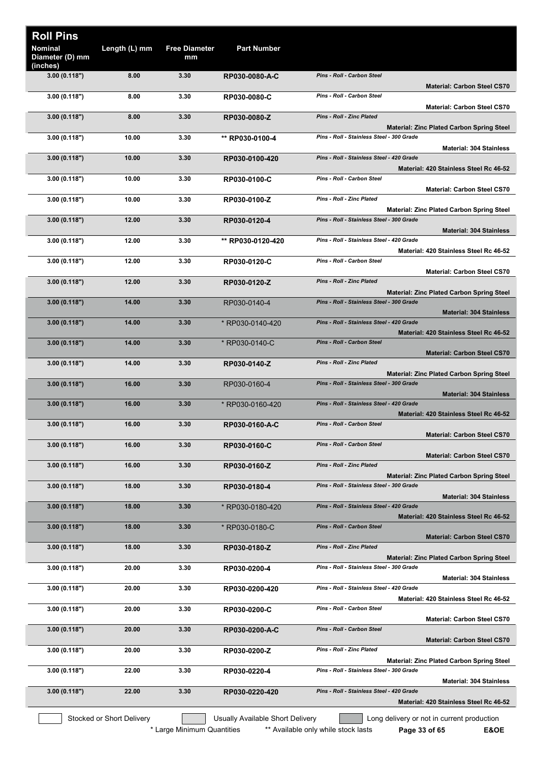# Roll Pins

| Nominal Diameter (D) mm (inches) | Length (L) mm | Free Diameter mm | Part Number | Description | Material |
|---|---|---|---|---|---|
| 3.00 (0.118") | 8.00 | 3.30 | RP030-0080-A-C | *Pins - Roll - Carbon Steel* | **Material: Carbon Steel CS70** |
| 3.00 (0.118") | 8.00 | 3.30 | RP030-0080-C | *Pins - Roll - Carbon Steel* | **Material: Carbon Steel CS70** |
| 3.00 (0.118") | 8.00 | 3.30 | RP030-0080-Z | *Pins - Roll - Zinc Plated* | **Material: Zinc Plated Carbon Spring Steel** |
| 3.00 (0.118") | 10.00 | 3.30 | ** RP030-0100-4 | *Pins - Roll - Stainless Steel - 300 Grade* | **Material: 304 Stainless** |
| 3.00 (0.118") | 10.00 | 3.30 | RP030-0100-420 | *Pins - Roll - Stainless Steel - 420 Grade* | **Material: 420 Stainless Steel Rc 46-52** |
| 3.00 (0.118") | 10.00 | 3.30 | RP030-0100-C | *Pins - Roll - Carbon Steel* | **Material: Carbon Steel CS70** |
| 3.00 (0.118") | 10.00 | 3.30 | RP030-0100-Z | *Pins - Roll - Zinc Plated* | **Material: Zinc Plated Carbon Spring Steel** |
| 3.00 (0.118") | 12.00 | 3.30 | RP030-0120-4 | *Pins - Roll - Stainless Steel - 300 Grade* | **Material: 304 Stainless** |
| 3.00 (0.118") | 12.00 | 3.30 | ** RP030-0120-420 | *Pins - Roll - Stainless Steel - 420 Grade* | **Material: 420 Stainless Steel Rc 46-52** |
| 3.00 (0.118") | 12.00 | 3.30 | RP030-0120-C | *Pins - Roll - Carbon Steel* | **Material: Carbon Steel CS70** |
| 3.00 (0.118") | 12.00 | 3.30 | RP030-0120-Z | *Pins - Roll - Zinc Plated* | **Material: Zinc Plated Carbon Spring Steel** |
| 3.00 (0.118") | 14.00 | 3.30 | RP030-0140-4 | *Pins - Roll - Stainless Steel - 300 Grade* | **Material: 304 Stainless** |
| 3.00 (0.118") | 14.00 | 3.30 | * RP030-0140-420 | *Pins - Roll - Stainless Steel - 420 Grade* | **Material: 420 Stainless Steel Rc 46-52** |
| 3.00 (0.118") | 14.00 | 3.30 | * RP030-0140-C | *Pins - Roll - Carbon Steel* | **Material: Carbon Steel CS70** |
| 3.00 (0.118") | 14.00 | 3.30 | RP030-0140-Z | *Pins - Roll - Zinc Plated* | **Material: Zinc Plated Carbon Spring Steel** |
| 3.00 (0.118") | 16.00 | 3.30 | RP030-0160-4 | *Pins - Roll - Stainless Steel - 300 Grade* | **Material: 304 Stainless** |
| 3.00 (0.118") | 16.00 | 3.30 | * RP030-0160-420 | *Pins - Roll - Stainless Steel - 420 Grade* | **Material: 420 Stainless Steel Rc 46-52** |
| 3.00 (0.118") | 16.00 | 3.30 | RP030-0160-A-C | *Pins - Roll - Carbon Steel* | **Material: Carbon Steel CS70** |
| 3.00 (0.118") | 16.00 | 3.30 | RP030-0160-C | *Pins - Roll - Carbon Steel* | **Material: Carbon Steel CS70** |
| 3.00 (0.118") | 16.00 | 3.30 | RP030-0160-Z | *Pins - Roll - Zinc Plated* | **Material: Zinc Plated Carbon Spring Steel** |
| 3.00 (0.118") | 18.00 | 3.30 | RP030-0180-4 | *Pins - Roll - Stainless Steel - 300 Grade* | **Material: 304 Stainless** |
| 3.00 (0.118") | 18.00 | 3.30 | * RP030-0180-420 | *Pins - Roll - Stainless Steel - 420 Grade* | **Material: 420 Stainless Steel Rc 46-52** |
| 3.00 (0.118") | 18.00 | 3.30 | * RP030-0180-C | *Pins - Roll - Carbon Steel* | **Material: Carbon Steel CS70** |
| 3.00 (0.118") | 18.00 | 3.30 | RP030-0180-Z | *Pins - Roll - Zinc Plated* | **Material: Zinc Plated Carbon Spring Steel** |
| 3.00 (0.118") | 20.00 | 3.30 | RP030-0200-4 | *Pins - Roll - Stainless Steel - 300 Grade* | **Material: 304 Stainless** |
| 3.00 (0.118") | 20.00 | 3.30 | RP030-0200-420 | *Pins - Roll - Stainless Steel - 420 Grade* | **Material: 420 Stainless Steel Rc 46-52** |
| 3.00 (0.118") | 20.00 | 3.30 | RP030-0200-C | *Pins - Roll - Carbon Steel* | **Material: Carbon Steel CS70** |
| 3.00 (0.118") | 20.00 | 3.30 | RP030-0200-A-C | *Pins - Roll - Carbon Steel* | **Material: Carbon Steel CS70** |
| 3.00 (0.118") | 20.00 | 3.30 | RP030-0200-Z | *Pins - Roll - Zinc Plated* | **Material: Zinc Plated Carbon Spring Steel** |
| 3.00 (0.118") | 22.00 | 3.30 | RP030-0220-4 | *Pins - Roll - Stainless Steel - 300 Grade* | **Material: 304 Stainless** |
| 3.00 (0.118") | 22.00 | 3.30 | RP030-0220-420 | *Pins - Roll - Stainless Steel - 420 Grade* | **Material: 420 Stainless Steel Rc 46-52** |

Stocked or Short Delivery | Usually Available Short Delivery | Long delivery or not in current production

\* Large Minimum Quantities  ** Available only while stock lasts  E&OE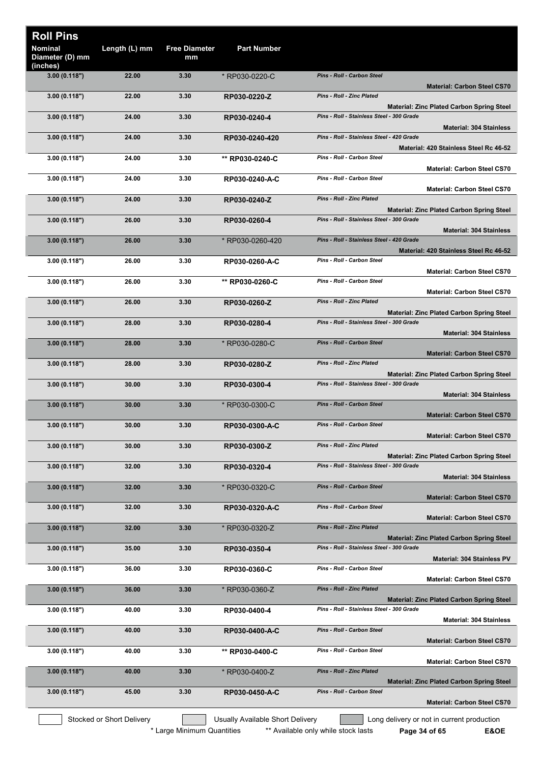# Roll Pins

| Nominal Diameter (D) mm (inches) | Length (L) mm | Free Diameter mm | Part Number | | |
|---|---|---|---|---|---|
| 3.00 (0.118") | 22.00 | 3.30 | * RP030-0220-C | *Pins - Roll - Carbon Steel* | **Material: Carbon Steel CS70** |
| 3.00 (0.118") | 22.00 | 3.30 | **RP030-0220-Z** | *Pins - Roll - Zinc Plated* | **Material: Zinc Plated Carbon Spring Steel** |
| 3.00 (0.118") | 24.00 | 3.30 | **RP030-0240-4** | *Pins - Roll - Stainless Steel - 300 Grade* | **Material: 304 Stainless** |
| 3.00 (0.118") | 24.00 | 3.30 | **RP030-0240-420** | *Pins - Roll - Stainless Steel - 420 Grade* | **Material: 420 Stainless Steel Rc 46-52** |
| 3.00 (0.118") | 24.00 | 3.30 | ** **RP030-0240-C** | *Pins - Roll - Carbon Steel* | **Material: Carbon Steel CS70** |
| 3.00 (0.118") | 24.00 | 3.30 | **RP030-0240-A-C** | *Pins - Roll - Carbon Steel* | **Material: Carbon Steel CS70** |
| 3.00 (0.118") | 24.00 | 3.30 | **RP030-0240-Z** | *Pins - Roll - Zinc Plated* | **Material: Zinc Plated Carbon Spring Steel** |
| 3.00 (0.118") | 26.00 | 3.30 | **RP030-0260-4** | *Pins - Roll - Stainless Steel - 300 Grade* | **Material: 304 Stainless** |
| 3.00 (0.118") | 26.00 | 3.30 | * RP030-0260-420 | *Pins - Roll - Stainless Steel - 420 Grade* | **Material: 420 Stainless Steel Rc 46-52** |
| 3.00 (0.118") | 26.00 | 3.30 | **RP030-0260-A-C** | *Pins - Roll - Carbon Steel* | **Material: Carbon Steel CS70** |
| 3.00 (0.118") | 26.00 | 3.30 | ** **RP030-0260-C** | *Pins - Roll - Carbon Steel* | **Material: Carbon Steel CS70** |
| 3.00 (0.118") | 26.00 | 3.30 | **RP030-0260-Z** | *Pins - Roll - Zinc Plated* | **Material: Zinc Plated Carbon Spring Steel** |
| 3.00 (0.118") | 28.00 | 3.30 | **RP030-0280-4** | *Pins - Roll - Stainless Steel - 300 Grade* | **Material: 304 Stainless** |
| 3.00 (0.118") | 28.00 | 3.30 | * RP030-0280-C | *Pins - Roll - Carbon Steel* | **Material: Carbon Steel CS70** |
| 3.00 (0.118") | 28.00 | 3.30 | **RP030-0280-Z** | *Pins - Roll - Zinc Plated* | **Material: Zinc Plated Carbon Spring Steel** |
| 3.00 (0.118") | 30.00 | 3.30 | **RP030-0300-4** | *Pins - Roll - Stainless Steel - 300 Grade* | **Material: 304 Stainless** |
| 3.00 (0.118") | 30.00 | 3.30 | * RP030-0300-C | *Pins - Roll - Carbon Steel* | **Material: Carbon Steel CS70** |
| 3.00 (0.118") | 30.00 | 3.30 | **RP030-0300-A-C** | *Pins - Roll - Carbon Steel* | **Material: Carbon Steel CS70** |
| 3.00 (0.118") | 30.00 | 3.30 | **RP030-0300-Z** | *Pins - Roll - Zinc Plated* | **Material: Zinc Plated Carbon Spring Steel** |
| 3.00 (0.118") | 32.00 | 3.30 | **RP030-0320-4** | *Pins - Roll - Stainless Steel - 300 Grade* | **Material: 304 Stainless** |
| 3.00 (0.118") | 32.00 | 3.30 | * RP030-0320-C | *Pins - Roll - Carbon Steel* | **Material: Carbon Steel CS70** |
| 3.00 (0.118") | 32.00 | 3.30 | **RP030-0320-A-C** | *Pins - Roll - Carbon Steel* | **Material: Carbon Steel CS70** |
| 3.00 (0.118") | 32.00 | 3.30 | * RP030-0320-Z | *Pins - Roll - Zinc Plated* | **Material: Zinc Plated Carbon Spring Steel** |
| 3.00 (0.118") | 35.00 | 3.30 | **RP030-0350-4** | *Pins - Roll - Stainless Steel - 300 Grade* | **Material: 304 Stainless PV** |
| 3.00 (0.118") | 36.00 | 3.30 | **RP030-0360-C** | *Pins - Roll - Carbon Steel* | **Material: Carbon Steel CS70** |
| 3.00 (0.118") | 36.00 | 3.30 | * RP030-0360-Z | *Pins - Roll - Zinc Plated* | **Material: Zinc Plated Carbon Spring Steel** |
| 3.00 (0.118") | 40.00 | 3.30 | **RP030-0400-4** | *Pins - Roll - Stainless Steel - 300 Grade* | **Material: 304 Stainless** |
| 3.00 (0.118") | 40.00 | 3.30 | **RP030-0400-A-C** | *Pins - Roll - Carbon Steel* | **Material: Carbon Steel CS70** |
| 3.00 (0.118") | 40.00 | 3.30 | ** **RP030-0400-C** | *Pins - Roll - Carbon Steel* | **Material: Carbon Steel CS70** |
| 3.00 (0.118") | 40.00 | 3.30 | * RP030-0400-Z | *Pins - Roll - Zinc Plated* | **Material: Zinc Plated Carbon Spring Steel** |
| 3.00 (0.118") | 45.00 | 3.30 | **RP030-0450-A-C** | *Pins - Roll - Carbon Steel* | **Material: Carbon Steel CS70** |

Stocked or Short Delivery | Usually Available Short Delivery | Long delivery or not in current production

\* Large Minimum Quantities    ** Available only while stock lasts    E&OE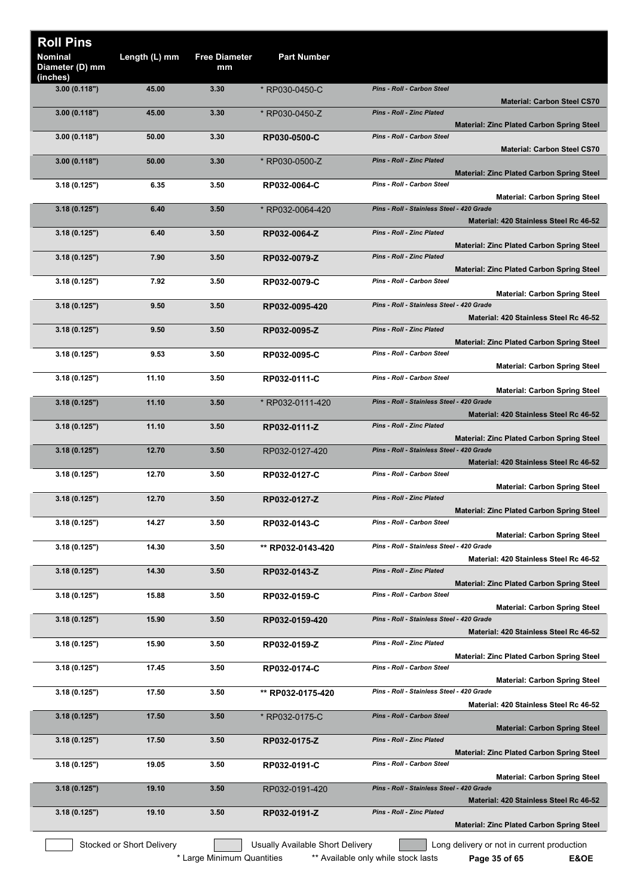# Roll Pins

| Nominal Diameter (D) mm (inches) | Length (L) mm | Free Diameter mm | Part Number | | |
|---|---|---|---|---|---|
| 3.00 (0.118") | 45.00 | 3.30 | * RP030-0450-C | *Pins - Roll - Carbon Steel* | **Material: Carbon Steel CS70** |
| 3.00 (0.118") | 45.00 | 3.30 | * RP030-0450-Z | *Pins - Roll - Zinc Plated* | **Material: Zinc Plated Carbon Spring Steel** |
| 3.00 (0.118") | 50.00 | 3.30 | **RP030-0500-C** | *Pins - Roll - Carbon Steel* | **Material: Carbon Steel CS70** |
| 3.00 (0.118") | 50.00 | 3.30 | * RP030-0500-Z | *Pins - Roll - Zinc Plated* | **Material: Zinc Plated Carbon Spring Steel** |
| 3.18 (0.125") | 6.35 | 3.50 | **RP032-0064-C** | *Pins - Roll - Carbon Steel* | **Material: Carbon Spring Steel** |
| 3.18 (0.125") | 6.40 | 3.50 | * RP032-0064-420 | *Pins - Roll - Stainless Steel - 420 Grade* | **Material: 420 Stainless Steel Rc 46-52** |
| 3.18 (0.125") | 6.40 | 3.50 | **RP032-0064-Z** | *Pins - Roll - Zinc Plated* | **Material: Zinc Plated Carbon Spring Steel** |
| 3.18 (0.125") | 7.90 | 3.50 | **RP032-0079-Z** | *Pins - Roll - Zinc Plated* | **Material: Zinc Plated Carbon Spring Steel** |
| 3.18 (0.125") | 7.92 | 3.50 | **RP032-0079-C** | *Pins - Roll - Carbon Steel* | **Material: Carbon Spring Steel** |
| 3.18 (0.125") | 9.50 | 3.50 | **RP032-0095-420** | *Pins - Roll - Stainless Steel - 420 Grade* | **Material: 420 Stainless Steel Rc 46-52** |
| 3.18 (0.125") | 9.50 | 3.50 | **RP032-0095-Z** | *Pins - Roll - Zinc Plated* | **Material: Zinc Plated Carbon Spring Steel** |
| 3.18 (0.125") | 9.53 | 3.50 | **RP032-0095-C** | *Pins - Roll - Carbon Steel* | **Material: Carbon Spring Steel** |
| 3.18 (0.125") | 11.10 | 3.50 | **RP032-0111-C** | *Pins - Roll - Carbon Steel* | **Material: Carbon Spring Steel** |
| 3.18 (0.125") | 11.10 | 3.50 | * RP032-0111-420 | *Pins - Roll - Stainless Steel - 420 Grade* | **Material: 420 Stainless Steel Rc 46-52** |
| 3.18 (0.125") | 11.10 | 3.50 | **RP032-0111-Z** | *Pins - Roll - Zinc Plated* | **Material: Zinc Plated Carbon Spring Steel** |
| 3.18 (0.125") | 12.70 | 3.50 | RP032-0127-420 | *Pins - Roll - Stainless Steel - 420 Grade* | **Material: 420 Stainless Steel Rc 46-52** |
| 3.18 (0.125") | 12.70 | 3.50 | **RP032-0127-C** | *Pins - Roll - Carbon Steel* | **Material: Carbon Spring Steel** |
| 3.18 (0.125") | 12.70 | 3.50 | **RP032-0127-Z** | *Pins - Roll - Zinc Plated* | **Material: Zinc Plated Carbon Spring Steel** |
| 3.18 (0.125") | 14.27 | 3.50 | **RP032-0143-C** | *Pins - Roll - Carbon Steel* | **Material: Carbon Spring Steel** |
| 3.18 (0.125") | 14.30 | 3.50 | ** **RP032-0143-420** | *Pins - Roll - Stainless Steel - 420 Grade* | **Material: 420 Stainless Steel Rc 46-52** |
| 3.18 (0.125") | 14.30 | 3.50 | **RP032-0143-Z** | *Pins - Roll - Zinc Plated* | **Material: Zinc Plated Carbon Spring Steel** |
| 3.18 (0.125") | 15.88 | 3.50 | **RP032-0159-C** | *Pins - Roll - Carbon Steel* | **Material: Carbon Spring Steel** |
| 3.18 (0.125") | 15.90 | 3.50 | **RP032-0159-420** | *Pins - Roll - Stainless Steel - 420 Grade* | **Material: 420 Stainless Steel Rc 46-52** |
| 3.18 (0.125") | 15.90 | 3.50 | **RP032-0159-Z** | *Pins - Roll - Zinc Plated* | **Material: Zinc Plated Carbon Spring Steel** |
| 3.18 (0.125") | 17.45 | 3.50 | **RP032-0174-C** | *Pins - Roll - Carbon Steel* | **Material: Carbon Spring Steel** |
| 3.18 (0.125") | 17.50 | 3.50 | ** **RP032-0175-420** | *Pins - Roll - Stainless Steel - 420 Grade* | **Material: 420 Stainless Steel Rc 46-52** |
| 3.18 (0.125") | 17.50 | 3.50 | * RP032-0175-C | *Pins - Roll - Carbon Steel* | **Material: Carbon Spring Steel** |
| 3.18 (0.125") | 17.50 | 3.50 | **RP032-0175-Z** | *Pins - Roll - Zinc Plated* | **Material: Zinc Plated Carbon Spring Steel** |
| 3.18 (0.125") | 19.05 | 3.50 | **RP032-0191-C** | *Pins - Roll - Carbon Steel* | **Material: Carbon Spring Steel** |
| 3.18 (0.125") | 19.10 | 3.50 | RP032-0191-420 | *Pins - Roll - Stainless Steel - 420 Grade* | **Material: 420 Stainless Steel Rc 46-52** |
| 3.18 (0.125") | 19.10 | 3.50 | **RP032-0191-Z** | *Pins - Roll - Zinc Plated* | **Material: Zinc Plated Carbon Spring Steel** |

Stocked or Short Delivery | Usually Available Short Delivery | Long delivery or not in current production

\* Large Minimum Quantities ** Available only while stock lasts

E&OE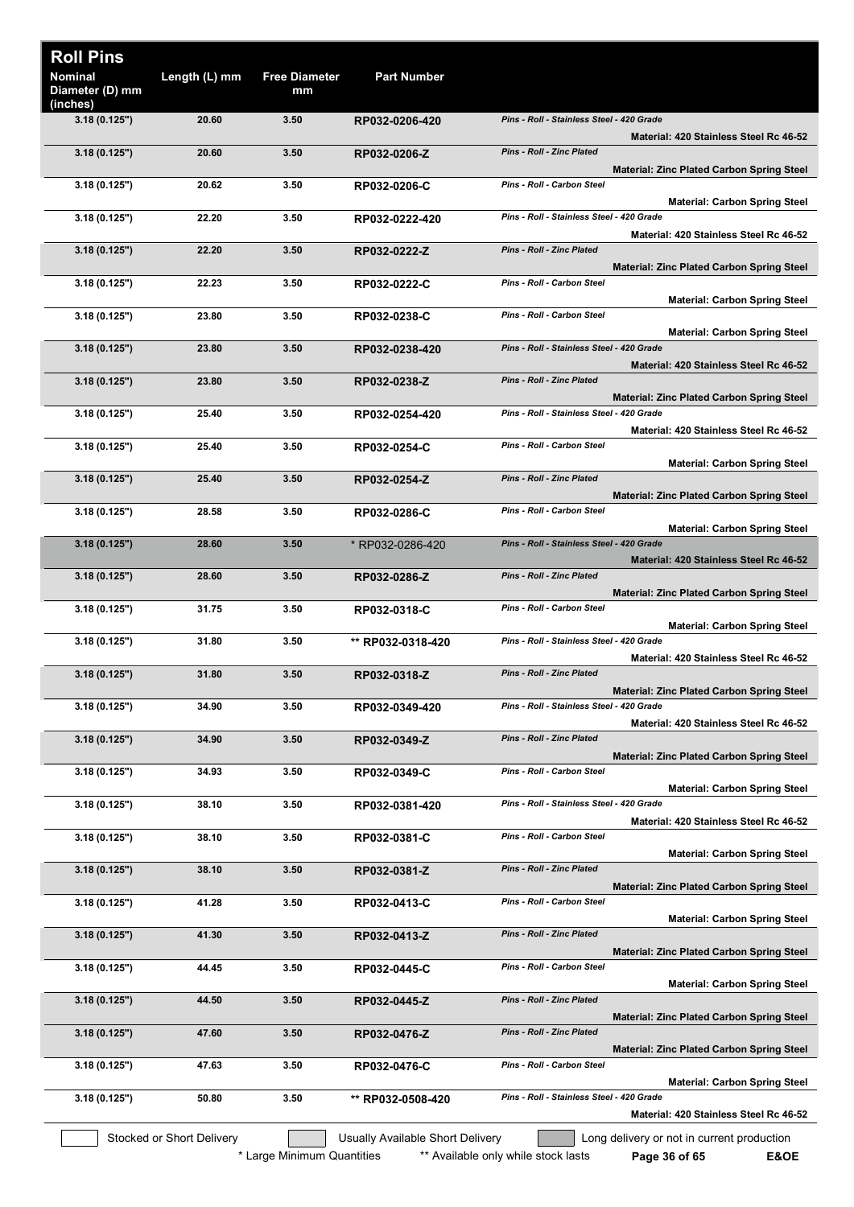# Roll Pins

| Nominal Diameter (D) mm (inches) | Length (L) mm | Free Diameter mm | Part Number | |
|---|---|---|---|---|
| 3.18 (0.125") | 20.60 | 3.50 | RP032-0206-420 | *Pins - Roll - Stainless Steel - 420 Grade* **Material: 420 Stainless Steel Rc 46-52** |
| 3.18 (0.125") | 20.60 | 3.50 | RP032-0206-Z | *Pins - Roll - Zinc Plated* **Material: Zinc Plated Carbon Spring Steel** |
| 3.18 (0.125") | 20.62 | 3.50 | RP032-0206-C | *Pins - Roll - Carbon Steel* **Material: Carbon Spring Steel** |
| 3.18 (0.125") | 22.20 | 3.50 | RP032-0222-420 | *Pins - Roll - Stainless Steel - 420 Grade* **Material: 420 Stainless Steel Rc 46-52** |
| 3.18 (0.125") | 22.20 | 3.50 | RP032-0222-Z | *Pins - Roll - Zinc Plated* **Material: Zinc Plated Carbon Spring Steel** |
| 3.18 (0.125") | 22.23 | 3.50 | RP032-0222-C | *Pins - Roll - Carbon Steel* **Material: Carbon Spring Steel** |
| 3.18 (0.125") | 23.80 | 3.50 | RP032-0238-C | *Pins - Roll - Carbon Steel* **Material: Carbon Spring Steel** |
| 3.18 (0.125") | 23.80 | 3.50 | RP032-0238-420 | *Pins - Roll - Stainless Steel - 420 Grade* **Material: 420 Stainless Steel Rc 46-52** |
| 3.18 (0.125") | 23.80 | 3.50 | RP032-0238-Z | *Pins - Roll - Zinc Plated* **Material: Zinc Plated Carbon Spring Steel** |
| 3.18 (0.125") | 25.40 | 3.50 | RP032-0254-420 | *Pins - Roll - Stainless Steel - 420 Grade* **Material: 420 Stainless Steel Rc 46-52** |
| 3.18 (0.125") | 25.40 | 3.50 | RP032-0254-C | *Pins - Roll - Carbon Steel* **Material: Carbon Spring Steel** |
| 3.18 (0.125") | 25.40 | 3.50 | RP032-0254-Z | *Pins - Roll - Zinc Plated* **Material: Zinc Plated Carbon Spring Steel** |
| 3.18 (0.125") | 28.58 | 3.50 | RP032-0286-C | *Pins - Roll - Carbon Steel* **Material: Carbon Spring Steel** |
| 3.18 (0.125") | 28.60 | 3.50 | * RP032-0286-420 | *Pins - Roll - Stainless Steel - 420 Grade* **Material: 420 Stainless Steel Rc 46-52** |
| 3.18 (0.125") | 28.60 | 3.50 | RP032-0286-Z | *Pins - Roll - Zinc Plated* **Material: Zinc Plated Carbon Spring Steel** |
| 3.18 (0.125") | 31.75 | 3.50 | RP032-0318-C | *Pins - Roll - Carbon Steel* **Material: Carbon Spring Steel** |
| 3.18 (0.125") | 31.80 | 3.50 | ** RP032-0318-420 | *Pins - Roll - Stainless Steel - 420 Grade* **Material: 420 Stainless Steel Rc 46-52** |
| 3.18 (0.125") | 31.80 | 3.50 | RP032-0318-Z | *Pins - Roll - Zinc Plated* **Material: Zinc Plated Carbon Spring Steel** |
| 3.18 (0.125") | 34.90 | 3.50 | RP032-0349-420 | *Pins - Roll - Stainless Steel - 420 Grade* **Material: 420 Stainless Steel Rc 46-52** |
| 3.18 (0.125") | 34.90 | 3.50 | RP032-0349-Z | *Pins - Roll - Zinc Plated* **Material: Zinc Plated Carbon Spring Steel** |
| 3.18 (0.125") | 34.93 | 3.50 | RP032-0349-C | *Pins - Roll - Carbon Steel* **Material: Carbon Spring Steel** |
| 3.18 (0.125") | 38.10 | 3.50 | RP032-0381-420 | *Pins - Roll - Stainless Steel - 420 Grade* **Material: 420 Stainless Steel Rc 46-52** |
| 3.18 (0.125") | 38.10 | 3.50 | RP032-0381-C | *Pins - Roll - Carbon Steel* **Material: Carbon Spring Steel** |
| 3.18 (0.125") | 38.10 | 3.50 | RP032-0381-Z | *Pins - Roll - Zinc Plated* **Material: Zinc Plated Carbon Spring Steel** |
| 3.18 (0.125") | 41.28 | 3.50 | RP032-0413-C | *Pins - Roll - Carbon Steel* **Material: Carbon Spring Steel** |
| 3.18 (0.125") | 41.30 | 3.50 | RP032-0413-Z | *Pins - Roll - Zinc Plated* **Material: Zinc Plated Carbon Spring Steel** |
| 3.18 (0.125") | 44.45 | 3.50 | RP032-0445-C | *Pins - Roll - Carbon Steel* **Material: Carbon Spring Steel** |
| 3.18 (0.125") | 44.50 | 3.50 | RP032-0445-Z | *Pins - Roll - Zinc Plated* **Material: Zinc Plated Carbon Spring Steel** |
| 3.18 (0.125") | 47.60 | 3.50 | RP032-0476-Z | *Pins - Roll - Zinc Plated* **Material: Zinc Plated Carbon Spring Steel** |
| 3.18 (0.125") | 47.63 | 3.50 | RP032-0476-C | *Pins - Roll - Carbon Steel* **Material: Carbon Spring Steel** |
| 3.18 (0.125") | 50.80 | 3.50 | ** RP032-0508-420 | *Pins - Roll - Stainless Steel - 420 Grade* **Material: 420 Stainless Steel Rc 46-52** |

Stocked or Short Delivery | Usually Available Short Delivery | Long delivery or not in current production

\* Large Minimum Quantities ** Available only while stock lasts E&OE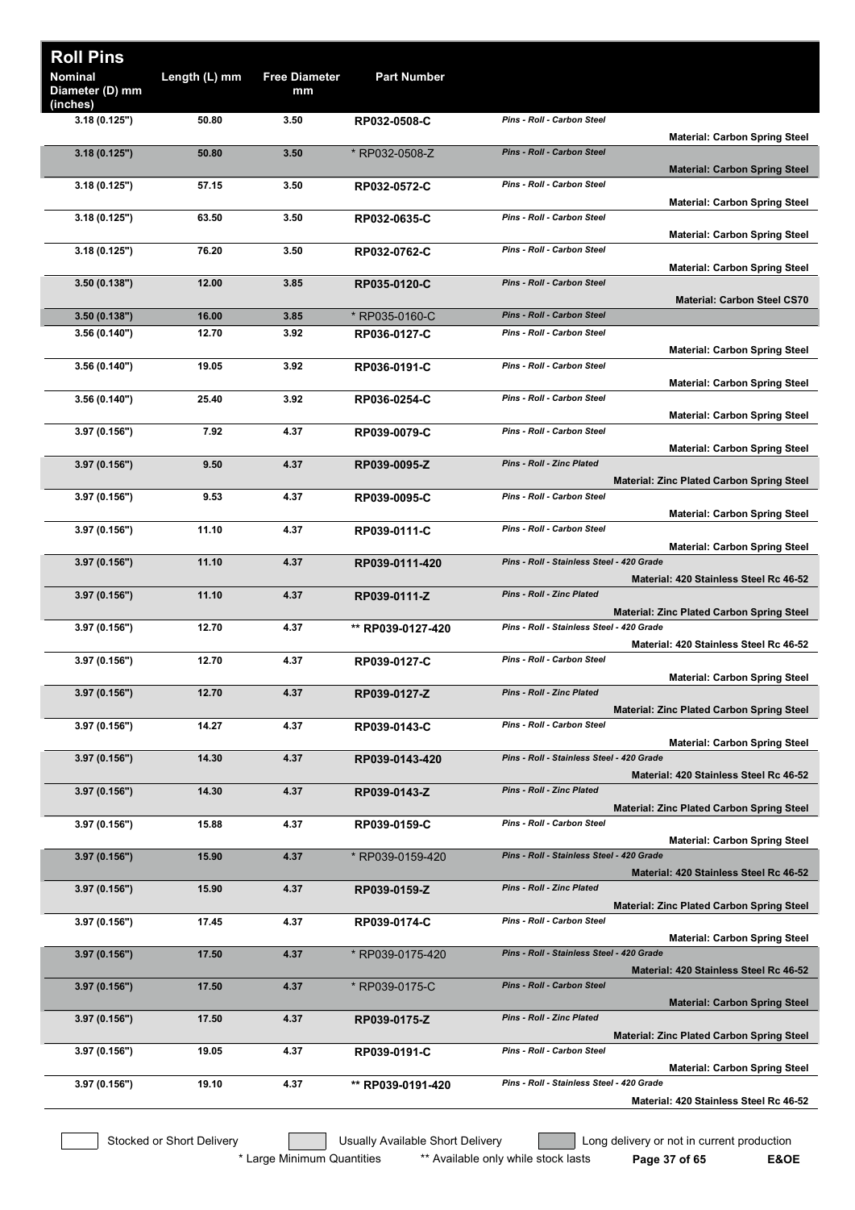# Roll Pins

| Nominal Diameter (D) mm (inches) | Length (L) mm | Free Diameter mm | Part Number | Description | Material |
|---|---|---|---|---|---|
| 3.18 (0.125") | 50.80 | 3.50 | RP032-0508-C | *Pins - Roll - Carbon Steel* | Material: Carbon Spring Steel |
| 3.18 (0.125") | 50.80 | 3.50 | * RP032-0508-Z | *Pins - Roll - Carbon Steel* | Material: Carbon Spring Steel |
| 3.18 (0.125") | 57.15 | 3.50 | RP032-0572-C | *Pins - Roll - Carbon Steel* | Material: Carbon Spring Steel |
| 3.18 (0.125") | 63.50 | 3.50 | RP032-0635-C | *Pins - Roll - Carbon Steel* | Material: Carbon Spring Steel |
| 3.18 (0.125") | 76.20 | 3.50 | RP032-0762-C | *Pins - Roll - Carbon Steel* | Material: Carbon Spring Steel |
| 3.50 (0.138") | 12.00 | 3.85 | RP035-0120-C | *Pins - Roll - Carbon Steel* | Material: Carbon Steel CS70 |
| 3.50 (0.138") | 16.00 | 3.85 | * RP035-0160-C | *Pins - Roll - Carbon Steel* | |
| 3.56 (0.140") | 12.70 | 3.92 | RP036-0127-C | *Pins - Roll - Carbon Steel* | Material: Carbon Spring Steel |
| 3.56 (0.140") | 19.05 | 3.92 | RP036-0191-C | *Pins - Roll - Carbon Steel* | Material: Carbon Spring Steel |
| 3.56 (0.140") | 25.40 | 3.92 | RP036-0254-C | *Pins - Roll - Carbon Steel* | Material: Carbon Spring Steel |
| 3.97 (0.156") | 7.92 | 4.37 | RP039-0079-C | *Pins - Roll - Carbon Steel* | Material: Carbon Spring Steel |
| 3.97 (0.156") | 9.50 | 4.37 | RP039-0095-Z | *Pins - Roll - Zinc Plated* | Material: Zinc Plated Carbon Spring Steel |
| 3.97 (0.156") | 9.53 | 4.37 | RP039-0095-C | *Pins - Roll - Carbon Steel* | Material: Carbon Spring Steel |
| 3.97 (0.156") | 11.10 | 4.37 | RP039-0111-C | *Pins - Roll - Carbon Steel* | Material: Carbon Spring Steel |
| 3.97 (0.156") | 11.10 | 4.37 | RP039-0111-420 | *Pins - Roll - Stainless Steel - 420 Grade* | Material: 420 Stainless Steel Rc 46-52 |
| 3.97 (0.156") | 11.10 | 4.37 | RP039-0111-Z | *Pins - Roll - Zinc Plated* | Material: Zinc Plated Carbon Spring Steel |
| 3.97 (0.156") | 12.70 | 4.37 | ** RP039-0127-420 | *Pins - Roll - Stainless Steel - 420 Grade* | Material: 420 Stainless Steel Rc 46-52 |
| 3.97 (0.156") | 12.70 | 4.37 | RP039-0127-C | *Pins - Roll - Carbon Steel* | Material: Carbon Spring Steel |
| 3.97 (0.156") | 12.70 | 4.37 | RP039-0127-Z | *Pins - Roll - Zinc Plated* | Material: Zinc Plated Carbon Spring Steel |
| 3.97 (0.156") | 14.27 | 4.37 | RP039-0143-C | *Pins - Roll - Carbon Steel* | Material: Carbon Spring Steel |
| 3.97 (0.156") | 14.30 | 4.37 | RP039-0143-420 | *Pins - Roll - Stainless Steel - 420 Grade* | Material: 420 Stainless Steel Rc 46-52 |
| 3.97 (0.156") | 14.30 | 4.37 | RP039-0143-Z | *Pins - Roll - Zinc Plated* | Material: Zinc Plated Carbon Spring Steel |
| 3.97 (0.156") | 15.88 | 4.37 | RP039-0159-C | *Pins - Roll - Carbon Steel* | Material: Carbon Spring Steel |
| 3.97 (0.156") | 15.90 | 4.37 | * RP039-0159-420 | *Pins - Roll - Stainless Steel - 420 Grade* | Material: 420 Stainless Steel Rc 46-52 |
| 3.97 (0.156") | 15.90 | 4.37 | RP039-0159-Z | *Pins - Roll - Zinc Plated* | Material: Zinc Plated Carbon Spring Steel |
| 3.97 (0.156") | 17.45 | 4.37 | RP039-0174-C | *Pins - Roll - Carbon Steel* | Material: Carbon Spring Steel |
| 3.97 (0.156") | 17.50 | 4.37 | * RP039-0175-420 | *Pins - Roll - Stainless Steel - 420 Grade* | Material: 420 Stainless Steel Rc 46-52 |
| 3.97 (0.156") | 17.50 | 4.37 | * RP039-0175-C | *Pins - Roll - Carbon Steel* | Material: Carbon Spring Steel |
| 3.97 (0.156") | 17.50 | 4.37 | RP039-0175-Z | *Pins - Roll - Zinc Plated* | Material: Zinc Plated Carbon Spring Steel |
| 3.97 (0.156") | 19.05 | 4.37 | RP039-0191-C | *Pins - Roll - Carbon Steel* | Material: Carbon Spring Steel |
| 3.97 (0.156") | 19.10 | 4.37 | ** RP039-0191-420 | *Pins - Roll - Stainless Steel - 420 Grade* | Material: 420 Stainless Steel Rc 46-52 |

Stocked or Short Delivery | Usually Available Short Delivery | Long delivery or not in current production

\* Large Minimum Quantities  ** Available only while stock lasts

E&OE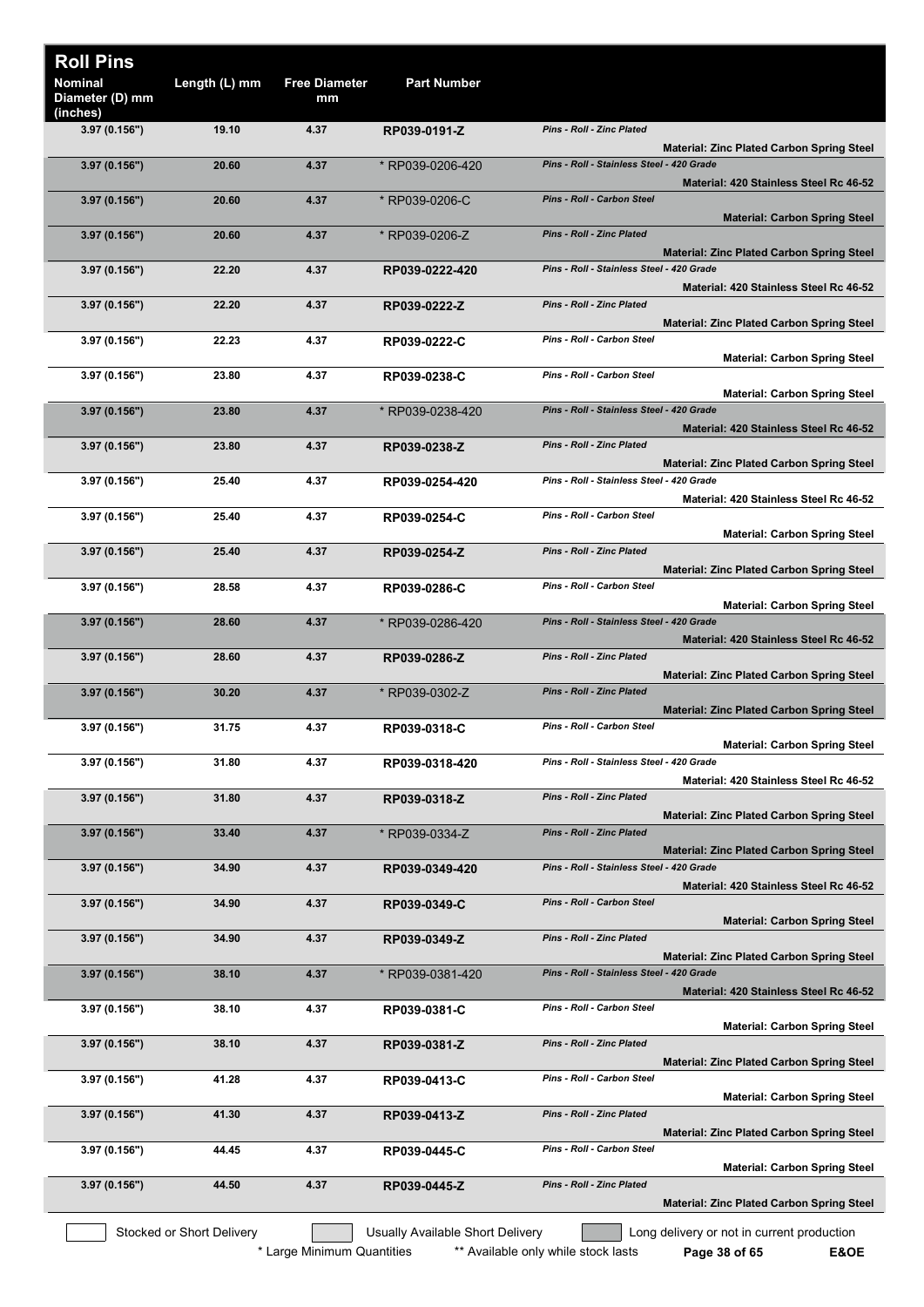# Roll Pins

| Nominal Diameter (D) mm (inches) | Length (L) mm | Free Diameter mm | Part Number | Description | Material |
|---|---|---|---|---|---|
| 3.97 (0.156") | 19.10 | 4.37 | RP039-0191-Z | *Pins - Roll - Zinc Plated* | **Material: Zinc Plated Carbon Spring Steel** |
| 3.97 (0.156") | 20.60 | 4.37 | * RP039-0206-420 | *Pins - Roll - Stainless Steel - 420 Grade* | **Material: 420 Stainless Steel Rc 46-52** |
| 3.97 (0.156") | 20.60 | 4.37 | * RP039-0206-C | *Pins - Roll - Carbon Steel* | **Material: Carbon Spring Steel** |
| 3.97 (0.156") | 20.60 | 4.37 | * RP039-0206-Z | *Pins - Roll - Zinc Plated* | **Material: Zinc Plated Carbon Spring Steel** |
| 3.97 (0.156") | 22.20 | 4.37 | RP039-0222-420 | *Pins - Roll - Stainless Steel - 420 Grade* | **Material: 420 Stainless Steel Rc 46-52** |
| 3.97 (0.156") | 22.20 | 4.37 | RP039-0222-Z | *Pins - Roll - Zinc Plated* | **Material: Zinc Plated Carbon Spring Steel** |
| 3.97 (0.156") | 22.23 | 4.37 | RP039-0222-C | *Pins - Roll - Carbon Steel* | **Material: Carbon Spring Steel** |
| 3.97 (0.156") | 23.80 | 4.37 | RP039-0238-C | *Pins - Roll - Carbon Steel* | **Material: Carbon Spring Steel** |
| 3.97 (0.156") | 23.80 | 4.37 | * RP039-0238-420 | *Pins - Roll - Stainless Steel - 420 Grade* | **Material: 420 Stainless Steel Rc 46-52** |
| 3.97 (0.156") | 23.80 | 4.37 | RP039-0238-Z | *Pins - Roll - Zinc Plated* | **Material: Zinc Plated Carbon Spring Steel** |
| 3.97 (0.156") | 25.40 | 4.37 | RP039-0254-420 | *Pins - Roll - Stainless Steel - 420 Grade* | **Material: 420 Stainless Steel Rc 46-52** |
| 3.97 (0.156") | 25.40 | 4.37 | RP039-0254-C | *Pins - Roll - Carbon Steel* | **Material: Carbon Spring Steel** |
| 3.97 (0.156") | 25.40 | 4.37 | RP039-0254-Z | *Pins - Roll - Zinc Plated* | **Material: Zinc Plated Carbon Spring Steel** |
| 3.97 (0.156") | 28.58 | 4.37 | RP039-0286-C | *Pins - Roll - Carbon Steel* | **Material: Carbon Spring Steel** |
| 3.97 (0.156") | 28.60 | 4.37 | * RP039-0286-420 | *Pins - Roll - Stainless Steel - 420 Grade* | **Material: 420 Stainless Steel Rc 46-52** |
| 3.97 (0.156") | 28.60 | 4.37 | RP039-0286-Z | *Pins - Roll - Zinc Plated* | **Material: Zinc Plated Carbon Spring Steel** |
| 3.97 (0.156") | 30.20 | 4.37 | * RP039-0302-Z | *Pins - Roll - Zinc Plated* | **Material: Zinc Plated Carbon Spring Steel** |
| 3.97 (0.156") | 31.75 | 4.37 | RP039-0318-C | *Pins - Roll - Carbon Steel* | **Material: Carbon Spring Steel** |
| 3.97 (0.156") | 31.80 | 4.37 | RP039-0318-420 | *Pins - Roll - Stainless Steel - 420 Grade* | **Material: 420 Stainless Steel Rc 46-52** |
| 3.97 (0.156") | 31.80 | 4.37 | RP039-0318-Z | *Pins - Roll - Zinc Plated* | **Material: Zinc Plated Carbon Spring Steel** |
| 3.97 (0.156") | 33.40 | 4.37 | * RP039-0334-Z | *Pins - Roll - Zinc Plated* | **Material: Zinc Plated Carbon Spring Steel** |
| 3.97 (0.156") | 34.90 | 4.37 | RP039-0349-420 | *Pins - Roll - Stainless Steel - 420 Grade* | **Material: 420 Stainless Steel Rc 46-52** |
| 3.97 (0.156") | 34.90 | 4.37 | RP039-0349-C | *Pins - Roll - Carbon Steel* | **Material: Carbon Spring Steel** |
| 3.97 (0.156") | 34.90 | 4.37 | RP039-0349-Z | *Pins - Roll - Zinc Plated* | **Material: Zinc Plated Carbon Spring Steel** |
| 3.97 (0.156") | 38.10 | 4.37 | * RP039-0381-420 | *Pins - Roll - Stainless Steel - 420 Grade* | **Material: 420 Stainless Steel Rc 46-52** |
| 3.97 (0.156") | 38.10 | 4.37 | RP039-0381-C | *Pins - Roll - Carbon Steel* | **Material: Carbon Spring Steel** |
| 3.97 (0.156") | 38.10 | 4.37 | RP039-0381-Z | *Pins - Roll - Zinc Plated* | **Material: Zinc Plated Carbon Spring Steel** |
| 3.97 (0.156") | 41.28 | 4.37 | RP039-0413-C | *Pins - Roll - Carbon Steel* | **Material: Carbon Spring Steel** |
| 3.97 (0.156") | 41.30 | 4.37 | RP039-0413-Z | *Pins - Roll - Zinc Plated* | **Material: Zinc Plated Carbon Spring Steel** |
| 3.97 (0.156") | 44.45 | 4.37 | RP039-0445-C | *Pins - Roll - Carbon Steel* | **Material: Carbon Spring Steel** |
| 3.97 (0.156") | 44.50 | 4.37 | RP039-0445-Z | *Pins - Roll - Zinc Plated* | **Material: Zinc Plated Carbon Spring Steel** |

Stocked or Short Delivery | Usually Available Short Delivery | Long delivery or not in current production

\* Large Minimum Quantities ** Available only while stock lasts

E&OE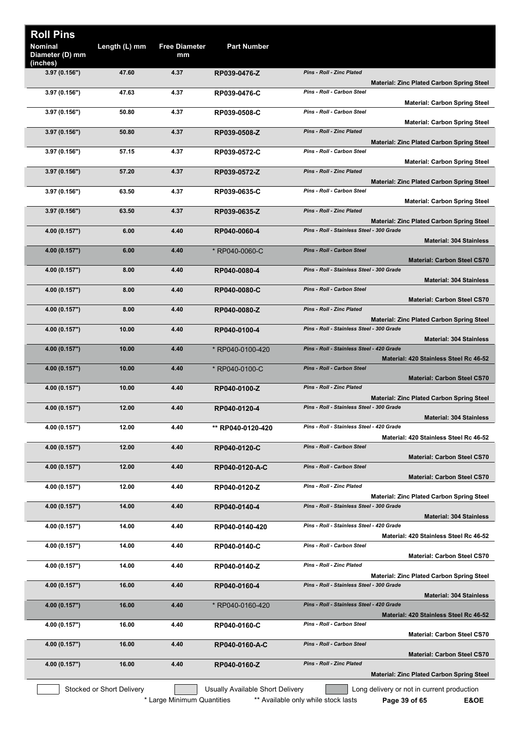# Roll Pins

| Nominal Diameter (D) mm (inches) | Length (L) mm | Free Diameter mm | Part Number | Description | Material |
|---|---|---|---|---|---|
| 3.97 (0.156") | 47.60 | 4.37 | RP039-0476-Z | Pins - Roll - Zinc Plated | Material: Zinc Plated Carbon Spring Steel |
| 3.97 (0.156") | 47.63 | 4.37 | RP039-0476-C | Pins - Roll - Carbon Steel | Material: Carbon Spring Steel |
| 3.97 (0.156") | 50.80 | 4.37 | RP039-0508-C | Pins - Roll - Carbon Steel | Material: Carbon Spring Steel |
| 3.97 (0.156") | 50.80 | 4.37 | RP039-0508-Z | Pins - Roll - Zinc Plated | Material: Zinc Plated Carbon Spring Steel |
| 3.97 (0.156") | 57.15 | 4.37 | RP039-0572-C | Pins - Roll - Carbon Steel | Material: Carbon Spring Steel |
| 3.97 (0.156") | 57.20 | 4.37 | RP039-0572-Z | Pins - Roll - Zinc Plated | Material: Zinc Plated Carbon Spring Steel |
| 3.97 (0.156") | 63.50 | 4.37 | RP039-0635-C | Pins - Roll - Carbon Steel | Material: Carbon Spring Steel |
| 3.97 (0.156") | 63.50 | 4.37 | RP039-0635-Z | Pins - Roll - Zinc Plated | Material: Zinc Plated Carbon Spring Steel |
| 4.00 (0.157") | 6.00 | 4.40 | RP040-0060-4 | Pins - Roll - Stainless Steel - 300 Grade | Material: 304 Stainless |
| 4.00 (0.157") | 6.00 | 4.40 | * RP040-0060-C | Pins - Roll - Carbon Steel | Material: Carbon Steel CS70 |
| 4.00 (0.157") | 8.00 | 4.40 | RP040-0080-4 | Pins - Roll - Stainless Steel - 300 Grade | Material: 304 Stainless |
| 4.00 (0.157") | 8.00 | 4.40 | RP040-0080-C | Pins - Roll - Carbon Steel | Material: Carbon Steel CS70 |
| 4.00 (0.157") | 8.00 | 4.40 | RP040-0080-Z | Pins - Roll - Zinc Plated | Material: Zinc Plated Carbon Spring Steel |
| 4.00 (0.157") | 10.00 | 4.40 | RP040-0100-4 | Pins - Roll - Stainless Steel - 300 Grade | Material: 304 Stainless |
| 4.00 (0.157") | 10.00 | 4.40 | * RP040-0100-420 | Pins - Roll - Stainless Steel - 420 Grade | Material: 420 Stainless Steel Rc 46-52 |
| 4.00 (0.157") | 10.00 | 4.40 | * RP040-0100-C | Pins - Roll - Carbon Steel | Material: Carbon Steel CS70 |
| 4.00 (0.157") | 10.00 | 4.40 | RP040-0100-Z | Pins - Roll - Zinc Plated | Material: Zinc Plated Carbon Spring Steel |
| 4.00 (0.157") | 12.00 | 4.40 | RP040-0120-4 | Pins - Roll - Stainless Steel - 300 Grade | Material: 304 Stainless |
| 4.00 (0.157") | 12.00 | 4.40 | ** RP040-0120-420 | Pins - Roll - Stainless Steel - 420 Grade | Material: 420 Stainless Steel Rc 46-52 |
| 4.00 (0.157") | 12.00 | 4.40 | RP040-0120-C | Pins - Roll - Carbon Steel | Material: Carbon Steel CS70 |
| 4.00 (0.157") | 12.00 | 4.40 | RP040-0120-A-C | Pins - Roll - Carbon Steel | Material: Carbon Steel CS70 |
| 4.00 (0.157") | 12.00 | 4.40 | RP040-0120-Z | Pins - Roll - Zinc Plated | Material: Zinc Plated Carbon Spring Steel |
| 4.00 (0.157") | 14.00 | 4.40 | RP040-0140-4 | Pins - Roll - Stainless Steel - 300 Grade | Material: 304 Stainless |
| 4.00 (0.157") | 14.00 | 4.40 | RP040-0140-420 | Pins - Roll - Stainless Steel - 420 Grade | Material: 420 Stainless Steel Rc 46-52 |
| 4.00 (0.157") | 14.00 | 4.40 | RP040-0140-C | Pins - Roll - Carbon Steel | Material: Carbon Steel CS70 |
| 4.00 (0.157") | 14.00 | 4.40 | RP040-0140-Z | Pins - Roll - Zinc Plated | Material: Zinc Plated Carbon Spring Steel |
| 4.00 (0.157") | 16.00 | 4.40 | RP040-0160-4 | Pins - Roll - Stainless Steel - 300 Grade | Material: 304 Stainless |
| 4.00 (0.157") | 16.00 | 4.40 | * RP040-0160-420 | Pins - Roll - Stainless Steel - 420 Grade | Material: 420 Stainless Steel Rc 46-52 |
| 4.00 (0.157") | 16.00 | 4.40 | RP040-0160-C | Pins - Roll - Carbon Steel | Material: Carbon Steel CS70 |
| 4.00 (0.157") | 16.00 | 4.40 | RP040-0160-A-C | Pins - Roll - Carbon Steel | Material: Carbon Steel CS70 |
| 4.00 (0.157") | 16.00 | 4.40 | RP040-0160-Z | Pins - Roll - Zinc Plated | Material: Zinc Plated Carbon Spring Steel |

Stocked or Short Delivery | Usually Available Short Delivery | Long delivery or not in current production

\* Large Minimum Quantities ** Available only while stock lasts

E&OE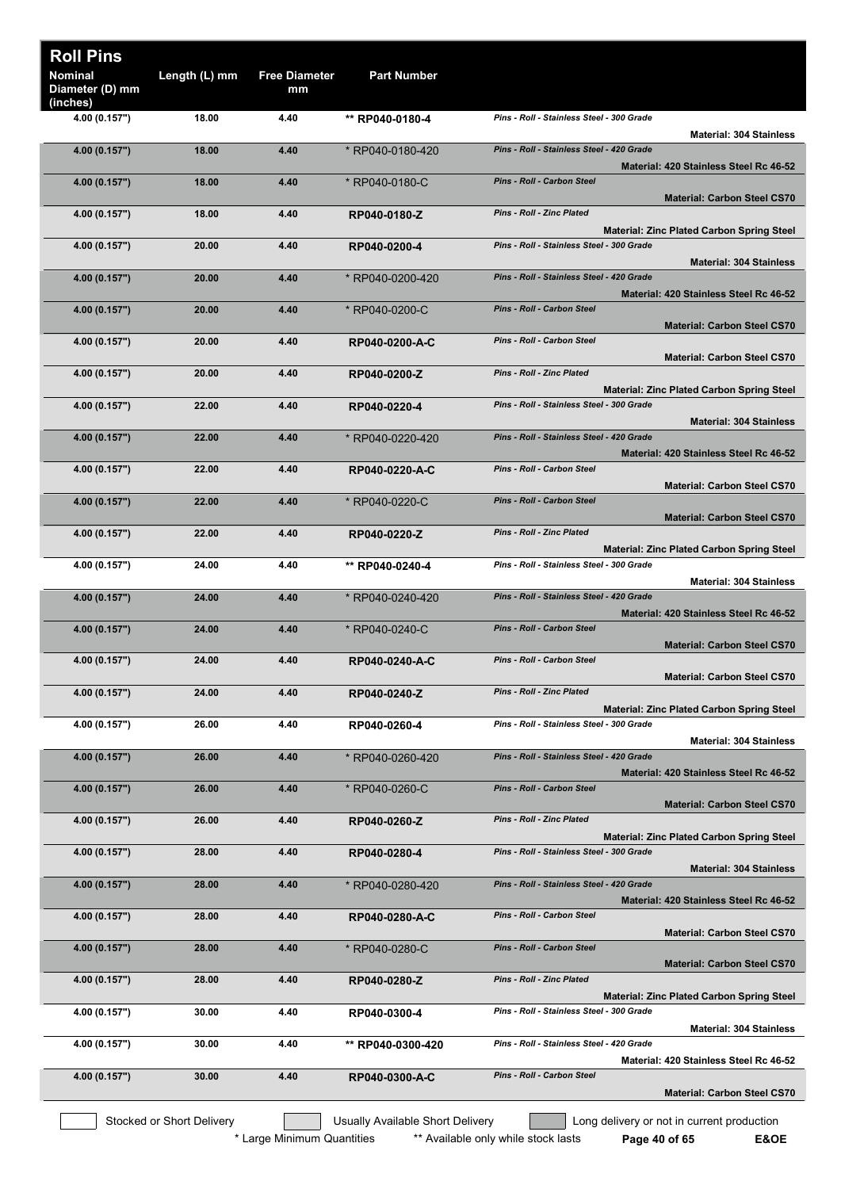# Roll Pins

| Nominal Diameter (D) mm (inches) | Length (L) mm | Free Diameter mm | Part Number | Description | Material |
|---|---|---|---|---|---|
| 4.00 (0.157") | 18.00 | 4.40 | ** RP040-0180-4 | *Pins - Roll - Stainless Steel - 300 Grade* | Material: 304 Stainless |
| 4.00 (0.157") | 18.00 | 4.40 | * RP040-0180-420 | *Pins - Roll - Stainless Steel - 420 Grade* | Material: 420 Stainless Steel Rc 46-52 |
| 4.00 (0.157") | 18.00 | 4.40 | * RP040-0180-C | *Pins - Roll - Carbon Steel* | Material: Carbon Steel CS70 |
| 4.00 (0.157") | 18.00 | 4.40 | RP040-0180-Z | *Pins - Roll - Zinc Plated* | Material: Zinc Plated Carbon Spring Steel |
| 4.00 (0.157") | 20.00 | 4.40 | RP040-0200-4 | *Pins - Roll - Stainless Steel - 300 Grade* | Material: 304 Stainless |
| 4.00 (0.157") | 20.00 | 4.40 | * RP040-0200-420 | *Pins - Roll - Stainless Steel - 420 Grade* | Material: 420 Stainless Steel Rc 46-52 |
| 4.00 (0.157") | 20.00 | 4.40 | * RP040-0200-C | *Pins - Roll - Carbon Steel* | Material: Carbon Steel CS70 |
| 4.00 (0.157") | 20.00 | 4.40 | RP040-0200-A-C | *Pins - Roll - Carbon Steel* | Material: Carbon Steel CS70 |
| 4.00 (0.157") | 20.00 | 4.40 | RP040-0200-Z | *Pins - Roll - Zinc Plated* | Material: Zinc Plated Carbon Spring Steel |
| 4.00 (0.157") | 22.00 | 4.40 | RP040-0220-4 | *Pins - Roll - Stainless Steel - 300 Grade* | Material: 304 Stainless |
| 4.00 (0.157") | 22.00 | 4.40 | * RP040-0220-420 | *Pins - Roll - Stainless Steel - 420 Grade* | Material: 420 Stainless Steel Rc 46-52 |
| 4.00 (0.157") | 22.00 | 4.40 | RP040-0220-A-C | *Pins - Roll - Carbon Steel* | Material: Carbon Steel CS70 |
| 4.00 (0.157") | 22.00 | 4.40 | * RP040-0220-C | *Pins - Roll - Carbon Steel* | Material: Carbon Steel CS70 |
| 4.00 (0.157") | 22.00 | 4.40 | RP040-0220-Z | *Pins - Roll - Zinc Plated* | Material: Zinc Plated Carbon Spring Steel |
| 4.00 (0.157") | 24.00 | 4.40 | ** RP040-0240-4 | *Pins - Roll - Stainless Steel - 300 Grade* | Material: 304 Stainless |
| 4.00 (0.157") | 24.00 | 4.40 | * RP040-0240-420 | *Pins - Roll - Stainless Steel - 420 Grade* | Material: 420 Stainless Steel Rc 46-52 |
| 4.00 (0.157") | 24.00 | 4.40 | * RP040-0240-C | *Pins - Roll - Carbon Steel* | Material: Carbon Steel CS70 |
| 4.00 (0.157") | 24.00 | 4.40 | RP040-0240-A-C | *Pins - Roll - Carbon Steel* | Material: Carbon Steel CS70 |
| 4.00 (0.157") | 24.00 | 4.40 | RP040-0240-Z | *Pins - Roll - Zinc Plated* | Material: Zinc Plated Carbon Spring Steel |
| 4.00 (0.157") | 26.00 | 4.40 | RP040-0260-4 | *Pins - Roll - Stainless Steel - 300 Grade* | Material: 304 Stainless |
| 4.00 (0.157") | 26.00 | 4.40 | * RP040-0260-420 | *Pins - Roll - Stainless Steel - 420 Grade* | Material: 420 Stainless Steel Rc 46-52 |
| 4.00 (0.157") | 26.00 | 4.40 | * RP040-0260-C | *Pins - Roll - Carbon Steel* | Material: Carbon Steel CS70 |
| 4.00 (0.157") | 26.00 | 4.40 | RP040-0260-Z | *Pins - Roll - Zinc Plated* | Material: Zinc Plated Carbon Spring Steel |
| 4.00 (0.157") | 28.00 | 4.40 | RP040-0280-4 | *Pins - Roll - Stainless Steel - 300 Grade* | Material: 304 Stainless |
| 4.00 (0.157") | 28.00 | 4.40 | * RP040-0280-420 | *Pins - Roll - Stainless Steel - 420 Grade* | Material: 420 Stainless Steel Rc 46-52 |
| 4.00 (0.157") | 28.00 | 4.40 | RP040-0280-A-C | *Pins - Roll - Carbon Steel* | Material: Carbon Steel CS70 |
| 4.00 (0.157") | 28.00 | 4.40 | * RP040-0280-C | *Pins - Roll - Carbon Steel* | Material: Carbon Steel CS70 |
| 4.00 (0.157") | 28.00 | 4.40 | RP040-0280-Z | *Pins - Roll - Zinc Plated* | Material: Zinc Plated Carbon Spring Steel |
| 4.00 (0.157") | 30.00 | 4.40 | RP040-0300-4 | *Pins - Roll - Stainless Steel - 300 Grade* | Material: 304 Stainless |
| 4.00 (0.157") | 30.00 | 4.40 | ** RP040-0300-420 | *Pins - Roll - Stainless Steel - 420 Grade* | Material: 420 Stainless Steel Rc 46-52 |
| 4.00 (0.157") | 30.00 | 4.40 | RP040-0300-A-C | *Pins - Roll - Carbon Steel* | Material: Carbon Steel CS70 |

Stocked or Short Delivery | Usually Available Short Delivery | Long delivery or not in current production

\* Large Minimum Quantities  ** Available only while stock lasts  E&OE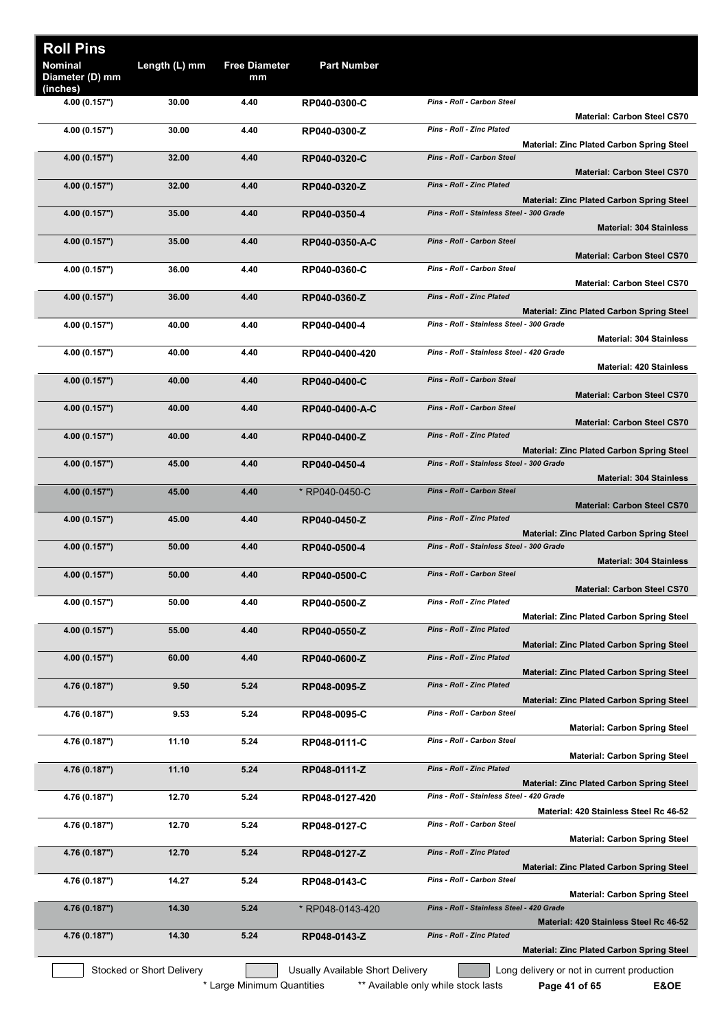## Roll Pins

| Nominal Diameter (D) mm (inches) | Length (L) mm | Free Diameter mm | Part Number | | |
|---|---|---|---|---|---|
| 4.00 (0.157") | 30.00 | 4.40 | RP040-0300-C | *Pins - Roll - Carbon Steel* | **Material: Carbon Steel CS70** |
| 4.00 (0.157") | 30.00 | 4.40 | RP040-0300-Z | *Pins - Roll - Zinc Plated* | **Material: Zinc Plated Carbon Spring Steel** |
| 4.00 (0.157") | 32.00 | 4.40 | RP040-0320-C | *Pins - Roll - Carbon Steel* | **Material: Carbon Steel CS70** |
| 4.00 (0.157") | 32.00 | 4.40 | RP040-0320-Z | *Pins - Roll - Zinc Plated* | **Material: Zinc Plated Carbon Spring Steel** |
| 4.00 (0.157") | 35.00 | 4.40 | RP040-0350-4 | *Pins - Roll - Stainless Steel - 300 Grade* | **Material: 304 Stainless** |
| 4.00 (0.157") | 35.00 | 4.40 | RP040-0350-A-C | *Pins - Roll - Carbon Steel* | **Material: Carbon Steel CS70** |
| 4.00 (0.157") | 36.00 | 4.40 | RP040-0360-C | *Pins - Roll - Carbon Steel* | **Material: Carbon Steel CS70** |
| 4.00 (0.157") | 36.00 | 4.40 | RP040-0360-Z | *Pins - Roll - Zinc Plated* | **Material: Zinc Plated Carbon Spring Steel** |
| 4.00 (0.157") | 40.00 | 4.40 | RP040-0400-4 | *Pins - Roll - Stainless Steel - 300 Grade* | **Material: 304 Stainless** |
| 4.00 (0.157") | 40.00 | 4.40 | RP040-0400-420 | *Pins - Roll - Stainless Steel - 420 Grade* | **Material: 420 Stainless** |
| 4.00 (0.157") | 40.00 | 4.40 | RP040-0400-C | *Pins - Roll - Carbon Steel* | **Material: Carbon Steel CS70** |
| 4.00 (0.157") | 40.00 | 4.40 | RP040-0400-A-C | *Pins - Roll - Carbon Steel* | **Material: Carbon Steel CS70** |
| 4.00 (0.157") | 40.00 | 4.40 | RP040-0400-Z | *Pins - Roll - Zinc Plated* | **Material: Zinc Plated Carbon Spring Steel** |
| 4.00 (0.157") | 45.00 | 4.40 | RP040-0450-4 | *Pins - Roll - Stainless Steel - 300 Grade* | **Material: 304 Stainless** |
| 4.00 (0.157") | 45.00 | 4.40 | * RP040-0450-C | *Pins - Roll - Carbon Steel* | **Material: Carbon Steel CS70** |
| 4.00 (0.157") | 45.00 | 4.40 | RP040-0450-Z | *Pins - Roll - Zinc Plated* | **Material: Zinc Plated Carbon Spring Steel** |
| 4.00 (0.157") | 50.00 | 4.40 | RP040-0500-4 | *Pins - Roll - Stainless Steel - 300 Grade* | **Material: 304 Stainless** |
| 4.00 (0.157") | 50.00 | 4.40 | RP040-0500-C | *Pins - Roll - Carbon Steel* | **Material: Carbon Steel CS70** |
| 4.00 (0.157") | 50.00 | 4.40 | RP040-0500-Z | *Pins - Roll - Zinc Plated* | **Material: Zinc Plated Carbon Spring Steel** |
| 4.00 (0.157") | 55.00 | 4.40 | RP040-0550-Z | *Pins - Roll - Zinc Plated* | **Material: Zinc Plated Carbon Spring Steel** |
| 4.00 (0.157") | 60.00 | 4.40 | RP040-0600-Z | *Pins - Roll - Zinc Plated* | **Material: Zinc Plated Carbon Spring Steel** |
| 4.76 (0.187") | 9.50 | 5.24 | RP048-0095-Z | *Pins - Roll - Zinc Plated* | **Material: Zinc Plated Carbon Spring Steel** |
| 4.76 (0.187") | 9.53 | 5.24 | RP048-0095-C | *Pins - Roll - Carbon Steel* | **Material: Carbon Spring Steel** |
| 4.76 (0.187") | 11.10 | 5.24 | RP048-0111-C | *Pins - Roll - Carbon Steel* | **Material: Carbon Spring Steel** |
| 4.76 (0.187") | 11.10 | 5.24 | RP048-0111-Z | *Pins - Roll - Zinc Plated* | **Material: Zinc Plated Carbon Spring Steel** |
| 4.76 (0.187") | 12.70 | 5.24 | RP048-0127-420 | *Pins - Roll - Stainless Steel - 420 Grade* | **Material: 420 Stainless Steel Rc 46-52** |
| 4.76 (0.187") | 12.70 | 5.24 | RP048-0127-C | *Pins - Roll - Carbon Steel* | **Material: Carbon Spring Steel** |
| 4.76 (0.187") | 12.70 | 5.24 | RP048-0127-Z | *Pins - Roll - Zinc Plated* | **Material: Zinc Plated Carbon Spring Steel** |
| 4.76 (0.187") | 14.27 | 5.24 | RP048-0143-C | *Pins - Roll - Carbon Steel* | **Material: Carbon Spring Steel** |
| 4.76 (0.187") | 14.30 | 5.24 | * RP048-0143-420 | *Pins - Roll - Stainless Steel - 420 Grade* | **Material: 420 Stainless Steel Rc 46-52** |
| 4.76 (0.187") | 14.30 | 5.24 | RP048-0143-Z | *Pins - Roll - Zinc Plated* | **Material: Zinc Plated Carbon Spring Steel** |

Stocked or Short Delivery | Usually Available Short Delivery | Long delivery or not in current production

\* Large Minimum Quantities   ** Available only while stock lasts   E&OE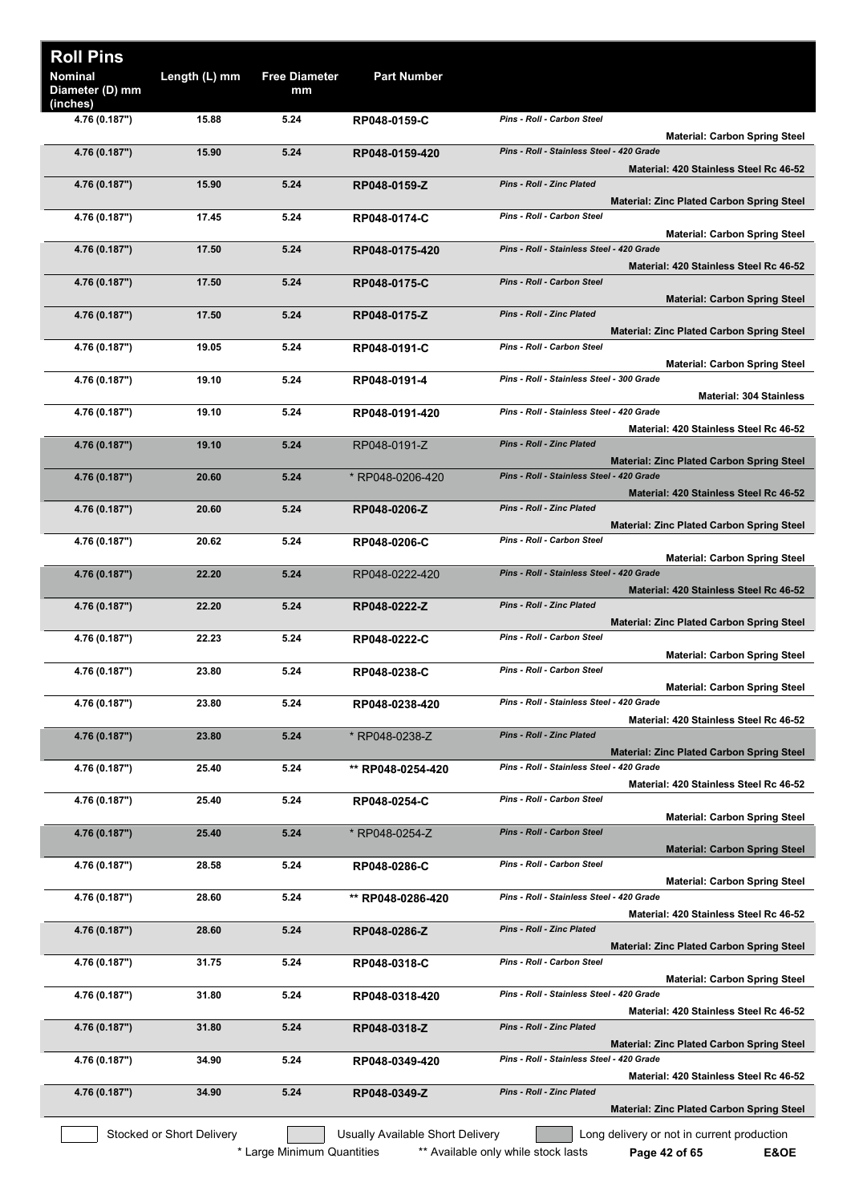# Roll Pins

| Nominal Diameter (D) mm (inches) | Length (L) mm | Free Diameter mm | Part Number | Description | Material |
|---|---|---|---|---|---|
| 4.76 (0.187") | 15.88 | 5.24 | RP048-0159-C | *Pins - Roll - Carbon Steel* | Material: Carbon Spring Steel |
| 4.76 (0.187") | 15.90 | 5.24 | RP048-0159-420 | *Pins - Roll - Stainless Steel - 420 Grade* | Material: 420 Stainless Steel Rc 46-52 |
| 4.76 (0.187") | 15.90 | 5.24 | RP048-0159-Z | *Pins - Roll - Zinc Plated* | Material: Zinc Plated Carbon Spring Steel |
| 4.76 (0.187") | 17.45 | 5.24 | RP048-0174-C | *Pins - Roll - Carbon Steel* | Material: Carbon Spring Steel |
| 4.76 (0.187") | 17.50 | 5.24 | RP048-0175-420 | *Pins - Roll - Stainless Steel - 420 Grade* | Material: 420 Stainless Steel Rc 46-52 |
| 4.76 (0.187") | 17.50 | 5.24 | RP048-0175-C | *Pins - Roll - Carbon Steel* | Material: Carbon Spring Steel |
| 4.76 (0.187") | 17.50 | 5.24 | RP048-0175-Z | *Pins - Roll - Zinc Plated* | Material: Zinc Plated Carbon Spring Steel |
| 4.76 (0.187") | 19.05 | 5.24 | RP048-0191-C | *Pins - Roll - Carbon Steel* | Material: Carbon Spring Steel |
| 4.76 (0.187") | 19.10 | 5.24 | RP048-0191-4 | *Pins - Roll - Stainless Steel - 300 Grade* | Material: 304 Stainless |
| 4.76 (0.187") | 19.10 | 5.24 | RP048-0191-420 | *Pins - Roll - Stainless Steel - 420 Grade* | Material: 420 Stainless Steel Rc 46-52 |
| 4.76 (0.187") | 19.10 | 5.24 | RP048-0191-Z | *Pins - Roll - Zinc Plated* | Material: Zinc Plated Carbon Spring Steel |
| 4.76 (0.187") | 20.60 | 5.24 | * RP048-0206-420 | *Pins - Roll - Stainless Steel - 420 Grade* | Material: 420 Stainless Steel Rc 46-52 |
| 4.76 (0.187") | 20.60 | 5.24 | RP048-0206-Z | *Pins - Roll - Zinc Plated* | Material: Zinc Plated Carbon Spring Steel |
| 4.76 (0.187") | 20.62 | 5.24 | RP048-0206-C | *Pins - Roll - Carbon Steel* | Material: Carbon Spring Steel |
| 4.76 (0.187") | 22.20 | 5.24 | RP048-0222-420 | *Pins - Roll - Stainless Steel - 420 Grade* | Material: 420 Stainless Steel Rc 46-52 |
| 4.76 (0.187") | 22.20 | 5.24 | RP048-0222-Z | *Pins - Roll - Zinc Plated* | Material: Zinc Plated Carbon Spring Steel |
| 4.76 (0.187") | 22.23 | 5.24 | RP048-0222-C | *Pins - Roll - Carbon Steel* | Material: Carbon Spring Steel |
| 4.76 (0.187") | 23.80 | 5.24 | RP048-0238-C | *Pins - Roll - Carbon Steel* | Material: Carbon Spring Steel |
| 4.76 (0.187") | 23.80 | 5.24 | RP048-0238-420 | *Pins - Roll - Stainless Steel - 420 Grade* | Material: 420 Stainless Steel Rc 46-52 |
| 4.76 (0.187") | 23.80 | 5.24 | * RP048-0238-Z | *Pins - Roll - Zinc Plated* | Material: Zinc Plated Carbon Spring Steel |
| 4.76 (0.187") | 25.40 | 5.24 | ** RP048-0254-420 | *Pins - Roll - Stainless Steel - 420 Grade* | Material: 420 Stainless Steel Rc 46-52 |
| 4.76 (0.187") | 25.40 | 5.24 | RP048-0254-C | *Pins - Roll - Carbon Steel* | Material: Carbon Spring Steel |
| 4.76 (0.187") | 25.40 | 5.24 | * RP048-0254-Z | *Pins - Roll - Carbon Steel* | Material: Carbon Spring Steel |
| 4.76 (0.187") | 28.58 | 5.24 | RP048-0286-C | *Pins - Roll - Carbon Steel* | Material: Carbon Spring Steel |
| 4.76 (0.187") | 28.60 | 5.24 | ** RP048-0286-420 | *Pins - Roll - Stainless Steel - 420 Grade* | Material: 420 Stainless Steel Rc 46-52 |
| 4.76 (0.187") | 28.60 | 5.24 | RP048-0286-Z | *Pins - Roll - Zinc Plated* | Material: Zinc Plated Carbon Spring Steel |
| 4.76 (0.187") | 31.75 | 5.24 | RP048-0318-C | *Pins - Roll - Carbon Steel* | Material: Carbon Spring Steel |
| 4.76 (0.187") | 31.80 | 5.24 | RP048-0318-420 | *Pins - Roll - Stainless Steel - 420 Grade* | Material: 420 Stainless Steel Rc 46-52 |
| 4.76 (0.187") | 31.80 | 5.24 | RP048-0318-Z | *Pins - Roll - Zinc Plated* | Material: Zinc Plated Carbon Spring Steel |
| 4.76 (0.187") | 34.90 | 5.24 | RP048-0349-420 | *Pins - Roll - Stainless Steel - 420 Grade* | Material: 420 Stainless Steel Rc 46-52 |
| 4.76 (0.187") | 34.90 | 5.24 | RP048-0349-Z | *Pins - Roll - Zinc Plated* | Material: Zinc Plated Carbon Spring Steel |

Stocked or Short Delivery | Usually Available Short Delivery | Long delivery or not in current production

\* Large Minimum Quantities &nbsp;&nbsp; ** Available only while stock lasts

E&OE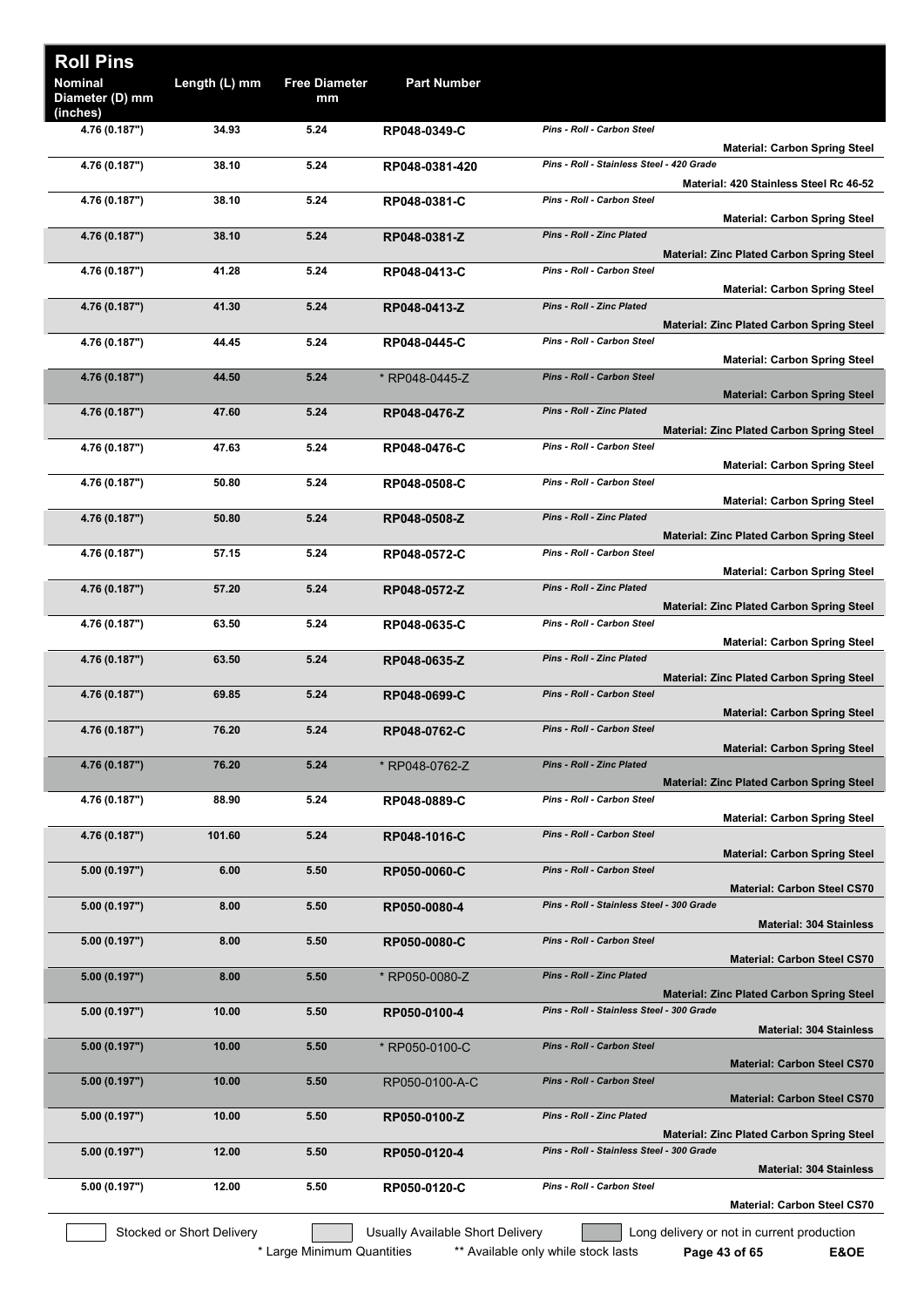## Roll Pins

| Nominal Diameter (D) mm (inches) | Length (L) mm | Free Diameter mm | Part Number | | |
|---|---|---|---|---|---|
| 4.76 (0.187") | 34.93 | 5.24 | RP048-0349-C | *Pins - Roll - Carbon Steel* | **Material: Carbon Spring Steel** |
| 4.76 (0.187") | 38.10 | 5.24 | RP048-0381-420 | *Pins - Roll - Stainless Steel - 420 Grade* | **Material: 420 Stainless Steel Rc 46-52** |
| 4.76 (0.187") | 38.10 | 5.24 | RP048-0381-C | *Pins - Roll - Carbon Steel* | **Material: Carbon Spring Steel** |
| 4.76 (0.187") | 38.10 | 5.24 | RP048-0381-Z | *Pins - Roll - Zinc Plated* | **Material: Zinc Plated Carbon Spring Steel** |
| 4.76 (0.187") | 41.28 | 5.24 | RP048-0413-C | *Pins - Roll - Carbon Steel* | **Material: Carbon Spring Steel** |
| 4.76 (0.187") | 41.30 | 5.24 | RP048-0413-Z | *Pins - Roll - Zinc Plated* | **Material: Zinc Plated Carbon Spring Steel** |
| 4.76 (0.187") | 44.45 | 5.24 | RP048-0445-C | *Pins - Roll - Carbon Steel* | **Material: Carbon Spring Steel** |
| 4.76 (0.187") | 44.50 | 5.24 | * RP048-0445-Z | *Pins - Roll - Carbon Steel* | **Material: Carbon Spring Steel** |
| 4.76 (0.187") | 47.60 | 5.24 | RP048-0476-Z | *Pins - Roll - Zinc Plated* | **Material: Zinc Plated Carbon Spring Steel** |
| 4.76 (0.187") | 47.63 | 5.24 | RP048-0476-C | *Pins - Roll - Carbon Steel* | **Material: Carbon Spring Steel** |
| 4.76 (0.187") | 50.80 | 5.24 | RP048-0508-C | *Pins - Roll - Carbon Steel* | **Material: Carbon Spring Steel** |
| 4.76 (0.187") | 50.80 | 5.24 | RP048-0508-Z | *Pins - Roll - Zinc Plated* | **Material: Zinc Plated Carbon Spring Steel** |
| 4.76 (0.187") | 57.15 | 5.24 | RP048-0572-C | *Pins - Roll - Carbon Steel* | **Material: Carbon Spring Steel** |
| 4.76 (0.187") | 57.20 | 5.24 | RP048-0572-Z | *Pins - Roll - Zinc Plated* | **Material: Zinc Plated Carbon Spring Steel** |
| 4.76 (0.187") | 63.50 | 5.24 | RP048-0635-C | *Pins - Roll - Carbon Steel* | **Material: Carbon Spring Steel** |
| 4.76 (0.187") | 63.50 | 5.24 | RP048-0635-Z | *Pins - Roll - Zinc Plated* | **Material: Zinc Plated Carbon Spring Steel** |
| 4.76 (0.187") | 69.85 | 5.24 | RP048-0699-C | *Pins - Roll - Carbon Steel* | **Material: Carbon Spring Steel** |
| 4.76 (0.187") | 76.20 | 5.24 | RP048-0762-C | *Pins - Roll - Carbon Steel* | **Material: Carbon Spring Steel** |
| 4.76 (0.187") | 76.20 | 5.24 | * RP048-0762-Z | *Pins - Roll - Zinc Plated* | **Material: Zinc Plated Carbon Spring Steel** |
| 4.76 (0.187") | 88.90 | 5.24 | RP048-0889-C | *Pins - Roll - Carbon Steel* | **Material: Carbon Spring Steel** |
| 4.76 (0.187") | 101.60 | 5.24 | RP048-1016-C | *Pins - Roll - Carbon Steel* | **Material: Carbon Spring Steel** |
| 5.00 (0.197") | 6.00 | 5.50 | RP050-0060-C | *Pins - Roll - Carbon Steel* | **Material: Carbon Steel CS70** |
| 5.00 (0.197") | 8.00 | 5.50 | RP050-0080-4 | *Pins - Roll - Stainless Steel - 300 Grade* | **Material: 304 Stainless** |
| 5.00 (0.197") | 8.00 | 5.50 | RP050-0080-C | *Pins - Roll - Carbon Steel* | **Material: Carbon Steel CS70** |
| 5.00 (0.197") | 8.00 | 5.50 | * RP050-0080-Z | *Pins - Roll - Zinc Plated* | **Material: Zinc Plated Carbon Spring Steel** |
| 5.00 (0.197") | 10.00 | 5.50 | RP050-0100-4 | *Pins - Roll - Stainless Steel - 300 Grade* | **Material: 304 Stainless** |
| 5.00 (0.197") | 10.00 | 5.50 | * RP050-0100-C | *Pins - Roll - Carbon Steel* | **Material: Carbon Steel CS70** |
| 5.00 (0.197") | 10.00 | 5.50 | RP050-0100-A-C | *Pins - Roll - Carbon Steel* | **Material: Carbon Steel CS70** |
| 5.00 (0.197") | 10.00 | 5.50 | RP050-0100-Z | *Pins - Roll - Zinc Plated* | **Material: Zinc Plated Carbon Spring Steel** |
| 5.00 (0.197") | 12.00 | 5.50 | RP050-0120-4 | *Pins - Roll - Stainless Steel - 300 Grade* | **Material: 304 Stainless** |
| 5.00 (0.197") | 12.00 | 5.50 | RP050-0120-C | *Pins - Roll - Carbon Steel* | **Material: Carbon Steel CS70** |

Stocked or Short Delivery | Usually Available Short Delivery | Long delivery or not in current production

\* Large Minimum Quantities ** Available only while stock lasts

E&OE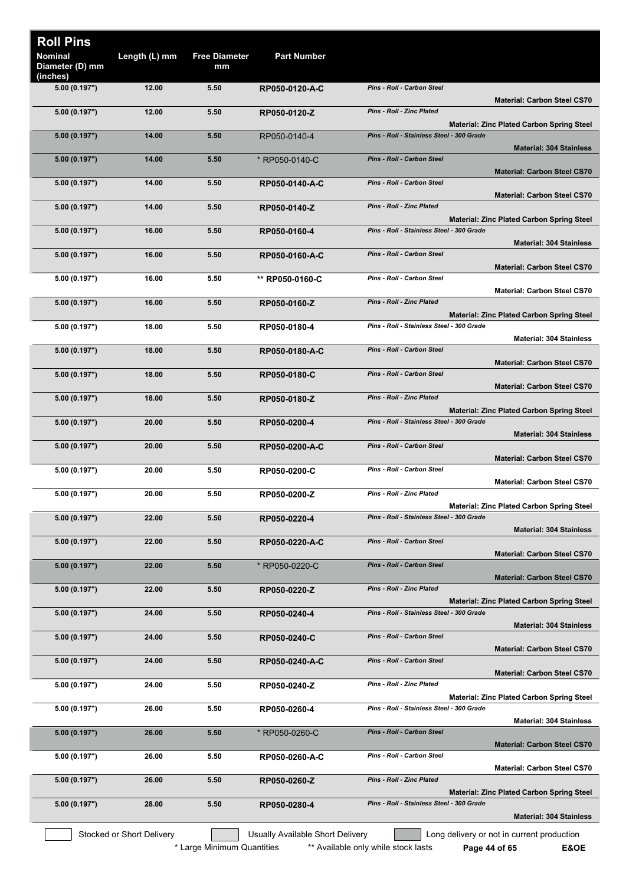# Roll Pins

| Nominal Diameter (D) mm (inches) | Length (L) mm | Free Diameter mm | Part Number | Description | Material |
|---|---|---|---|---|---|
| 5.00 (0.197") | 12.00 | 5.50 | RP050-0120-A-C | *Pins - Roll - Carbon Steel* | **Material: Carbon Steel CS70** |
| 5.00 (0.197") | 12.00 | 5.50 | RP050-0120-Z | *Pins - Roll - Zinc Plated* | **Material: Zinc Plated Carbon Spring Steel** |
| 5.00 (0.197") | 14.00 | 5.50 | RP050-0140-4 | *Pins - Roll - Stainless Steel - 300 Grade* | **Material: 304 Stainless** |
| 5.00 (0.197") | 14.00 | 5.50 | * RP050-0140-C | *Pins - Roll - Carbon Steel* | **Material: Carbon Steel CS70** |
| 5.00 (0.197") | 14.00 | 5.50 | RP050-0140-A-C | *Pins - Roll - Carbon Steel* | **Material: Carbon Steel CS70** |
| 5.00 (0.197") | 14.00 | 5.50 | RP050-0140-Z | *Pins - Roll - Zinc Plated* | **Material: Zinc Plated Carbon Spring Steel** |
| 5.00 (0.197") | 16.00 | 5.50 | RP050-0160-4 | *Pins - Roll - Stainless Steel - 300 Grade* | **Material: 304 Stainless** |
| 5.00 (0.197") | 16.00 | 5.50 | RP050-0160-A-C | *Pins - Roll - Carbon Steel* | **Material: Carbon Steel CS70** |
| 5.00 (0.197") | 16.00 | 5.50 | ** RP050-0160-C | *Pins - Roll - Carbon Steel* | **Material: Carbon Steel CS70** |
| 5.00 (0.197") | 16.00 | 5.50 | RP050-0160-Z | *Pins - Roll - Zinc Plated* | **Material: Zinc Plated Carbon Spring Steel** |
| 5.00 (0.197") | 18.00 | 5.50 | RP050-0180-4 | *Pins - Roll - Stainless Steel - 300 Grade* | **Material: 304 Stainless** |
| 5.00 (0.197") | 18.00 | 5.50 | RP050-0180-A-C | *Pins - Roll - Carbon Steel* | **Material: Carbon Steel CS70** |
| 5.00 (0.197") | 18.00 | 5.50 | RP050-0180-C | *Pins - Roll - Carbon Steel* | **Material: Carbon Steel CS70** |
| 5.00 (0.197") | 18.00 | 5.50 | RP050-0180-Z | *Pins - Roll - Zinc Plated* | **Material: Zinc Plated Carbon Spring Steel** |
| 5.00 (0.197") | 20.00 | 5.50 | RP050-0200-4 | *Pins - Roll - Stainless Steel - 300 Grade* | **Material: 304 Stainless** |
| 5.00 (0.197") | 20.00 | 5.50 | RP050-0200-A-C | *Pins - Roll - Carbon Steel* | **Material: Carbon Steel CS70** |
| 5.00 (0.197") | 20.00 | 5.50 | RP050-0200-C | *Pins - Roll - Carbon Steel* | **Material: Carbon Steel CS70** |
| 5.00 (0.197") | 20.00 | 5.50 | RP050-0200-Z | *Pins - Roll - Zinc Plated* | **Material: Zinc Plated Carbon Spring Steel** |
| 5.00 (0.197") | 22.00 | 5.50 | RP050-0220-4 | *Pins - Roll - Stainless Steel - 300 Grade* | **Material: 304 Stainless** |
| 5.00 (0.197") | 22.00 | 5.50 | RP050-0220-A-C | *Pins - Roll - Carbon Steel* | **Material: Carbon Steel CS70** |
| 5.00 (0.197") | 22.00 | 5.50 | * RP050-0220-C | *Pins - Roll - Carbon Steel* | **Material: Carbon Steel CS70** |
| 5.00 (0.197") | 22.00 | 5.50 | RP050-0220-Z | *Pins - Roll - Zinc Plated* | **Material: Zinc Plated Carbon Spring Steel** |
| 5.00 (0.197") | 24.00 | 5.50 | RP050-0240-4 | *Pins - Roll - Stainless Steel - 300 Grade* | **Material: 304 Stainless** |
| 5.00 (0.197") | 24.00 | 5.50 | RP050-0240-C | *Pins - Roll - Carbon Steel* | **Material: Carbon Steel CS70** |
| 5.00 (0.197") | 24.00 | 5.50 | RP050-0240-A-C | *Pins - Roll - Carbon Steel* | **Material: Carbon Steel CS70** |
| 5.00 (0.197") | 24.00 | 5.50 | RP050-0240-Z | *Pins - Roll - Zinc Plated* | **Material: Zinc Plated Carbon Spring Steel** |
| 5.00 (0.197") | 26.00 | 5.50 | RP050-0260-4 | *Pins - Roll - Stainless Steel - 300 Grade* | **Material: 304 Stainless** |
| 5.00 (0.197") | 26.00 | 5.50 | * RP050-0260-C | *Pins - Roll - Carbon Steel* | **Material: Carbon Steel CS70** |
| 5.00 (0.197") | 26.00 | 5.50 | RP050-0260-A-C | *Pins - Roll - Carbon Steel* | **Material: Carbon Steel CS70** |
| 5.00 (0.197") | 26.00 | 5.50 | RP050-0260-Z | *Pins - Roll - Zinc Plated* | **Material: Zinc Plated Carbon Spring Steel** |
| 5.00 (0.197") | 28.00 | 5.50 | RP050-0280-4 | *Pins - Roll - Stainless Steel - 300 Grade* | **Material: 304 Stainless** |

Stocked or Short Delivery | Usually Available Short Delivery | Long delivery or not in current production

\* Large Minimum Quantities    ** Available only while stock lasts    E&OE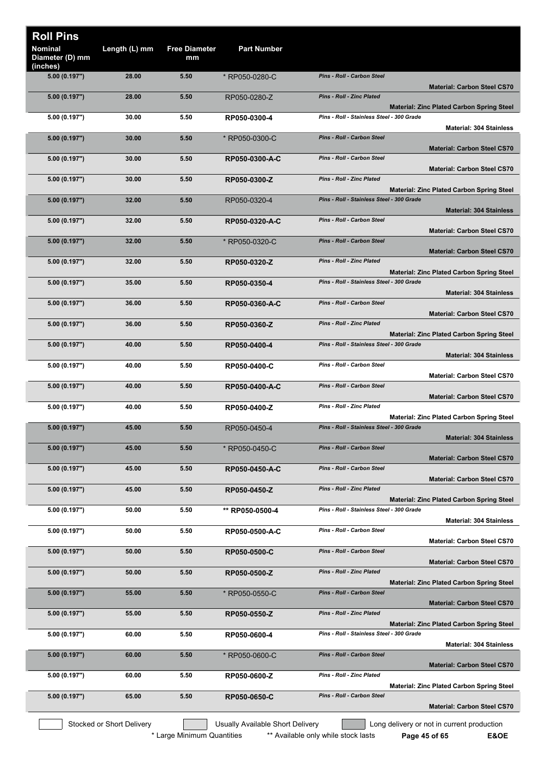# Roll Pins

| Nominal Diameter (D) mm (inches) | Length (L) mm | Free Diameter mm | Part Number | Description | Material |
|---|---|---|---|---|---|
| 5.00 (0.197") | 28.00 | 5.50 | * RP050-0280-C | *Pins - Roll - Carbon Steel* | **Material: Carbon Steel CS70** |
| 5.00 (0.197") | 28.00 | 5.50 | RP050-0280-Z | *Pins - Roll - Zinc Plated* | **Material: Zinc Plated Carbon Spring Steel** |
| 5.00 (0.197") | 30.00 | 5.50 | **RP050-0300-4** | *Pins - Roll - Stainless Steel - 300 Grade* | **Material: 304 Stainless** |
| 5.00 (0.197") | 30.00 | 5.50 | * RP050-0300-C | *Pins - Roll - Carbon Steel* | **Material: Carbon Steel CS70** |
| 5.00 (0.197") | 30.00 | 5.50 | **RP050-0300-A-C** | *Pins - Roll - Carbon Steel* | **Material: Carbon Steel CS70** |
| 5.00 (0.197") | 30.00 | 5.50 | **RP050-0300-Z** | *Pins - Roll - Zinc Plated* | **Material: Zinc Plated Carbon Spring Steel** |
| 5.00 (0.197") | 32.00 | 5.50 | RP050-0320-4 | *Pins - Roll - Stainless Steel - 300 Grade* | **Material: 304 Stainless** |
| 5.00 (0.197") | 32.00 | 5.50 | **RP050-0320-A-C** | *Pins - Roll - Carbon Steel* | **Material: Carbon Steel CS70** |
| 5.00 (0.197") | 32.00 | 5.50 | * RP050-0320-C | *Pins - Roll - Carbon Steel* | **Material: Carbon Steel CS70** |
| 5.00 (0.197") | 32.00 | 5.50 | **RP050-0320-Z** | *Pins - Roll - Zinc Plated* | **Material: Zinc Plated Carbon Spring Steel** |
| 5.00 (0.197") | 35.00 | 5.50 | **RP050-0350-4** | *Pins - Roll - Stainless Steel - 300 Grade* | **Material: 304 Stainless** |
| 5.00 (0.197") | 36.00 | 5.50 | **RP050-0360-A-C** | *Pins - Roll - Carbon Steel* | **Material: Carbon Steel CS70** |
| 5.00 (0.197") | 36.00 | 5.50 | **RP050-0360-Z** | *Pins - Roll - Zinc Plated* | **Material: Zinc Plated Carbon Spring Steel** |
| 5.00 (0.197") | 40.00 | 5.50 | **RP050-0400-4** | *Pins - Roll - Stainless Steel - 300 Grade* | **Material: 304 Stainless** |
| 5.00 (0.197") | 40.00 | 5.50 | **RP050-0400-C** | *Pins - Roll - Carbon Steel* | **Material: Carbon Steel CS70** |
| 5.00 (0.197") | 40.00 | 5.50 | **RP050-0400-A-C** | *Pins - Roll - Carbon Steel* | **Material: Carbon Steel CS70** |
| 5.00 (0.197") | 40.00 | 5.50 | **RP050-0400-Z** | *Pins - Roll - Zinc Plated* | **Material: Zinc Plated Carbon Spring Steel** |
| 5.00 (0.197") | 45.00 | 5.50 | RP050-0450-4 | *Pins - Roll - Stainless Steel - 300 Grade* | **Material: 304 Stainless** |
| 5.00 (0.197") | 45.00 | 5.50 | * RP050-0450-C | *Pins - Roll - Carbon Steel* | **Material: Carbon Steel CS70** |
| 5.00 (0.197") | 45.00 | 5.50 | **RP050-0450-A-C** | *Pins - Roll - Carbon Steel* | **Material: Carbon Steel CS70** |
| 5.00 (0.197") | 45.00 | 5.50 | **RP050-0450-Z** | *Pins - Roll - Zinc Plated* | **Material: Zinc Plated Carbon Spring Steel** |
| 5.00 (0.197") | 50.00 | 5.50 | ** RP050-0500-4 | *Pins - Roll - Stainless Steel - 300 Grade* | **Material: 304 Stainless** |
| 5.00 (0.197") | 50.00 | 5.50 | **RP050-0500-A-C** | *Pins - Roll - Carbon Steel* | **Material: Carbon Steel CS70** |
| 5.00 (0.197") | 50.00 | 5.50 | **RP050-0500-C** | *Pins - Roll - Carbon Steel* | **Material: Carbon Steel CS70** |
| 5.00 (0.197") | 50.00 | 5.50 | **RP050-0500-Z** | *Pins - Roll - Zinc Plated* | **Material: Zinc Plated Carbon Spring Steel** |
| 5.00 (0.197") | 55.00 | 5.50 | * RP050-0550-C | *Pins - Roll - Carbon Steel* | **Material: Carbon Steel CS70** |
| 5.00 (0.197") | 55.00 | 5.50 | **RP050-0550-Z** | *Pins - Roll - Zinc Plated* | **Material: Zinc Plated Carbon Spring Steel** |
| 5.00 (0.197") | 60.00 | 5.50 | **RP050-0600-4** | *Pins - Roll - Stainless Steel - 300 Grade* | **Material: 304 Stainless** |
| 5.00 (0.197") | 60.00 | 5.50 | * RP050-0600-C | *Pins - Roll - Carbon Steel* | **Material: Carbon Steel CS70** |
| 5.00 (0.197") | 60.00 | 5.50 | **RP050-0600-Z** | *Pins - Roll - Zinc Plated* | **Material: Zinc Plated Carbon Spring Steel** |
| 5.00 (0.197") | 65.00 | 5.50 | **RP050-0650-C** | *Pins - Roll - Carbon Steel* | **Material: Carbon Steel CS70** |

Stocked or Short Delivery | Usually Available Short Delivery | Long delivery or not in current production

\* Large Minimum Quantities &nbsp;&nbsp; ** Available only while stock lasts

E&OE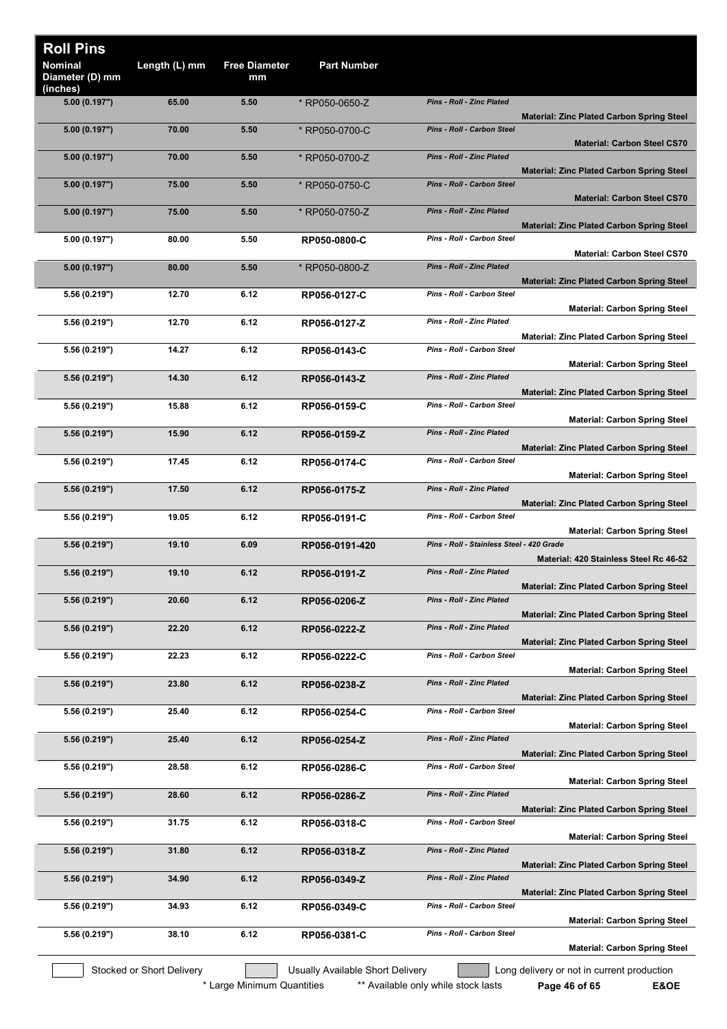# Roll Pins

| Nominal Diameter (D) mm (inches) | Length (L) mm | Free Diameter mm | Part Number | Description | Material |
|---|---|---|---|---|---|
| 5.00 (0.197") | 65.00 | 5.50 | * RP050-0650-Z | *Pins - Roll - Zinc Plated* | **Material: Zinc Plated Carbon Spring Steel** |
| 5.00 (0.197") | 70.00 | 5.50 | * RP050-0700-C | *Pins - Roll - Carbon Steel* | **Material: Carbon Steel CS70** |
| 5.00 (0.197") | 70.00 | 5.50 | * RP050-0700-Z | *Pins - Roll - Zinc Plated* | **Material: Zinc Plated Carbon Spring Steel** |
| 5.00 (0.197") | 75.00 | 5.50 | * RP050-0750-C | *Pins - Roll - Carbon Steel* | **Material: Carbon Steel CS70** |
| 5.00 (0.197") | 75.00 | 5.50 | * RP050-0750-Z | *Pins - Roll - Zinc Plated* | **Material: Zinc Plated Carbon Spring Steel** |
| 5.00 (0.197") | 80.00 | 5.50 | RP050-0800-C | *Pins - Roll - Carbon Steel* | **Material: Carbon Steel CS70** |
| 5.00 (0.197") | 80.00 | 5.50 | * RP050-0800-Z | *Pins - Roll - Zinc Plated* | **Material: Zinc Plated Carbon Spring Steel** |
| 5.56 (0.219") | 12.70 | 6.12 | RP056-0127-C | *Pins - Roll - Carbon Steel* | **Material: Carbon Spring Steel** |
| 5.56 (0.219") | 12.70 | 6.12 | RP056-0127-Z | *Pins - Roll - Zinc Plated* | **Material: Zinc Plated Carbon Spring Steel** |
| 5.56 (0.219") | 14.27 | 6.12 | RP056-0143-C | *Pins - Roll - Carbon Steel* | **Material: Carbon Spring Steel** |
| 5.56 (0.219") | 14.30 | 6.12 | RP056-0143-Z | *Pins - Roll - Zinc Plated* | **Material: Zinc Plated Carbon Spring Steel** |
| 5.56 (0.219") | 15.88 | 6.12 | RP056-0159-C | *Pins - Roll - Carbon Steel* | **Material: Carbon Spring Steel** |
| 5.56 (0.219") | 15.90 | 6.12 | RP056-0159-Z | *Pins - Roll - Zinc Plated* | **Material: Zinc Plated Carbon Spring Steel** |
| 5.56 (0.219") | 17.45 | 6.12 | RP056-0174-C | *Pins - Roll - Carbon Steel* | **Material: Carbon Spring Steel** |
| 5.56 (0.219") | 17.50 | 6.12 | RP056-0175-Z | *Pins - Roll - Zinc Plated* | **Material: Zinc Plated Carbon Spring Steel** |
| 5.56 (0.219") | 19.05 | 6.12 | RP056-0191-C | *Pins - Roll - Carbon Steel* | **Material: Carbon Spring Steel** |
| 5.56 (0.219") | 19.10 | 6.09 | RP056-0191-420 | *Pins - Roll - Stainless Steel - 420 Grade* | **Material: 420 Stainless Steel Rc 46-52** |
| 5.56 (0.219") | 19.10 | 6.12 | RP056-0191-Z | *Pins - Roll - Zinc Plated* | **Material: Zinc Plated Carbon Spring Steel** |
| 5.56 (0.219") | 20.60 | 6.12 | RP056-0206-Z | *Pins - Roll - Zinc Plated* | **Material: Zinc Plated Carbon Spring Steel** |
| 5.56 (0.219") | 22.20 | 6.12 | RP056-0222-Z | *Pins - Roll - Zinc Plated* | **Material: Zinc Plated Carbon Spring Steel** |
| 5.56 (0.219") | 22.23 | 6.12 | RP056-0222-C | *Pins - Roll - Carbon Steel* | **Material: Carbon Spring Steel** |
| 5.56 (0.219") | 23.80 | 6.12 | RP056-0238-Z | *Pins - Roll - Zinc Plated* | **Material: Zinc Plated Carbon Spring Steel** |
| 5.56 (0.219") | 25.40 | 6.12 | RP056-0254-C | *Pins - Roll - Carbon Steel* | **Material: Carbon Spring Steel** |
| 5.56 (0.219") | 25.40 | 6.12 | RP056-0254-Z | *Pins - Roll - Zinc Plated* | **Material: Zinc Plated Carbon Spring Steel** |
| 5.56 (0.219") | 28.58 | 6.12 | RP056-0286-C | *Pins - Roll - Carbon Steel* | **Material: Carbon Spring Steel** |
| 5.56 (0.219") | 28.60 | 6.12 | RP056-0286-Z | *Pins - Roll - Zinc Plated* | **Material: Zinc Plated Carbon Spring Steel** |
| 5.56 (0.219") | 31.75 | 6.12 | RP056-0318-C | *Pins - Roll - Carbon Steel* | **Material: Carbon Spring Steel** |
| 5.56 (0.219") | 31.80 | 6.12 | RP056-0318-Z | *Pins - Roll - Zinc Plated* | **Material: Zinc Plated Carbon Spring Steel** |
| 5.56 (0.219") | 34.90 | 6.12 | RP056-0349-Z | *Pins - Roll - Zinc Plated* | **Material: Zinc Plated Carbon Spring Steel** |
| 5.56 (0.219") | 34.93 | 6.12 | RP056-0349-C | *Pins - Roll - Carbon Steel* | **Material: Carbon Spring Steel** |
| 5.56 (0.219") | 38.10 | 6.12 | RP056-0381-C | *Pins - Roll - Carbon Steel* | **Material: Carbon Spring Steel** |

Stocked or Short Delivery | Usually Available Short Delivery | Long delivery or not in current production

\* Large Minimum Quantities ** Available only while stock lasts E&OE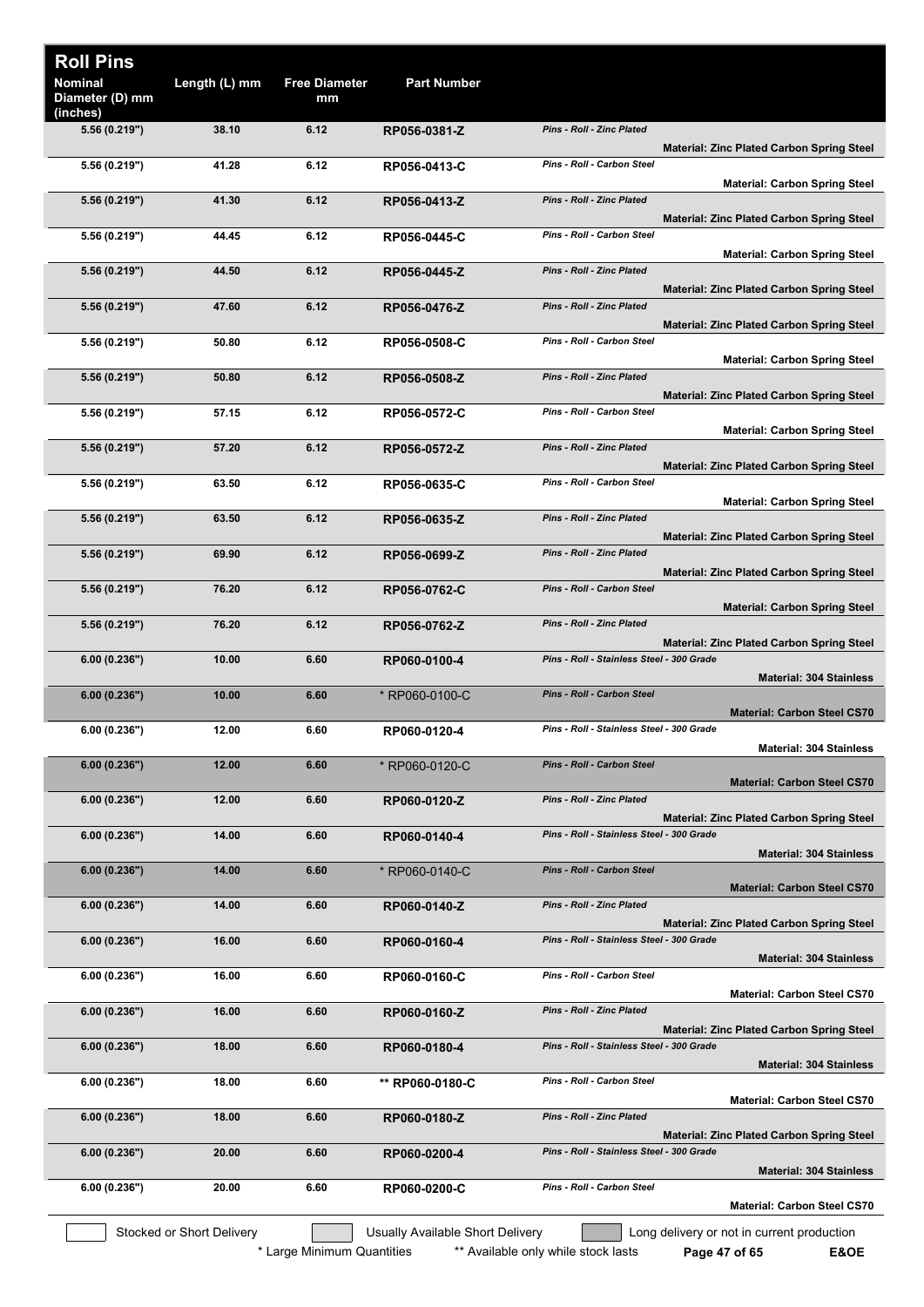# Roll Pins

| Nominal Diameter (D) mm (inches) | Length (L) mm | Free Diameter mm | Part Number | Description | Material |
|---|---|---|---|---|---|
| 5.56 (0.219") | 38.10 | 6.12 | RP056-0381-Z | *Pins - Roll - Zinc Plated* | **Material: Zinc Plated Carbon Spring Steel** |
| 5.56 (0.219") | 41.28 | 6.12 | RP056-0413-C | *Pins - Roll - Carbon Steel* | **Material: Carbon Spring Steel** |
| 5.56 (0.219") | 41.30 | 6.12 | RP056-0413-Z | *Pins - Roll - Zinc Plated* | **Material: Zinc Plated Carbon Spring Steel** |
| 5.56 (0.219") | 44.45 | 6.12 | RP056-0445-C | *Pins - Roll - Carbon Steel* | **Material: Carbon Spring Steel** |
| 5.56 (0.219") | 44.50 | 6.12 | RP056-0445-Z | *Pins - Roll - Zinc Plated* | **Material: Zinc Plated Carbon Spring Steel** |
| 5.56 (0.219") | 47.60 | 6.12 | RP056-0476-Z | *Pins - Roll - Zinc Plated* | **Material: Zinc Plated Carbon Spring Steel** |
| 5.56 (0.219") | 50.80 | 6.12 | RP056-0508-C | *Pins - Roll - Carbon Steel* | **Material: Carbon Spring Steel** |
| 5.56 (0.219") | 50.80 | 6.12 | RP056-0508-Z | *Pins - Roll - Zinc Plated* | **Material: Zinc Plated Carbon Spring Steel** |
| 5.56 (0.219") | 57.15 | 6.12 | RP056-0572-C | *Pins - Roll - Carbon Steel* | **Material: Carbon Spring Steel** |
| 5.56 (0.219") | 57.20 | 6.12 | RP056-0572-Z | *Pins - Roll - Zinc Plated* | **Material: Zinc Plated Carbon Spring Steel** |
| 5.56 (0.219") | 63.50 | 6.12 | RP056-0635-C | *Pins - Roll - Carbon Steel* | **Material: Carbon Spring Steel** |
| 5.56 (0.219") | 63.50 | 6.12 | RP056-0635-Z | *Pins - Roll - Zinc Plated* | **Material: Zinc Plated Carbon Spring Steel** |
| 5.56 (0.219") | 69.90 | 6.12 | RP056-0699-Z | *Pins - Roll - Zinc Plated* | **Material: Zinc Plated Carbon Spring Steel** |
| 5.56 (0.219") | 76.20 | 6.12 | RP056-0762-C | *Pins - Roll - Carbon Steel* | **Material: Carbon Spring Steel** |
| 5.56 (0.219") | 76.20 | 6.12 | RP056-0762-Z | *Pins - Roll - Zinc Plated* | **Material: Zinc Plated Carbon Spring Steel** |
| 6.00 (0.236") | 10.00 | 6.60 | RP060-0100-4 | *Pins - Roll - Stainless Steel - 300 Grade* | **Material: 304 Stainless** |
| 6.00 (0.236") | 10.00 | 6.60 | * RP060-0100-C | *Pins - Roll - Carbon Steel* | **Material: Carbon Steel CS70** |
| 6.00 (0.236") | 12.00 | 6.60 | RP060-0120-4 | *Pins - Roll - Stainless Steel - 300 Grade* | **Material: 304 Stainless** |
| 6.00 (0.236") | 12.00 | 6.60 | * RP060-0120-C | *Pins - Roll - Carbon Steel* | **Material: Carbon Steel CS70** |
| 6.00 (0.236") | 12.00 | 6.60 | RP060-0120-Z | *Pins - Roll - Zinc Plated* | **Material: Zinc Plated Carbon Spring Steel** |
| 6.00 (0.236") | 14.00 | 6.60 | RP060-0140-4 | *Pins - Roll - Stainless Steel - 300 Grade* | **Material: 304 Stainless** |
| 6.00 (0.236") | 14.00 | 6.60 | * RP060-0140-C | *Pins - Roll - Carbon Steel* | **Material: Carbon Steel CS70** |
| 6.00 (0.236") | 14.00 | 6.60 | RP060-0140-Z | *Pins - Roll - Zinc Plated* | **Material: Zinc Plated Carbon Spring Steel** |
| 6.00 (0.236") | 16.00 | 6.60 | RP060-0160-4 | *Pins - Roll - Stainless Steel - 300 Grade* | **Material: 304 Stainless** |
| 6.00 (0.236") | 16.00 | 6.60 | RP060-0160-C | *Pins - Roll - Carbon Steel* | **Material: Carbon Steel CS70** |
| 6.00 (0.236") | 16.00 | 6.60 | RP060-0160-Z | *Pins - Roll - Zinc Plated* | **Material: Zinc Plated Carbon Spring Steel** |
| 6.00 (0.236") | 18.00 | 6.60 | RP060-0180-4 | *Pins - Roll - Stainless Steel - 300 Grade* | **Material: 304 Stainless** |
| 6.00 (0.236") | 18.00 | 6.60 | ** RP060-0180-C | *Pins - Roll - Carbon Steel* | **Material: Carbon Steel CS70** |
| 6.00 (0.236") | 18.00 | 6.60 | RP060-0180-Z | *Pins - Roll - Zinc Plated* | **Material: Zinc Plated Carbon Spring Steel** |
| 6.00 (0.236") | 20.00 | 6.60 | RP060-0200-4 | *Pins - Roll - Stainless Steel - 300 Grade* | **Material: 304 Stainless** |
| 6.00 (0.236") | 20.00 | 6.60 | RP060-0200-C | *Pins - Roll - Carbon Steel* | **Material: Carbon Steel CS70** |

Stocked or Short Delivery | Usually Available Short Delivery | Long delivery or not in current production

\* Large Minimum Quantities &nbsp;&nbsp; ** Available only while stock lasts &nbsp;&nbsp; E&OE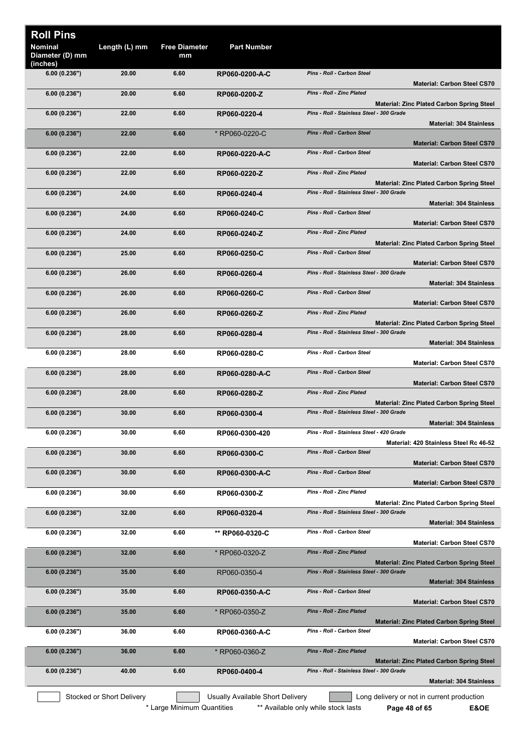# Roll Pins

| Nominal Diameter (D) mm (inches) | Length (L) mm | Free Diameter mm | Part Number | Description | Material |
|---|---|---|---|---|---|
| 6.00 (0.236") | 20.00 | 6.60 | RP060-0200-A-C | *Pins - Roll - Carbon Steel* | Material: Carbon Steel CS70 |
| 6.00 (0.236") | 20.00 | 6.60 | RP060-0200-Z | *Pins - Roll - Zinc Plated* | Material: Zinc Plated Carbon Spring Steel |
| 6.00 (0.236") | 22.00 | 6.60 | RP060-0220-4 | *Pins - Roll - Stainless Steel - 300 Grade* | Material: 304 Stainless |
| 6.00 (0.236") | 22.00 | 6.60 | * RP060-0220-C | *Pins - Roll - Carbon Steel* | Material: Carbon Steel CS70 |
| 6.00 (0.236") | 22.00 | 6.60 | RP060-0220-A-C | *Pins - Roll - Carbon Steel* | Material: Carbon Steel CS70 |
| 6.00 (0.236") | 22.00 | 6.60 | RP060-0220-Z | *Pins - Roll - Zinc Plated* | Material: Zinc Plated Carbon Spring Steel |
| 6.00 (0.236") | 24.00 | 6.60 | RP060-0240-4 | *Pins - Roll - Stainless Steel - 300 Grade* | Material: 304 Stainless |
| 6.00 (0.236") | 24.00 | 6.60 | RP060-0240-C | *Pins - Roll - Carbon Steel* | Material: Carbon Steel CS70 |
| 6.00 (0.236") | 24.00 | 6.60 | RP060-0240-Z | *Pins - Roll - Zinc Plated* | Material: Zinc Plated Carbon Spring Steel |
| 6.00 (0.236") | 25.00 | 6.60 | RP060-0250-C | *Pins - Roll - Carbon Steel* | Material: Carbon Steel CS70 |
| 6.00 (0.236") | 26.00 | 6.60 | RP060-0260-4 | *Pins - Roll - Stainless Steel - 300 Grade* | Material: 304 Stainless |
| 6.00 (0.236") | 26.00 | 6.60 | RP060-0260-C | *Pins - Roll - Carbon Steel* | Material: Carbon Steel CS70 |
| 6.00 (0.236") | 26.00 | 6.60 | RP060-0260-Z | *Pins - Roll - Zinc Plated* | Material: Zinc Plated Carbon Spring Steel |
| 6.00 (0.236") | 28.00 | 6.60 | RP060-0280-4 | *Pins - Roll - Stainless Steel - 300 Grade* | Material: 304 Stainless |
| 6.00 (0.236") | 28.00 | 6.60 | RP060-0280-C | *Pins - Roll - Carbon Steel* | Material: Carbon Steel CS70 |
| 6.00 (0.236") | 28.00 | 6.60 | RP060-0280-A-C | *Pins - Roll - Carbon Steel* | Material: Carbon Steel CS70 |
| 6.00 (0.236") | 28.00 | 6.60 | RP060-0280-Z | *Pins - Roll - Zinc Plated* | Material: Zinc Plated Carbon Spring Steel |
| 6.00 (0.236") | 30.00 | 6.60 | RP060-0300-4 | *Pins - Roll - Stainless Steel - 300 Grade* | Material: 304 Stainless |
| 6.00 (0.236") | 30.00 | 6.60 | RP060-0300-420 | *Pins - Roll - Stainless Steel - 420 Grade* | Material: 420 Stainless Steel Rc 46-52 |
| 6.00 (0.236") | 30.00 | 6.60 | RP060-0300-C | *Pins - Roll - Carbon Steel* | Material: Carbon Steel CS70 |
| 6.00 (0.236") | 30.00 | 6.60 | RP060-0300-A-C | *Pins - Roll - Carbon Steel* | Material: Carbon Steel CS70 |
| 6.00 (0.236") | 30.00 | 6.60 | RP060-0300-Z | *Pins - Roll - Zinc Plated* | Material: Zinc Plated Carbon Spring Steel |
| 6.00 (0.236") | 32.00 | 6.60 | RP060-0320-4 | *Pins - Roll - Stainless Steel - 300 Grade* | Material: 304 Stainless |
| 6.00 (0.236") | 32.00 | 6.60 | ** RP060-0320-C | *Pins - Roll - Carbon Steel* | Material: Carbon Steel CS70 |
| 6.00 (0.236") | 32.00 | 6.60 | * RP060-0320-Z | *Pins - Roll - Zinc Plated* | Material: Zinc Plated Carbon Spring Steel |
| 6.00 (0.236") | 35.00 | 6.60 | RP060-0350-4 | *Pins - Roll - Stainless Steel - 300 Grade* | Material: 304 Stainless |
| 6.00 (0.236") | 35.00 | 6.60 | RP060-0350-A-C | *Pins - Roll - Carbon Steel* | Material: Carbon Steel CS70 |
| 6.00 (0.236") | 35.00 | 6.60 | * RP060-0350-Z | *Pins - Roll - Zinc Plated* | Material: Zinc Plated Carbon Spring Steel |
| 6.00 (0.236") | 36.00 | 6.60 | RP060-0360-A-C | *Pins - Roll - Carbon Steel* | Material: Carbon Steel CS70 |
| 6.00 (0.236") | 36.00 | 6.60 | * RP060-0360-Z | *Pins - Roll - Zinc Plated* | Material: Zinc Plated Carbon Spring Steel |
| 6.00 (0.236") | 40.00 | 6.60 | RP060-0400-4 | *Pins - Roll - Stainless Steel - 300 Grade* | Material: 304 Stainless |

Stocked or Short Delivery | Usually Available Short Delivery | Long delivery or not in current production

\* Large Minimum Quantities ** Available only while stock lasts E&OE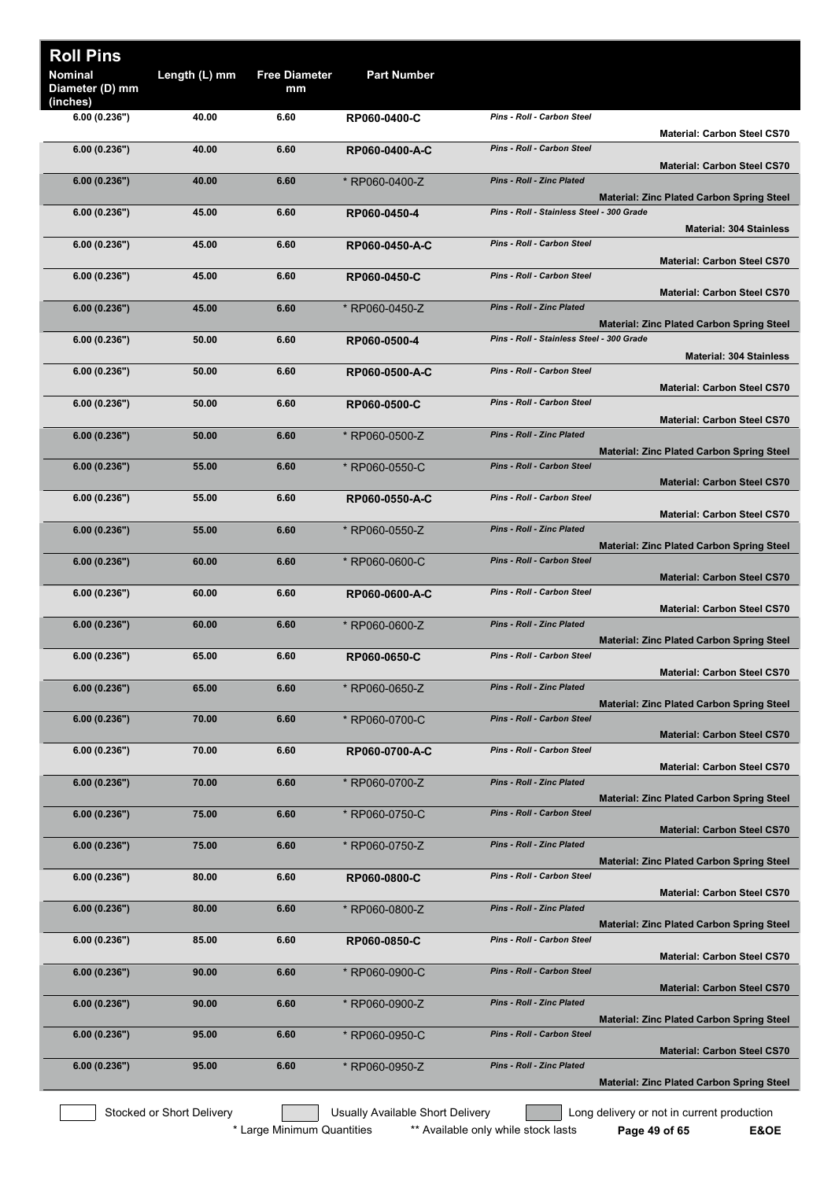# Roll Pins

| Nominal Diameter (D) mm (inches) | Length (L) mm | Free Diameter mm | Part Number | Description | Material |
|---|---|---|---|---|---|
| 6.00 (0.236") | 40.00 | 6.60 | **RP060-0400-C** | *Pins - Roll - Carbon Steel* | **Material: Carbon Steel CS70** |
| 6.00 (0.236") | 40.00 | 6.60 | **RP060-0400-A-C** | *Pins - Roll - Carbon Steel* | **Material: Carbon Steel CS70** |
| 6.00 (0.236") | 40.00 | 6.60 | * RP060-0400-Z | *Pins - Roll - Zinc Plated* | **Material: Zinc Plated Carbon Spring Steel** |
| 6.00 (0.236") | 45.00 | 6.60 | **RP060-0450-4** | *Pins - Roll - Stainless Steel - 300 Grade* | **Material: 304 Stainless** |
| 6.00 (0.236") | 45.00 | 6.60 | **RP060-0450-A-C** | *Pins - Roll - Carbon Steel* | **Material: Carbon Steel CS70** |
| 6.00 (0.236") | 45.00 | 6.60 | **RP060-0450-C** | *Pins - Roll - Carbon Steel* | **Material: Carbon Steel CS70** |
| 6.00 (0.236") | 45.00 | 6.60 | * RP060-0450-Z | *Pins - Roll - Zinc Plated* | **Material: Zinc Plated Carbon Spring Steel** |
| 6.00 (0.236") | 50.00 | 6.60 | **RP060-0500-4** | *Pins - Roll - Stainless Steel - 300 Grade* | **Material: 304 Stainless** |
| 6.00 (0.236") | 50.00 | 6.60 | **RP060-0500-A-C** | *Pins - Roll - Carbon Steel* | **Material: Carbon Steel CS70** |
| 6.00 (0.236") | 50.00 | 6.60 | **RP060-0500-C** | *Pins - Roll - Carbon Steel* | **Material: Carbon Steel CS70** |
| 6.00 (0.236") | 50.00 | 6.60 | * RP060-0500-Z | *Pins - Roll - Zinc Plated* | **Material: Zinc Plated Carbon Spring Steel** |
| 6.00 (0.236") | 55.00 | 6.60 | * RP060-0550-C | *Pins - Roll - Carbon Steel* | **Material: Carbon Steel CS70** |
| 6.00 (0.236") | 55.00 | 6.60 | **RP060-0550-A-C** | *Pins - Roll - Carbon Steel* | **Material: Carbon Steel CS70** |
| 6.00 (0.236") | 55.00 | 6.60 | * RP060-0550-Z | *Pins - Roll - Zinc Plated* | **Material: Zinc Plated Carbon Spring Steel** |
| 6.00 (0.236") | 60.00 | 6.60 | * RP060-0600-C | *Pins - Roll - Carbon Steel* | **Material: Carbon Steel CS70** |
| 6.00 (0.236") | 60.00 | 6.60 | **RP060-0600-A-C** | *Pins - Roll - Carbon Steel* | **Material: Carbon Steel CS70** |
| 6.00 (0.236") | 60.00 | 6.60 | * RP060-0600-Z | *Pins - Roll - Zinc Plated* | **Material: Zinc Plated Carbon Spring Steel** |
| 6.00 (0.236") | 65.00 | 6.60 | **RP060-0650-C** | *Pins - Roll - Carbon Steel* | **Material: Carbon Steel CS70** |
| 6.00 (0.236") | 65.00 | 6.60 | * RP060-0650-Z | *Pins - Roll - Zinc Plated* | **Material: Zinc Plated Carbon Spring Steel** |
| 6.00 (0.236") | 70.00 | 6.60 | * RP060-0700-C | *Pins - Roll - Carbon Steel* | **Material: Carbon Steel CS70** |
| 6.00 (0.236") | 70.00 | 6.60 | **RP060-0700-A-C** | *Pins - Roll - Carbon Steel* | **Material: Carbon Steel CS70** |
| 6.00 (0.236") | 70.00 | 6.60 | * RP060-0700-Z | *Pins - Roll - Zinc Plated* | **Material: Zinc Plated Carbon Spring Steel** |
| 6.00 (0.236") | 75.00 | 6.60 | * RP060-0750-C | *Pins - Roll - Carbon Steel* | **Material: Carbon Steel CS70** |
| 6.00 (0.236") | 75.00 | 6.60 | * RP060-0750-Z | *Pins - Roll - Zinc Plated* | **Material: Zinc Plated Carbon Spring Steel** |
| 6.00 (0.236") | 80.00 | 6.60 | **RP060-0800-C** | *Pins - Roll - Carbon Steel* | **Material: Carbon Steel CS70** |
| 6.00 (0.236") | 80.00 | 6.60 | * RP060-0800-Z | *Pins - Roll - Zinc Plated* | **Material: Zinc Plated Carbon Spring Steel** |
| 6.00 (0.236") | 85.00 | 6.60 | **RP060-0850-C** | *Pins - Roll - Carbon Steel* | **Material: Carbon Steel CS70** |
| 6.00 (0.236") | 90.00 | 6.60 | * RP060-0900-C | *Pins - Roll - Carbon Steel* | **Material: Carbon Steel CS70** |
| 6.00 (0.236") | 90.00 | 6.60 | * RP060-0900-Z | *Pins - Roll - Zinc Plated* | **Material: Zinc Plated Carbon Spring Steel** |
| 6.00 (0.236") | 95.00 | 6.60 | * RP060-0950-C | *Pins - Roll - Carbon Steel* | **Material: Carbon Steel CS70** |
| 6.00 (0.236") | 95.00 | 6.60 | * RP060-0950-Z | *Pins - Roll - Zinc Plated* | **Material: Zinc Plated Carbon Spring Steel** |

Stocked or Short Delivery | Usually Available Short Delivery | Long delivery or not in current production

\* Large Minimum Quantities  ** Available only while stock lasts  E&OE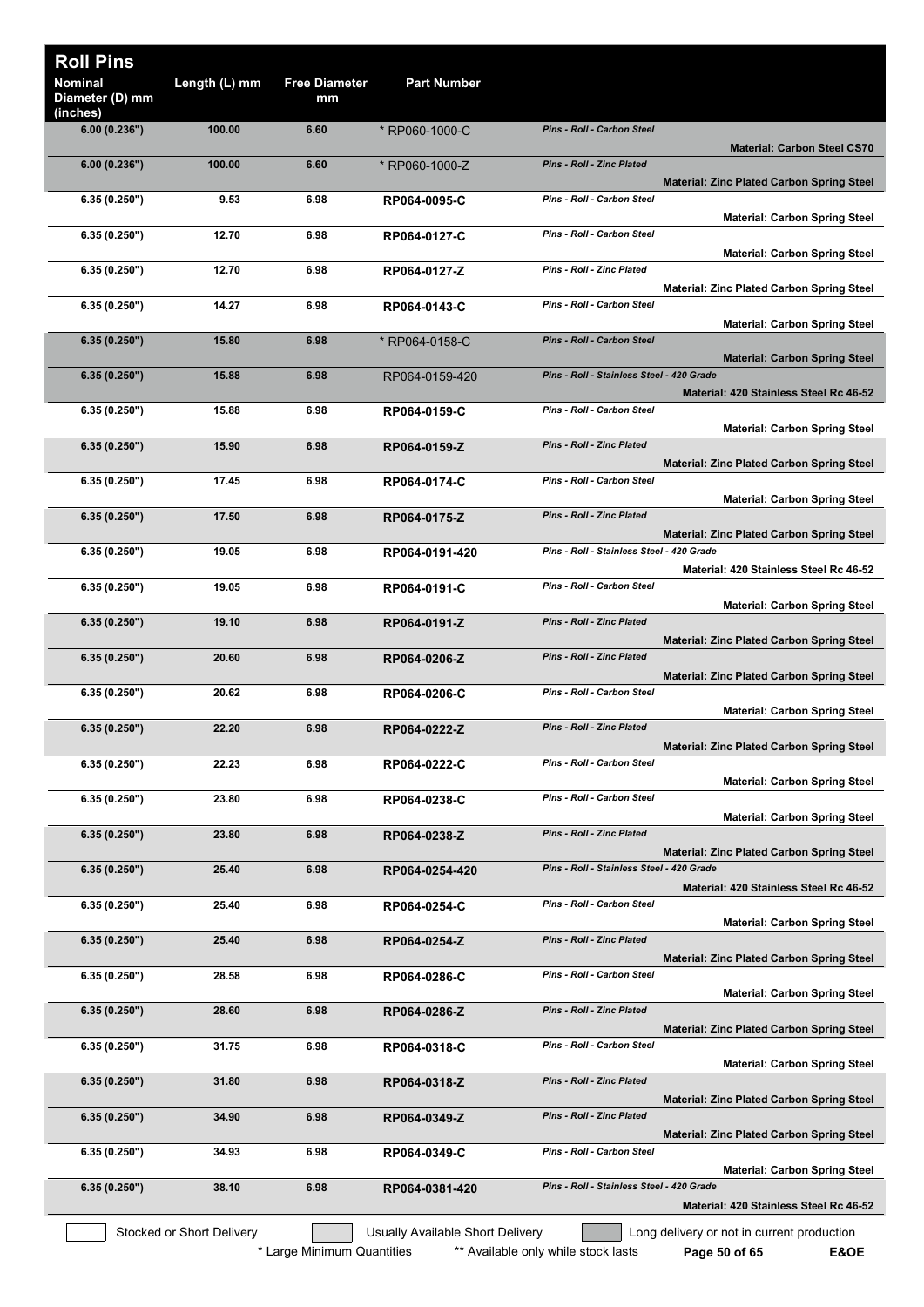# Roll Pins

| Nominal Diameter (D) mm (inches) | Length (L) mm | Free Diameter mm | Part Number | | |
|---|---|---|---|---|---|
| 6.00 (0.236") | 100.00 | 6.60 | * RP060-1000-C | *Pins - Roll - Carbon Steel* | **Material: Carbon Steel CS70** |
| 6.00 (0.236") | 100.00 | 6.60 | * RP060-1000-Z | *Pins - Roll - Zinc Plated* | **Material: Zinc Plated Carbon Spring Steel** |
| 6.35 (0.250") | 9.53 | 6.98 | RP064-0095-C | *Pins - Roll - Carbon Steel* | **Material: Carbon Spring Steel** |
| 6.35 (0.250") | 12.70 | 6.98 | RP064-0127-C | *Pins - Roll - Carbon Steel* | **Material: Carbon Spring Steel** |
| 6.35 (0.250") | 12.70 | 6.98 | RP064-0127-Z | *Pins - Roll - Zinc Plated* | **Material: Zinc Plated Carbon Spring Steel** |
| 6.35 (0.250") | 14.27 | 6.98 | RP064-0143-C | *Pins - Roll - Carbon Steel* | **Material: Carbon Spring Steel** |
| 6.35 (0.250") | 15.80 | 6.98 | * RP064-0158-C | *Pins - Roll - Carbon Steel* | **Material: Carbon Spring Steel** |
| 6.35 (0.250") | 15.88 | 6.98 | RP064-0159-420 | *Pins - Roll - Stainless Steel - 420 Grade* | **Material: 420 Stainless Steel Rc 46-52** |
| 6.35 (0.250") | 15.88 | 6.98 | RP064-0159-C | *Pins - Roll - Carbon Steel* | **Material: Carbon Spring Steel** |
| 6.35 (0.250") | 15.90 | 6.98 | RP064-0159-Z | *Pins - Roll - Zinc Plated* | **Material: Zinc Plated Carbon Spring Steel** |
| 6.35 (0.250") | 17.45 | 6.98 | RP064-0174-C | *Pins - Roll - Carbon Steel* | **Material: Carbon Spring Steel** |
| 6.35 (0.250") | 17.50 | 6.98 | RP064-0175-Z | *Pins - Roll - Zinc Plated* | **Material: Zinc Plated Carbon Spring Steel** |
| 6.35 (0.250") | 19.05 | 6.98 | RP064-0191-420 | *Pins - Roll - Stainless Steel - 420 Grade* | **Material: 420 Stainless Steel Rc 46-52** |
| 6.35 (0.250") | 19.05 | 6.98 | RP064-0191-C | *Pins - Roll - Carbon Steel* | **Material: Carbon Spring Steel** |
| 6.35 (0.250") | 19.10 | 6.98 | RP064-0191-Z | *Pins - Roll - Zinc Plated* | **Material: Zinc Plated Carbon Spring Steel** |
| 6.35 (0.250") | 20.60 | 6.98 | RP064-0206-Z | *Pins - Roll - Zinc Plated* | **Material: Zinc Plated Carbon Spring Steel** |
| 6.35 (0.250") | 20.62 | 6.98 | RP064-0206-C | *Pins - Roll - Carbon Steel* | **Material: Carbon Spring Steel** |
| 6.35 (0.250") | 22.20 | 6.98 | RP064-0222-Z | *Pins - Roll - Zinc Plated* | **Material: Zinc Plated Carbon Spring Steel** |
| 6.35 (0.250") | 22.23 | 6.98 | RP064-0222-C | *Pins - Roll - Carbon Steel* | **Material: Carbon Spring Steel** |
| 6.35 (0.250") | 23.80 | 6.98 | RP064-0238-C | *Pins - Roll - Carbon Steel* | **Material: Carbon Spring Steel** |
| 6.35 (0.250") | 23.80 | 6.98 | RP064-0238-Z | *Pins - Roll - Zinc Plated* | **Material: Zinc Plated Carbon Spring Steel** |
| 6.35 (0.250") | 25.40 | 6.98 | RP064-0254-420 | *Pins - Roll - Stainless Steel - 420 Grade* | **Material: 420 Stainless Steel Rc 46-52** |
| 6.35 (0.250") | 25.40 | 6.98 | RP064-0254-C | *Pins - Roll - Carbon Steel* | **Material: Carbon Spring Steel** |
| 6.35 (0.250") | 25.40 | 6.98 | RP064-0254-Z | *Pins - Roll - Zinc Plated* | **Material: Zinc Plated Carbon Spring Steel** |
| 6.35 (0.250") | 28.58 | 6.98 | RP064-0286-C | *Pins - Roll - Carbon Steel* | **Material: Carbon Spring Steel** |
| 6.35 (0.250") | 28.60 | 6.98 | RP064-0286-Z | *Pins - Roll - Zinc Plated* | **Material: Zinc Plated Carbon Spring Steel** |
| 6.35 (0.250") | 31.75 | 6.98 | RP064-0318-C | *Pins - Roll - Carbon Steel* | **Material: Carbon Spring Steel** |
| 6.35 (0.250") | 31.80 | 6.98 | RP064-0318-Z | *Pins - Roll - Zinc Plated* | **Material: Zinc Plated Carbon Spring Steel** |
| 6.35 (0.250") | 34.90 | 6.98 | RP064-0349-Z | *Pins - Roll - Zinc Plated* | **Material: Zinc Plated Carbon Spring Steel** |
| 6.35 (0.250") | 34.93 | 6.98 | RP064-0349-C | *Pins - Roll - Carbon Steel* | **Material: Carbon Spring Steel** |
| 6.35 (0.250") | 38.10 | 6.98 | RP064-0381-420 | *Pins - Roll - Stainless Steel - 420 Grade* | **Material: 420 Stainless Steel Rc 46-52** |

Stocked or Short Delivery | Usually Available Short Delivery | Long delivery or not in current production

\* Large Minimum Quantities ** Available only while stock lasts

E&OE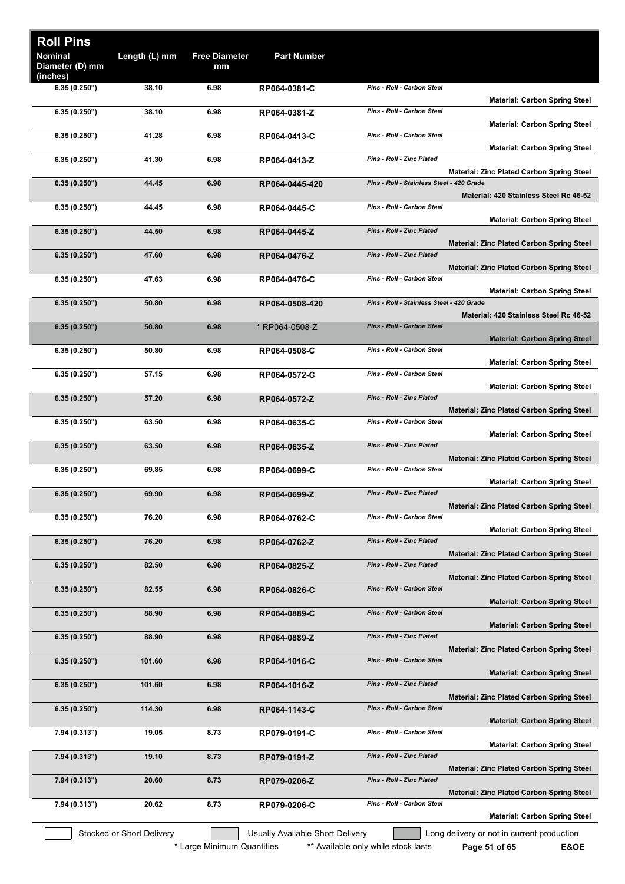# Roll Pins

| Nominal Diameter (D) mm (inches) | Length (L) mm | Free Diameter mm | Part Number | Description | Material |
|---|---|---|---|---|---|
| 6.35 (0.250") | 38.10 | 6.98 | RP064-0381-C | *Pins - Roll - Carbon Steel* | Material: Carbon Spring Steel |
| 6.35 (0.250") | 38.10 | 6.98 | RP064-0381-Z | *Pins - Roll - Carbon Steel* | Material: Carbon Spring Steel |
| 6.35 (0.250") | 41.28 | 6.98 | RP064-0413-C | *Pins - Roll - Carbon Steel* | Material: Carbon Spring Steel |
| 6.35 (0.250") | 41.30 | 6.98 | RP064-0413-Z | *Pins - Roll - Zinc Plated* | Material: Zinc Plated Carbon Spring Steel |
| 6.35 (0.250") | 44.45 | 6.98 | RP064-0445-420 | *Pins - Roll - Stainless Steel - 420 Grade* | Material: 420 Stainless Steel Rc 46-52 |
| 6.35 (0.250") | 44.45 | 6.98 | RP064-0445-C | *Pins - Roll - Carbon Steel* | Material: Carbon Spring Steel |
| 6.35 (0.250") | 44.50 | 6.98 | RP064-0445-Z | *Pins - Roll - Zinc Plated* | Material: Zinc Plated Carbon Spring Steel |
| 6.35 (0.250") | 47.60 | 6.98 | RP064-0476-Z | *Pins - Roll - Zinc Plated* | Material: Zinc Plated Carbon Spring Steel |
| 6.35 (0.250") | 47.63 | 6.98 | RP064-0476-C | *Pins - Roll - Carbon Steel* | Material: Carbon Spring Steel |
| 6.35 (0.250") | 50.80 | 6.98 | RP064-0508-420 | *Pins - Roll - Stainless Steel - 420 Grade* | Material: 420 Stainless Steel Rc 46-52 |
| 6.35 (0.250") | 50.80 | 6.98 | * RP064-0508-Z | *Pins - Roll - Carbon Steel* | Material: Carbon Spring Steel |
| 6.35 (0.250") | 50.80 | 6.98 | RP064-0508-C | *Pins - Roll - Carbon Steel* | Material: Carbon Spring Steel |
| 6.35 (0.250") | 57.15 | 6.98 | RP064-0572-C | *Pins - Roll - Carbon Steel* | Material: Carbon Spring Steel |
| 6.35 (0.250") | 57.20 | 6.98 | RP064-0572-Z | *Pins - Roll - Zinc Plated* | Material: Zinc Plated Carbon Spring Steel |
| 6.35 (0.250") | 63.50 | 6.98 | RP064-0635-C | *Pins - Roll - Carbon Steel* | Material: Carbon Spring Steel |
| 6.35 (0.250") | 63.50 | 6.98 | RP064-0635-Z | *Pins - Roll - Zinc Plated* | Material: Zinc Plated Carbon Spring Steel |
| 6.35 (0.250") | 69.85 | 6.98 | RP064-0699-C | *Pins - Roll - Carbon Steel* | Material: Carbon Spring Steel |
| 6.35 (0.250") | 69.90 | 6.98 | RP064-0699-Z | *Pins - Roll - Zinc Plated* | Material: Zinc Plated Carbon Spring Steel |
| 6.35 (0.250") | 76.20 | 6.98 | RP064-0762-C | *Pins - Roll - Carbon Steel* | Material: Carbon Spring Steel |
| 6.35 (0.250") | 76.20 | 6.98 | RP064-0762-Z | *Pins - Roll - Zinc Plated* | Material: Zinc Plated Carbon Spring Steel |
| 6.35 (0.250") | 82.50 | 6.98 | RP064-0825-Z | *Pins - Roll - Zinc Plated* | Material: Zinc Plated Carbon Spring Steel |
| 6.35 (0.250") | 82.55 | 6.98 | RP064-0826-C | *Pins - Roll - Carbon Steel* | Material: Carbon Spring Steel |
| 6.35 (0.250") | 88.90 | 6.98 | RP064-0889-C | *Pins - Roll - Carbon Steel* | Material: Carbon Spring Steel |
| 6.35 (0.250") | 88.90 | 6.98 | RP064-0889-Z | *Pins - Roll - Zinc Plated* | Material: Zinc Plated Carbon Spring Steel |
| 6.35 (0.250") | 101.60 | 6.98 | RP064-1016-C | *Pins - Roll - Carbon Steel* | Material: Carbon Spring Steel |
| 6.35 (0.250") | 101.60 | 6.98 | RP064-1016-Z | *Pins - Roll - Zinc Plated* | Material: Zinc Plated Carbon Spring Steel |
| 6.35 (0.250") | 114.30 | 6.98 | RP064-1143-C | *Pins - Roll - Carbon Steel* | Material: Carbon Spring Steel |
| 7.94 (0.313") | 19.05 | 8.73 | RP079-0191-C | *Pins - Roll - Carbon Steel* | Material: Carbon Spring Steel |
| 7.94 (0.313") | 19.10 | 8.73 | RP079-0191-Z | *Pins - Roll - Zinc Plated* | Material: Zinc Plated Carbon Spring Steel |
| 7.94 (0.313") | 20.60 | 8.73 | RP079-0206-Z | *Pins - Roll - Zinc Plated* | Material: Zinc Plated Carbon Spring Steel |
| 7.94 (0.313") | 20.62 | 8.73 | RP079-0206-C | *Pins - Roll - Carbon Steel* | Material: Carbon Spring Steel |

Stocked or Short Delivery | Usually Available Short Delivery | Long delivery or not in current production

\* Large Minimum Quantities | ** Available only while stock lasts | E&OE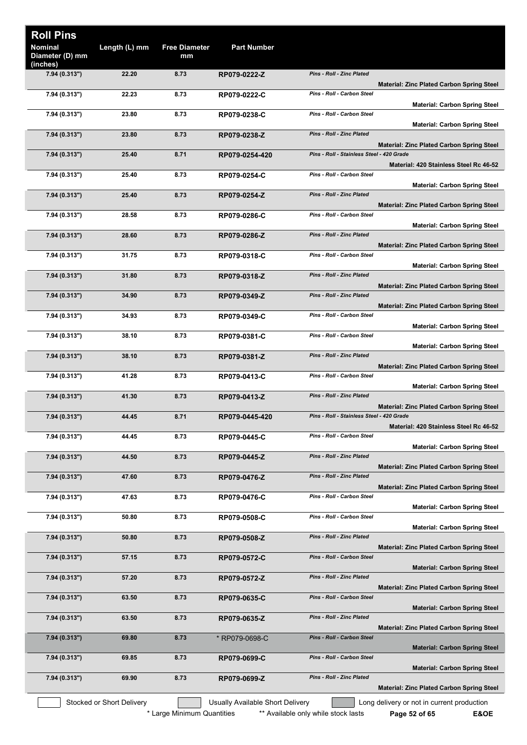# Roll Pins

| Nominal Diameter (D) mm (inches) | Length (L) mm | Free Diameter mm | Part Number | Description | Material |
|---|---|---|---|---|---|
| 7.94 (0.313") | 22.20 | 8.73 | RP079-0222-Z | *Pins - Roll - Zinc Plated* | **Material: Zinc Plated Carbon Spring Steel** |
| 7.94 (0.313") | 22.23 | 8.73 | RP079-0222-C | *Pins - Roll - Carbon Steel* | **Material: Carbon Spring Steel** |
| 7.94 (0.313") | 23.80 | 8.73 | RP079-0238-C | *Pins - Roll - Carbon Steel* | **Material: Carbon Spring Steel** |
| 7.94 (0.313") | 23.80 | 8.73 | RP079-0238-Z | *Pins - Roll - Zinc Plated* | **Material: Zinc Plated Carbon Spring Steel** |
| 7.94 (0.313") | 25.40 | 8.71 | RP079-0254-420 | *Pins - Roll - Stainless Steel - 420 Grade* | **Material: 420 Stainless Steel Rc 46-52** |
| 7.94 (0.313") | 25.40 | 8.73 | RP079-0254-C | *Pins - Roll - Carbon Steel* | **Material: Carbon Spring Steel** |
| 7.94 (0.313") | 25.40 | 8.73 | RP079-0254-Z | *Pins - Roll - Zinc Plated* | **Material: Zinc Plated Carbon Spring Steel** |
| 7.94 (0.313") | 28.58 | 8.73 | RP079-0286-C | *Pins - Roll - Carbon Steel* | **Material: Carbon Spring Steel** |
| 7.94 (0.313") | 28.60 | 8.73 | RP079-0286-Z | *Pins - Roll - Zinc Plated* | **Material: Zinc Plated Carbon Spring Steel** |
| 7.94 (0.313") | 31.75 | 8.73 | RP079-0318-C | *Pins - Roll - Carbon Steel* | **Material: Carbon Spring Steel** |
| 7.94 (0.313") | 31.80 | 8.73 | RP079-0318-Z | *Pins - Roll - Zinc Plated* | **Material: Zinc Plated Carbon Spring Steel** |
| 7.94 (0.313") | 34.90 | 8.73 | RP079-0349-Z | *Pins - Roll - Zinc Plated* | **Material: Zinc Plated Carbon Spring Steel** |
| 7.94 (0.313") | 34.93 | 8.73 | RP079-0349-C | *Pins - Roll - Carbon Steel* | **Material: Carbon Spring Steel** |
| 7.94 (0.313") | 38.10 | 8.73 | RP079-0381-C | *Pins - Roll - Carbon Steel* | **Material: Carbon Spring Steel** |
| 7.94 (0.313") | 38.10 | 8.73 | RP079-0381-Z | *Pins - Roll - Zinc Plated* | **Material: Zinc Plated Carbon Spring Steel** |
| 7.94 (0.313") | 41.28 | 8.73 | RP079-0413-C | *Pins - Roll - Carbon Steel* | **Material: Carbon Spring Steel** |
| 7.94 (0.313") | 41.30 | 8.73 | RP079-0413-Z | *Pins - Roll - Zinc Plated* | **Material: Zinc Plated Carbon Spring Steel** |
| 7.94 (0.313") | 44.45 | 8.71 | RP079-0445-420 | *Pins - Roll - Stainless Steel - 420 Grade* | **Material: 420 Stainless Steel Rc 46-52** |
| 7.94 (0.313") | 44.45 | 8.73 | RP079-0445-C | *Pins - Roll - Carbon Steel* | **Material: Carbon Spring Steel** |
| 7.94 (0.313") | 44.50 | 8.73 | RP079-0445-Z | *Pins - Roll - Zinc Plated* | **Material: Zinc Plated Carbon Spring Steel** |
| 7.94 (0.313") | 47.60 | 8.73 | RP079-0476-Z | *Pins - Roll - Zinc Plated* | **Material: Zinc Plated Carbon Spring Steel** |
| 7.94 (0.313") | 47.63 | 8.73 | RP079-0476-C | *Pins - Roll - Carbon Steel* | **Material: Carbon Spring Steel** |
| 7.94 (0.313") | 50.80 | 8.73 | RP079-0508-C | *Pins - Roll - Carbon Steel* | **Material: Carbon Spring Steel** |
| 7.94 (0.313") | 50.80 | 8.73 | RP079-0508-Z | *Pins - Roll - Zinc Plated* | **Material: Zinc Plated Carbon Spring Steel** |
| 7.94 (0.313") | 57.15 | 8.73 | RP079-0572-C | *Pins - Roll - Carbon Steel* | **Material: Carbon Spring Steel** |
| 7.94 (0.313") | 57.20 | 8.73 | RP079-0572-Z | *Pins - Roll - Zinc Plated* | **Material: Zinc Plated Carbon Spring Steel** |
| 7.94 (0.313") | 63.50 | 8.73 | RP079-0635-C | *Pins - Roll - Carbon Steel* | **Material: Carbon Spring Steel** |
| 7.94 (0.313") | 63.50 | 8.73 | RP079-0635-Z | *Pins - Roll - Zinc Plated* | **Material: Zinc Plated Carbon Spring Steel** |
| 7.94 (0.313") | 69.80 | 8.73 | * RP079-0698-C | *Pins - Roll - Carbon Steel* | **Material: Carbon Spring Steel** |
| 7.94 (0.313") | 69.85 | 8.73 | RP079-0699-C | *Pins - Roll - Carbon Steel* | **Material: Carbon Spring Steel** |
| 7.94 (0.313") | 69.90 | 8.73 | RP079-0699-Z | *Pins - Roll - Zinc Plated* | **Material: Zinc Plated Carbon Spring Steel** |

Stocked or Short Delivery | Usually Available Short Delivery | Long delivery or not in current production

* Large Minimum Quantities ** Available only while stock lasts

E&OE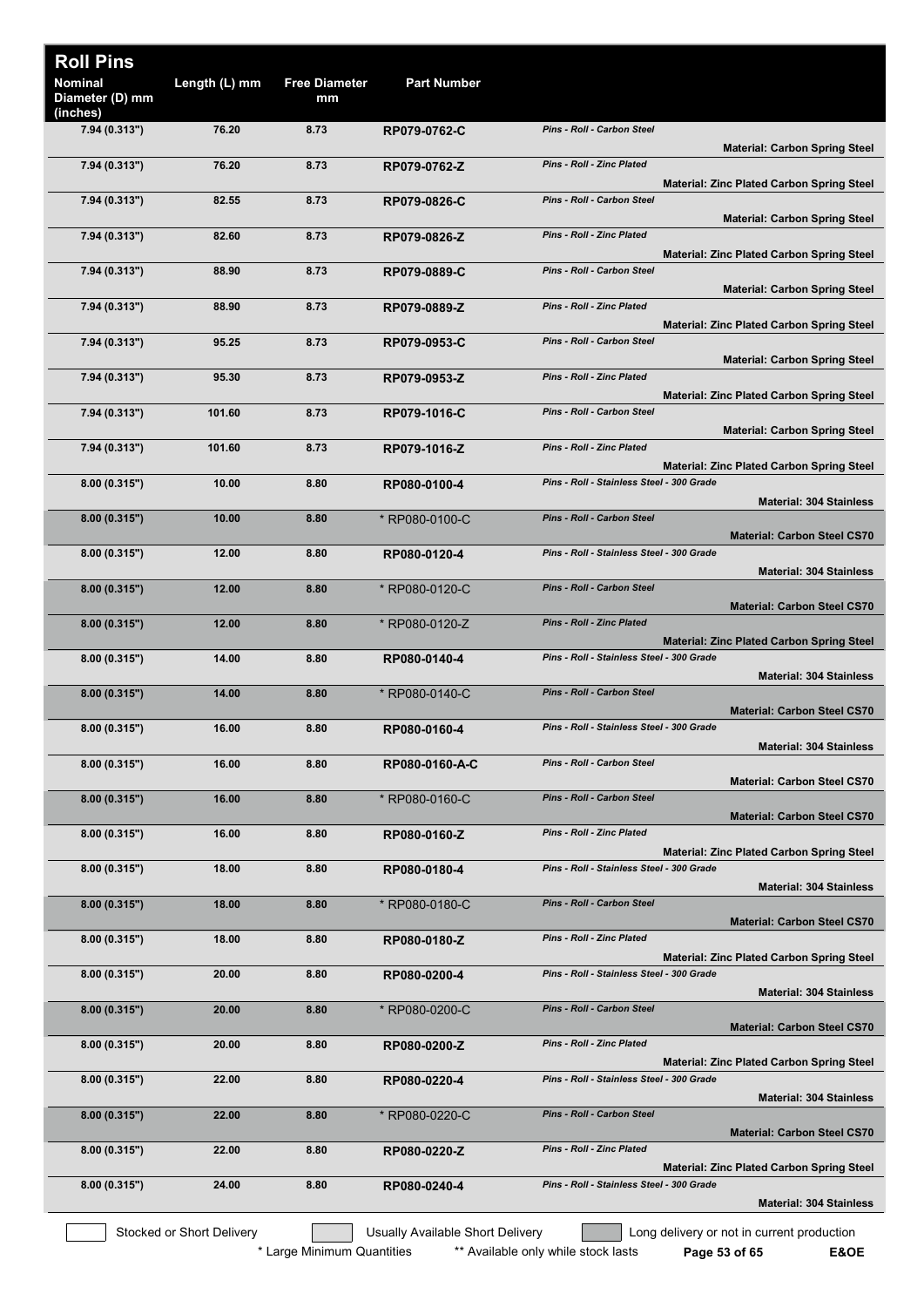# Roll Pins

| Nominal Diameter (D) mm (inches) | Length (L) mm | Free Diameter mm | Part Number | Description | Material |
|---|---|---|---|---|---|
| 7.94 (0.313") | 76.20 | 8.73 | **RP079-0762-C** | *Pins - Roll - Carbon Steel* | **Material: Carbon Spring Steel** |
| 7.94 (0.313") | 76.20 | 8.73 | **RP079-0762-Z** | *Pins - Roll - Zinc Plated* | **Material: Zinc Plated Carbon Spring Steel** |
| 7.94 (0.313") | 82.55 | 8.73 | **RP079-0826-C** | *Pins - Roll - Carbon Steel* | **Material: Carbon Spring Steel** |
| 7.94 (0.313") | 82.60 | 8.73 | **RP079-0826-Z** | *Pins - Roll - Zinc Plated* | **Material: Zinc Plated Carbon Spring Steel** |
| 7.94 (0.313") | 88.90 | 8.73 | **RP079-0889-C** | *Pins - Roll - Carbon Steel* | **Material: Carbon Spring Steel** |
| 7.94 (0.313") | 88.90 | 8.73 | **RP079-0889-Z** | *Pins - Roll - Zinc Plated* | **Material: Zinc Plated Carbon Spring Steel** |
| 7.94 (0.313") | 95.25 | 8.73 | **RP079-0953-C** | *Pins - Roll - Carbon Steel* | **Material: Carbon Spring Steel** |
| 7.94 (0.313") | 95.30 | 8.73 | **RP079-0953-Z** | *Pins - Roll - Zinc Plated* | **Material: Zinc Plated Carbon Spring Steel** |
| 7.94 (0.313") | 101.60 | 8.73 | **RP079-1016-C** | *Pins - Roll - Carbon Steel* | **Material: Carbon Spring Steel** |
| 7.94 (0.313") | 101.60 | 8.73 | **RP079-1016-Z** | *Pins - Roll - Zinc Plated* | **Material: Zinc Plated Carbon Spring Steel** |
| 8.00 (0.315") | 10.00 | 8.80 | **RP080-0100-4** | *Pins - Roll - Stainless Steel - 300 Grade* | **Material: 304 Stainless** |
| 8.00 (0.315") | 10.00 | 8.80 | * RP080-0100-C | *Pins - Roll - Carbon Steel* | **Material: Carbon Steel CS70** |
| 8.00 (0.315") | 12.00 | 8.80 | **RP080-0120-4** | *Pins - Roll - Stainless Steel - 300 Grade* | **Material: 304 Stainless** |
| 8.00 (0.315") | 12.00 | 8.80 | * RP080-0120-C | *Pins - Roll - Carbon Steel* | **Material: Carbon Steel CS70** |
| 8.00 (0.315") | 12.00 | 8.80 | * RP080-0120-Z | *Pins - Roll - Zinc Plated* | **Material: Zinc Plated Carbon Spring Steel** |
| 8.00 (0.315") | 14.00 | 8.80 | **RP080-0140-4** | *Pins - Roll - Stainless Steel - 300 Grade* | **Material: 304 Stainless** |
| 8.00 (0.315") | 14.00 | 8.80 | * RP080-0140-C | *Pins - Roll - Carbon Steel* | **Material: Carbon Steel CS70** |
| 8.00 (0.315") | 16.00 | 8.80 | **RP080-0160-4** | *Pins - Roll - Stainless Steel - 300 Grade* | **Material: 304 Stainless** |
| 8.00 (0.315") | 16.00 | 8.80 | **RP080-0160-A-C** | *Pins - Roll - Carbon Steel* | **Material: Carbon Steel CS70** |
| 8.00 (0.315") | 16.00 | 8.80 | * RP080-0160-C | *Pins - Roll - Carbon Steel* | **Material: Carbon Steel CS70** |
| 8.00 (0.315") | 16.00 | 8.80 | **RP080-0160-Z** | *Pins - Roll - Zinc Plated* | **Material: Zinc Plated Carbon Spring Steel** |
| 8.00 (0.315") | 18.00 | 8.80 | **RP080-0180-4** | *Pins - Roll - Stainless Steel - 300 Grade* | **Material: 304 Stainless** |
| 8.00 (0.315") | 18.00 | 8.80 | * RP080-0180-C | *Pins - Roll - Carbon Steel* | **Material: Carbon Steel CS70** |
| 8.00 (0.315") | 18.00 | 8.80 | **RP080-0180-Z** | *Pins - Roll - Zinc Plated* | **Material: Zinc Plated Carbon Spring Steel** |
| 8.00 (0.315") | 20.00 | 8.80 | **RP080-0200-4** | *Pins - Roll - Stainless Steel - 300 Grade* | **Material: 304 Stainless** |
| 8.00 (0.315") | 20.00 | 8.80 | * RP080-0200-C | *Pins - Roll - Carbon Steel* | **Material: Carbon Steel CS70** |
| 8.00 (0.315") | 20.00 | 8.80 | **RP080-0200-Z** | *Pins - Roll - Zinc Plated* | **Material: Zinc Plated Carbon Spring Steel** |
| 8.00 (0.315") | 22.00 | 8.80 | **RP080-0220-4** | *Pins - Roll - Stainless Steel - 300 Grade* | **Material: 304 Stainless** |
| 8.00 (0.315") | 22.00 | 8.80 | * RP080-0220-C | *Pins - Roll - Carbon Steel* | **Material: Carbon Steel CS70** |
| 8.00 (0.315") | 22.00 | 8.80 | **RP080-0220-Z** | *Pins - Roll - Zinc Plated* | **Material: Zinc Plated Carbon Spring Steel** |
| 8.00 (0.315") | 24.00 | 8.80 | **RP080-0240-4** | *Pins - Roll - Stainless Steel - 300 Grade* | **Material: 304 Stainless** |

Stocked or Short Delivery | Usually Available Short Delivery | Long delivery or not in current production

\* Large Minimum Quantities ** Available only while stock lasts

E&OE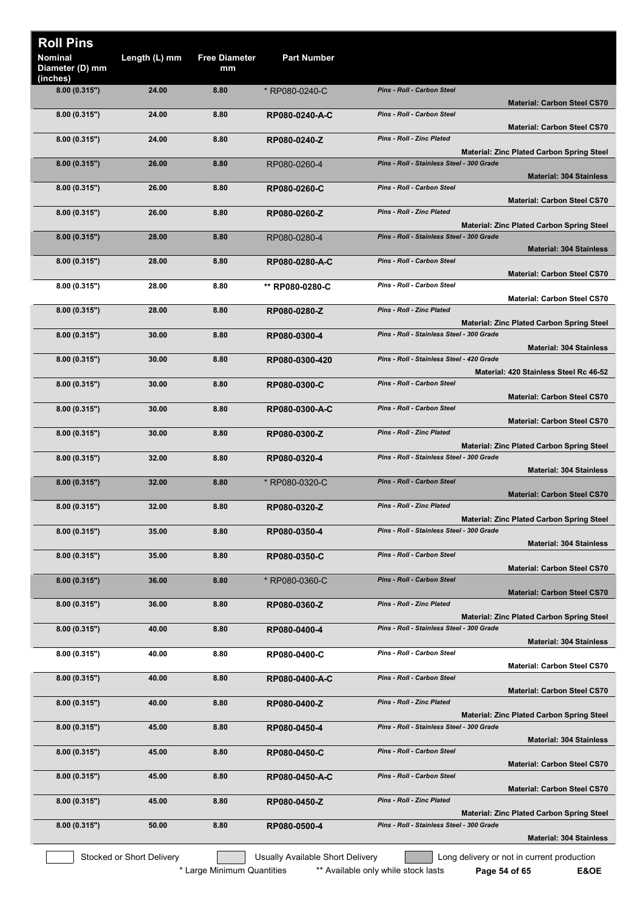# Roll Pins

| Nominal Diameter (D) mm (inches) | Length (L) mm | Free Diameter mm | Part Number | Description | Material |
|---|---|---|---|---|---|
| 8.00 (0.315") | 24.00 | 8.80 | * RP080-0240-C | Pins - Roll - Carbon Steel | Material: Carbon Steel CS70 |
| 8.00 (0.315") | 24.00 | 8.80 | **RP080-0240-A-C** | Pins - Roll - Carbon Steel | Material: Carbon Steel CS70 |
| 8.00 (0.315") | 24.00 | 8.80 | **RP080-0240-Z** | Pins - Roll - Zinc Plated | Material: Zinc Plated Carbon Spring Steel |
| 8.00 (0.315") | 26.00 | 8.80 | RP080-0260-4 | Pins - Roll - Stainless Steel - 300 Grade | Material: 304 Stainless |
| 8.00 (0.315") | 26.00 | 8.80 | **RP080-0260-C** | Pins - Roll - Carbon Steel | Material: Carbon Steel CS70 |
| 8.00 (0.315") | 26.00 | 8.80 | **RP080-0260-Z** | Pins - Roll - Zinc Plated | Material: Zinc Plated Carbon Spring Steel |
| 8.00 (0.315") | 28.00 | 8.80 | RP080-0280-4 | Pins - Roll - Stainless Steel - 300 Grade | Material: 304 Stainless |
| 8.00 (0.315") | 28.00 | 8.80 | **RP080-0280-A-C** | Pins - Roll - Carbon Steel | Material: Carbon Steel CS70 |
| 8.00 (0.315") | 28.00 | 8.80 | **** RP080-0280-C** | Pins - Roll - Carbon Steel | Material: Carbon Steel CS70 |
| 8.00 (0.315") | 28.00 | 8.80 | **RP080-0280-Z** | Pins - Roll - Zinc Plated | Material: Zinc Plated Carbon Spring Steel |
| 8.00 (0.315") | 30.00 | 8.80 | **RP080-0300-4** | Pins - Roll - Stainless Steel - 300 Grade | Material: 304 Stainless |
| 8.00 (0.315") | 30.00 | 8.80 | **RP080-0300-420** | Pins - Roll - Stainless Steel - 420 Grade | Material: 420 Stainless Steel Rc 46-52 |
| 8.00 (0.315") | 30.00 | 8.80 | **RP080-0300-C** | Pins - Roll - Carbon Steel | Material: Carbon Steel CS70 |
| 8.00 (0.315") | 30.00 | 8.80 | **RP080-0300-A-C** | Pins - Roll - Carbon Steel | Material: Carbon Steel CS70 |
| 8.00 (0.315") | 30.00 | 8.80 | **RP080-0300-Z** | Pins - Roll - Zinc Plated | Material: Zinc Plated Carbon Spring Steel |
| 8.00 (0.315") | 32.00 | 8.80 | **RP080-0320-4** | Pins - Roll - Stainless Steel - 300 Grade | Material: 304 Stainless |
| 8.00 (0.315") | 32.00 | 8.80 | * RP080-0320-C | Pins - Roll - Carbon Steel | Material: Carbon Steel CS70 |
| 8.00 (0.315") | 32.00 | 8.80 | **RP080-0320-Z** | Pins - Roll - Zinc Plated | Material: Zinc Plated Carbon Spring Steel |
| 8.00 (0.315") | 35.00 | 8.80 | **RP080-0350-4** | Pins - Roll - Stainless Steel - 300 Grade | Material: 304 Stainless |
| 8.00 (0.315") | 35.00 | 8.80 | **RP080-0350-C** | Pins - Roll - Carbon Steel | Material: Carbon Steel CS70 |
| 8.00 (0.315") | 36.00 | 8.80 | * RP080-0360-C | Pins - Roll - Carbon Steel | Material: Carbon Steel CS70 |
| 8.00 (0.315") | 36.00 | 8.80 | **RP080-0360-Z** | Pins - Roll - Zinc Plated | Material: Zinc Plated Carbon Spring Steel |
| 8.00 (0.315") | 40.00 | 8.80 | **RP080-0400-4** | Pins - Roll - Stainless Steel - 300 Grade | Material: 304 Stainless |
| 8.00 (0.315") | 40.00 | 8.80 | **RP080-0400-C** | Pins - Roll - Carbon Steel | Material: Carbon Steel CS70 |
| 8.00 (0.315") | 40.00 | 8.80 | **RP080-0400-A-C** | Pins - Roll - Carbon Steel | Material: Carbon Steel CS70 |
| 8.00 (0.315") | 40.00 | 8.80 | **RP080-0400-Z** | Pins - Roll - Zinc Plated | Material: Zinc Plated Carbon Spring Steel |
| 8.00 (0.315") | 45.00 | 8.80 | **RP080-0450-4** | Pins - Roll - Stainless Steel - 300 Grade | Material: 304 Stainless |
| 8.00 (0.315") | 45.00 | 8.80 | **RP080-0450-C** | Pins - Roll - Carbon Steel | Material: Carbon Steel CS70 |
| 8.00 (0.315") | 45.00 | 8.80 | **RP080-0450-A-C** | Pins - Roll - Carbon Steel | Material: Carbon Steel CS70 |
| 8.00 (0.315") | 45.00 | 8.80 | **RP080-0450-Z** | Pins - Roll - Zinc Plated | Material: Zinc Plated Carbon Spring Steel |
| 8.00 (0.315") | 50.00 | 8.80 | **RP080-0500-4** | Pins - Roll - Stainless Steel - 300 Grade | Material: 304 Stainless |

Stocked or Short Delivery | Usually Available Short Delivery | Long delivery or not in current production

* Large Minimum Quantities ** Available only while stock lasts

E&OE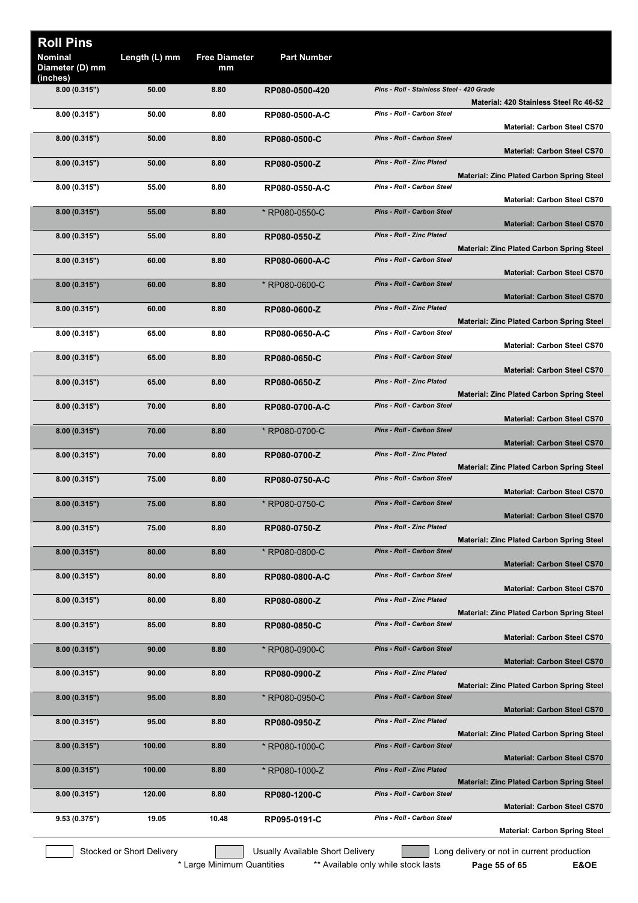# Roll Pins

| Nominal Diameter (D) mm (inches) | Length (L) mm | Free Diameter mm | Part Number | | |
|---|---|---|---|---|---|
| 8.00 (0.315") | 50.00 | 8.80 | RP080-0500-420 | *Pins - Roll - Stainless Steel - 420 Grade* | **Material: 420 Stainless Steel Rc 46-52** |
| 8.00 (0.315") | 50.00 | 8.80 | RP080-0500-A-C | *Pins - Roll - Carbon Steel* | **Material: Carbon Steel CS70** |
| 8.00 (0.315") | 50.00 | 8.80 | RP080-0500-C | *Pins - Roll - Carbon Steel* | **Material: Carbon Steel CS70** |
| 8.00 (0.315") | 50.00 | 8.80 | RP080-0500-Z | *Pins - Roll - Zinc Plated* | **Material: Zinc Plated Carbon Spring Steel** |
| 8.00 (0.315") | 55.00 | 8.80 | RP080-0550-A-C | *Pins - Roll - Carbon Steel* | **Material: Carbon Steel CS70** |
| 8.00 (0.315") | 55.00 | 8.80 | * RP080-0550-C | *Pins - Roll - Carbon Steel* | **Material: Carbon Steel CS70** |
| 8.00 (0.315") | 55.00 | 8.80 | RP080-0550-Z | *Pins - Roll - Zinc Plated* | **Material: Zinc Plated Carbon Spring Steel** |
| 8.00 (0.315") | 60.00 | 8.80 | RP080-0600-A-C | *Pins - Roll - Carbon Steel* | **Material: Carbon Steel CS70** |
| 8.00 (0.315") | 60.00 | 8.80 | * RP080-0600-C | *Pins - Roll - Carbon Steel* | **Material: Carbon Steel CS70** |
| 8.00 (0.315") | 60.00 | 8.80 | RP080-0600-Z | *Pins - Roll - Zinc Plated* | **Material: Zinc Plated Carbon Spring Steel** |
| 8.00 (0.315") | 65.00 | 8.80 | RP080-0650-A-C | *Pins - Roll - Carbon Steel* | **Material: Carbon Steel CS70** |
| 8.00 (0.315") | 65.00 | 8.80 | RP080-0650-C | *Pins - Roll - Carbon Steel* | **Material: Carbon Steel CS70** |
| 8.00 (0.315") | 65.00 | 8.80 | RP080-0650-Z | *Pins - Roll - Zinc Plated* | **Material: Zinc Plated Carbon Spring Steel** |
| 8.00 (0.315") | 70.00 | 8.80 | RP080-0700-A-C | *Pins - Roll - Carbon Steel* | **Material: Carbon Steel CS70** |
| 8.00 (0.315") | 70.00 | 8.80 | * RP080-0700-C | *Pins - Roll - Carbon Steel* | **Material: Carbon Steel CS70** |
| 8.00 (0.315") | 70.00 | 8.80 | RP080-0700-Z | *Pins - Roll - Zinc Plated* | **Material: Zinc Plated Carbon Spring Steel** |
| 8.00 (0.315") | 75.00 | 8.80 | RP080-0750-A-C | *Pins - Roll - Carbon Steel* | **Material: Carbon Steel CS70** |
| 8.00 (0.315") | 75.00 | 8.80 | * RP080-0750-C | *Pins - Roll - Carbon Steel* | **Material: Carbon Steel CS70** |
| 8.00 (0.315") | 75.00 | 8.80 | RP080-0750-Z | *Pins - Roll - Zinc Plated* | **Material: Zinc Plated Carbon Spring Steel** |
| 8.00 (0.315") | 80.00 | 8.80 | * RP080-0800-C | *Pins - Roll - Carbon Steel* | **Material: Carbon Steel CS70** |
| 8.00 (0.315") | 80.00 | 8.80 | RP080-0800-A-C | *Pins - Roll - Carbon Steel* | **Material: Carbon Steel CS70** |
| 8.00 (0.315") | 80.00 | 8.80 | RP080-0800-Z | *Pins - Roll - Zinc Plated* | **Material: Zinc Plated Carbon Spring Steel** |
| 8.00 (0.315") | 85.00 | 8.80 | RP080-0850-C | *Pins - Roll - Carbon Steel* | **Material: Carbon Steel CS70** |
| 8.00 (0.315") | 90.00 | 8.80 | * RP080-0900-C | *Pins - Roll - Carbon Steel* | **Material: Carbon Steel CS70** |
| 8.00 (0.315") | 90.00 | 8.80 | RP080-0900-Z | *Pins - Roll - Zinc Plated* | **Material: Zinc Plated Carbon Spring Steel** |
| 8.00 (0.315") | 95.00 | 8.80 | * RP080-0950-C | *Pins - Roll - Carbon Steel* | **Material: Carbon Steel CS70** |
| 8.00 (0.315") | 95.00 | 8.80 | RP080-0950-Z | *Pins - Roll - Zinc Plated* | **Material: Zinc Plated Carbon Spring Steel** |
| 8.00 (0.315") | 100.00 | 8.80 | * RP080-1000-C | *Pins - Roll - Carbon Steel* | **Material: Carbon Steel CS70** |
| 8.00 (0.315") | 100.00 | 8.80 | * RP080-1000-Z | *Pins - Roll - Zinc Plated* | **Material: Zinc Plated Carbon Spring Steel** |
| 8.00 (0.315") | 120.00 | 8.80 | RP080-1200-C | *Pins - Roll - Carbon Steel* | **Material: Carbon Steel CS70** |
| 9.53 (0.375") | 19.05 | 10.48 | RP095-0191-C | *Pins - Roll - Carbon Steel* | **Material: Carbon Spring Steel** |

Stocked or Short Delivery | Usually Available Short Delivery | Long delivery or not in current production

\* Large Minimum Quantities ** Available only while stock lasts

E&OE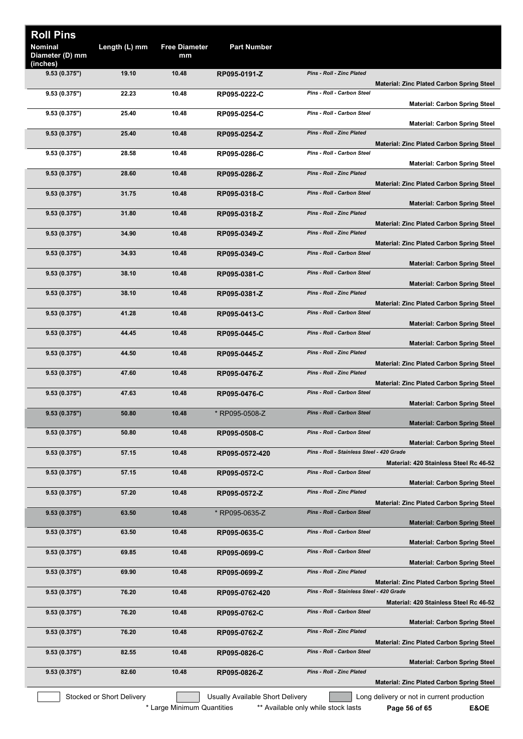# Roll Pins

| Nominal Diameter (D) mm (inches) | Length (L) mm | Free Diameter mm | Part Number | Description | Material |
|---|---|---|---|---|---|
| 9.53 (0.375") | 19.10 | 10.48 | RP095-0191-Z | Pins - Roll - Zinc Plated | Material: Zinc Plated Carbon Spring Steel |
| 9.53 (0.375") | 22.23 | 10.48 | RP095-0222-C | Pins - Roll - Carbon Steel | Material: Carbon Spring Steel |
| 9.53 (0.375") | 25.40 | 10.48 | RP095-0254-C | Pins - Roll - Carbon Steel | Material: Carbon Spring Steel |
| 9.53 (0.375") | 25.40 | 10.48 | RP095-0254-Z | Pins - Roll - Zinc Plated | Material: Zinc Plated Carbon Spring Steel |
| 9.53 (0.375") | 28.58 | 10.48 | RP095-0286-C | Pins - Roll - Carbon Steel | Material: Carbon Spring Steel |
| 9.53 (0.375") | 28.60 | 10.48 | RP095-0286-Z | Pins - Roll - Zinc Plated | Material: Zinc Plated Carbon Spring Steel |
| 9.53 (0.375") | 31.75 | 10.48 | RP095-0318-C | Pins - Roll - Carbon Steel | Material: Carbon Spring Steel |
| 9.53 (0.375") | 31.80 | 10.48 | RP095-0318-Z | Pins - Roll - Zinc Plated | Material: Zinc Plated Carbon Spring Steel |
| 9.53 (0.375") | 34.90 | 10.48 | RP095-0349-Z | Pins - Roll - Zinc Plated | Material: Zinc Plated Carbon Spring Steel |
| 9.53 (0.375") | 34.93 | 10.48 | RP095-0349-C | Pins - Roll - Carbon Steel | Material: Carbon Spring Steel |
| 9.53 (0.375") | 38.10 | 10.48 | RP095-0381-C | Pins - Roll - Carbon Steel | Material: Carbon Spring Steel |
| 9.53 (0.375") | 38.10 | 10.48 | RP095-0381-Z | Pins - Roll - Zinc Plated | Material: Zinc Plated Carbon Spring Steel |
| 9.53 (0.375") | 41.28 | 10.48 | RP095-0413-C | Pins - Roll - Carbon Steel | Material: Carbon Spring Steel |
| 9.53 (0.375") | 44.45 | 10.48 | RP095-0445-C | Pins - Roll - Carbon Steel | Material: Carbon Spring Steel |
| 9.53 (0.375") | 44.50 | 10.48 | RP095-0445-Z | Pins - Roll - Zinc Plated | Material: Zinc Plated Carbon Spring Steel |
| 9.53 (0.375") | 47.60 | 10.48 | RP095-0476-Z | Pins - Roll - Zinc Plated | Material: Zinc Plated Carbon Spring Steel |
| 9.53 (0.375") | 47.63 | 10.48 | RP095-0476-C | Pins - Roll - Carbon Steel | Material: Carbon Spring Steel |
| 9.53 (0.375") | 50.80 | 10.48 | * RP095-0508-Z | Pins - Roll - Carbon Steel | Material: Carbon Spring Steel |
| 9.53 (0.375") | 50.80 | 10.48 | RP095-0508-C | Pins - Roll - Carbon Steel | Material: Carbon Spring Steel |
| 9.53 (0.375") | 57.15 | 10.48 | RP095-0572-420 | Pins - Roll - Stainless Steel - 420 Grade | Material: 420 Stainless Steel Rc 46-52 |
| 9.53 (0.375") | 57.15 | 10.48 | RP095-0572-C | Pins - Roll - Carbon Steel | Material: Carbon Spring Steel |
| 9.53 (0.375") | 57.20 | 10.48 | RP095-0572-Z | Pins - Roll - Zinc Plated | Material: Zinc Plated Carbon Spring Steel |
| 9.53 (0.375") | 63.50 | 10.48 | * RP095-0635-Z | Pins - Roll - Carbon Steel | Material: Carbon Spring Steel |
| 9.53 (0.375") | 63.50 | 10.48 | RP095-0635-C | Pins - Roll - Carbon Steel | Material: Carbon Spring Steel |
| 9.53 (0.375") | 69.85 | 10.48 | RP095-0699-C | Pins - Roll - Carbon Steel | Material: Carbon Spring Steel |
| 9.53 (0.375") | 69.90 | 10.48 | RP095-0699-Z | Pins - Roll - Zinc Plated | Material: Zinc Plated Carbon Spring Steel |
| 9.53 (0.375") | 76.20 | 10.48 | RP095-0762-420 | Pins - Roll - Stainless Steel - 420 Grade | Material: 420 Stainless Steel Rc 46-52 |
| 9.53 (0.375") | 76.20 | 10.48 | RP095-0762-C | Pins - Roll - Carbon Steel | Material: Carbon Spring Steel |
| 9.53 (0.375") | 76.20 | 10.48 | RP095-0762-Z | Pins - Roll - Zinc Plated | Material: Zinc Plated Carbon Spring Steel |
| 9.53 (0.375") | 82.55 | 10.48 | RP095-0826-C | Pins - Roll - Carbon Steel | Material: Carbon Spring Steel |
| 9.53 (0.375") | 82.60 | 10.48 | RP095-0826-Z | Pins - Roll - Zinc Plated | Material: Zinc Plated Carbon Spring Steel |

Stocked or Short Delivery | Usually Available Short Delivery | Long delivery or not in current production

\* Large Minimum Quantities ** Available only while stock lasts E&OE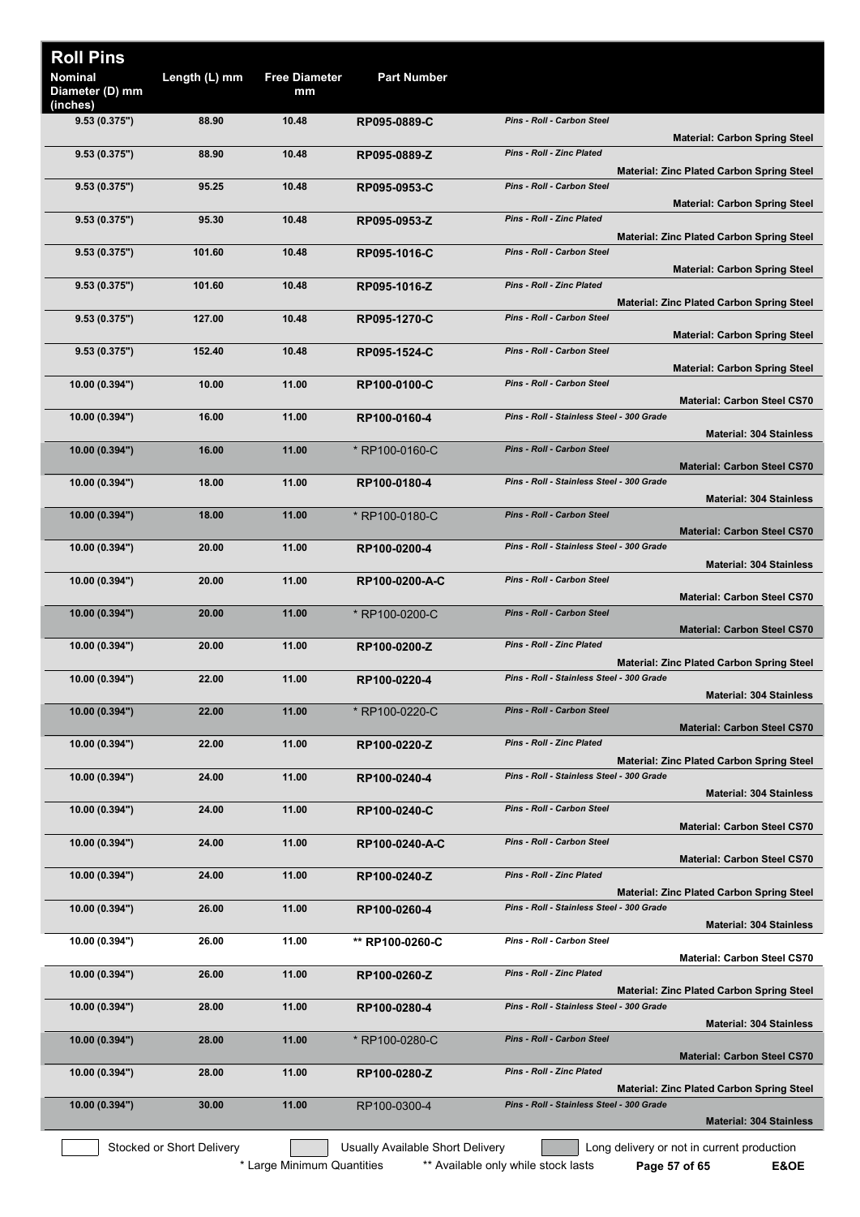# Roll Pins

| Nominal Diameter (D) mm (inches) | Length (L) mm | Free Diameter mm | Part Number | Description | Material |
|---|---|---|---|---|---|
| 9.53 (0.375") | 88.90 | 10.48 | RP095-0889-C | *Pins - Roll - Carbon Steel* | **Material: Carbon Spring Steel** |
| 9.53 (0.375") | 88.90 | 10.48 | RP095-0889-Z | *Pins - Roll - Zinc Plated* | **Material: Zinc Plated Carbon Spring Steel** |
| 9.53 (0.375") | 95.25 | 10.48 | RP095-0953-C | *Pins - Roll - Carbon Steel* | **Material: Carbon Spring Steel** |
| 9.53 (0.375") | 95.30 | 10.48 | RP095-0953-Z | *Pins - Roll - Zinc Plated* | **Material: Zinc Plated Carbon Spring Steel** |
| 9.53 (0.375") | 101.60 | 10.48 | RP095-1016-C | *Pins - Roll - Carbon Steel* | **Material: Carbon Spring Steel** |
| 9.53 (0.375") | 101.60 | 10.48 | RP095-1016-Z | *Pins - Roll - Zinc Plated* | **Material: Zinc Plated Carbon Spring Steel** |
| 9.53 (0.375") | 127.00 | 10.48 | RP095-1270-C | *Pins - Roll - Carbon Steel* | **Material: Carbon Spring Steel** |
| 9.53 (0.375") | 152.40 | 10.48 | RP095-1524-C | *Pins - Roll - Carbon Steel* | **Material: Carbon Spring Steel** |
| 10.00 (0.394") | 10.00 | 11.00 | RP100-0100-C | *Pins - Roll - Carbon Steel* | **Material: Carbon Steel CS70** |
| 10.00 (0.394") | 16.00 | 11.00 | RP100-0160-4 | *Pins - Roll - Stainless Steel - 300 Grade* | **Material: 304 Stainless** |
| 10.00 (0.394") | 16.00 | 11.00 | * RP100-0160-C | *Pins - Roll - Carbon Steel* | **Material: Carbon Steel CS70** |
| 10.00 (0.394") | 18.00 | 11.00 | RP100-0180-4 | *Pins - Roll - Stainless Steel - 300 Grade* | **Material: 304 Stainless** |
| 10.00 (0.394") | 18.00 | 11.00 | * RP100-0180-C | *Pins - Roll - Carbon Steel* | **Material: Carbon Steel CS70** |
| 10.00 (0.394") | 20.00 | 11.00 | RP100-0200-4 | *Pins - Roll - Stainless Steel - 300 Grade* | **Material: 304 Stainless** |
| 10.00 (0.394") | 20.00 | 11.00 | RP100-0200-A-C | *Pins - Roll - Carbon Steel* | **Material: Carbon Steel CS70** |
| 10.00 (0.394") | 20.00 | 11.00 | * RP100-0200-C | *Pins - Roll - Carbon Steel* | **Material: Carbon Steel CS70** |
| 10.00 (0.394") | 20.00 | 11.00 | RP100-0200-Z | *Pins - Roll - Zinc Plated* | **Material: Zinc Plated Carbon Spring Steel** |
| 10.00 (0.394") | 22.00 | 11.00 | RP100-0220-4 | *Pins - Roll - Stainless Steel - 300 Grade* | **Material: 304 Stainless** |
| 10.00 (0.394") | 22.00 | 11.00 | * RP100-0220-C | *Pins - Roll - Carbon Steel* | **Material: Carbon Steel CS70** |
| 10.00 (0.394") | 22.00 | 11.00 | RP100-0220-Z | *Pins - Roll - Zinc Plated* | **Material: Zinc Plated Carbon Spring Steel** |
| 10.00 (0.394") | 24.00 | 11.00 | RP100-0240-4 | *Pins - Roll - Stainless Steel - 300 Grade* | **Material: 304 Stainless** |
| 10.00 (0.394") | 24.00 | 11.00 | RP100-0240-C | *Pins - Roll - Carbon Steel* | **Material: Carbon Steel CS70** |
| 10.00 (0.394") | 24.00 | 11.00 | RP100-0240-A-C | *Pins - Roll - Carbon Steel* | **Material: Carbon Steel CS70** |
| 10.00 (0.394") | 24.00 | 11.00 | RP100-0240-Z | *Pins - Roll - Zinc Plated* | **Material: Zinc Plated Carbon Spring Steel** |
| 10.00 (0.394") | 26.00 | 11.00 | RP100-0260-4 | *Pins - Roll - Stainless Steel - 300 Grade* | **Material: 304 Stainless** |
| 10.00 (0.394") | 26.00 | 11.00 | ** RP100-0260-C | *Pins - Roll - Carbon Steel* | **Material: Carbon Steel CS70** |
| 10.00 (0.394") | 26.00 | 11.00 | RP100-0260-Z | *Pins - Roll - Zinc Plated* | **Material: Zinc Plated Carbon Spring Steel** |
| 10.00 (0.394") | 28.00 | 11.00 | RP100-0280-4 | *Pins - Roll - Stainless Steel - 300 Grade* | **Material: 304 Stainless** |
| 10.00 (0.394") | 28.00 | 11.00 | * RP100-0280-C | *Pins - Roll - Carbon Steel* | **Material: Carbon Steel CS70** |
| 10.00 (0.394") | 28.00 | 11.00 | RP100-0280-Z | *Pins - Roll - Zinc Plated* | **Material: Zinc Plated Carbon Spring Steel** |
| 10.00 (0.394") | 30.00 | 11.00 | RP100-0300-4 | *Pins - Roll - Stainless Steel - 300 Grade* | **Material: 304 Stainless** |

Stocked or Short Delivery | Usually Available Short Delivery | Long delivery or not in current production

\* Large Minimum Quantities ** Available only while stock lasts

E&OE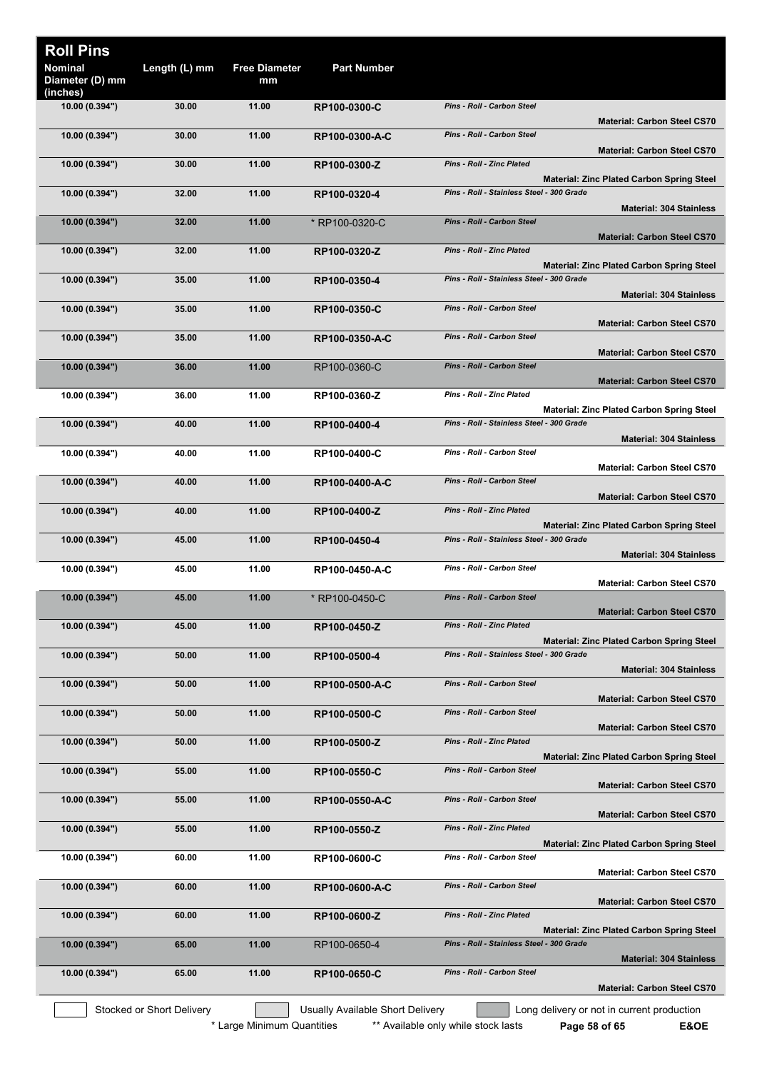# Roll Pins

| Nominal Diameter (D) mm (inches) | Length (L) mm | Free Diameter mm | Part Number | Description | Material |
|---|---|---|---|---|---|
| 10.00 (0.394") | 30.00 | 11.00 | **RP100-0300-C** | *Pins - Roll - Carbon Steel* | **Material: Carbon Steel CS70** |
| 10.00 (0.394") | 30.00 | 11.00 | **RP100-0300-A-C** | *Pins - Roll - Carbon Steel* | **Material: Carbon Steel CS70** |
| 10.00 (0.394") | 30.00 | 11.00 | **RP100-0300-Z** | *Pins - Roll - Zinc Plated* | **Material: Zinc Plated Carbon Spring Steel** |
| 10.00 (0.394") | 32.00 | 11.00 | **RP100-0320-4** | *Pins - Roll - Stainless Steel - 300 Grade* | **Material: 304 Stainless** |
| 10.00 (0.394") | 32.00 | 11.00 | * RP100-0320-C | *Pins - Roll - Carbon Steel* | **Material: Carbon Steel CS70** |
| 10.00 (0.394") | 32.00 | 11.00 | **RP100-0320-Z** | *Pins - Roll - Zinc Plated* | **Material: Zinc Plated Carbon Spring Steel** |
| 10.00 (0.394") | 35.00 | 11.00 | **RP100-0350-4** | *Pins - Roll - Stainless Steel - 300 Grade* | **Material: 304 Stainless** |
| 10.00 (0.394") | 35.00 | 11.00 | **RP100-0350-C** | *Pins - Roll - Carbon Steel* | **Material: Carbon Steel CS70** |
| 10.00 (0.394") | 35.00 | 11.00 | **RP100-0350-A-C** | *Pins - Roll - Carbon Steel* | **Material: Carbon Steel CS70** |
| 10.00 (0.394") | 36.00 | 11.00 | RP100-0360-C | *Pins - Roll - Carbon Steel* | **Material: Carbon Steel CS70** |
| 10.00 (0.394") | 36.00 | 11.00 | **RP100-0360-Z** | *Pins - Roll - Zinc Plated* | **Material: Zinc Plated Carbon Spring Steel** |
| 10.00 (0.394") | 40.00 | 11.00 | **RP100-0400-4** | *Pins - Roll - Stainless Steel - 300 Grade* | **Material: 304 Stainless** |
| 10.00 (0.394") | 40.00 | 11.00 | **RP100-0400-C** | *Pins - Roll - Carbon Steel* | **Material: Carbon Steel CS70** |
| 10.00 (0.394") | 40.00 | 11.00 | **RP100-0400-A-C** | *Pins - Roll - Carbon Steel* | **Material: Carbon Steel CS70** |
| 10.00 (0.394") | 40.00 | 11.00 | **RP100-0400-Z** | *Pins - Roll - Zinc Plated* | **Material: Zinc Plated Carbon Spring Steel** |
| 10.00 (0.394") | 45.00 | 11.00 | **RP100-0450-4** | *Pins - Roll - Stainless Steel - 300 Grade* | **Material: 304 Stainless** |
| 10.00 (0.394") | 45.00 | 11.00 | **RP100-0450-A-C** | *Pins - Roll - Carbon Steel* | **Material: Carbon Steel CS70** |
| 10.00 (0.394") | 45.00 | 11.00 | * RP100-0450-C | *Pins - Roll - Carbon Steel* | **Material: Carbon Steel CS70** |
| 10.00 (0.394") | 45.00 | 11.00 | **RP100-0450-Z** | *Pins - Roll - Zinc Plated* | **Material: Zinc Plated Carbon Spring Steel** |
| 10.00 (0.394") | 50.00 | 11.00 | **RP100-0500-4** | *Pins - Roll - Stainless Steel - 300 Grade* | **Material: 304 Stainless** |
| 10.00 (0.394") | 50.00 | 11.00 | **RP100-0500-A-C** | *Pins - Roll - Carbon Steel* | **Material: Carbon Steel CS70** |
| 10.00 (0.394") | 50.00 | 11.00 | **RP100-0500-C** | *Pins - Roll - Carbon Steel* | **Material: Carbon Steel CS70** |
| 10.00 (0.394") | 50.00 | 11.00 | **RP100-0500-Z** | *Pins - Roll - Zinc Plated* | **Material: Zinc Plated Carbon Spring Steel** |
| 10.00 (0.394") | 55.00 | 11.00 | **RP100-0550-C** | *Pins - Roll - Carbon Steel* | **Material: Carbon Steel CS70** |
| 10.00 (0.394") | 55.00 | 11.00 | **RP100-0550-A-C** | *Pins - Roll - Carbon Steel* | **Material: Carbon Steel CS70** |
| 10.00 (0.394") | 55.00 | 11.00 | **RP100-0550-Z** | *Pins - Roll - Zinc Plated* | **Material: Zinc Plated Carbon Spring Steel** |
| 10.00 (0.394") | 60.00 | 11.00 | **RP100-0600-C** | *Pins - Roll - Carbon Steel* | **Material: Carbon Steel CS70** |
| 10.00 (0.394") | 60.00 | 11.00 | **RP100-0600-A-C** | *Pins - Roll - Carbon Steel* | **Material: Carbon Steel CS70** |
| 10.00 (0.394") | 60.00 | 11.00 | **RP100-0600-Z** | *Pins - Roll - Zinc Plated* | **Material: Zinc Plated Carbon Spring Steel** |
| 10.00 (0.394") | 65.00 | 11.00 | RP100-0650-4 | *Pins - Roll - Stainless Steel - 300 Grade* | **Material: 304 Stainless** |
| 10.00 (0.394") | 65.00 | 11.00 | **RP100-0650-C** | *Pins - Roll - Carbon Steel* | **Material: Carbon Steel CS70** |

Stocked or Short Delivery | Usually Available Short Delivery | Long delivery or not in current production

* Large Minimum Quantities ** Available only while stock lasts

E&OE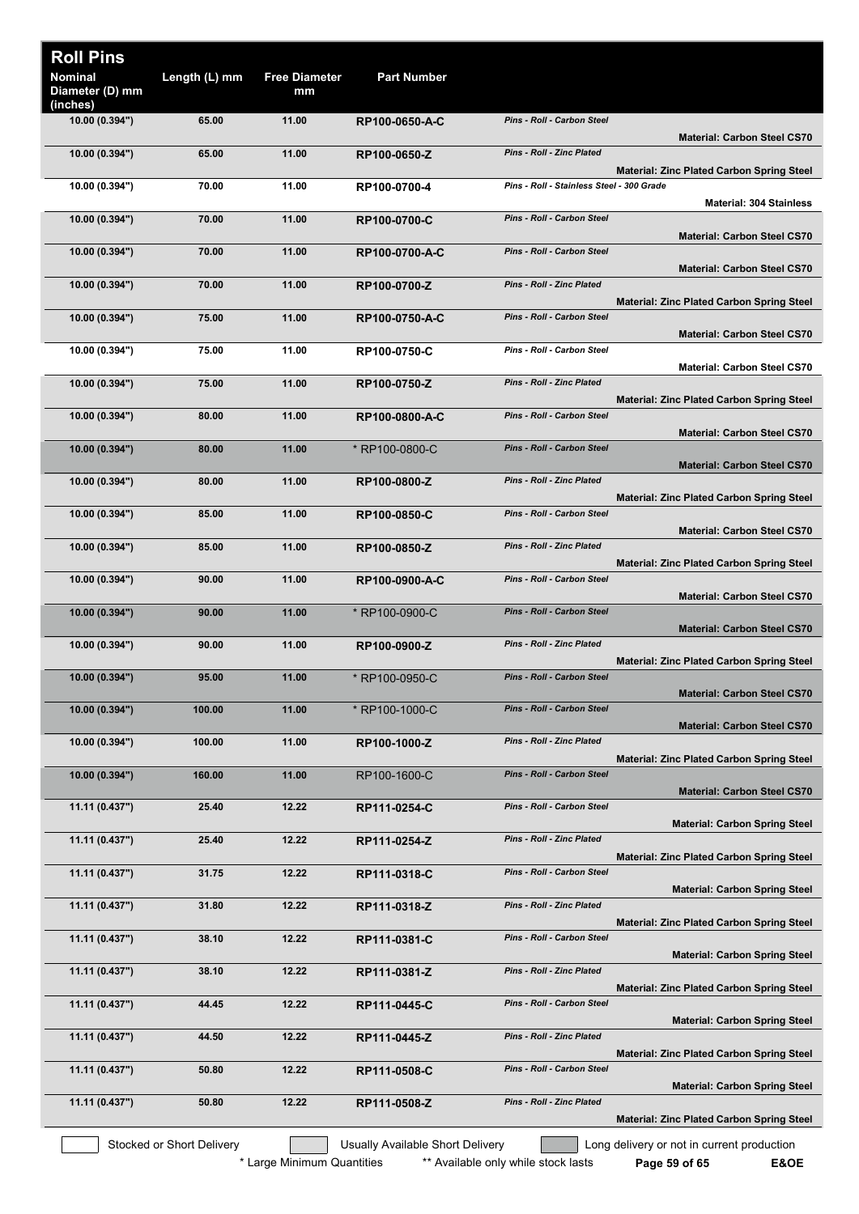# Roll Pins

| Nominal Diameter (D) mm (inches) | Length (L) mm | Free Diameter mm | Part Number | Description | Material |
|---|---|---|---|---|---|
| 10.00 (0.394") | 65.00 | 11.00 | **RP100-0650-A-C** | *Pins - Roll - Carbon Steel* | **Material: Carbon Steel CS70** |
| 10.00 (0.394") | 65.00 | 11.00 | **RP100-0650-Z** | *Pins - Roll - Zinc Plated* | **Material: Zinc Plated Carbon Spring Steel** |
| 10.00 (0.394") | 70.00 | 11.00 | **RP100-0700-4** | *Pins - Roll - Stainless Steel - 300 Grade* | **Material: 304 Stainless** |
| 10.00 (0.394") | 70.00 | 11.00 | **RP100-0700-C** | *Pins - Roll - Carbon Steel* | **Material: Carbon Steel CS70** |
| 10.00 (0.394") | 70.00 | 11.00 | **RP100-0700-A-C** | *Pins - Roll - Carbon Steel* | **Material: Carbon Steel CS70** |
| 10.00 (0.394") | 70.00 | 11.00 | **RP100-0700-Z** | *Pins - Roll - Zinc Plated* | **Material: Zinc Plated Carbon Spring Steel** |
| 10.00 (0.394") | 75.00 | 11.00 | **RP100-0750-A-C** | *Pins - Roll - Carbon Steel* | **Material: Carbon Steel CS70** |
| 10.00 (0.394") | 75.00 | 11.00 | **RP100-0750-C** | *Pins - Roll - Carbon Steel* | **Material: Carbon Steel CS70** |
| 10.00 (0.394") | 75.00 | 11.00 | **RP100-0750-Z** | *Pins - Roll - Zinc Plated* | **Material: Zinc Plated Carbon Spring Steel** |
| 10.00 (0.394") | 80.00 | 11.00 | **RP100-0800-A-C** | *Pins - Roll - Carbon Steel* | **Material: Carbon Steel CS70** |
| 10.00 (0.394") | 80.00 | 11.00 | * RP100-0800-C | *Pins - Roll - Carbon Steel* | **Material: Carbon Steel CS70** |
| 10.00 (0.394") | 80.00 | 11.00 | **RP100-0800-Z** | *Pins - Roll - Zinc Plated* | **Material: Zinc Plated Carbon Spring Steel** |
| 10.00 (0.394") | 85.00 | 11.00 | **RP100-0850-C** | *Pins - Roll - Carbon Steel* | **Material: Carbon Steel CS70** |
| 10.00 (0.394") | 85.00 | 11.00 | **RP100-0850-Z** | *Pins - Roll - Zinc Plated* | **Material: Zinc Plated Carbon Spring Steel** |
| 10.00 (0.394") | 90.00 | 11.00 | **RP100-0900-A-C** | *Pins - Roll - Carbon Steel* | **Material: Carbon Steel CS70** |
| 10.00 (0.394") | 90.00 | 11.00 | * RP100-0900-C | *Pins - Roll - Carbon Steel* | **Material: Carbon Steel CS70** |
| 10.00 (0.394") | 90.00 | 11.00 | **RP100-0900-Z** | *Pins - Roll - Zinc Plated* | **Material: Zinc Plated Carbon Spring Steel** |
| 10.00 (0.394") | 95.00 | 11.00 | * RP100-0950-C | *Pins - Roll - Carbon Steel* | **Material: Carbon Steel CS70** |
| 10.00 (0.394") | 100.00 | 11.00 | * RP100-1000-C | *Pins - Roll - Carbon Steel* | **Material: Carbon Steel CS70** |
| 10.00 (0.394") | 100.00 | 11.00 | **RP100-1000-Z** | *Pins - Roll - Zinc Plated* | **Material: Zinc Plated Carbon Spring Steel** |
| 10.00 (0.394") | 160.00 | 11.00 | RP100-1600-C | *Pins - Roll - Carbon Steel* | **Material: Carbon Steel CS70** |
| 11.11 (0.437") | 25.40 | 12.22 | **RP111-0254-C** | *Pins - Roll - Carbon Steel* | **Material: Carbon Spring Steel** |
| 11.11 (0.437") | 25.40 | 12.22 | **RP111-0254-Z** | *Pins - Roll - Zinc Plated* | **Material: Zinc Plated Carbon Spring Steel** |
| 11.11 (0.437") | 31.75 | 12.22 | **RP111-0318-C** | *Pins - Roll - Carbon Steel* | **Material: Carbon Spring Steel** |
| 11.11 (0.437") | 31.80 | 12.22 | **RP111-0318-Z** | *Pins - Roll - Zinc Plated* | **Material: Zinc Plated Carbon Spring Steel** |
| 11.11 (0.437") | 38.10 | 12.22 | **RP111-0381-C** | *Pins - Roll - Carbon Steel* | **Material: Carbon Spring Steel** |
| 11.11 (0.437") | 38.10 | 12.22 | **RP111-0381-Z** | *Pins - Roll - Zinc Plated* | **Material: Zinc Plated Carbon Spring Steel** |
| 11.11 (0.437") | 44.45 | 12.22 | **RP111-0445-C** | *Pins - Roll - Carbon Steel* | **Material: Carbon Spring Steel** |
| 11.11 (0.437") | 44.50 | 12.22 | **RP111-0445-Z** | *Pins - Roll - Zinc Plated* | **Material: Zinc Plated Carbon Spring Steel** |
| 11.11 (0.437") | 50.80 | 12.22 | **RP111-0508-C** | *Pins - Roll - Carbon Steel* | **Material: Carbon Spring Steel** |
| 11.11 (0.437") | 50.80 | 12.22 | **RP111-0508-Z** | *Pins - Roll - Zinc Plated* | **Material: Zinc Plated Carbon Spring Steel** |

Stocked or Short Delivery | Usually Available Short Delivery | Long delivery or not in current production

\* Large Minimum Quantities  ** Available only while stock lasts  E&OE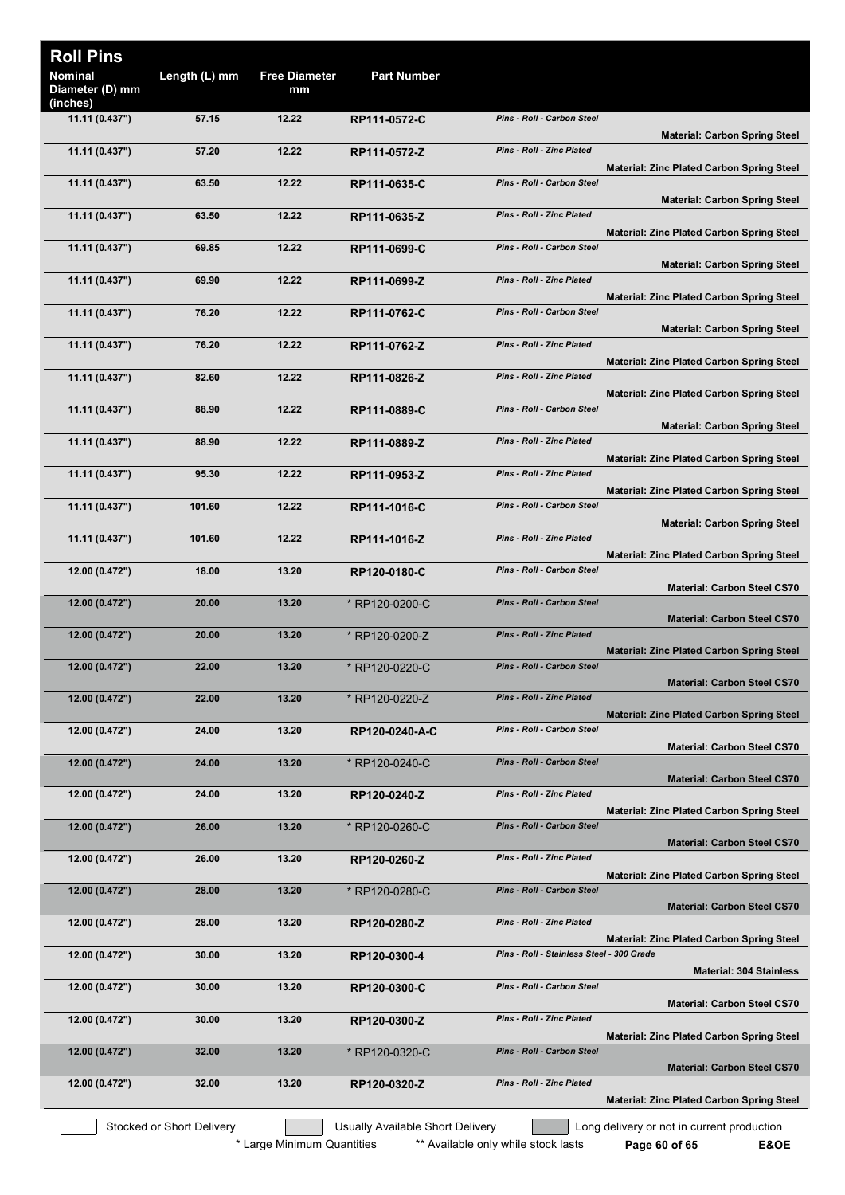# Roll Pins

| Nominal Diameter (D) mm (inches) | Length (L) mm | Free Diameter mm | Part Number | Description | Material |
|---|---|---|---|---|---|
| 11.11 (0.437") | 57.15 | 12.22 | RP111-0572-C | *Pins - Roll - Carbon Steel* | **Material: Carbon Spring Steel** |
| 11.11 (0.437") | 57.20 | 12.22 | RP111-0572-Z | *Pins - Roll - Zinc Plated* | **Material: Zinc Plated Carbon Spring Steel** |
| 11.11 (0.437") | 63.50 | 12.22 | RP111-0635-C | *Pins - Roll - Carbon Steel* | **Material: Carbon Spring Steel** |
| 11.11 (0.437") | 63.50 | 12.22 | RP111-0635-Z | *Pins - Roll - Zinc Plated* | **Material: Zinc Plated Carbon Spring Steel** |
| 11.11 (0.437") | 69.85 | 12.22 | RP111-0699-C | *Pins - Roll - Carbon Steel* | **Material: Carbon Spring Steel** |
| 11.11 (0.437") | 69.90 | 12.22 | RP111-0699-Z | *Pins - Roll - Zinc Plated* | **Material: Zinc Plated Carbon Spring Steel** |
| 11.11 (0.437") | 76.20 | 12.22 | RP111-0762-C | *Pins - Roll - Carbon Steel* | **Material: Carbon Spring Steel** |
| 11.11 (0.437") | 76.20 | 12.22 | RP111-0762-Z | *Pins - Roll - Zinc Plated* | **Material: Zinc Plated Carbon Spring Steel** |
| 11.11 (0.437") | 82.60 | 12.22 | RP111-0826-Z | *Pins - Roll - Zinc Plated* | **Material: Zinc Plated Carbon Spring Steel** |
| 11.11 (0.437") | 88.90 | 12.22 | RP111-0889-C | *Pins - Roll - Carbon Steel* | **Material: Carbon Spring Steel** |
| 11.11 (0.437") | 88.90 | 12.22 | RP111-0889-Z | *Pins - Roll - Zinc Plated* | **Material: Zinc Plated Carbon Spring Steel** |
| 11.11 (0.437") | 95.30 | 12.22 | RP111-0953-Z | *Pins - Roll - Zinc Plated* | **Material: Zinc Plated Carbon Spring Steel** |
| 11.11 (0.437") | 101.60 | 12.22 | RP111-1016-C | *Pins - Roll - Carbon Steel* | **Material: Carbon Spring Steel** |
| 11.11 (0.437") | 101.60 | 12.22 | RP111-1016-Z | *Pins - Roll - Zinc Plated* | **Material: Zinc Plated Carbon Spring Steel** |
| 12.00 (0.472") | 18.00 | 13.20 | RP120-0180-C | *Pins - Roll - Carbon Steel* | **Material: Carbon Steel CS70** |
| 12.00 (0.472") | 20.00 | 13.20 | * RP120-0200-C | *Pins - Roll - Carbon Steel* | **Material: Carbon Steel CS70** |
| 12.00 (0.472") | 20.00 | 13.20 | * RP120-0200-Z | *Pins - Roll - Zinc Plated* | **Material: Zinc Plated Carbon Spring Steel** |
| 12.00 (0.472") | 22.00 | 13.20 | * RP120-0220-C | *Pins - Roll - Carbon Steel* | **Material: Carbon Steel CS70** |
| 12.00 (0.472") | 22.00 | 13.20 | * RP120-0220-Z | *Pins - Roll - Zinc Plated* | **Material: Zinc Plated Carbon Spring Steel** |
| 12.00 (0.472") | 24.00 | 13.20 | RP120-0240-A-C | *Pins - Roll - Carbon Steel* | **Material: Carbon Steel CS70** |
| 12.00 (0.472") | 24.00 | 13.20 | * RP120-0240-C | *Pins - Roll - Carbon Steel* | **Material: Carbon Steel CS70** |
| 12.00 (0.472") | 24.00 | 13.20 | RP120-0240-Z | *Pins - Roll - Zinc Plated* | **Material: Zinc Plated Carbon Spring Steel** |
| 12.00 (0.472") | 26.00 | 13.20 | * RP120-0260-C | *Pins - Roll - Carbon Steel* | **Material: Carbon Steel CS70** |
| 12.00 (0.472") | 26.00 | 13.20 | RP120-0260-Z | *Pins - Roll - Zinc Plated* | **Material: Zinc Plated Carbon Spring Steel** |
| 12.00 (0.472") | 28.00 | 13.20 | * RP120-0280-C | *Pins - Roll - Carbon Steel* | **Material: Carbon Steel CS70** |
| 12.00 (0.472") | 28.00 | 13.20 | RP120-0280-Z | *Pins - Roll - Zinc Plated* | **Material: Zinc Plated Carbon Spring Steel** |
| 12.00 (0.472") | 30.00 | 13.20 | RP120-0300-4 | *Pins - Roll - Stainless Steel - 300 Grade* | **Material: 304 Stainless** |
| 12.00 (0.472") | 30.00 | 13.20 | RP120-0300-C | *Pins - Roll - Carbon Steel* | **Material: Carbon Steel CS70** |
| 12.00 (0.472") | 30.00 | 13.20 | RP120-0300-Z | *Pins - Roll - Zinc Plated* | **Material: Zinc Plated Carbon Spring Steel** |
| 12.00 (0.472") | 32.00 | 13.20 | * RP120-0320-C | *Pins - Roll - Carbon Steel* | **Material: Carbon Steel CS70** |
| 12.00 (0.472") | 32.00 | 13.20 | RP120-0320-Z | *Pins - Roll - Zinc Plated* | **Material: Zinc Plated Carbon Spring Steel** |

Stocked or Short Delivery | Usually Available Short Delivery | Long delivery or not in current production

\* Large Minimum Quantities    ** Available only while stock lasts    E&OE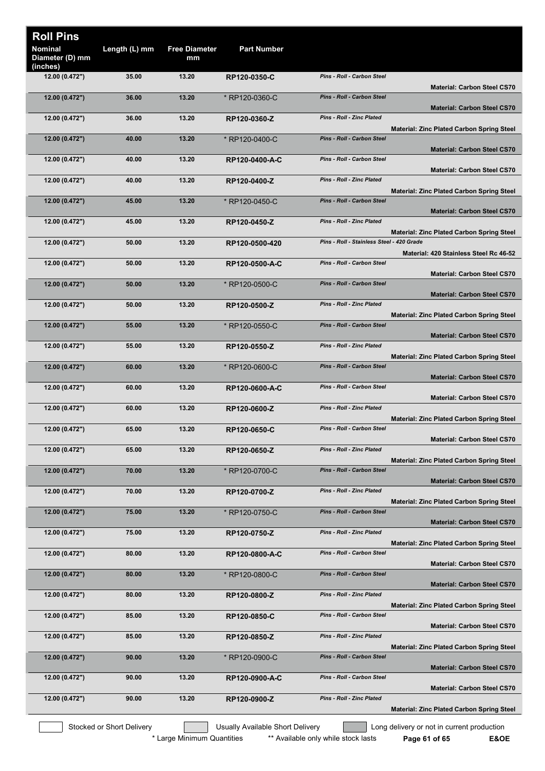# Roll Pins

| Nominal Diameter (D) mm (inches) | Length (L) mm | Free Diameter mm | Part Number | | |
|---|---|---|---|---|---|
| 12.00 (0.472") | 35.00 | 13.20 | RP120-0350-C | *Pins - Roll - Carbon Steel* | Material: Carbon Steel CS70 |
| 12.00 (0.472") | 36.00 | 13.20 | * RP120-0360-C | *Pins - Roll - Carbon Steel* | Material: Carbon Steel CS70 |
| 12.00 (0.472") | 36.00 | 13.20 | RP120-0360-Z | *Pins - Roll - Zinc Plated* | Material: Zinc Plated Carbon Spring Steel |
| 12.00 (0.472") | 40.00 | 13.20 | * RP120-0400-C | *Pins - Roll - Carbon Steel* | Material: Carbon Steel CS70 |
| 12.00 (0.472") | 40.00 | 13.20 | RP120-0400-A-C | *Pins - Roll - Carbon Steel* | Material: Carbon Steel CS70 |
| 12.00 (0.472") | 40.00 | 13.20 | RP120-0400-Z | *Pins - Roll - Zinc Plated* | Material: Zinc Plated Carbon Spring Steel |
| 12.00 (0.472") | 45.00 | 13.20 | * RP120-0450-C | *Pins - Roll - Carbon Steel* | Material: Carbon Steel CS70 |
| 12.00 (0.472") | 45.00 | 13.20 | RP120-0450-Z | *Pins - Roll - Zinc Plated* | Material: Zinc Plated Carbon Spring Steel |
| 12.00 (0.472") | 50.00 | 13.20 | RP120-0500-420 | *Pins - Roll - Stainless Steel - 420 Grade* | Material: 420 Stainless Steel Rc 46-52 |
| 12.00 (0.472") | 50.00 | 13.20 | RP120-0500-A-C | *Pins - Roll - Carbon Steel* | Material: Carbon Steel CS70 |
| 12.00 (0.472") | 50.00 | 13.20 | * RP120-0500-C | *Pins - Roll - Carbon Steel* | Material: Carbon Steel CS70 |
| 12.00 (0.472") | 50.00 | 13.20 | RP120-0500-Z | *Pins - Roll - Zinc Plated* | Material: Zinc Plated Carbon Spring Steel |
| 12.00 (0.472") | 55.00 | 13.20 | * RP120-0550-C | *Pins - Roll - Carbon Steel* | Material: Carbon Steel CS70 |
| 12.00 (0.472") | 55.00 | 13.20 | RP120-0550-Z | *Pins - Roll - Zinc Plated* | Material: Zinc Plated Carbon Spring Steel |
| 12.00 (0.472") | 60.00 | 13.20 | * RP120-0600-C | *Pins - Roll - Carbon Steel* | Material: Carbon Steel CS70 |
| 12.00 (0.472") | 60.00 | 13.20 | RP120-0600-A-C | *Pins - Roll - Carbon Steel* | Material: Carbon Steel CS70 |
| 12.00 (0.472") | 60.00 | 13.20 | RP120-0600-Z | *Pins - Roll - Zinc Plated* | Material: Zinc Plated Carbon Spring Steel |
| 12.00 (0.472") | 65.00 | 13.20 | RP120-0650-C | *Pins - Roll - Carbon Steel* | Material: Carbon Steel CS70 |
| 12.00 (0.472") | 65.00 | 13.20 | RP120-0650-Z | *Pins - Roll - Zinc Plated* | Material: Zinc Plated Carbon Spring Steel |
| 12.00 (0.472") | 70.00 | 13.20 | * RP120-0700-C | *Pins - Roll - Carbon Steel* | Material: Carbon Steel CS70 |
| 12.00 (0.472") | 70.00 | 13.20 | RP120-0700-Z | *Pins - Roll - Zinc Plated* | Material: Zinc Plated Carbon Spring Steel |
| 12.00 (0.472") | 75.00 | 13.20 | * RP120-0750-C | *Pins - Roll - Carbon Steel* | Material: Carbon Steel CS70 |
| 12.00 (0.472") | 75.00 | 13.20 | RP120-0750-Z | *Pins - Roll - Zinc Plated* | Material: Zinc Plated Carbon Spring Steel |
| 12.00 (0.472") | 80.00 | 13.20 | RP120-0800-A-C | *Pins - Roll - Carbon Steel* | Material: Carbon Steel CS70 |
| 12.00 (0.472") | 80.00 | 13.20 | * RP120-0800-C | *Pins - Roll - Carbon Steel* | Material: Carbon Steel CS70 |
| 12.00 (0.472") | 80.00 | 13.20 | RP120-0800-Z | *Pins - Roll - Zinc Plated* | Material: Zinc Plated Carbon Spring Steel |
| 12.00 (0.472") | 85.00 | 13.20 | RP120-0850-C | *Pins - Roll - Carbon Steel* | Material: Carbon Steel CS70 |
| 12.00 (0.472") | 85.00 | 13.20 | RP120-0850-Z | *Pins - Roll - Zinc Plated* | Material: Zinc Plated Carbon Spring Steel |
| 12.00 (0.472") | 90.00 | 13.20 | * RP120-0900-C | *Pins - Roll - Carbon Steel* | Material: Carbon Steel CS70 |
| 12.00 (0.472") | 90.00 | 13.20 | RP120-0900-A-C | *Pins - Roll - Carbon Steel* | Material: Carbon Steel CS70 |
| 12.00 (0.472") | 90.00 | 13.20 | RP120-0900-Z | *Pins - Roll - Zinc Plated* | Material: Zinc Plated Carbon Spring Steel |

Stocked or Short Delivery | Usually Available Short Delivery | Long delivery or not in current production

\* Large Minimum Quantities    ** Available only while stock lasts    E&OE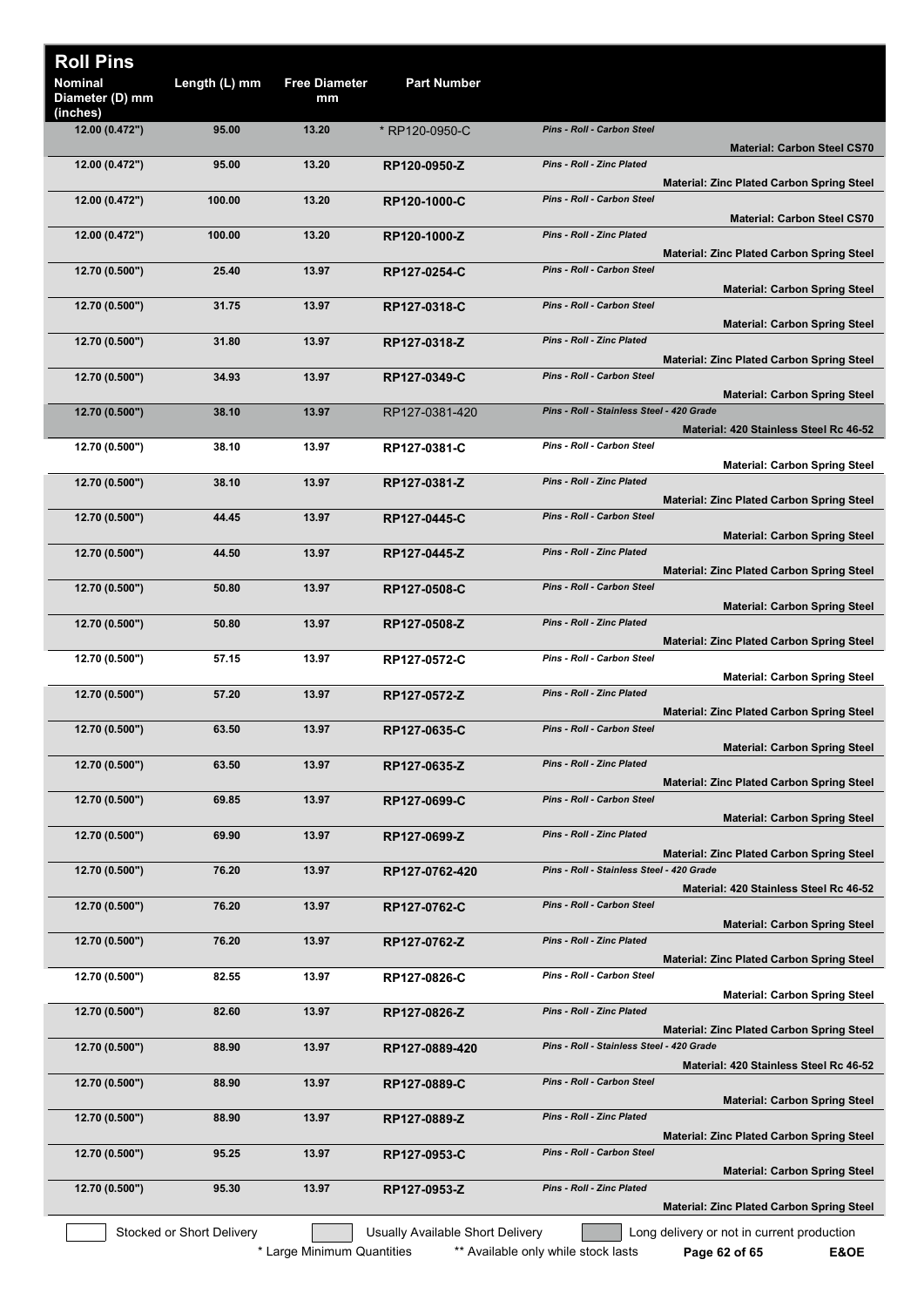# Roll Pins

| Nominal Diameter (D) mm (inches) | Length (L) mm | Free Diameter mm | Part Number | | |
|---|---|---|---|---|---|
| 12.00 (0.472") | 95.00 | 13.20 | * RP120-0950-C | *Pins - Roll - Carbon Steel* | **Material: Carbon Steel CS70** |
| 12.00 (0.472") | 95.00 | 13.20 | **RP120-0950-Z** | *Pins - Roll - Zinc Plated* | **Material: Zinc Plated Carbon Spring Steel** |
| 12.00 (0.472") | 100.00 | 13.20 | **RP120-1000-C** | *Pins - Roll - Carbon Steel* | **Material: Carbon Steel CS70** |
| 12.00 (0.472") | 100.00 | 13.20 | **RP120-1000-Z** | *Pins - Roll - Zinc Plated* | **Material: Zinc Plated Carbon Spring Steel** |
| 12.70 (0.500") | 25.40 | 13.97 | **RP127-0254-C** | *Pins - Roll - Carbon Steel* | **Material: Carbon Spring Steel** |
| 12.70 (0.500") | 31.75 | 13.97 | **RP127-0318-C** | *Pins - Roll - Carbon Steel* | **Material: Carbon Spring Steel** |
| 12.70 (0.500") | 31.80 | 13.97 | **RP127-0318-Z** | *Pins - Roll - Zinc Plated* | **Material: Zinc Plated Carbon Spring Steel** |
| 12.70 (0.500") | 34.93 | 13.97 | **RP127-0349-C** | *Pins - Roll - Carbon Steel* | **Material: Carbon Spring Steel** |
| 12.70 (0.500") | 38.10 | 13.97 | RP127-0381-420 | *Pins - Roll - Stainless Steel - 420 Grade* | **Material: 420 Stainless Steel Rc 46-52** |
| 12.70 (0.500") | 38.10 | 13.97 | **RP127-0381-C** | *Pins - Roll - Carbon Steel* | **Material: Carbon Spring Steel** |
| 12.70 (0.500") | 38.10 | 13.97 | **RP127-0381-Z** | *Pins - Roll - Zinc Plated* | **Material: Zinc Plated Carbon Spring Steel** |
| 12.70 (0.500") | 44.45 | 13.97 | **RP127-0445-C** | *Pins - Roll - Carbon Steel* | **Material: Carbon Spring Steel** |
| 12.70 (0.500") | 44.50 | 13.97 | **RP127-0445-Z** | *Pins - Roll - Zinc Plated* | **Material: Zinc Plated Carbon Spring Steel** |
| 12.70 (0.500") | 50.80 | 13.97 | **RP127-0508-C** | *Pins - Roll - Carbon Steel* | **Material: Carbon Spring Steel** |
| 12.70 (0.500") | 50.80 | 13.97 | **RP127-0508-Z** | *Pins - Roll - Zinc Plated* | **Material: Zinc Plated Carbon Spring Steel** |
| 12.70 (0.500") | 57.15 | 13.97 | **RP127-0572-C** | *Pins - Roll - Carbon Steel* | **Material: Carbon Spring Steel** |
| 12.70 (0.500") | 57.20 | 13.97 | **RP127-0572-Z** | *Pins - Roll - Zinc Plated* | **Material: Zinc Plated Carbon Spring Steel** |
| 12.70 (0.500") | 63.50 | 13.97 | **RP127-0635-C** | *Pins - Roll - Carbon Steel* | **Material: Carbon Spring Steel** |
| 12.70 (0.500") | 63.50 | 13.97 | **RP127-0635-Z** | *Pins - Roll - Zinc Plated* | **Material: Zinc Plated Carbon Spring Steel** |
| 12.70 (0.500") | 69.85 | 13.97 | **RP127-0699-C** | *Pins - Roll - Carbon Steel* | **Material: Carbon Spring Steel** |
| 12.70 (0.500") | 69.90 | 13.97 | **RP127-0699-Z** | *Pins - Roll - Zinc Plated* | **Material: Zinc Plated Carbon Spring Steel** |
| 12.70 (0.500") | 76.20 | 13.97 | **RP127-0762-420** | *Pins - Roll - Stainless Steel - 420 Grade* | **Material: 420 Stainless Steel Rc 46-52** |
| 12.70 (0.500") | 76.20 | 13.97 | **RP127-0762-C** | *Pins - Roll - Carbon Steel* | **Material: Carbon Spring Steel** |
| 12.70 (0.500") | 76.20 | 13.97 | **RP127-0762-Z** | *Pins - Roll - Zinc Plated* | **Material: Zinc Plated Carbon Spring Steel** |
| 12.70 (0.500") | 82.55 | 13.97 | **RP127-0826-C** | *Pins - Roll - Carbon Steel* | **Material: Carbon Spring Steel** |
| 12.70 (0.500") | 82.60 | 13.97 | **RP127-0826-Z** | *Pins - Roll - Zinc Plated* | **Material: Zinc Plated Carbon Spring Steel** |
| 12.70 (0.500") | 88.90 | 13.97 | **RP127-0889-420** | *Pins - Roll - Stainless Steel - 420 Grade* | **Material: 420 Stainless Steel Rc 46-52** |
| 12.70 (0.500") | 88.90 | 13.97 | **RP127-0889-C** | *Pins - Roll - Carbon Steel* | **Material: Carbon Spring Steel** |
| 12.70 (0.500") | 88.90 | 13.97 | **RP127-0889-Z** | *Pins - Roll - Zinc Plated* | **Material: Zinc Plated Carbon Spring Steel** |
| 12.70 (0.500") | 95.25 | 13.97 | **RP127-0953-C** | *Pins - Roll - Carbon Steel* | **Material: Carbon Spring Steel** |
| 12.70 (0.500") | 95.30 | 13.97 | **RP127-0953-Z** | *Pins - Roll - Zinc Plated* | **Material: Zinc Plated Carbon Spring Steel** |

Stocked or Short Delivery | Usually Available Short Delivery | Long delivery or not in current production

\* Large Minimum Quantities   ** Available only while stock lasts   E&OE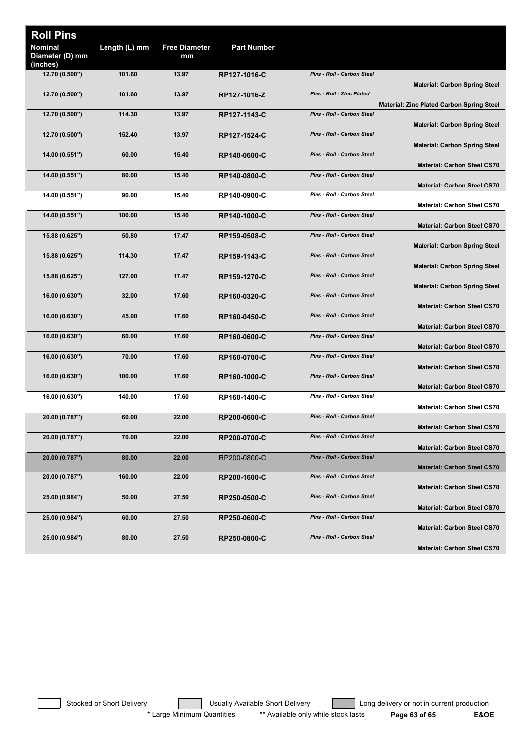## Roll Pins

| Nominal Diameter (D) mm (inches) | Length (L) mm | Free Diameter mm | Part Number | | |
|---|---|---|---|---|---|
| 12.70 (0.500") | 101.60 | 13.97 | RP127-1016-C | *Pins - Roll - Carbon Steel* | **Material: Carbon Spring Steel** |
| 12.70 (0.500") | 101.60 | 13.97 | RP127-1016-Z | *Pins - Roll - Zinc Plated* | **Material: Zinc Plated Carbon Spring Steel** |
| 12.70 (0.500") | 114.30 | 13.97 | RP127-1143-C | *Pins - Roll - Carbon Steel* | **Material: Carbon Spring Steel** |
| 12.70 (0.500") | 152.40 | 13.97 | RP127-1524-C | *Pins - Roll - Carbon Steel* | **Material: Carbon Spring Steel** |
| 14.00 (0.551") | 60.00 | 15.40 | RP140-0600-C | *Pins - Roll - Carbon Steel* | **Material: Carbon Steel CS70** |
| 14.00 (0.551") | 80.00 | 15.40 | RP140-0800-C | *Pins - Roll - Carbon Steel* | **Material: Carbon Steel CS70** |
| 14.00 (0.551") | 90.00 | 15.40 | RP140-0900-C | *Pins - Roll - Carbon Steel* | **Material: Carbon Steel CS70** |
| 14.00 (0.551") | 100.00 | 15.40 | RP140-1000-C | *Pins - Roll - Carbon Steel* | **Material: Carbon Steel CS70** |
| 15.88 (0.625") | 50.80 | 17.47 | RP159-0508-C | *Pins - Roll - Carbon Steel* | **Material: Carbon Spring Steel** |
| 15.88 (0.625") | 114.30 | 17.47 | RP159-1143-C | *Pins - Roll - Carbon Steel* | **Material: Carbon Spring Steel** |
| 15.88 (0.625") | 127.00 | 17.47 | RP159-1270-C | *Pins - Roll - Carbon Steel* | **Material: Carbon Spring Steel** |
| 16.00 (0.630") | 32.00 | 17.60 | RP160-0320-C | *Pins - Roll - Carbon Steel* | **Material: Carbon Steel CS70** |
| 16.00 (0.630") | 45.00 | 17.60 | RP160-0450-C | *Pins - Roll - Carbon Steel* | **Material: Carbon Steel CS70** |
| 16.00 (0.630") | 60.00 | 17.60 | RP160-0600-C | *Pins - Roll - Carbon Steel* | **Material: Carbon Steel CS70** |
| 16.00 (0.630") | 70.00 | 17.60 | RP160-0700-C | *Pins - Roll - Carbon Steel* | **Material: Carbon Steel CS70** |
| 16.00 (0.630") | 100.00 | 17.60 | RP160-1000-C | *Pins - Roll - Carbon Steel* | **Material: Carbon Steel CS70** |
| 16.00 (0.630") | 140.00 | 17.60 | RP160-1400-C | *Pins - Roll - Carbon Steel* | **Material: Carbon Steel CS70** |
| 20.00 (0.787") | 60.00 | 22.00 | RP200-0600-C | *Pins - Roll - Carbon Steel* | **Material: Carbon Steel CS70** |
| 20.00 (0.787") | 70.00 | 22.00 | RP200-0700-C | *Pins - Roll - Carbon Steel* | **Material: Carbon Steel CS70** |
| 20.00 (0.787") | 80.00 | 22.00 | RP200-0800-C | *Pins - Roll - Carbon Steel* | **Material: Carbon Steel CS70** |
| 20.00 (0.787") | 160.00 | 22.00 | RP200-1600-C | *Pins - Roll - Carbon Steel* | **Material: Carbon Steel CS70** |
| 25.00 (0.984") | 50.00 | 27.50 | RP250-0500-C | *Pins - Roll - Carbon Steel* | **Material: Carbon Steel CS70** |
| 25.00 (0.984") | 60.00 | 27.50 | RP250-0600-C | *Pins - Roll - Carbon Steel* | **Material: Carbon Steel CS70** |
| 25.00 (0.984") | 80.00 | 27.50 | RP250-0800-C | *Pins - Roll - Carbon Steel* | **Material: Carbon Steel CS70** |

Stocked or Short Delivery | Usually Available Short Delivery | Long delivery or not in current production

\* Large Minimum Quantities ** Available only while stock lasts E&OE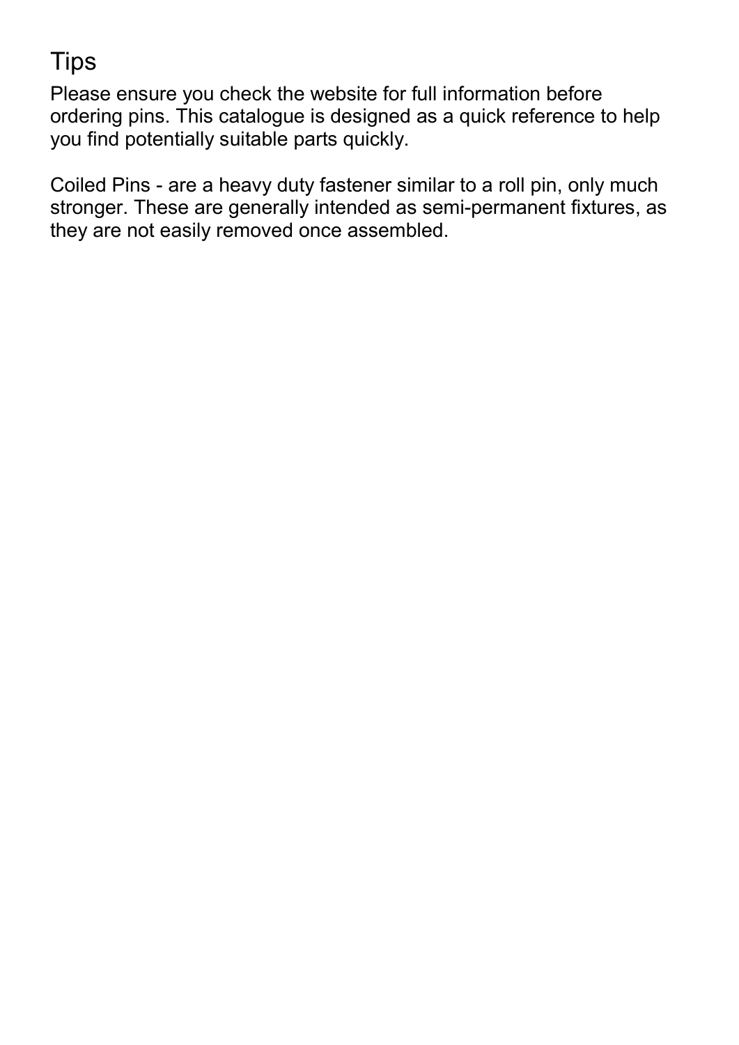# Tips

Please ensure you check the website for full information before ordering pins. This catalogue is designed as a quick reference to help you find potentially suitable parts quickly.

Coiled Pins - are a heavy duty fastener similar to a roll pin, only much stronger. These are generally intended as semi-permanent fixtures, as they are not easily removed once assembled.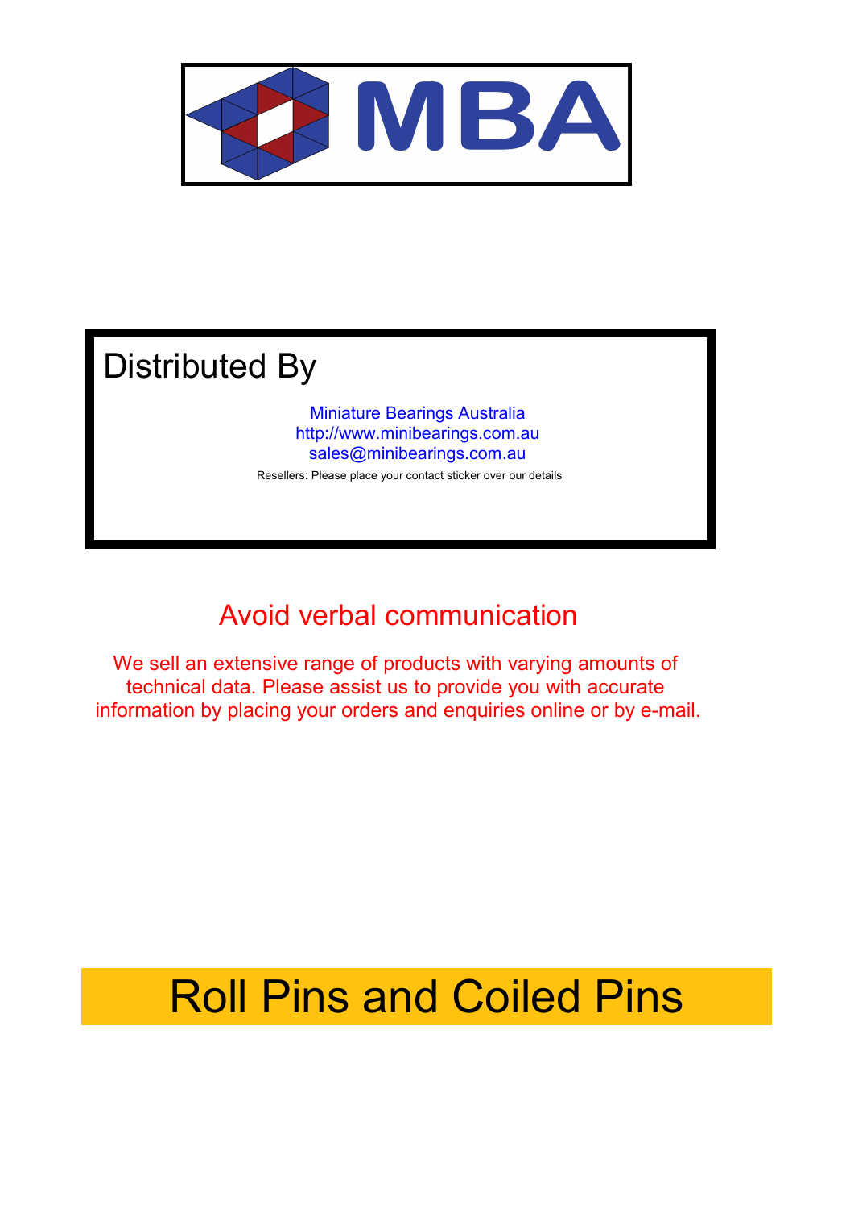MBA

Distributed By

Miniature Bearings Australia
http://www.minibearings.com.au
sales@minibearings.com.au

Resellers: Please place your contact sticker over our details

## Avoid verbal communication

We sell an extensive range of products with varying amounts of technical data. Please assist us to provide you with accurate information by placing your orders and enquiries online or by e-mail.

# Roll Pins and Coiled Pins